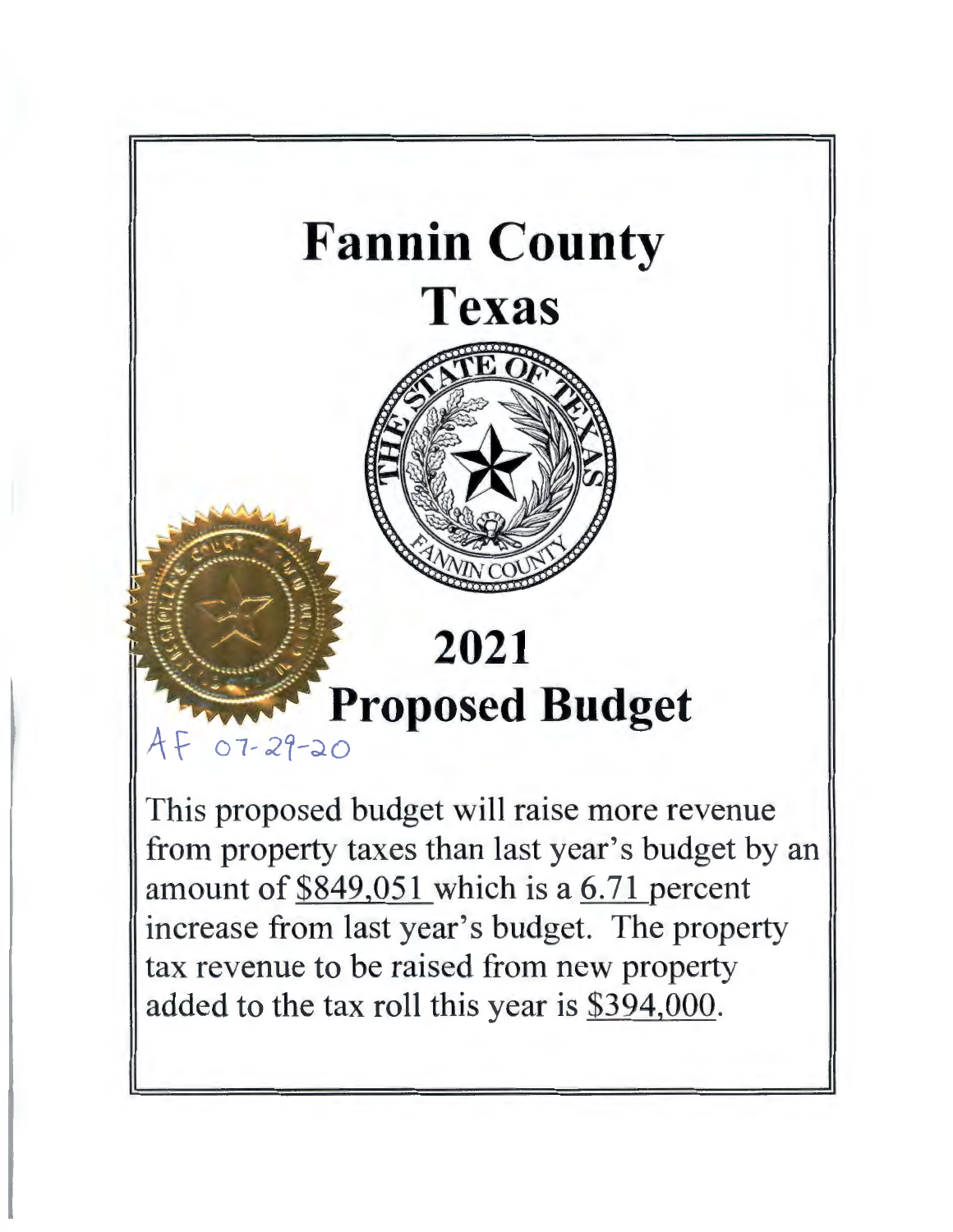# Fannin County

# Texas

# 2021

# Proposed Budget

AF 07-29-20

This proposed budget will raise more revenue from property taxes than last year's budget by an amount of $849,051 which is a 6.71 percent increase from last year's budget. The property tax revenue to be raised from new property added to the tax roll this year is $394,000.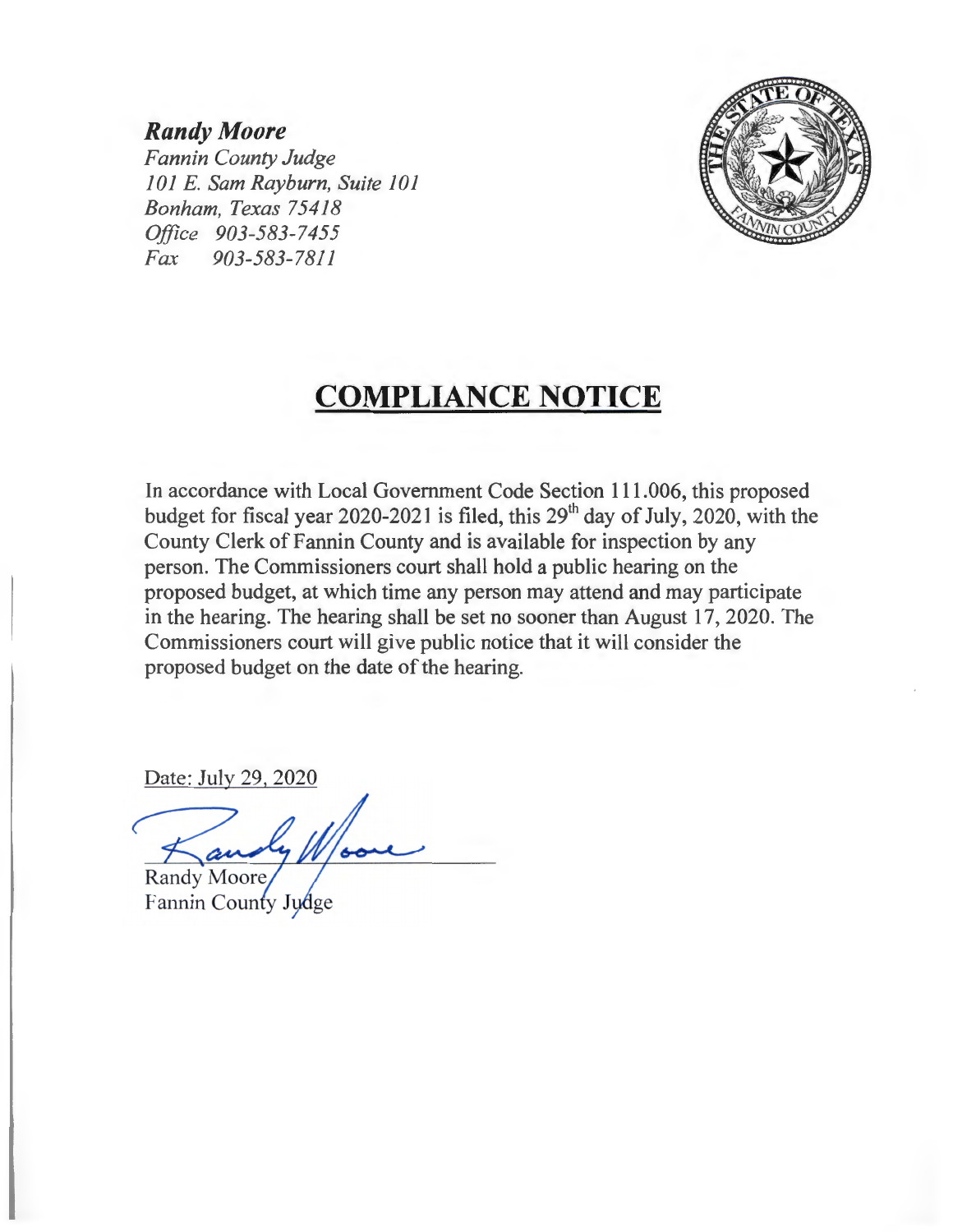***Randy Moore***
*Fannin County Judge*
*101 E. Sam Rayburn, Suite 101*
*Bonham, Texas 75418*
*Office 903-583-7455*
*Fax 903-583-7811*

# COMPLIANCE NOTICE

In accordance with Local Government Code Section 111.006, this proposed budget for fiscal year 2020-2021 is filed, this 29th day of July, 2020, with the County Clerk of Fannin County and is available for inspection by any person. The Commissioners court shall hold a public hearing on the proposed budget, at which time any person may attend and may participate in the hearing. The hearing shall be set no sooner than August 17, 2020. The Commissioners court will give public notice that it will consider the proposed budget on the date of the hearing.

Date: July 29, 2020

Randy Moore
Fannin County Judge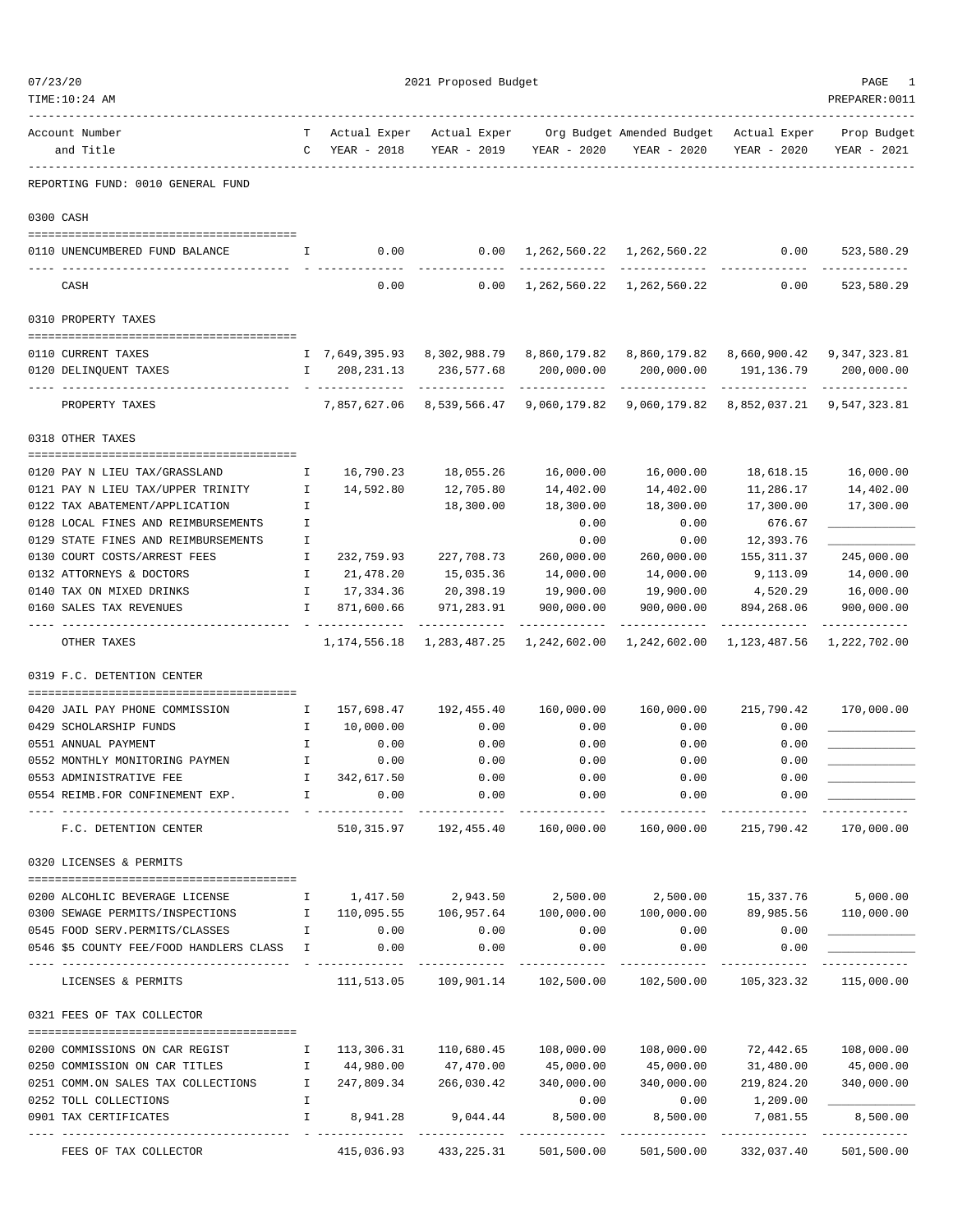2021 Proposed Budget

REPORTING FUND: 0010 GENERAL FUND

| Account Number and Title | TC | Actual Exper YEAR - 2018 | Actual Exper YEAR - 2019 | Org Budget YEAR - 2020 | Amended Budget YEAR - 2020 | Actual Exper YEAR - 2020 | Prop Budget YEAR - 2021 |
|---|---|---|---|---|---|---|---|
| **0300 CASH** | | | | | | | |
| 0110 UNENCUMBERED FUND BALANCE | I | 0.00 | 0.00 | 1,262,560.22 | 1,262,560.22 | 0.00 | 523,580.29 |
| CASH | | 0.00 | 0.00 | 1,262,560.22 | 1,262,560.22 | 0.00 | 523,580.29 |
| **0310 PROPERTY TAXES** | | | | | | | |
| 0110 CURRENT TAXES | I | 7,649,395.93 | 8,302,988.79 | 8,860,179.82 | 8,860,179.82 | 8,660,900.42 | 9,347,323.81 |
| 0120 DELINQUENT TAXES | I | 208,231.13 | 236,577.68 | 200,000.00 | 200,000.00 | 191,136.79 | 200,000.00 |
| PROPERTY TAXES | | 7,857,627.06 | 8,539,566.47 | 9,060,179.82 | 9,060,179.82 | 8,852,037.21 | 9,547,323.81 |
| **0318 OTHER TAXES** | | | | | | | |
| 0120 PAY N LIEU TAX/GRASSLAND | I | 16,790.23 | 18,055.26 | 16,000.00 | 16,000.00 | 18,618.15 | 16,000.00 |
| 0121 PAY N LIEU TAX/UPPER TRINITY | I | 14,592.80 | 12,705.80 | 14,402.00 | 14,402.00 | 11,286.17 | 14,402.00 |
| 0122 TAX ABATEMENT/APPLICATION | I | | 18,300.00 | 18,300.00 | 18,300.00 | 17,300.00 | 17,300.00 |
| 0128 LOCAL FINES AND REIMBURSEMENTS | I | | | 0.00 | 0.00 | 676.67 | ____________ |
| 0129 STATE FINES AND REIMBURSEMENTS | I | | | 0.00 | 0.00 | 12,393.76 | ____________ |
| 0130 COURT COSTS/ARREST FEES | I | 232,759.93 | 227,708.73 | 260,000.00 | 260,000.00 | 155,311.37 | 245,000.00 |
| 0132 ATTORNEYS & DOCTORS | I | 21,478.20 | 15,035.36 | 14,000.00 | 14,000.00 | 9,113.09 | 14,000.00 |
| 0140 TAX ON MIXED DRINKS | I | 17,334.36 | 20,398.19 | 19,900.00 | 19,900.00 | 4,520.29 | 16,000.00 |
| 0160 SALES TAX REVENUES | I | 871,600.66 | 971,283.91 | 900,000.00 | 900,000.00 | 894,268.06 | 900,000.00 |
| OTHER TAXES | | 1,174,556.18 | 1,283,487.25 | 1,242,602.00 | 1,242,602.00 | 1,123,487.56 | 1,222,702.00 |
| **0319 F.C. DETENTION CENTER** | | | | | | | |
| 0420 JAIL PAY PHONE COMMISSION | I | 157,698.47 | 192,455.40 | 160,000.00 | 160,000.00 | 215,790.42 | 170,000.00 |
| 0429 SCHOLARSHIP FUNDS | I | 10,000.00 | 0.00 | 0.00 | 0.00 | 0.00 | ____________ |
| 0551 ANNUAL PAYMENT | I | 0.00 | 0.00 | 0.00 | 0.00 | 0.00 | ____________ |
| 0552 MONTHLY MONITORING PAYMEN | I | 0.00 | 0.00 | 0.00 | 0.00 | 0.00 | ____________ |
| 0553 ADMINISTRATIVE FEE | I | 342,617.50 | 0.00 | 0.00 | 0.00 | 0.00 | ____________ |
| 0554 REIMB.FOR CONFINEMENT EXP. | I | 0.00 | 0.00 | 0.00 | 0.00 | 0.00 | ____________ |
| F.C. DETENTION CENTER | | 510,315.97 | 192,455.40 | 160,000.00 | 160,000.00 | 215,790.42 | 170,000.00 |
| **0320 LICENSES & PERMITS** | | | | | | | |
| 0200 ALCOHLIC BEVERAGE LICENSE | I | 1,417.50 | 2,943.50 | 2,500.00 | 2,500.00 | 15,337.76 | 5,000.00 |
| 0300 SEWAGE PERMITS/INSPECTIONS | I | 110,095.55 | 106,957.64 | 100,000.00 | 100,000.00 | 89,985.56 | 110,000.00 |
| 0545 FOOD SERV.PERMITS/CLASSES | I | 0.00 | 0.00 | 0.00 | 0.00 | 0.00 | ____________ |
| 0546 $5 COUNTY FEE/FOOD HANDLERS CLASS | I | 0.00 | 0.00 | 0.00 | 0.00 | 0.00 | ____________ |
| LICENSES & PERMITS | | 111,513.05 | 109,901.14 | 102,500.00 | 102,500.00 | 105,323.32 | 115,000.00 |
| **0321 FEES OF TAX COLLECTOR** | | | | | | | |
| 0200 COMMISSIONS ON CAR REGIST | I | 113,306.31 | 110,680.45 | 108,000.00 | 108,000.00 | 72,442.65 | 108,000.00 |
| 0250 COMMISSION ON CAR TITLES | I | 44,980.00 | 47,470.00 | 45,000.00 | 45,000.00 | 31,480.00 | 45,000.00 |
| 0251 COMM.ON SALES TAX COLLECTIONS | I | 247,809.34 | 266,030.42 | 340,000.00 | 340,000.00 | 219,824.20 | 340,000.00 |
| 0252 TOLL COLLECTIONS | I | | | 0.00 | 0.00 | 1,209.00 | ____________ |
| 0901 TAX CERTIFICATES | I | 8,941.28 | 9,044.44 | 8,500.00 | 8,500.00 | 7,081.55 | 8,500.00 |
| FEES OF TAX COLLECTOR | | 415,036.93 | 433,225.31 | 501,500.00 | 501,500.00 | 332,037.40 | 501,500.00 |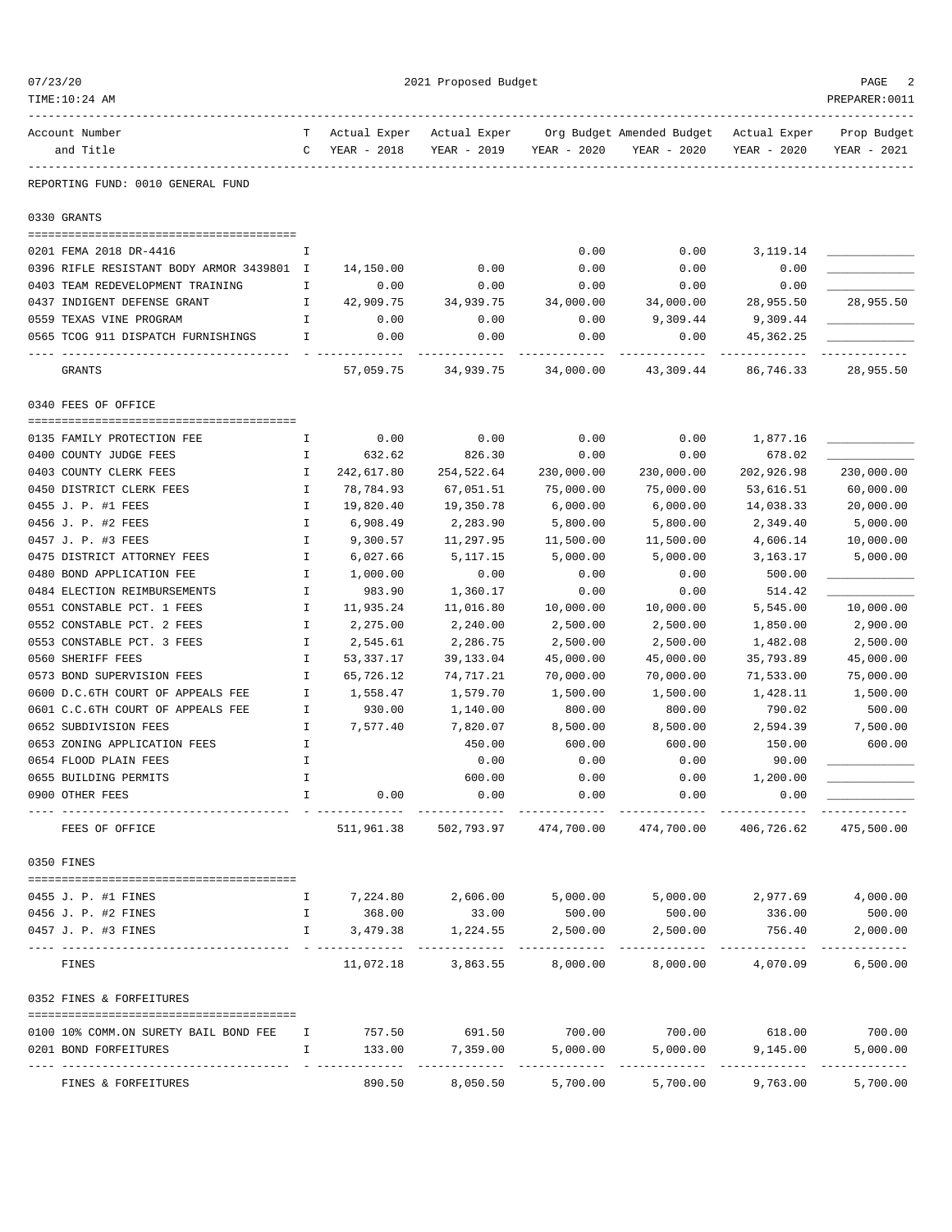2021 Proposed Budget

REPORTING FUND: 0010 GENERAL FUND

| Account Number and Title | TC | Actual Exper YEAR - 2018 | Actual Exper YEAR - 2019 | Org Budget YEAR - 2020 | Amended Budget YEAR - 2020 | Actual Exper YEAR - 2020 | Prop Budget YEAR - 2021 |
|---|---|---|---|---|---|---|---|
| **0330 GRANTS** | | | | | | | |
| 0201 FEMA 2018 DR-4416 | I | | | 0.00 | 0.00 | 3,119.14 | ____________ |
| 0396 RIFLE RESISTANT BODY ARMOR 3439801 | I | 14,150.00 | 0.00 | 0.00 | 0.00 | 0.00 | ____________ |
| 0403 TEAM REDEVELOPMENT TRAINING | I | 0.00 | 0.00 | 0.00 | 0.00 | 0.00 | ____________ |
| 0437 INDIGENT DEFENSE GRANT | I | 42,909.75 | 34,939.75 | 34,000.00 | 34,000.00 | 28,955.50 | 28,955.50 |
| 0559 TEXAS VINE PROGRAM | I | 0.00 | 0.00 | 0.00 | 9,309.44 | 9,309.44 | ____________ |
| 0565 TCOG 911 DISPATCH FURNISHINGS | I | 0.00 | 0.00 | 0.00 | 0.00 | 45,362.25 | ____________ |
| GRANTS | | 57,059.75 | 34,939.75 | 34,000.00 | 43,309.44 | 86,746.33 | 28,955.50 |
| **0340 FEES OF OFFICE** | | | | | | | |
| 0135 FAMILY PROTECTION FEE | I | 0.00 | 0.00 | 0.00 | 0.00 | 1,877.16 | ____________ |
| 0400 COUNTY JUDGE FEES | I | 632.62 | 826.30 | 0.00 | 0.00 | 678.02 | ____________ |
| 0403 COUNTY CLERK FEES | I | 242,617.80 | 254,522.64 | 230,000.00 | 230,000.00 | 202,926.98 | 230,000.00 |
| 0450 DISTRICT CLERK FEES | I | 78,784.93 | 67,051.51 | 75,000.00 | 75,000.00 | 53,616.51 | 60,000.00 |
| 0455 J. P. #1 FEES | I | 19,820.40 | 19,350.78 | 6,000.00 | 6,000.00 | 14,038.33 | 20,000.00 |
| 0456 J. P. #2 FEES | I | 6,908.49 | 2,283.90 | 5,800.00 | 5,800.00 | 2,349.40 | 5,000.00 |
| 0457 J. P. #3 FEES | I | 9,300.57 | 11,297.95 | 11,500.00 | 11,500.00 | 4,606.14 | 10,000.00 |
| 0475 DISTRICT ATTORNEY FEES | I | 6,027.66 | 5,117.15 | 5,000.00 | 5,000.00 | 3,163.17 | 5,000.00 |
| 0480 BOND APPLICATION FEE | I | 1,000.00 | 0.00 | 0.00 | 0.00 | 500.00 | ____________ |
| 0484 ELECTION REIMBURSEMENTS | I | 983.90 | 1,360.17 | 0.00 | 0.00 | 514.42 | ____________ |
| 0551 CONSTABLE PCT. 1 FEES | I | 11,935.24 | 11,016.80 | 10,000.00 | 10,000.00 | 5,545.00 | 10,000.00 |
| 0552 CONSTABLE PCT. 2 FEES | I | 2,275.00 | 2,240.00 | 2,500.00 | 2,500.00 | 1,850.00 | 2,900.00 |
| 0553 CONSTABLE PCT. 3 FEES | I | 2,545.61 | 2,286.75 | 2,500.00 | 2,500.00 | 1,482.08 | 2,500.00 |
| 0560 SHERIFF FEES | I | 53,337.17 | 39,133.04 | 45,000.00 | 45,000.00 | 35,793.89 | 45,000.00 |
| 0573 BOND SUPERVISION FEES | I | 65,726.12 | 74,717.21 | 70,000.00 | 70,000.00 | 71,533.00 | 75,000.00 |
| 0600 D.C.6TH COURT OF APPEALS FEE | I | 1,558.47 | 1,579.70 | 1,500.00 | 1,500.00 | 1,428.11 | 1,500.00 |
| 0601 C.C.6TH COURT OF APPEALS FEE | I | 930.00 | 1,140.00 | 800.00 | 800.00 | 790.02 | 500.00 |
| 0652 SUBDIVISION FEES | I | 7,577.40 | 7,820.07 | 8,500.00 | 8,500.00 | 2,594.39 | 7,500.00 |
| 0653 ZONING APPLICATION FEES | I | | 450.00 | 600.00 | 600.00 | 150.00 | 600.00 |
| 0654 FLOOD PLAIN FEES | I | | 0.00 | 0.00 | 0.00 | 90.00 | ____________ |
| 0655 BUILDING PERMITS | I | | 600.00 | 0.00 | 0.00 | 1,200.00 | ____________ |
| 0900 OTHER FEES | I | 0.00 | 0.00 | 0.00 | 0.00 | 0.00 | ____________ |
| FEES OF OFFICE | | 511,961.38 | 502,793.97 | 474,700.00 | 474,700.00 | 406,726.62 | 475,500.00 |
| **0350 FINES** | | | | | | | |
| 0455 J. P. #1 FINES | I | 7,224.80 | 2,606.00 | 5,000.00 | 5,000.00 | 2,977.69 | 4,000.00 |
| 0456 J. P. #2 FINES | I | 368.00 | 33.00 | 500.00 | 500.00 | 336.00 | 500.00 |
| 0457 J. P. #3 FINES | I | 3,479.38 | 1,224.55 | 2,500.00 | 2,500.00 | 756.40 | 2,000.00 |
| FINES | | 11,072.18 | 3,863.55 | 8,000.00 | 8,000.00 | 4,070.09 | 6,500.00 |
| **0352 FINES & FORFEITURES** | | | | | | | |
| 0100 10% COMM.ON SURETY BAIL BOND FEE | I | 757.50 | 691.50 | 700.00 | 700.00 | 618.00 | 700.00 |
| 0201 BOND FORFEITURES | I | 133.00 | 7,359.00 | 5,000.00 | 5,000.00 | 9,145.00 | 5,000.00 |
| FINES & FORFEITURES | | 890.50 | 8,050.50 | 5,700.00 | 5,700.00 | 9,763.00 | 5,700.00 |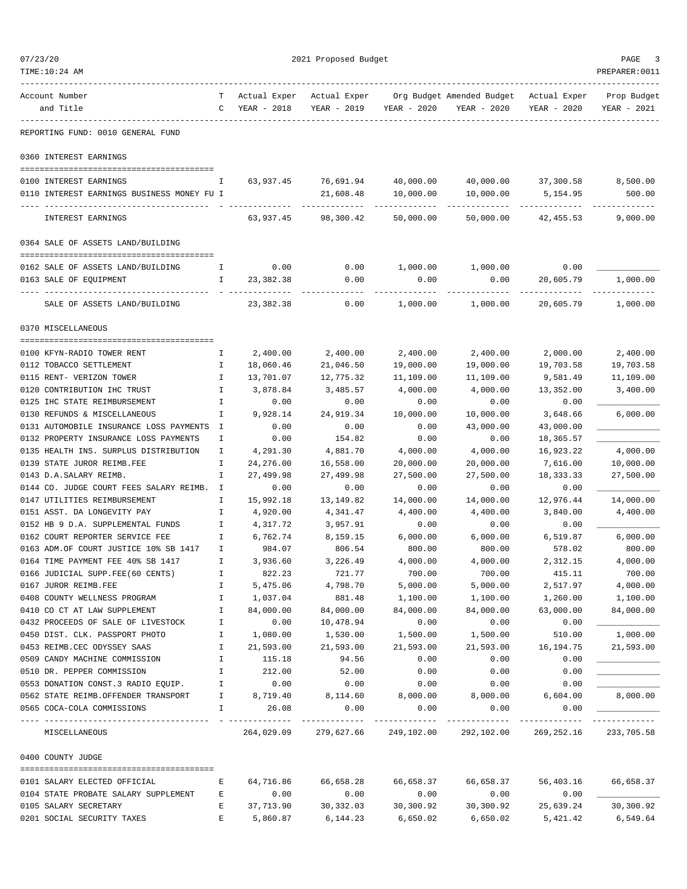2021 Proposed Budget

| Account Number and Title | TC | Actual Exper YEAR - 2018 | Actual Exper YEAR - 2019 | Org Budget YEAR - 2020 | Amended Budget YEAR - 2020 | Actual Exper YEAR - 2020 | Prop Budget YEAR - 2021 |
|---|---|---|---|---|---|---|---|
| **REPORTING FUND: 0010 GENERAL FUND** | | | | | | | |
| **0360 INTEREST EARNINGS** | | | | | | | |
| 0100 INTEREST EARNINGS | I | 63,937.45 | 76,691.94 | 40,000.00 | 40,000.00 | 37,300.58 | 8,500.00 |
| 0110 INTEREST EARNINGS BUSINESS MONEY FU | I | | 21,608.48 | 10,000.00 | 10,000.00 | 5,154.95 | 500.00 |
| INTEREST EARNINGS | | 63,937.45 | 98,300.42 | 50,000.00 | 50,000.00 | 42,455.53 | 9,000.00 |
| **0364 SALE OF ASSETS LAND/BUILDING** | | | | | | | |
| 0162 SALE OF ASSETS LAND/BUILDING | I | 0.00 | 0.00 | 1,000.00 | 1,000.00 | 0.00 | |
| 0163 SALE OF EQUIPMENT | I | 23,382.38 | 0.00 | 0.00 | 0.00 | 20,605.79 | 1,000.00 |
| SALE OF ASSETS LAND/BUILDING | | 23,382.38 | 0.00 | 1,000.00 | 1,000.00 | 20,605.79 | 1,000.00 |
| **0370 MISCELLANEOUS** | | | | | | | |
| 0100 KFYN-RADIO TOWER RENT | I | 2,400.00 | 2,400.00 | 2,400.00 | 2,400.00 | 2,000.00 | 2,400.00 |
| 0112 TOBACCO SETTLEMENT | I | 18,060.46 | 21,046.50 | 19,000.00 | 19,000.00 | 19,703.58 | 19,703.58 |
| 0115 RENT- VERIZON TOWER | I | 13,701.07 | 12,775.32 | 11,109.00 | 11,109.00 | 9,581.49 | 11,109.00 |
| 0120 CONTRIBUTION IHC TRUST | I | 3,878.84 | 3,485.57 | 4,000.00 | 4,000.00 | 13,352.00 | 3,400.00 |
| 0125 IHC STATE REIMBURSEMENT | I | 0.00 | 0.00 | 0.00 | 0.00 | 0.00 | |
| 0130 REFUNDS & MISCELLANEOUS | I | 9,928.14 | 24,919.34 | 10,000.00 | 10,000.00 | 3,648.66 | 6,000.00 |
| 0131 AUTOMOBILE INSURANCE LOSS PAYMENTS | I | 0.00 | 0.00 | 0.00 | 43,000.00 | 43,000.00 | |
| 0132 PROPERTY INSURANCE LOSS PAYMENTS | I | 0.00 | 154.82 | 0.00 | 0.00 | 18,365.57 | |
| 0135 HEALTH INS. SURPLUS DISTRIBUTION | I | 4,291.30 | 4,881.70 | 4,000.00 | 4,000.00 | 16,923.22 | 4,000.00 |
| 0139 STATE JUROR REIMB.FEE | I | 24,276.00 | 16,558.00 | 20,000.00 | 20,000.00 | 7,616.00 | 10,000.00 |
| 0143 D.A.SALARY REIMB. | I | 27,499.98 | 27,499.98 | 27,500.00 | 27,500.00 | 18,333.33 | 27,500.00 |
| 0144 CO. JUDGE COURT FEES SALARY REIMB. | I | 0.00 | 0.00 | 0.00 | 0.00 | 0.00 | |
| 0147 UTILITIES REIMBURSEMENT | I | 15,992.18 | 13,149.82 | 14,000.00 | 14,000.00 | 12,976.44 | 14,000.00 |
| 0151 ASST. DA LONGEVITY PAY | I | 4,920.00 | 4,341.47 | 4,400.00 | 4,400.00 | 3,840.00 | 4,400.00 |
| 0152 HB 9 D.A. SUPPLEMENTAL FUNDS | I | 4,317.72 | 3,957.91 | 0.00 | 0.00 | 0.00 | |
| 0162 COURT REPORTER SERVICE FEE | I | 6,762.74 | 8,159.15 | 6,000.00 | 6,000.00 | 6,519.87 | 6,000.00 |
| 0163 ADM.OF COURT JUSTICE 10% SB 1417 | I | 984.07 | 806.54 | 800.00 | 800.00 | 578.02 | 800.00 |
| 0164 TIME PAYMENT FEE 40% SB 1417 | I | 3,936.60 | 3,226.49 | 4,000.00 | 4,000.00 | 2,312.15 | 4,000.00 |
| 0166 JUDICIAL SUPP.FEE(60 CENTS) | I | 822.23 | 721.77 | 700.00 | 700.00 | 415.11 | 700.00 |
| 0167 JUROR REIMB.FEE | I | 5,475.06 | 4,798.70 | 5,000.00 | 5,000.00 | 2,517.97 | 4,000.00 |
| 0408 COUNTY WELLNESS PROGRAM | I | 1,037.04 | 881.48 | 1,100.00 | 1,100.00 | 1,260.00 | 1,100.00 |
| 0410 CO CT AT LAW SUPPLEMENT | I | 84,000.00 | 84,000.00 | 84,000.00 | 84,000.00 | 63,000.00 | 84,000.00 |
| 0432 PROCEEDS OF SALE OF LIVESTOCK | I | 0.00 | 10,478.94 | 0.00 | 0.00 | 0.00 | |
| 0450 DIST. CLK. PASSPORT PHOTO | I | 1,080.00 | 1,530.00 | 1,500.00 | 1,500.00 | 510.00 | 1,000.00 |
| 0453 REIMB.CEC ODYSSEY SAAS | I | 21,593.00 | 21,593.00 | 21,593.00 | 21,593.00 | 16,194.75 | 21,593.00 |
| 0509 CANDY MACHINE COMMISSION | I | 115.18 | 94.56 | 0.00 | 0.00 | 0.00 | |
| 0510 DR. PEPPER COMMISSION | I | 212.00 | 52.00 | 0.00 | 0.00 | 0.00 | |
| 0553 DONATION CONST.3 RADIO EQUIP. | I | 0.00 | 0.00 | 0.00 | 0.00 | 0.00 | |
| 0562 STATE REIMB.OFFENDER TRANSPORT | I | 8,719.40 | 8,114.60 | 8,000.00 | 8,000.00 | 6,604.00 | 8,000.00 |
| 0565 COCA-COLA COMMISSIONS | I | 26.08 | 0.00 | 0.00 | 0.00 | 0.00 | |
| MISCELLANEOUS | | 264,029.09 | 279,627.66 | 249,102.00 | 292,102.00 | 269,252.16 | 233,705.58 |
| **0400 COUNTY JUDGE** | | | | | | | |
| 0101 SALARY ELECTED OFFICIAL | E | 64,716.86 | 66,658.28 | 66,658.37 | 66,658.37 | 56,403.16 | 66,658.37 |
| 0104 STATE PROBATE SALARY SUPPLEMENT | E | 0.00 | 0.00 | 0.00 | 0.00 | 0.00 | |
| 0105 SALARY SECRETARY | E | 37,713.90 | 30,332.03 | 30,300.92 | 30,300.92 | 25,639.24 | 30,300.92 |
| 0201 SOCIAL SECURITY TAXES | E | 5,860.87 | 6,144.23 | 6,650.02 | 6,650.02 | 5,421.42 | 6,549.64 |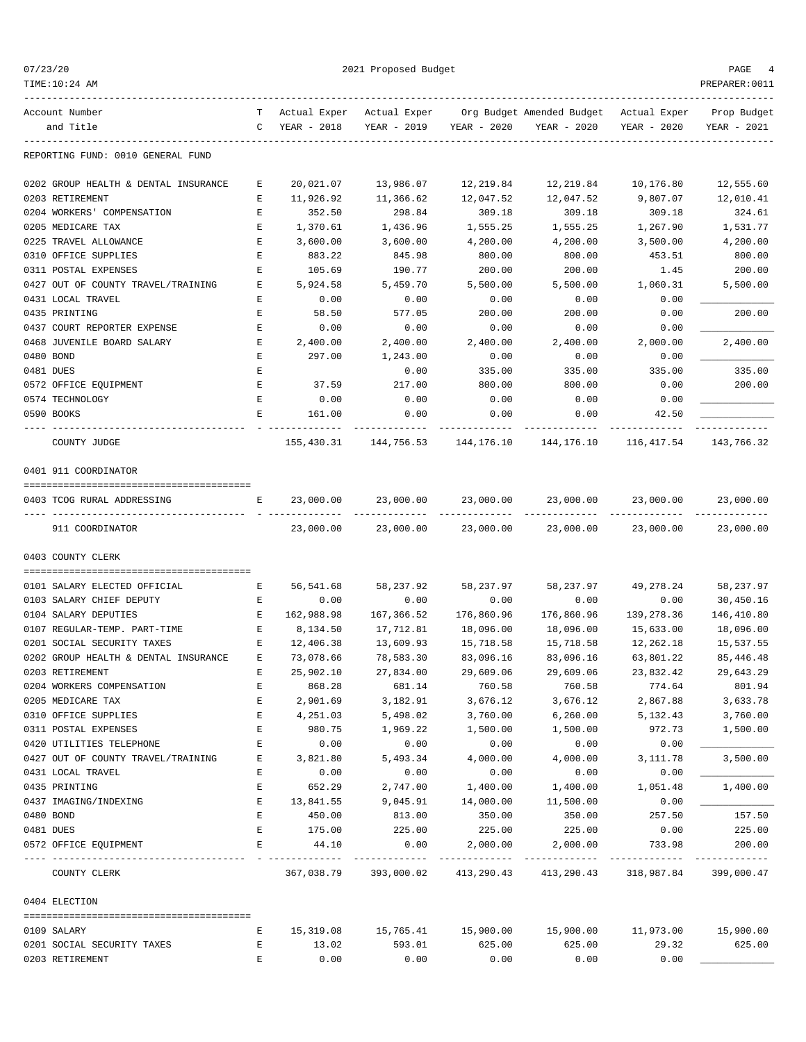2021 Proposed Budget

| Account Number and Title | TC | Actual Exper YEAR - 2018 | Actual Exper YEAR - 2019 | Org Budget YEAR - 2020 | Amended Budget YEAR - 2020 | Actual Exper YEAR - 2020 | Prop Budget YEAR - 2021 |
|---|---|---|---|---|---|---|---|
| REPORTING FUND: 0010 GENERAL FUND | | | | | | | |
| 0202 GROUP HEALTH & DENTAL INSURANCE | E | 20,021.07 | 13,986.07 | 12,219.84 | 12,219.84 | 10,176.80 | 12,555.60 |
| 0203 RETIREMENT | E | 11,926.92 | 11,366.62 | 12,047.52 | 12,047.52 | 9,807.07 | 12,010.41 |
| 0204 WORKERS' COMPENSATION | E | 352.50 | 298.84 | 309.18 | 309.18 | 309.18 | 324.61 |
| 0205 MEDICARE TAX | E | 1,370.61 | 1,436.96 | 1,555.25 | 1,555.25 | 1,267.90 | 1,531.77 |
| 0225 TRAVEL ALLOWANCE | E | 3,600.00 | 3,600.00 | 4,200.00 | 4,200.00 | 3,500.00 | 4,200.00 |
| 0310 OFFICE SUPPLIES | E | 883.22 | 845.98 | 800.00 | 800.00 | 453.51 | 800.00 |
| 0311 POSTAL EXPENSES | E | 105.69 | 190.77 | 200.00 | 200.00 | 1.45 | 200.00 |
| 0427 OUT OF COUNTY TRAVEL/TRAINING | E | 5,924.58 | 5,459.70 | 5,500.00 | 5,500.00 | 1,060.31 | 5,500.00 |
| 0431 LOCAL TRAVEL | E | 0.00 | 0.00 | 0.00 | 0.00 | 0.00 | ____________ |
| 0435 PRINTING | E | 58.50 | 577.05 | 200.00 | 200.00 | 0.00 | 200.00 |
| 0437 COURT REPORTER EXPENSE | E | 0.00 | 0.00 | 0.00 | 0.00 | 0.00 | ____________ |
| 0468 JUVENILE BOARD SALARY | E | 2,400.00 | 2,400.00 | 2,400.00 | 2,400.00 | 2,000.00 | 2,400.00 |
| 0480 BOND | E | 297.00 | 1,243.00 | 0.00 | 0.00 | 0.00 | ____________ |
| 0481 DUES | E | | 0.00 | 335.00 | 335.00 | 335.00 | 335.00 |
| 0572 OFFICE EQUIPMENT | E | 37.59 | 217.00 | 800.00 | 800.00 | 0.00 | 200.00 |
| 0574 TECHNOLOGY | E | 0.00 | 0.00 | 0.00 | 0.00 | 0.00 | ____________ |
| 0590 BOOKS | E | 161.00 | 0.00 | 0.00 | 0.00 | 42.50 | ____________ |
| COUNTY JUDGE | | 155,430.31 | 144,756.53 | 144,176.10 | 144,176.10 | 116,417.54 | 143,766.32 |
| **0401 911 COORDINATOR** | | | | | | | |
| 0403 TCOG RURAL ADDRESSING | E | 23,000.00 | 23,000.00 | 23,000.00 | 23,000.00 | 23,000.00 | 23,000.00 |
| 911 COORDINATOR | | 23,000.00 | 23,000.00 | 23,000.00 | 23,000.00 | 23,000.00 | 23,000.00 |
| **0403 COUNTY CLERK** | | | | | | | |
| 0101 SALARY ELECTED OFFICIAL | E | 56,541.68 | 58,237.92 | 58,237.97 | 58,237.97 | 49,278.24 | 58,237.97 |
| 0103 SALARY CHIEF DEPUTY | E | 0.00 | 0.00 | 0.00 | 0.00 | 0.00 | 30,450.16 |
| 0104 SALARY DEPUTIES | E | 162,988.98 | 167,366.52 | 176,860.96 | 176,860.96 | 139,278.36 | 146,410.80 |
| 0107 REGULAR-TEMP. PART-TIME | E | 8,134.50 | 17,712.81 | 18,096.00 | 18,096.00 | 15,633.00 | 18,096.00 |
| 0201 SOCIAL SECURITY TAXES | E | 12,406.38 | 13,609.93 | 15,718.58 | 15,718.58 | 12,262.18 | 15,537.55 |
| 0202 GROUP HEALTH & DENTAL INSURANCE | E | 73,078.66 | 78,583.30 | 83,096.16 | 83,096.16 | 63,801.22 | 85,446.48 |
| 0203 RETIREMENT | E | 25,902.10 | 27,834.00 | 29,609.06 | 29,609.06 | 23,832.42 | 29,643.29 |
| 0204 WORKERS COMPENSATION | E | 868.28 | 681.14 | 760.58 | 760.58 | 774.64 | 801.94 |
| 0205 MEDICARE TAX | E | 2,901.69 | 3,182.91 | 3,676.12 | 3,676.12 | 2,867.88 | 3,633.78 |
| 0310 OFFICE SUPPLIES | E | 4,251.03 | 5,498.02 | 3,760.00 | 6,260.00 | 5,132.43 | 3,760.00 |
| 0311 POSTAL EXPENSES | E | 980.75 | 1,969.22 | 1,500.00 | 1,500.00 | 972.73 | 1,500.00 |
| 0420 UTILITIES TELEPHONE | E | 0.00 | 0.00 | 0.00 | 0.00 | 0.00 | ____________ |
| 0427 OUT OF COUNTY TRAVEL/TRAINING | E | 3,821.80 | 5,493.34 | 4,000.00 | 4,000.00 | 3,111.78 | 3,500.00 |
| 0431 LOCAL TRAVEL | E | 0.00 | 0.00 | 0.00 | 0.00 | 0.00 | ____________ |
| 0435 PRINTING | E | 652.29 | 2,747.00 | 1,400.00 | 1,400.00 | 1,051.48 | 1,400.00 |
| 0437 IMAGING/INDEXING | E | 13,841.55 | 9,045.91 | 14,000.00 | 11,500.00 | 0.00 | ____________ |
| 0480 BOND | E | 450.00 | 813.00 | 350.00 | 350.00 | 257.50 | 157.50 |
| 0481 DUES | E | 175.00 | 225.00 | 225.00 | 225.00 | 0.00 | 225.00 |
| 0572 OFFICE EQUIPMENT | E | 44.10 | 0.00 | 2,000.00 | 2,000.00 | 733.98 | 200.00 |
| COUNTY CLERK | | 367,038.79 | 393,000.02 | 413,290.43 | 413,290.43 | 318,987.84 | 399,000.47 |
| **0404 ELECTION** | | | | | | | |
| 0109 SALARY | E | 15,319.08 | 15,765.41 | 15,900.00 | 15,900.00 | 11,973.00 | 15,900.00 |
| 0201 SOCIAL SECURITY TAXES | E | 13.02 | 593.01 | 625.00 | 625.00 | 29.32 | 625.00 |
| 0203 RETIREMENT | E | 0.00 | 0.00 | 0.00 | 0.00 | 0.00 | ____________ |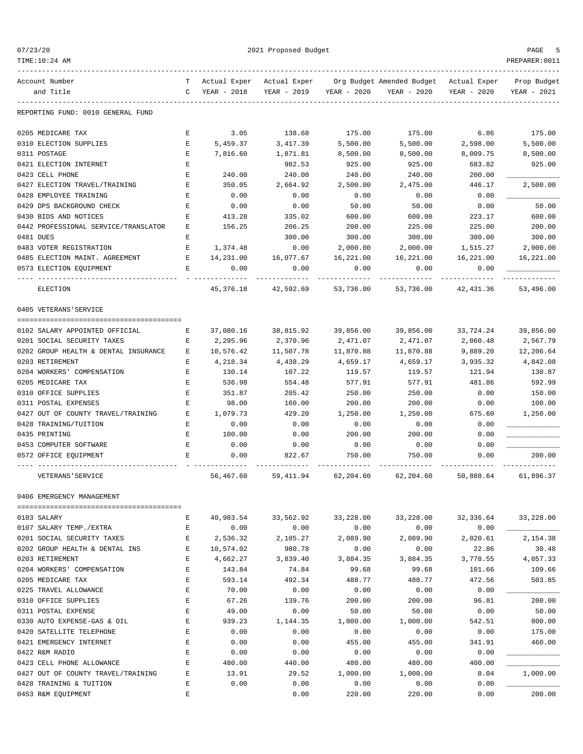2021 Proposed Budget

| Account Number and Title | TC | Actual Exper YEAR - 2018 | Actual Exper YEAR - 2019 | Org Budget YEAR - 2020 | Amended Budget YEAR - 2020 | Actual Exper YEAR - 2020 | Prop Budget YEAR - 2021 |
|---|---|---|---|---|---|---|---|
| REPORTING FUND: 0010 GENERAL FUND | | | | | | | |
| 0205 MEDICARE TAX | E | 3.05 | 138.68 | 175.00 | 175.00 | 6.86 | 175.00 |
| 0310 ELECTION SUPPLIES | E | 5,459.37 | 3,417.39 | 5,500.00 | 5,500.00 | 2,598.00 | 5,500.00 |
| 0311 POSTAGE | E | 7,816.60 | 1,871.81 | 8,500.00 | 8,500.00 | 8,009.75 | 8,500.00 |
| 0421 ELECTION INTERNET | E | | 982.53 | 925.00 | 925.00 | 683.82 | 925.00 |
| 0423 CELL PHONE | E | 240.00 | 240.00 | 240.00 | 240.00 | 200.00 | |
| 0427 ELECTION TRAVEL/TRAINING | E | 350.05 | 2,664.92 | 2,500.00 | 2,475.00 | 446.17 | 2,500.00 |
| 0428 EMPLOYEE TRAINING | E | 0.00 | 0.00 | 0.00 | 0.00 | 0.00 | |
| 0429 DPS BACKGROUND CHECK | E | 0.00 | 0.00 | 50.00 | 50.00 | 0.00 | 50.00 |
| 0430 BIDS AND NOTICES | E | 413.28 | 335.02 | 600.00 | 600.00 | 223.17 | 600.00 |
| 0442 PROFESSIONAL SERVICE/TRANSLATOR | E | 156.25 | 206.25 | 200.00 | 225.00 | 225.00 | 200.00 |
| 0481 DUES | E | | 300.00 | 300.00 | 300.00 | 300.00 | 300.00 |
| 0483 VOTER REGISTRATION | E | 1,374.48 | 0.00 | 2,000.00 | 2,000.00 | 1,515.27 | 2,000.00 |
| 0485 ELECTION MAINT. AGREEMENT | E | 14,231.00 | 16,077.67 | 16,221.00 | 16,221.00 | 16,221.00 | 16,221.00 |
| 0573 ELECTION EQUIPMENT | E | 0.00 | 0.00 | 0.00 | 0.00 | 0.00 | |
| ELECTION | | 45,376.18 | 42,592.69 | 53,736.00 | 53,736.00 | 42,431.36 | 53,496.00 |
| **0405 VETERANS'SERVICE** | | | | | | | |
| 0102 SALARY APPOINTED OFFICIAL | E | 37,080.16 | 38,815.92 | 39,856.00 | 39,856.00 | 33,724.24 | 39,856.00 |
| 0201 SOCIAL SECURITY TAXES | E | 2,295.96 | 2,370.96 | 2,471.07 | 2,471.07 | 2,060.48 | 2,567.79 |
| 0202 GROUP HEALTH & DENTAL INSURANCE | E | 10,576.42 | 11,507.78 | 11,870.88 | 11,870.88 | 9,889.20 | 12,206.64 |
| 0203 RETIREMENT | E | 4,218.34 | 4,438.29 | 4,659.17 | 4,659.17 | 3,935.32 | 4,842.08 |
| 0204 WORKERS' COMPENSATION | E | 130.14 | 107.22 | 119.57 | 119.57 | 121.94 | 130.87 |
| 0205 MEDICARE TAX | E | 536.98 | 554.48 | 577.91 | 577.91 | 481.86 | 592.99 |
| 0310 OFFICE SUPPLIES | E | 351.87 | 205.42 | 250.00 | 250.00 | 0.00 | 150.00 |
| 0311 POSTAL EXPENSES | E | 98.00 | 160.00 | 200.00 | 200.00 | 0.00 | 100.00 |
| 0427 OUT OF COUNTY TRAVEL/TRAINING | E | 1,079.73 | 429.20 | 1,250.00 | 1,250.00 | 675.60 | 1,250.00 |
| 0428 TRAINING/TUITION | E | 0.00 | 0.00 | 0.00 | 0.00 | 0.00 | |
| 0435 PRINTING | E | 100.00 | 0.00 | 200.00 | 200.00 | 0.00 | |
| 0453 COMPUTER SOFTWARE | E | 0.00 | 0.00 | 0.00 | 0.00 | 0.00 | |
| 0572 OFFICE EQUIPMENT | E | 0.00 | 822.67 | 750.00 | 750.00 | 0.00 | 200.00 |
| VETERANS'SERVICE | | 56,467.60 | 59,411.94 | 62,204.60 | 62,204.60 | 50,888.64 | 61,896.37 |
| **0406 EMERGENCY MANAGEMENT** | | | | | | | |
| 0103 SALARY | E | 40,983.54 | 33,562.92 | 33,228.00 | 33,228.00 | 32,336.64 | 33,228.00 |
| 0107 SALARY TEMP./EXTRA | E | 0.00 | 0.00 | 0.00 | 0.00 | 0.00 | |
| 0201 SOCIAL SECURITY TAXES | E | 2,536.32 | 2,105.27 | 2,089.90 | 2,089.90 | 2,020.61 | 2,154.38 |
| 0202 GROUP HEALTH & DENTAL INS | E | 10,574.02 | 980.78 | 0.00 | 0.00 | 22.86 | 30.48 |
| 0203 RETIREMENT | E | 4,662.27 | 3,839.40 | 3,884.35 | 3,884.35 | 3,778.55 | 4,057.33 |
| 0204 WORKERS' COMPENSATION | E | 143.84 | 74.84 | 99.68 | 99.68 | 101.66 | 109.66 |
| 0205 MEDICARE TAX | E | 593.14 | 492.34 | 488.77 | 488.77 | 472.56 | 503.85 |
| 0225 TRAVEL ALLOWANCE | E | 70.00 | 0.00 | 0.00 | 0.00 | 0.00 | |
| 0310 OFFICE SUPPLIES | E | 67.26 | 139.76 | 200.00 | 200.00 | 96.81 | 200.00 |
| 0311 POSTAL EXPENSE | E | 49.00 | 0.00 | 50.00 | 50.00 | 0.00 | 50.00 |
| 0330 AUTO EXPENSE-GAS & OIL | E | 939.23 | 1,144.35 | 1,000.00 | 1,000.00 | 542.51 | 800.00 |
| 0420 SATELLITE TELEPHONE | E | 0.00 | 0.00 | 0.00 | 0.00 | 0.00 | 175.00 |
| 0421 EMERGENCY INTERNET | E | 0.00 | 0.00 | 455.00 | 455.00 | 341.91 | 460.00 |
| 0422 R&M RADIO | E | 0.00 | 0.00 | 0.00 | 0.00 | 0.00 | |
| 0423 CELL PHONE ALLOWANCE | E | 480.00 | 440.00 | 480.00 | 480.00 | 400.00 | |
| 0427 OUT OF COUNTY TRAVEL/TRAINING | E | 13.91 | 29.52 | 1,000.00 | 1,000.00 | 8.04 | 1,000.00 |
| 0428 TRAINING & TUITION | E | 0.00 | 0.00 | 0.00 | 0.00 | 0.00 | |
| 0453 R&M EQUIPMENT | E | | 0.00 | 220.00 | 220.00 | 0.00 | 200.00 |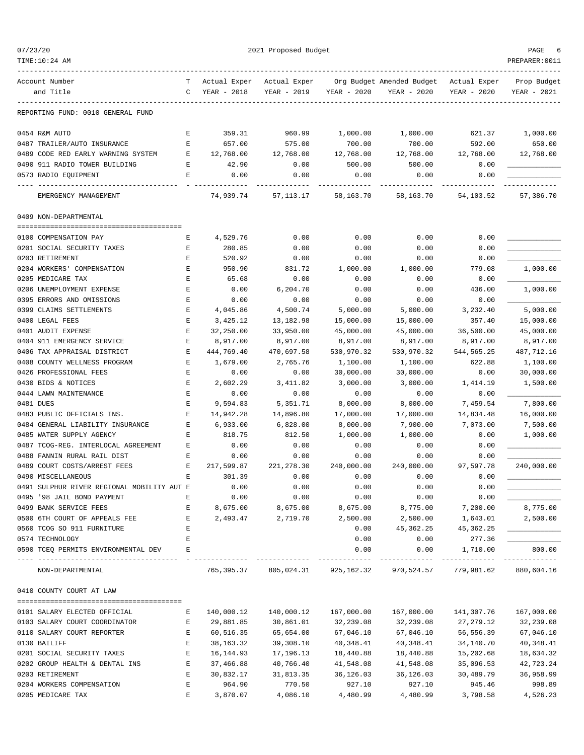REPORTING FUND: 0010 GENERAL FUND

| Account Number and Title | TC | Actual Exper YEAR - 2018 | Actual Exper YEAR - 2019 | Org Budget YEAR - 2020 | Amended Budget YEAR - 2020 | Actual Exper YEAR - 2020 | Prop Budget YEAR - 2021 |
|---|---|---|---|---|---|---|---|
| 0454 R&M AUTO | E | 359.31 | 960.99 | 1,000.00 | 1,000.00 | 621.37 | 1,000.00 |
| 0487 TRAILER/AUTO INSURANCE | E | 657.00 | 575.00 | 700.00 | 700.00 | 592.00 | 650.00 |
| 0489 CODE RED EARLY WARNING SYSTEM | E | 12,768.00 | 12,768.00 | 12,768.00 | 12,768.00 | 12,768.00 | 12,768.00 |
| 0490 911 RADIO TOWER BUILDING | E | 42.90 | 0.00 | 500.00 | 500.00 | 0.00 | ____________ |
| 0573 RADIO EQUIPMENT | E | 0.00 | 0.00 | 0.00 | 0.00 | 0.00 | ____________ |
| EMERGENCY MANAGEMENT | | 74,939.74 | 57,113.17 | 58,163.70 | 58,163.70 | 54,103.52 | 57,386.70 |
| **0409 NON-DEPARTMENTAL** | | | | | | | |
| 0100 COMPENSATION PAY | E | 4,529.76 | 0.00 | 0.00 | 0.00 | 0.00 | ____________ |
| 0201 SOCIAL SECURITY TAXES | E | 280.85 | 0.00 | 0.00 | 0.00 | 0.00 | ____________ |
| 0203 RETIREMENT | E | 520.92 | 0.00 | 0.00 | 0.00 | 0.00 | ____________ |
| 0204 WORKERS' COMPENSATION | E | 950.90 | 831.72 | 1,000.00 | 1,000.00 | 779.08 | 1,000.00 |
| 0205 MEDICARE TAX | E | 65.68 | 0.00 | 0.00 | 0.00 | 0.00 | ____________ |
| 0206 UNEMPLOYMENT EXPENSE | E | 0.00 | 6,204.70 | 0.00 | 0.00 | 436.00 | 1,000.00 |
| 0395 ERRORS AND OMISSIONS | E | 0.00 | 0.00 | 0.00 | 0.00 | 0.00 | ____________ |
| 0399 CLAIMS SETTLEMENTS | E | 4,045.86 | 4,500.74 | 5,000.00 | 5,000.00 | 3,232.40 | 5,000.00 |
| 0400 LEGAL FEES | E | 3,425.12 | 13,182.98 | 15,000.00 | 15,000.00 | 357.40 | 15,000.00 |
| 0401 AUDIT EXPENSE | E | 32,250.00 | 33,950.00 | 45,000.00 | 45,000.00 | 36,500.00 | 45,000.00 |
| 0404 911 EMERGENCY SERVICE | E | 8,917.00 | 8,917.00 | 8,917.00 | 8,917.00 | 8,917.00 | 8,917.00 |
| 0406 TAX APPRAISAL DISTRICT | E | 444,769.40 | 470,697.58 | 530,970.32 | 530,970.32 | 544,565.25 | 487,712.16 |
| 0408 COUNTY WELLNESS PROGRAM | E | 1,679.00 | 2,765.76 | 1,100.00 | 1,100.00 | 622.88 | 1,100.00 |
| 0426 PROFESSIONAL FEES | E | 0.00 | 0.00 | 30,000.00 | 30,000.00 | 0.00 | 30,000.00 |
| 0430 BIDS & NOTICES | E | 2,602.29 | 3,411.82 | 3,000.00 | 3,000.00 | 1,414.19 | 1,500.00 |
| 0444 LAWN MAINTENANCE | E | 0.00 | 0.00 | 0.00 | 0.00 | 0.00 | ____________ |
| 0481 DUES | E | 9,594.83 | 5,351.71 | 8,000.00 | 8,000.00 | 7,459.54 | 7,800.00 |
| 0483 PUBLIC OFFICIALS INS. | E | 14,942.28 | 14,896.80 | 17,000.00 | 17,000.00 | 14,834.48 | 16,000.00 |
| 0484 GENERAL LIABILITY INSURANCE | E | 6,933.00 | 6,828.00 | 8,000.00 | 7,900.00 | 7,073.00 | 7,500.00 |
| 0485 WATER SUPPLY AGENCY | E | 818.75 | 812.50 | 1,000.00 | 1,000.00 | 0.00 | 1,000.00 |
| 0487 TCOG-REG. INTERLOCAL AGREEMENT | E | 0.00 | 0.00 | 0.00 | 0.00 | 0.00 | ____________ |
| 0488 FANNIN RURAL RAIL DIST | E | 0.00 | 0.00 | 0.00 | 0.00 | 0.00 | ____________ |
| 0489 COURT COSTS/ARREST FEES | E | 217,599.87 | 221,278.30 | 240,000.00 | 240,000.00 | 97,597.78 | 240,000.00 |
| 0490 MISCELLANEOUS | E | 301.39 | 0.00 | 0.00 | 0.00 | 0.00 | ____________ |
| 0491 SULPHUR RIVER REGIONAL MOBILITY AUT | E | 0.00 | 0.00 | 0.00 | 0.00 | 0.00 | ____________ |
| 0495 '98 JAIL BOND PAYMENT | E | 0.00 | 0.00 | 0.00 | 0.00 | 0.00 | ____________ |
| 0499 BANK SERVICE FEES | E | 8,675.00 | 8,675.00 | 8,675.00 | 8,775.00 | 7,200.00 | 8,775.00 |
| 0500 6TH COURT OF APPEALS FEE | E | 2,493.47 | 2,719.70 | 2,500.00 | 2,500.00 | 1,643.01 | 2,500.00 |
| 0560 TCOG SO 911 FURNITURE | E | | | 0.00 | 45,362.25 | 45,362.25 | ____________ |
| 0574 TECHNOLOGY | E | | | 0.00 | 0.00 | 277.36 | ____________ |
| 0590 TCEQ PERMITS ENVIRONMENTAL DEV | E | | | 0.00 | 0.00 | 1,710.00 | 800.00 |
| NON-DEPARTMENTAL | | 765,395.37 | 805,024.31 | 925,162.32 | 970,524.57 | 779,981.62 | 880,604.16 |
| **0410 COUNTY COURT AT LAW** | | | | | | | |
| 0101 SALARY ELECTED OFFICIAL | E | 140,000.12 | 140,000.12 | 167,000.00 | 167,000.00 | 141,307.76 | 167,000.00 |
| 0103 SALARY COURT COORDINATOR | E | 29,881.85 | 30,861.01 | 32,239.08 | 32,239.08 | 27,279.12 | 32,239.08 |
| 0110 SALARY COURT REPORTER | E | 60,516.35 | 65,654.00 | 67,046.10 | 67,046.10 | 56,556.39 | 67,046.10 |
| 0130 BAILIFF | E | 38,163.32 | 39,308.10 | 40,348.41 | 40,348.41 | 34,140.70 | 40,348.41 |
| 0201 SOCIAL SECURITY TAXES | E | 16,144.93 | 17,196.13 | 18,440.88 | 18,440.88 | 15,202.68 | 18,634.32 |
| 0202 GROUP HEALTH & DENTAL INS | E | 37,466.88 | 40,766.40 | 41,548.08 | 41,548.08 | 35,096.53 | 42,723.24 |
| 0203 RETIREMENT | E | 30,832.17 | 31,813.35 | 36,126.03 | 36,126.03 | 30,489.79 | 36,958.99 |
| 0204 WORKERS COMPENSATION | E | 964.90 | 770.50 | 927.10 | 927.10 | 945.46 | 998.89 |
| 0205 MEDICARE TAX | E | 3,870.07 | 4,086.10 | 4,480.99 | 4,480.99 | 3,798.58 | 4,526.23 |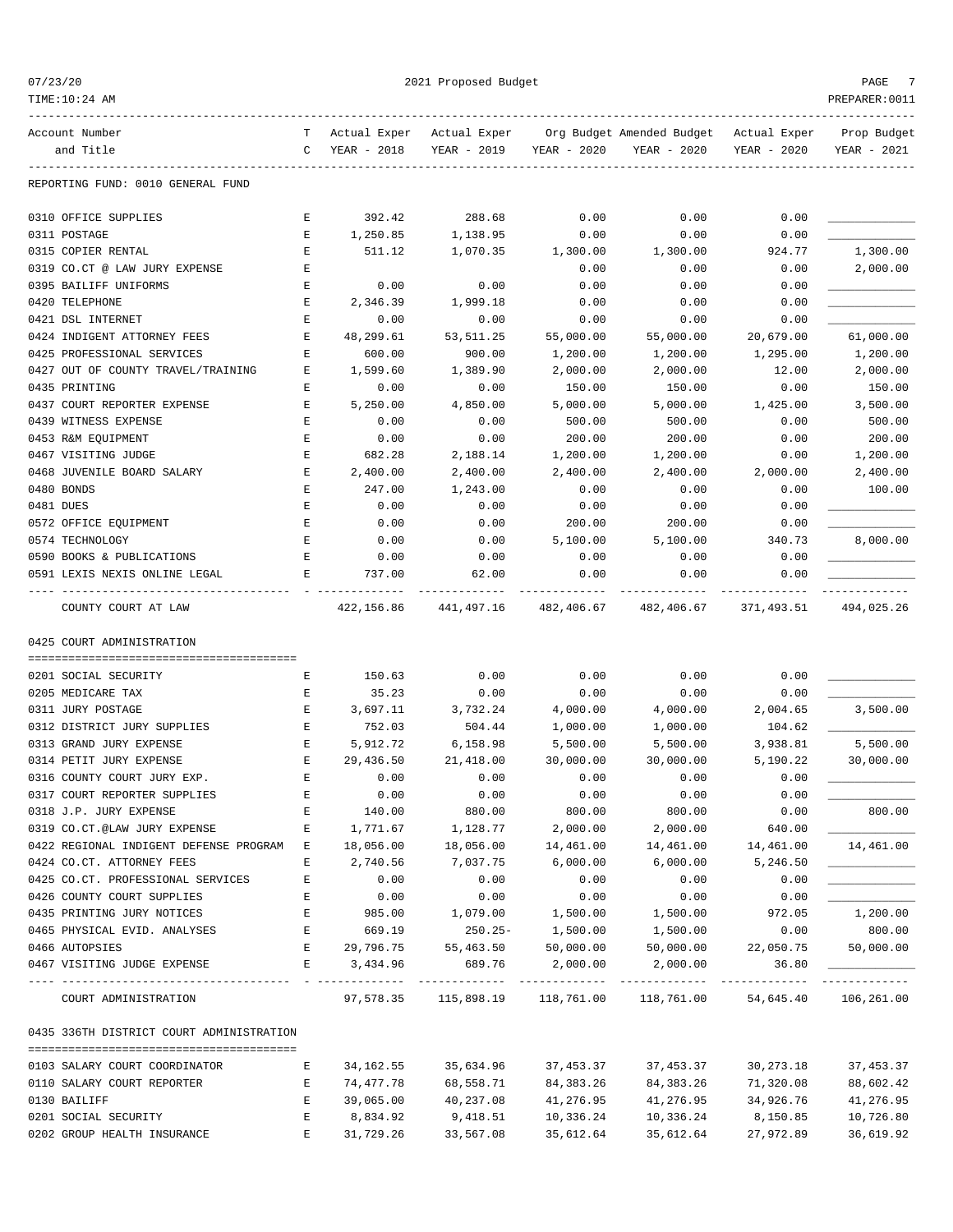2021 Proposed Budget

REPORTING FUND: 0010 GENERAL FUND

| Account Number and Title | TC | Actual Exper YEAR - 2018 | Actual Exper YEAR - 2019 | Org Budget YEAR - 2020 | Amended Budget YEAR - 2020 | Actual Exper YEAR - 2020 | Prop Budget YEAR - 2021 |
|---|---|---|---|---|---|---|---|
| 0310 OFFICE SUPPLIES | E | 392.42 | 288.68 | 0.00 | 0.00 | 0.00 | ____________ |
| 0311 POSTAGE | E | 1,250.85 | 1,138.95 | 0.00 | 0.00 | 0.00 | ____________ |
| 0315 COPIER RENTAL | E | 511.12 | 1,070.35 | 1,300.00 | 1,300.00 | 924.77 | 1,300.00 |
| 0319 CO.CT @ LAW JURY EXPENSE | E | | | 0.00 | 0.00 | 0.00 | 2,000.00 |
| 0395 BAILIFF UNIFORMS | E | 0.00 | 0.00 | 0.00 | 0.00 | 0.00 | ____________ |
| 0420 TELEPHONE | E | 2,346.39 | 1,999.18 | 0.00 | 0.00 | 0.00 | ____________ |
| 0421 DSL INTERNET | E | 0.00 | 0.00 | 0.00 | 0.00 | 0.00 | ____________ |
| 0424 INDIGENT ATTORNEY FEES | E | 48,299.61 | 53,511.25 | 55,000.00 | 55,000.00 | 20,679.00 | 61,000.00 |
| 0425 PROFESSIONAL SERVICES | E | 600.00 | 900.00 | 1,200.00 | 1,200.00 | 1,295.00 | 1,200.00 |
| 0427 OUT OF COUNTY TRAVEL/TRAINING | E | 1,599.60 | 1,389.90 | 2,000.00 | 2,000.00 | 12.00 | 2,000.00 |
| 0435 PRINTING | E | 0.00 | 0.00 | 150.00 | 150.00 | 0.00 | 150.00 |
| 0437 COURT REPORTER EXPENSE | E | 5,250.00 | 4,850.00 | 5,000.00 | 5,000.00 | 1,425.00 | 3,500.00 |
| 0439 WITNESS EXPENSE | E | 0.00 | 0.00 | 500.00 | 500.00 | 0.00 | 500.00 |
| 0453 R&M EQUIPMENT | E | 0.00 | 0.00 | 200.00 | 200.00 | 0.00 | 200.00 |
| 0467 VISITING JUDGE | E | 682.28 | 2,188.14 | 1,200.00 | 1,200.00 | 0.00 | 1,200.00 |
| 0468 JUVENILE BOARD SALARY | E | 2,400.00 | 2,400.00 | 2,400.00 | 2,400.00 | 2,000.00 | 2,400.00 |
| 0480 BONDS | E | 247.00 | 1,243.00 | 0.00 | 0.00 | 0.00 | 100.00 |
| 0481 DUES | E | 0.00 | 0.00 | 0.00 | 0.00 | 0.00 | ____________ |
| 0572 OFFICE EQUIPMENT | E | 0.00 | 0.00 | 200.00 | 200.00 | 0.00 | ____________ |
| 0574 TECHNOLOGY | E | 0.00 | 0.00 | 5,100.00 | 5,100.00 | 340.73 | 8,000.00 |
| 0590 BOOKS & PUBLICATIONS | E | 0.00 | 0.00 | 0.00 | 0.00 | 0.00 | ____________ |
| 0591 LEXIS NEXIS ONLINE LEGAL | E | 737.00 | 62.00 | 0.00 | 0.00 | 0.00 | ____________ |
| COUNTY COURT AT LAW | | 422,156.86 | 441,497.16 | 482,406.67 | 482,406.67 | 371,493.51 | 494,025.26 |

0425 COURT ADMINISTRATION

| Account Number and Title | TC | Actual Exper YEAR - 2018 | Actual Exper YEAR - 2019 | Org Budget YEAR - 2020 | Amended Budget YEAR - 2020 | Actual Exper YEAR - 2020 | Prop Budget YEAR - 2021 |
|---|---|---|---|---|---|---|---|
| 0201 SOCIAL SECURITY | E | 150.63 | 0.00 | 0.00 | 0.00 | 0.00 | ____________ |
| 0205 MEDICARE TAX | E | 35.23 | 0.00 | 0.00 | 0.00 | 0.00 | ____________ |
| 0311 JURY POSTAGE | E | 3,697.11 | 3,732.24 | 4,000.00 | 4,000.00 | 2,004.65 | 3,500.00 |
| 0312 DISTRICT JURY SUPPLIES | E | 752.03 | 504.44 | 1,000.00 | 1,000.00 | 104.62 | ____________ |
| 0313 GRAND JURY EXPENSE | E | 5,912.72 | 6,158.98 | 5,500.00 | 5,500.00 | 3,938.81 | 5,500.00 |
| 0314 PETIT JURY EXPENSE | E | 29,436.50 | 21,418.00 | 30,000.00 | 30,000.00 | 5,190.22 | 30,000.00 |
| 0316 COUNTY COURT JURY EXP. | E | 0.00 | 0.00 | 0.00 | 0.00 | 0.00 | ____________ |
| 0317 COURT REPORTER SUPPLIES | E | 0.00 | 0.00 | 0.00 | 0.00 | 0.00 | ____________ |
| 0318 J.P. JURY EXPENSE | E | 140.00 | 880.00 | 800.00 | 800.00 | 0.00 | 800.00 |
| 0319 CO.CT.@LAW JURY EXPENSE | E | 1,771.67 | 1,128.77 | 2,000.00 | 2,000.00 | 640.00 | ____________ |
| 0422 REGIONAL INDIGENT DEFENSE PROGRAM | E | 18,056.00 | 18,056.00 | 14,461.00 | 14,461.00 | 14,461.00 | 14,461.00 |
| 0424 CO.CT. ATTORNEY FEES | E | 2,740.56 | 7,037.75 | 6,000.00 | 6,000.00 | 5,246.50 | ____________ |
| 0425 CO.CT. PROFESSIONAL SERVICES | E | 0.00 | 0.00 | 0.00 | 0.00 | 0.00 | ____________ |
| 0426 COUNTY COURT SUPPLIES | E | 0.00 | 0.00 | 0.00 | 0.00 | 0.00 | ____________ |
| 0435 PRINTING JURY NOTICES | E | 985.00 | 1,079.00 | 1,500.00 | 1,500.00 | 972.05 | 1,200.00 |
| 0465 PHYSICAL EVID. ANALYSES | E | 669.19 | 250.25- | 1,500.00 | 1,500.00 | 0.00 | 800.00 |
| 0466 AUTOPSIES | E | 29,796.75 | 55,463.50 | 50,000.00 | 50,000.00 | 22,050.75 | 50,000.00 |
| 0467 VISITING JUDGE EXPENSE | E | 3,434.96 | 689.76 | 2,000.00 | 2,000.00 | 36.80 | ____________ |
| COURT ADMINISTRATION | | 97,578.35 | 115,898.19 | 118,761.00 | 118,761.00 | 54,645.40 | 106,261.00 |

0435 336TH DISTRICT COURT ADMINISTRATION

| Account Number and Title | TC | Actual Exper YEAR - 2018 | Actual Exper YEAR - 2019 | Org Budget YEAR - 2020 | Amended Budget YEAR - 2020 | Actual Exper YEAR - 2020 | Prop Budget YEAR - 2021 |
|---|---|---|---|---|---|---|---|
| 0103 SALARY COURT COORDINATOR | E | 34,162.55 | 35,634.96 | 37,453.37 | 37,453.37 | 30,273.18 | 37,453.37 |
| 0110 SALARY COURT REPORTER | E | 74,477.78 | 68,558.71 | 84,383.26 | 84,383.26 | 71,320.08 | 88,602.42 |
| 0130 BAILIFF | E | 39,065.00 | 40,237.08 | 41,276.95 | 41,276.95 | 34,926.76 | 41,276.95 |
| 0201 SOCIAL SECURITY | E | 8,834.92 | 9,418.51 | 10,336.24 | 10,336.24 | 8,150.85 | 10,726.80 |
| 0202 GROUP HEALTH INSURANCE | E | 31,729.26 | 33,567.08 | 35,612.64 | 35,612.64 | 27,972.89 | 36,619.92 |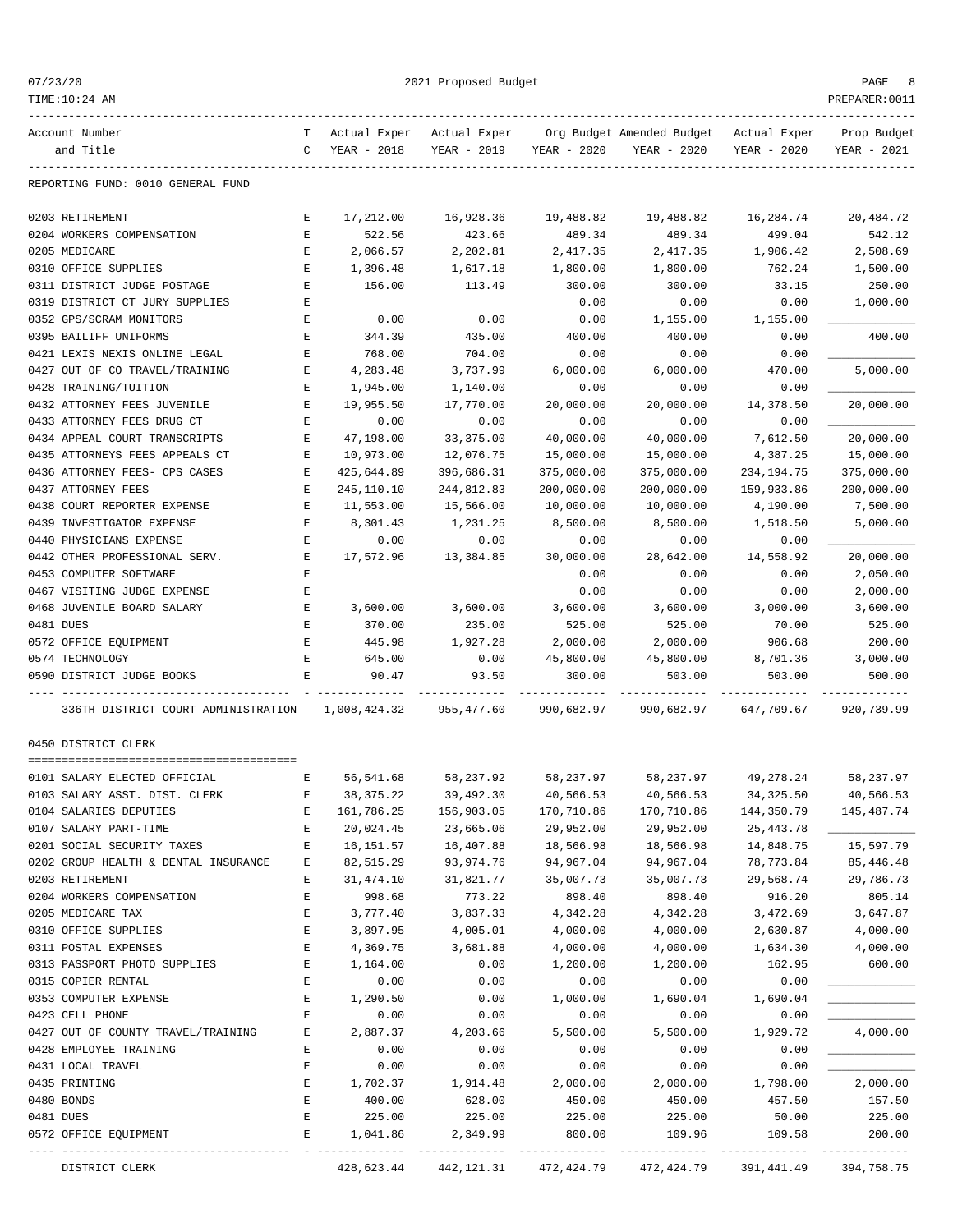2021 Proposed Budget

REPORTING FUND: 0010 GENERAL FUND

| Account Number and Title | TC | Actual Exper YEAR - 2018 | Actual Exper YEAR - 2019 | Org Budget YEAR - 2020 | Amended Budget YEAR - 2020 | Actual Exper YEAR - 2020 | Prop Budget YEAR - 2021 |
|---|---|---|---|---|---|---|---|
| 0203 RETIREMENT | E | 17,212.00 | 16,928.36 | 19,488.82 | 19,488.82 | 16,284.74 | 20,484.72 |
| 0204 WORKERS COMPENSATION | E | 522.56 | 423.66 | 489.34 | 489.34 | 499.04 | 542.12 |
| 0205 MEDICARE | E | 2,066.57 | 2,202.81 | 2,417.35 | 2,417.35 | 1,906.42 | 2,508.69 |
| 0310 OFFICE SUPPLIES | E | 1,396.48 | 1,617.18 | 1,800.00 | 1,800.00 | 762.24 | 1,500.00 |
| 0311 DISTRICT JUDGE POSTAGE | E | 156.00 | 113.49 | 300.00 | 300.00 | 33.15 | 250.00 |
| 0319 DISTRICT CT JURY SUPPLIES | E | | | 0.00 | 0.00 | 0.00 | 1,000.00 |
| 0352 GPS/SCRAM MONITORS | E | 0.00 | 0.00 | 0.00 | 1,155.00 | 1,155.00 | |
| 0395 BAILIFF UNIFORMS | E | 344.39 | 435.00 | 400.00 | 400.00 | 0.00 | 400.00 |
| 0421 LEXIS NEXIS ONLINE LEGAL | E | 768.00 | 704.00 | 0.00 | 0.00 | 0.00 | |
| 0427 OUT OF CO TRAVEL/TRAINING | E | 4,283.48 | 3,737.99 | 6,000.00 | 6,000.00 | 470.00 | 5,000.00 |
| 0428 TRAINING/TUITION | E | 1,945.00 | 1,140.00 | 0.00 | 0.00 | 0.00 | |
| 0432 ATTORNEY FEES JUVENILE | E | 19,955.50 | 17,770.00 | 20,000.00 | 20,000.00 | 14,378.50 | 20,000.00 |
| 0433 ATTORNEY FEES DRUG CT | E | 0.00 | 0.00 | 0.00 | 0.00 | 0.00 | |
| 0434 APPEAL COURT TRANSCRIPTS | E | 47,198.00 | 33,375.00 | 40,000.00 | 40,000.00 | 7,612.50 | 20,000.00 |
| 0435 ATTORNEYS FEES APPEALS CT | E | 10,973.00 | 12,076.75 | 15,000.00 | 15,000.00 | 4,387.25 | 15,000.00 |
| 0436 ATTORNEY FEES- CPS CASES | E | 425,644.89 | 396,686.31 | 375,000.00 | 375,000.00 | 234,194.75 | 375,000.00 |
| 0437 ATTORNEY FEES | E | 245,110.10 | 244,812.83 | 200,000.00 | 200,000.00 | 159,933.86 | 200,000.00 |
| 0438 COURT REPORTER EXPENSE | E | 11,553.00 | 15,566.00 | 10,000.00 | 10,000.00 | 4,190.00 | 7,500.00 |
| 0439 INVESTIGATOR EXPENSE | E | 8,301.43 | 1,231.25 | 8,500.00 | 8,500.00 | 1,518.50 | 5,000.00 |
| 0440 PHYSICIANS EXPENSE | E | 0.00 | 0.00 | 0.00 | 0.00 | 0.00 | |
| 0442 OTHER PROFESSIONAL SERV. | E | 17,572.96 | 13,384.85 | 30,000.00 | 28,642.00 | 14,558.92 | 20,000.00 |
| 0453 COMPUTER SOFTWARE | E | | | 0.00 | 0.00 | 0.00 | 2,050.00 |
| 0467 VISITING JUDGE EXPENSE | E | | | 0.00 | 0.00 | 0.00 | 2,000.00 |
| 0468 JUVENILE BOARD SALARY | E | 3,600.00 | 3,600.00 | 3,600.00 | 3,600.00 | 3,000.00 | 3,600.00 |
| 0481 DUES | E | 370.00 | 235.00 | 525.00 | 525.00 | 70.00 | 525.00 |
| 0572 OFFICE EQUIPMENT | E | 445.98 | 1,927.28 | 2,000.00 | 2,000.00 | 906.68 | 200.00 |
| 0574 TECHNOLOGY | E | 645.00 | 0.00 | 45,800.00 | 45,800.00 | 8,701.36 | 3,000.00 |
| 0590 DISTRICT JUDGE BOOKS | E | 90.47 | 93.50 | 300.00 | 503.00 | 503.00 | 500.00 |
| 336TH DISTRICT COURT ADMINISTRATION | | 1,008,424.32 | 955,477.60 | 990,682.97 | 990,682.97 | 647,709.67 | 920,739.99 |

## 0450 DISTRICT CLERK

| Account Number and Title | TC | Actual Exper YEAR - 2018 | Actual Exper YEAR - 2019 | Org Budget YEAR - 2020 | Amended Budget YEAR - 2020 | Actual Exper YEAR - 2020 | Prop Budget YEAR - 2021 |
|---|---|---|---|---|---|---|---|
| 0101 SALARY ELECTED OFFICIAL | E | 56,541.68 | 58,237.92 | 58,237.97 | 58,237.97 | 49,278.24 | 58,237.97 |
| 0103 SALARY ASST. DIST. CLERK | E | 38,375.22 | 39,492.30 | 40,566.53 | 40,566.53 | 34,325.50 | 40,566.53 |
| 0104 SALARIES DEPUTIES | E | 161,786.25 | 156,903.05 | 170,710.86 | 170,710.86 | 144,350.79 | 145,487.74 |
| 0107 SALARY PART-TIME | E | 20,024.45 | 23,665.06 | 29,952.00 | 29,952.00 | 25,443.78 | |
| 0201 SOCIAL SECURITY TAXES | E | 16,151.57 | 16,407.88 | 18,566.98 | 18,566.98 | 14,848.75 | 15,597.79 |
| 0202 GROUP HEALTH & DENTAL INSURANCE | E | 82,515.29 | 93,974.76 | 94,967.04 | 94,967.04 | 78,773.84 | 85,446.48 |
| 0203 RETIREMENT | E | 31,474.10 | 31,821.77 | 35,007.73 | 35,007.73 | 29,568.74 | 29,786.73 |
| 0204 WORKERS COMPENSATION | E | 998.68 | 773.22 | 898.40 | 898.40 | 916.20 | 805.14 |
| 0205 MEDICARE TAX | E | 3,777.40 | 3,837.33 | 4,342.28 | 4,342.28 | 3,472.69 | 3,647.87 |
| 0310 OFFICE SUPPLIES | E | 3,897.95 | 4,005.01 | 4,000.00 | 4,000.00 | 2,630.87 | 4,000.00 |
| 0311 POSTAL EXPENSES | E | 4,369.75 | 3,681.88 | 4,000.00 | 4,000.00 | 1,634.30 | 4,000.00 |
| 0313 PASSPORT PHOTO SUPPLIES | E | 1,164.00 | 0.00 | 1,200.00 | 1,200.00 | 162.95 | 600.00 |
| 0315 COPIER RENTAL | E | 0.00 | 0.00 | 0.00 | 0.00 | 0.00 | |
| 0353 COMPUTER EXPENSE | E | 1,290.50 | 0.00 | 1,000.00 | 1,690.04 | 1,690.04 | |
| 0423 CELL PHONE | E | 0.00 | 0.00 | 0.00 | 0.00 | 0.00 | |
| 0427 OUT OF COUNTY TRAVEL/TRAINING | E | 2,887.37 | 4,203.66 | 5,500.00 | 5,500.00 | 1,929.72 | 4,000.00 |
| 0428 EMPLOYEE TRAINING | E | 0.00 | 0.00 | 0.00 | 0.00 | 0.00 | |
| 0431 LOCAL TRAVEL | E | 0.00 | 0.00 | 0.00 | 0.00 | 0.00 | |
| 0435 PRINTING | E | 1,702.37 | 1,914.48 | 2,000.00 | 2,000.00 | 1,798.00 | 2,000.00 |
| 0480 BONDS | E | 400.00 | 628.00 | 450.00 | 450.00 | 457.50 | 157.50 |
| 0481 DUES | E | 225.00 | 225.00 | 225.00 | 225.00 | 50.00 | 225.00 |
| 0572 OFFICE EQUIPMENT | E | 1,041.86 | 2,349.99 | 800.00 | 109.96 | 109.58 | 200.00 |
| DISTRICT CLERK | | 428,623.44 | 442,121.31 | 472,424.79 | 472,424.79 | 391,441.49 | 394,758.75 |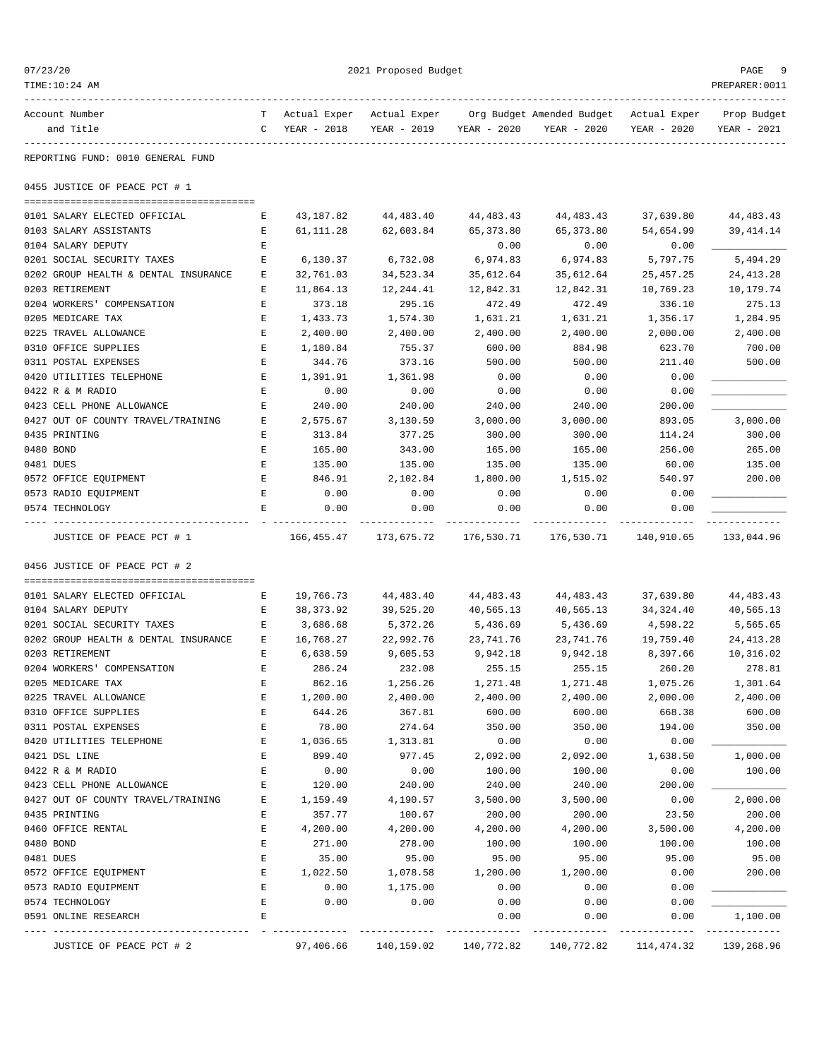REPORTING FUND: 0010 GENERAL FUND

## 0455 JUSTICE OF PEACE PCT # 1

| Account Number and Title | TC | Actual Exper YEAR - 2018 | Actual Exper YEAR - 2019 | Org Budget YEAR - 2020 | Amended Budget YEAR - 2020 | Actual Exper YEAR - 2020 | Prop Budget YEAR - 2021 |
|---|---|---|---|---|---|---|---|
| 0101 SALARY ELECTED OFFICIAL | E | 43,187.82 | 44,483.40 | 44,483.43 | 44,483.43 | 37,639.80 | 44,483.43 |
| 0103 SALARY ASSISTANTS | E | 61,111.28 | 62,603.84 | 65,373.80 | 65,373.80 | 54,654.99 | 39,414.14 |
| 0104 SALARY DEPUTY | E | | | 0.00 | 0.00 | 0.00 | ____________ |
| 0201 SOCIAL SECURITY TAXES | E | 6,130.37 | 6,732.08 | 6,974.83 | 6,974.83 | 5,797.75 | 5,494.29 |
| 0202 GROUP HEALTH & DENTAL INSURANCE | E | 32,761.03 | 34,523.34 | 35,612.64 | 35,612.64 | 25,457.25 | 24,413.28 |
| 0203 RETIREMENT | E | 11,864.13 | 12,244.41 | 12,842.31 | 12,842.31 | 10,769.23 | 10,179.74 |
| 0204 WORKERS' COMPENSATION | E | 373.18 | 295.16 | 472.49 | 472.49 | 336.10 | 275.13 |
| 0205 MEDICARE TAX | E | 1,433.73 | 1,574.30 | 1,631.21 | 1,631.21 | 1,356.17 | 1,284.95 |
| 0225 TRAVEL ALLOWANCE | E | 2,400.00 | 2,400.00 | 2,400.00 | 2,400.00 | 2,000.00 | 2,400.00 |
| 0310 OFFICE SUPPLIES | E | 1,180.84 | 755.37 | 600.00 | 884.98 | 623.70 | 700.00 |
| 0311 POSTAL EXPENSES | E | 344.76 | 373.16 | 500.00 | 500.00 | 211.40 | 500.00 |
| 0420 UTILITIES TELEPHONE | E | 1,391.91 | 1,361.98 | 0.00 | 0.00 | 0.00 | ____________ |
| 0422 R & M RADIO | E | 0.00 | 0.00 | 0.00 | 0.00 | 0.00 | ____________ |
| 0423 CELL PHONE ALLOWANCE | E | 240.00 | 240.00 | 240.00 | 240.00 | 200.00 | ____________ |
| 0427 OUT OF COUNTY TRAVEL/TRAINING | E | 2,575.67 | 3,130.59 | 3,000.00 | 3,000.00 | 893.05 | 3,000.00 |
| 0435 PRINTING | E | 313.84 | 377.25 | 300.00 | 300.00 | 114.24 | 300.00 |
| 0480 BOND | E | 165.00 | 343.00 | 165.00 | 165.00 | 256.00 | 265.00 |
| 0481 DUES | E | 135.00 | 135.00 | 135.00 | 135.00 | 60.00 | 135.00 |
| 0572 OFFICE EQUIPMENT | E | 846.91 | 2,102.84 | 1,800.00 | 1,515.02 | 540.97 | 200.00 |
| 0573 RADIO EQUIPMENT | E | 0.00 | 0.00 | 0.00 | 0.00 | 0.00 | ____________ |
| 0574 TECHNOLOGY | E | 0.00 | 0.00 | 0.00 | 0.00 | 0.00 | ____________ |
| JUSTICE OF PEACE PCT # 1 | | 166,455.47 | 173,675.72 | 176,530.71 | 176,530.71 | 140,910.65 | 133,044.96 |

## 0456 JUSTICE OF PEACE PCT # 2

| Account Number and Title | TC | Actual Exper YEAR - 2018 | Actual Exper YEAR - 2019 | Org Budget YEAR - 2020 | Amended Budget YEAR - 2020 | Actual Exper YEAR - 2020 | Prop Budget YEAR - 2021 |
|---|---|---|---|---|---|---|---|
| 0101 SALARY ELECTED OFFICIAL | E | 19,766.73 | 44,483.40 | 44,483.43 | 44,483.43 | 37,639.80 | 44,483.43 |
| 0104 SALARY DEPUTY | E | 38,373.92 | 39,525.20 | 40,565.13 | 40,565.13 | 34,324.40 | 40,565.13 |
| 0201 SOCIAL SECURITY TAXES | E | 3,686.68 | 5,372.26 | 5,436.69 | 5,436.69 | 4,598.22 | 5,565.65 |
| 0202 GROUP HEALTH & DENTAL INSURANCE | E | 16,768.27 | 22,992.76 | 23,741.76 | 23,741.76 | 19,759.40 | 24,413.28 |
| 0203 RETIREMENT | E | 6,638.59 | 9,605.53 | 9,942.18 | 9,942.18 | 8,397.66 | 10,316.02 |
| 0204 WORKERS' COMPENSATION | E | 286.24 | 232.08 | 255.15 | 255.15 | 260.20 | 278.81 |
| 0205 MEDICARE TAX | E | 862.16 | 1,256.26 | 1,271.48 | 1,271.48 | 1,075.26 | 1,301.64 |
| 0225 TRAVEL ALLOWANCE | E | 1,200.00 | 2,400.00 | 2,400.00 | 2,400.00 | 2,000.00 | 2,400.00 |
| 0310 OFFICE SUPPLIES | E | 644.26 | 367.81 | 600.00 | 600.00 | 668.38 | 600.00 |
| 0311 POSTAL EXPENSES | E | 78.00 | 274.64 | 350.00 | 350.00 | 194.00 | 350.00 |
| 0420 UTILITIES TELEPHONE | E | 1,036.65 | 1,313.81 | 0.00 | 0.00 | 0.00 | ____________ |
| 0421 DSL LINE | E | 899.40 | 977.45 | 2,092.00 | 2,092.00 | 1,638.50 | 1,000.00 |
| 0422 R & M RADIO | E | 0.00 | 0.00 | 100.00 | 100.00 | 0.00 | 100.00 |
| 0423 CELL PHONE ALLOWANCE | E | 120.00 | 240.00 | 240.00 | 240.00 | 200.00 | ____________ |
| 0427 OUT OF COUNTY TRAVEL/TRAINING | E | 1,159.49 | 4,190.57 | 3,500.00 | 3,500.00 | 0.00 | 2,000.00 |
| 0435 PRINTING | E | 357.77 | 100.67 | 200.00 | 200.00 | 23.50 | 200.00 |
| 0460 OFFICE RENTAL | E | 4,200.00 | 4,200.00 | 4,200.00 | 4,200.00 | 3,500.00 | 4,200.00 |
| 0480 BOND | E | 271.00 | 278.00 | 100.00 | 100.00 | 100.00 | 100.00 |
| 0481 DUES | E | 35.00 | 95.00 | 95.00 | 95.00 | 95.00 | 95.00 |
| 0572 OFFICE EQUIPMENT | E | 1,022.50 | 1,078.58 | 1,200.00 | 1,200.00 | 0.00 | 200.00 |
| 0573 RADIO EQUIPMENT | E | 0.00 | 1,175.00 | 0.00 | 0.00 | 0.00 | ____________ |
| 0574 TECHNOLOGY | E | 0.00 | 0.00 | 0.00 | 0.00 | 0.00 | ____________ |
| 0591 ONLINE RESEARCH | E | | | 0.00 | 0.00 | 0.00 | 1,100.00 |
| JUSTICE OF PEACE PCT # 2 | | 97,406.66 | 140,159.02 | 140,772.82 | 140,772.82 | 114,474.32 | 139,268.96 |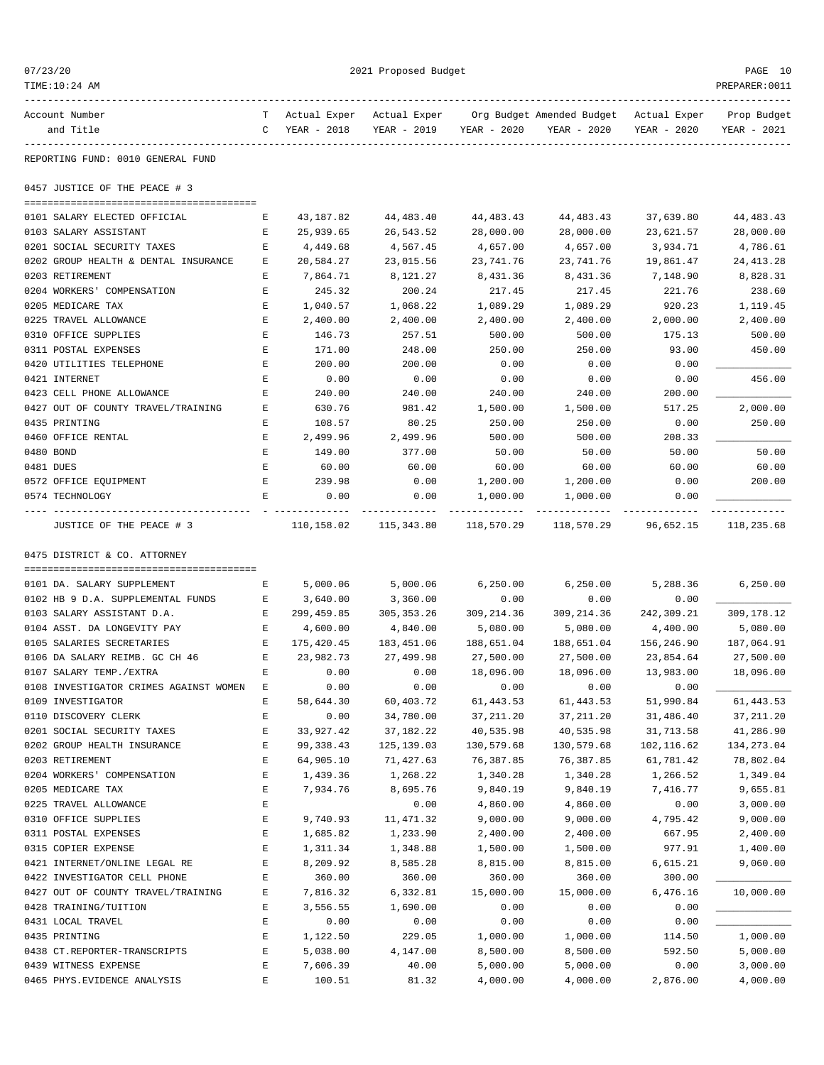REPORTING FUND: 0010 GENERAL FUND

## 0457 JUSTICE OF THE PEACE # 3

| Account Number and Title | TC | Actual Exper YEAR - 2018 | Actual Exper YEAR - 2019 | Org Budget YEAR - 2020 | Amended Budget YEAR - 2020 | Actual Exper YEAR - 2020 | Prop Budget YEAR - 2021 |
|---|---|---|---|---|---|---|---|
| 0101 SALARY ELECTED OFFICIAL | E | 43,187.82 | 44,483.40 | 44,483.43 | 44,483.43 | 37,639.80 | 44,483.43 |
| 0103 SALARY ASSISTANT | E | 25,939.65 | 26,543.52 | 28,000.00 | 28,000.00 | 23,621.57 | 28,000.00 |
| 0201 SOCIAL SECURITY TAXES | E | 4,449.68 | 4,567.45 | 4,657.00 | 4,657.00 | 3,934.71 | 4,786.61 |
| 0202 GROUP HEALTH & DENTAL INSURANCE | E | 20,584.27 | 23,015.56 | 23,741.76 | 23,741.76 | 19,861.47 | 24,413.28 |
| 0203 RETIREMENT | E | 7,864.71 | 8,121.27 | 8,431.36 | 8,431.36 | 7,148.90 | 8,828.31 |
| 0204 WORKERS' COMPENSATION | E | 245.32 | 200.24 | 217.45 | 217.45 | 221.76 | 238.60 |
| 0205 MEDICARE TAX | E | 1,040.57 | 1,068.22 | 1,089.29 | 1,089.29 | 920.23 | 1,119.45 |
| 0225 TRAVEL ALLOWANCE | E | 2,400.00 | 2,400.00 | 2,400.00 | 2,400.00 | 2,000.00 | 2,400.00 |
| 0310 OFFICE SUPPLIES | E | 146.73 | 257.51 | 500.00 | 500.00 | 175.13 | 500.00 |
| 0311 POSTAL EXPENSES | E | 171.00 | 248.00 | 250.00 | 250.00 | 93.00 | 450.00 |
| 0420 UTILITIES TELEPHONE | E | 200.00 | 200.00 | 0.00 | 0.00 | 0.00 | ____________ |
| 0421 INTERNET | E | 0.00 | 0.00 | 0.00 | 0.00 | 0.00 | 456.00 |
| 0423 CELL PHONE ALLOWANCE | E | 240.00 | 240.00 | 240.00 | 240.00 | 200.00 | ____________ |
| 0427 OUT OF COUNTY TRAVEL/TRAINING | E | 630.76 | 981.42 | 1,500.00 | 1,500.00 | 517.25 | 2,000.00 |
| 0435 PRINTING | E | 108.57 | 80.25 | 250.00 | 250.00 | 0.00 | 250.00 |
| 0460 OFFICE RENTAL | E | 2,499.96 | 2,499.96 | 500.00 | 500.00 | 208.33 | ____________ |
| 0480 BOND | E | 149.00 | 377.00 | 50.00 | 50.00 | 50.00 | 50.00 |
| 0481 DUES | E | 60.00 | 60.00 | 60.00 | 60.00 | 60.00 | 60.00 |
| 0572 OFFICE EQUIPMENT | E | 239.98 | 0.00 | 1,200.00 | 1,200.00 | 0.00 | 200.00 |
| 0574 TECHNOLOGY | E | 0.00 | 0.00 | 1,000.00 | 1,000.00 | 0.00 | ____________ |
| JUSTICE OF THE PEACE # 3 | | 110,158.02 | 115,343.80 | 118,570.29 | 118,570.29 | 96,652.15 | 118,235.68 |

## 0475 DISTRICT & CO. ATTORNEY

| Account Number and Title | TC | Actual Exper YEAR - 2018 | Actual Exper YEAR - 2019 | Org Budget YEAR - 2020 | Amended Budget YEAR - 2020 | Actual Exper YEAR - 2020 | Prop Budget YEAR - 2021 |
|---|---|---|---|---|---|---|---|
| 0101 DA. SALARY SUPPLEMENT | E | 5,000.06 | 5,000.06 | 6,250.00 | 6,250.00 | 5,288.36 | 6,250.00 |
| 0102 HB 9 D.A. SUPPLEMENTAL FUNDS | E | 3,640.00 | 3,360.00 | 0.00 | 0.00 | 0.00 | ____________ |
| 0103 SALARY ASSISTANT D.A. | E | 299,459.85 | 305,353.26 | 309,214.36 | 309,214.36 | 242,309.21 | 309,178.12 |
| 0104 ASST. DA LONGEVITY PAY | E | 4,600.00 | 4,840.00 | 5,080.00 | 5,080.00 | 4,400.00 | 5,080.00 |
| 0105 SALARIES SECRETARIES | E | 175,420.45 | 183,451.06 | 188,651.04 | 188,651.04 | 156,246.90 | 187,064.91 |
| 0106 DA SALARY REIMB. GC CH 46 | E | 23,982.73 | 27,499.98 | 27,500.00 | 27,500.00 | 23,854.64 | 27,500.00 |
| 0107 SALARY TEMP./EXTRA | E | 0.00 | 0.00 | 18,096.00 | 18,096.00 | 13,983.00 | 18,096.00 |
| 0108 INVESTIGATOR CRIMES AGAINST WOMEN | E | 0.00 | 0.00 | 0.00 | 0.00 | 0.00 | ____________ |
| 0109 INVESTIGATOR | E | 58,644.30 | 60,403.72 | 61,443.53 | 61,443.53 | 51,990.84 | 61,443.53 |
| 0110 DISCOVERY CLERK | E | 0.00 | 34,780.00 | 37,211.20 | 37,211.20 | 31,486.40 | 37,211.20 |
| 0201 SOCIAL SECURITY TAXES | E | 33,927.42 | 37,182.22 | 40,535.98 | 40,535.98 | 31,713.58 | 41,286.90 |
| 0202 GROUP HEALTH INSURANCE | E | 99,338.43 | 125,139.03 | 130,579.68 | 130,579.68 | 102,116.62 | 134,273.04 |
| 0203 RETIREMENT | E | 64,905.10 | 71,427.63 | 76,387.85 | 76,387.85 | 61,781.42 | 78,802.04 |
| 0204 WORKERS' COMPENSATION | E | 1,439.36 | 1,268.22 | 1,340.28 | 1,340.28 | 1,266.52 | 1,349.04 |
| 0205 MEDICARE TAX | E | 7,934.76 | 8,695.76 | 9,840.19 | 9,840.19 | 7,416.77 | 9,655.81 |
| 0225 TRAVEL ALLOWANCE | E | | 0.00 | 4,860.00 | 4,860.00 | 0.00 | 3,000.00 |
| 0310 OFFICE SUPPLIES | E | 9,740.93 | 11,471.32 | 9,000.00 | 9,000.00 | 4,795.42 | 9,000.00 |
| 0311 POSTAL EXPENSES | E | 1,685.82 | 1,233.90 | 2,400.00 | 2,400.00 | 667.95 | 2,400.00 |
| 0315 COPIER EXPENSE | E | 1,311.34 | 1,348.88 | 1,500.00 | 1,500.00 | 977.91 | 1,400.00 |
| 0421 INTERNET/ONLINE LEGAL RE | E | 8,209.92 | 8,585.28 | 8,815.00 | 8,815.00 | 6,615.21 | 9,060.00 |
| 0422 INVESTIGATOR CELL PHONE | E | 360.00 | 360.00 | 360.00 | 360.00 | 300.00 | ____________ |
| 0427 OUT OF COUNTY TRAVEL/TRAINING | E | 7,816.32 | 6,332.81 | 15,000.00 | 15,000.00 | 6,476.16 | 10,000.00 |
| 0428 TRAINING/TUITION | E | 3,556.55 | 1,690.00 | 0.00 | 0.00 | 0.00 | ____________ |
| 0431 LOCAL TRAVEL | E | 0.00 | 0.00 | 0.00 | 0.00 | 0.00 | ____________ |
| 0435 PRINTING | E | 1,122.50 | 229.05 | 1,000.00 | 1,000.00 | 114.50 | 1,000.00 |
| 0438 CT.REPORTER-TRANSCRIPTS | E | 5,038.00 | 4,147.00 | 8,500.00 | 8,500.00 | 592.50 | 5,000.00 |
| 0439 WITNESS EXPENSE | E | 7,606.39 | 40.00 | 5,000.00 | 5,000.00 | 0.00 | 3,000.00 |
| 0465 PHYS.EVIDENCE ANALYSIS | E | 100.51 | 81.32 | 4,000.00 | 4,000.00 | 2,876.00 | 4,000.00 |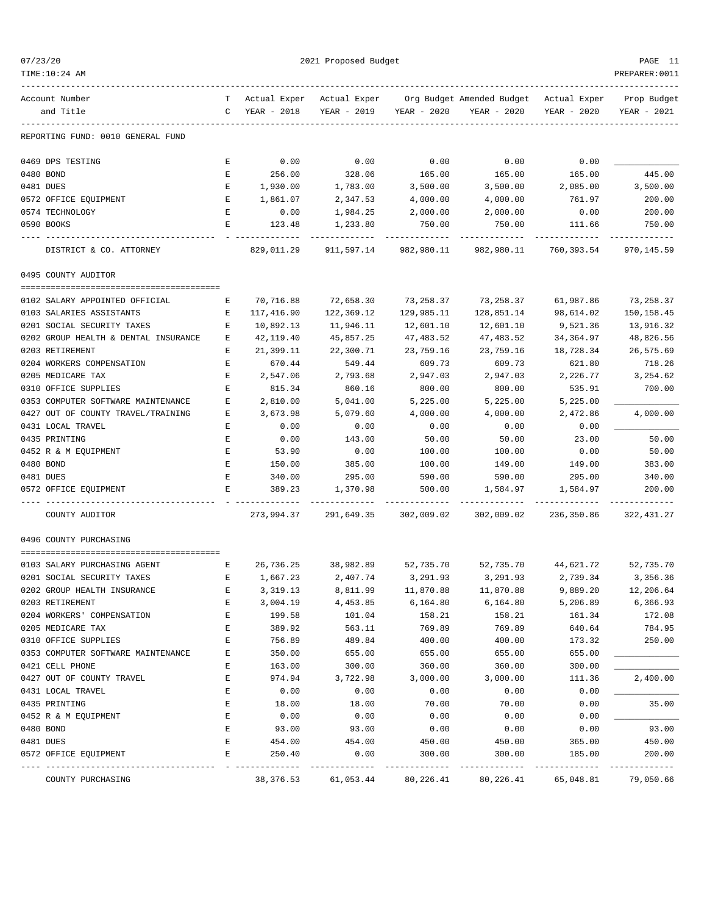REPORTING FUND: 0010 GENERAL FUND

| Account Number and Title | TC | Actual Exper YEAR - 2018 | Actual Exper YEAR - 2019 | Org Budget YEAR - 2020 | Amended Budget YEAR - 2020 | Actual Exper YEAR - 2020 | Prop Budget YEAR - 2021 |
|---|---|---|---|---|---|---|---|
| 0469 DPS TESTING | E | 0.00 | 0.00 | 0.00 | 0.00 | 0.00 | |
| 0480 BOND | E | 256.00 | 328.06 | 165.00 | 165.00 | 165.00 | 445.00 |
| 0481 DUES | E | 1,930.00 | 1,783.00 | 3,500.00 | 3,500.00 | 2,085.00 | 3,500.00 |
| 0572 OFFICE EQUIPMENT | E | 1,861.07 | 2,347.53 | 4,000.00 | 4,000.00 | 761.97 | 200.00 |
| 0574 TECHNOLOGY | E | 0.00 | 1,984.25 | 2,000.00 | 2,000.00 | 0.00 | 200.00 |
| 0590 BOOKS | E | 123.48 | 1,233.80 | 750.00 | 750.00 | 111.66 | 750.00 |
| DISTRICT & CO. ATTORNEY | | 829,011.29 | 911,597.14 | 982,980.11 | 982,980.11 | 760,393.54 | 970,145.59 |

## 0495 COUNTY AUDITOR

| Account Number and Title | TC | Actual Exper YEAR - 2018 | Actual Exper YEAR - 2019 | Org Budget YEAR - 2020 | Amended Budget YEAR - 2020 | Actual Exper YEAR - 2020 | Prop Budget YEAR - 2021 |
|---|---|---|---|---|---|---|---|
| 0102 SALARY APPOINTED OFFICIAL | E | 70,716.88 | 72,658.30 | 73,258.37 | 73,258.37 | 61,987.86 | 73,258.37 |
| 0103 SALARIES ASSISTANTS | E | 117,416.90 | 122,369.12 | 129,985.11 | 128,851.14 | 98,614.02 | 150,158.45 |
| 0201 SOCIAL SECURITY TAXES | E | 10,892.13 | 11,946.11 | 12,601.10 | 12,601.10 | 9,521.36 | 13,916.32 |
| 0202 GROUP HEALTH & DENTAL INSURANCE | E | 42,119.40 | 45,857.25 | 47,483.52 | 47,483.52 | 34,364.97 | 48,826.56 |
| 0203 RETIREMENT | E | 21,399.11 | 22,300.71 | 23,759.16 | 23,759.16 | 18,728.34 | 26,575.69 |
| 0204 WORKERS COMPENSATION | E | 670.44 | 549.44 | 609.73 | 609.73 | 621.80 | 718.26 |
| 0205 MEDICARE TAX | E | 2,547.06 | 2,793.68 | 2,947.03 | 2,947.03 | 2,226.77 | 3,254.62 |
| 0310 OFFICE SUPPLIES | E | 815.34 | 860.16 | 800.00 | 800.00 | 535.91 | 700.00 |
| 0353 COMPUTER SOFTWARE MAINTENANCE | E | 2,810.00 | 5,041.00 | 5,225.00 | 5,225.00 | 5,225.00 | |
| 0427 OUT OF COUNTY TRAVEL/TRAINING | E | 3,673.98 | 5,079.60 | 4,000.00 | 4,000.00 | 2,472.86 | 4,000.00 |
| 0431 LOCAL TRAVEL | E | 0.00 | 0.00 | 0.00 | 0.00 | 0.00 | |
| 0435 PRINTING | E | 0.00 | 143.00 | 50.00 | 50.00 | 23.00 | 50.00 |
| 0452 R & M EQUIPMENT | E | 53.90 | 0.00 | 100.00 | 100.00 | 0.00 | 50.00 |
| 0480 BOND | E | 150.00 | 385.00 | 100.00 | 149.00 | 149.00 | 383.00 |
| 0481 DUES | E | 340.00 | 295.00 | 590.00 | 590.00 | 295.00 | 340.00 |
| 0572 OFFICE EQUIPMENT | E | 389.23 | 1,370.98 | 500.00 | 1,584.97 | 1,584.97 | 200.00 |
| COUNTY AUDITOR | | 273,994.37 | 291,649.35 | 302,009.02 | 302,009.02 | 236,350.86 | 322,431.27 |

## 0496 COUNTY PURCHASING

| Account Number and Title | TC | Actual Exper YEAR - 2018 | Actual Exper YEAR - 2019 | Org Budget YEAR - 2020 | Amended Budget YEAR - 2020 | Actual Exper YEAR - 2020 | Prop Budget YEAR - 2021 |
|---|---|---|---|---|---|---|---|
| 0103 SALARY PURCHASING AGENT | E | 26,736.25 | 38,982.89 | 52,735.70 | 52,735.70 | 44,621.72 | 52,735.70 |
| 0201 SOCIAL SECURITY TAXES | E | 1,667.23 | 2,407.74 | 3,291.93 | 3,291.93 | 2,739.34 | 3,356.36 |
| 0202 GROUP HEALTH INSURANCE | E | 3,319.13 | 8,811.99 | 11,870.88 | 11,870.88 | 9,889.20 | 12,206.64 |
| 0203 RETIREMENT | E | 3,004.19 | 4,453.85 | 6,164.80 | 6,164.80 | 5,206.89 | 6,366.93 |
| 0204 WORKERS' COMPENSATION | E | 199.58 | 101.04 | 158.21 | 158.21 | 161.34 | 172.08 |
| 0205 MEDICARE TAX | E | 389.92 | 563.11 | 769.89 | 769.89 | 640.64 | 784.95 |
| 0310 OFFICE SUPPLIES | E | 756.89 | 489.84 | 400.00 | 400.00 | 173.32 | 250.00 |
| 0353 COMPUTER SOFTWARE MAINTENANCE | E | 350.00 | 655.00 | 655.00 | 655.00 | 655.00 | |
| 0421 CELL PHONE | E | 163.00 | 300.00 | 360.00 | 360.00 | 300.00 | |
| 0427 OUT OF COUNTY TRAVEL | E | 974.94 | 3,722.98 | 3,000.00 | 3,000.00 | 111.36 | 2,400.00 |
| 0431 LOCAL TRAVEL | E | 0.00 | 0.00 | 0.00 | 0.00 | 0.00 | |
| 0435 PRINTING | E | 18.00 | 18.00 | 70.00 | 70.00 | 0.00 | 35.00 |
| 0452 R & M EQUIPMENT | E | 0.00 | 0.00 | 0.00 | 0.00 | 0.00 | |
| 0480 BOND | E | 93.00 | 93.00 | 0.00 | 0.00 | 0.00 | 93.00 |
| 0481 DUES | E | 454.00 | 454.00 | 450.00 | 450.00 | 365.00 | 450.00 |
| 0572 OFFICE EQUIPMENT | E | 250.40 | 0.00 | 300.00 | 300.00 | 185.00 | 200.00 |
| COUNTY PURCHASING | | 38,376.53 | 61,053.44 | 80,226.41 | 80,226.41 | 65,048.81 | 79,050.66 |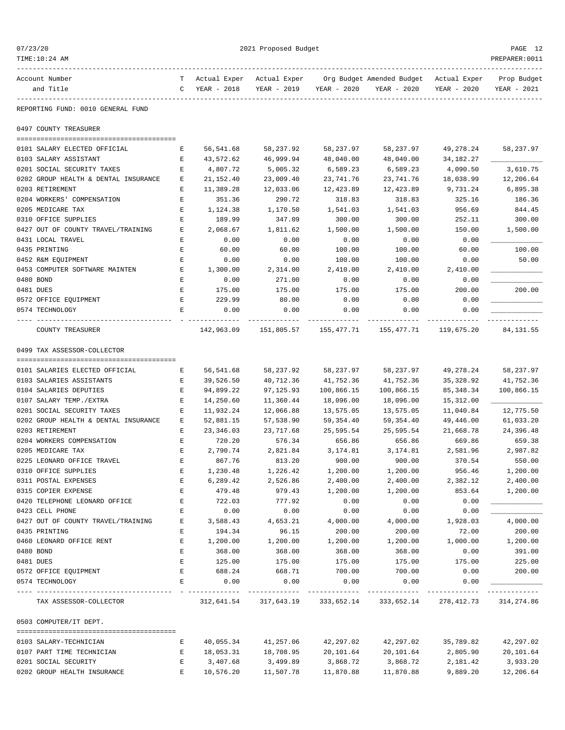2021 Proposed Budget

REPORTING FUND: 0010 GENERAL FUND

## 0497 COUNTY TREASURER

| Account Number and Title | TC | Actual Exper YEAR - 2018 | Actual Exper YEAR - 2019 | Org Budget YEAR - 2020 | Amended Budget YEAR - 2020 | Actual Exper YEAR - 2020 | Prop Budget YEAR - 2021 |
|---|---|---|---|---|---|---|---|
| 0101 SALARY ELECTED OFFICIAL | E | 56,541.68 | 58,237.92 | 58,237.97 | 58,237.97 | 49,278.24 | 58,237.97 |
| 0103 SALARY ASSISTANT | E | 43,572.62 | 46,999.94 | 48,040.00 | 48,040.00 | 34,182.27 | ____________ |
| 0201 SOCIAL SECURITY TAXES | E | 4,807.72 | 5,005.32 | 6,589.23 | 6,589.23 | 4,090.50 | 3,610.75 |
| 0202 GROUP HEALTH & DENTAL INSURANCE | E | 21,152.40 | 23,009.40 | 23,741.76 | 23,741.76 | 18,038.99 | 12,206.64 |
| 0203 RETIREMENT | E | 11,389.28 | 12,033.06 | 12,423.89 | 12,423.89 | 9,731.24 | 6,895.38 |
| 0204 WORKERS' COMPENSATION | E | 351.36 | 290.72 | 318.83 | 318.83 | 325.16 | 186.36 |
| 0205 MEDICARE TAX | E | 1,124.38 | 1,170.50 | 1,541.03 | 1,541.03 | 956.69 | 844.45 |
| 0310 OFFICE SUPPLIES | E | 189.99 | 347.09 | 300.00 | 300.00 | 252.11 | 300.00 |
| 0427 OUT OF COUNTY TRAVEL/TRAINING | E | 2,068.67 | 1,811.62 | 1,500.00 | 1,500.00 | 150.00 | 1,500.00 |
| 0431 LOCAL TRAVEL | E | 0.00 | 0.00 | 0.00 | 0.00 | 0.00 | ____________ |
| 0435 PRINTING | E | 60.00 | 60.00 | 100.00 | 100.00 | 60.00 | 100.00 |
| 0452 R&M EQUIPMENT | E | 0.00 | 0.00 | 100.00 | 100.00 | 0.00 | 50.00 |
| 0453 COMPUTER SOFTWARE MAINTEN | E | 1,300.00 | 2,314.00 | 2,410.00 | 2,410.00 | 2,410.00 | ____________ |
| 0480 BOND | E | 0.00 | 271.00 | 0.00 | 0.00 | 0.00 | ____________ |
| 0481 DUES | E | 175.00 | 175.00 | 175.00 | 175.00 | 200.00 | 200.00 |
| 0572 OFFICE EQUIPMENT | E | 229.99 | 80.00 | 0.00 | 0.00 | 0.00 | ____________ |
| 0574 TECHNOLOGY | E | 0.00 | 0.00 | 0.00 | 0.00 | 0.00 | ____________ |
| COUNTY TREASURER | | 142,963.09 | 151,805.57 | 155,477.71 | 155,477.71 | 119,675.20 | 84,131.55 |

## 0499 TAX ASSESSOR-COLLECTOR

| Account Number and Title | TC | Actual Exper YEAR - 2018 | Actual Exper YEAR - 2019 | Org Budget YEAR - 2020 | Amended Budget YEAR - 2020 | Actual Exper YEAR - 2020 | Prop Budget YEAR - 2021 |
|---|---|---|---|---|---|---|---|
| 0101 SALARIES ELECTED OFFICIAL | E | 56,541.68 | 58,237.92 | 58,237.97 | 58,237.97 | 49,278.24 | 58,237.97 |
| 0103 SALARIES ASSISTANTS | E | 39,526.50 | 40,712.36 | 41,752.36 | 41,752.36 | 35,328.92 | 41,752.36 |
| 0104 SALARIES DEPUTIES | E | 94,899.22 | 97,125.93 | 100,866.15 | 100,866.15 | 85,348.34 | 100,866.15 |
| 0107 SALARY TEMP./EXTRA | E | 14,250.60 | 11,360.44 | 18,096.00 | 18,096.00 | 15,312.00 | ____________ |
| 0201 SOCIAL SECURITY TAXES | E | 11,932.24 | 12,066.88 | 13,575.05 | 13,575.05 | 11,040.84 | 12,775.50 |
| 0202 GROUP HEALTH & DENTAL INSURANCE | E | 52,881.15 | 57,538.90 | 59,354.40 | 59,354.40 | 49,446.00 | 61,033.20 |
| 0203 RETIREMENT | E | 23,346.03 | 23,717.68 | 25,595.54 | 25,595.54 | 21,668.78 | 24,396.48 |
| 0204 WORKERS COMPENSATION | E | 720.20 | 576.34 | 656.86 | 656.86 | 669.86 | 659.38 |
| 0205 MEDICARE TAX | E | 2,790.74 | 2,821.84 | 3,174.81 | 3,174.81 | 2,581.96 | 2,987.82 |
| 0225 LEONARD OFFICE TRAVEL | E | 867.76 | 813.20 | 900.00 | 900.00 | 370.54 | 550.00 |
| 0310 OFFICE SUPPLIES | E | 1,230.48 | 1,226.42 | 1,200.00 | 1,200.00 | 956.46 | 1,200.00 |
| 0311 POSTAL EXPENSES | E | 6,289.42 | 2,526.86 | 2,400.00 | 2,400.00 | 2,382.12 | 2,400.00 |
| 0315 COPIER EXPENSE | E | 479.48 | 979.43 | 1,200.00 | 1,200.00 | 853.64 | 1,200.00 |
| 0420 TELEPHONE LEONARD OFFICE | E | 722.03 | 777.92 | 0.00 | 0.00 | 0.00 | ____________ |
| 0423 CELL PHONE | E | 0.00 | 0.00 | 0.00 | 0.00 | 0.00 | ____________ |
| 0427 OUT OF COUNTY TRAVEL/TRAINING | E | 3,588.43 | 4,653.21 | 4,000.00 | 4,000.00 | 1,928.03 | 4,000.00 |
| 0435 PRINTING | E | 194.34 | 96.15 | 200.00 | 200.00 | 72.00 | 200.00 |
| 0460 LEONARD OFFICE RENT | E | 1,200.00 | 1,200.00 | 1,200.00 | 1,200.00 | 1,000.00 | 1,200.00 |
| 0480 BOND | E | 368.00 | 368.00 | 368.00 | 368.00 | 0.00 | 391.00 |
| 0481 DUES | E | 125.00 | 175.00 | 175.00 | 175.00 | 175.00 | 225.00 |
| 0572 OFFICE EQUIPMENT | E | 688.24 | 668.71 | 700.00 | 700.00 | 0.00 | 200.00 |
| 0574 TECHNOLOGY | E | 0.00 | 0.00 | 0.00 | 0.00 | 0.00 | ____________ |
| TAX ASSESSOR-COLLECTOR | | 312,641.54 | 317,643.19 | 333,652.14 | 333,652.14 | 278,412.73 | 314,274.86 |

## 0503 COMPUTER/IT DEPT.

| Account Number and Title | TC | Actual Exper YEAR - 2018 | Actual Exper YEAR - 2019 | Org Budget YEAR - 2020 | Amended Budget YEAR - 2020 | Actual Exper YEAR - 2020 | Prop Budget YEAR - 2021 |
|---|---|---|---|---|---|---|---|
| 0103 SALARY-TECHNICIAN | E | 40,055.34 | 41,257.06 | 42,297.02 | 42,297.02 | 35,789.82 | 42,297.02 |
| 0107 PART TIME TECHNICIAN | E | 18,053.31 | 18,708.95 | 20,101.64 | 20,101.64 | 2,805.90 | 20,101.64 |
| 0201 SOCIAL SECURITY | E | 3,407.68 | 3,499.89 | 3,868.72 | 3,868.72 | 2,181.42 | 3,933.20 |
| 0202 GROUP HEALTH INSURANCE | E | 10,576.20 | 11,507.78 | 11,870.88 | 11,870.88 | 9,889.20 | 12,206.64 |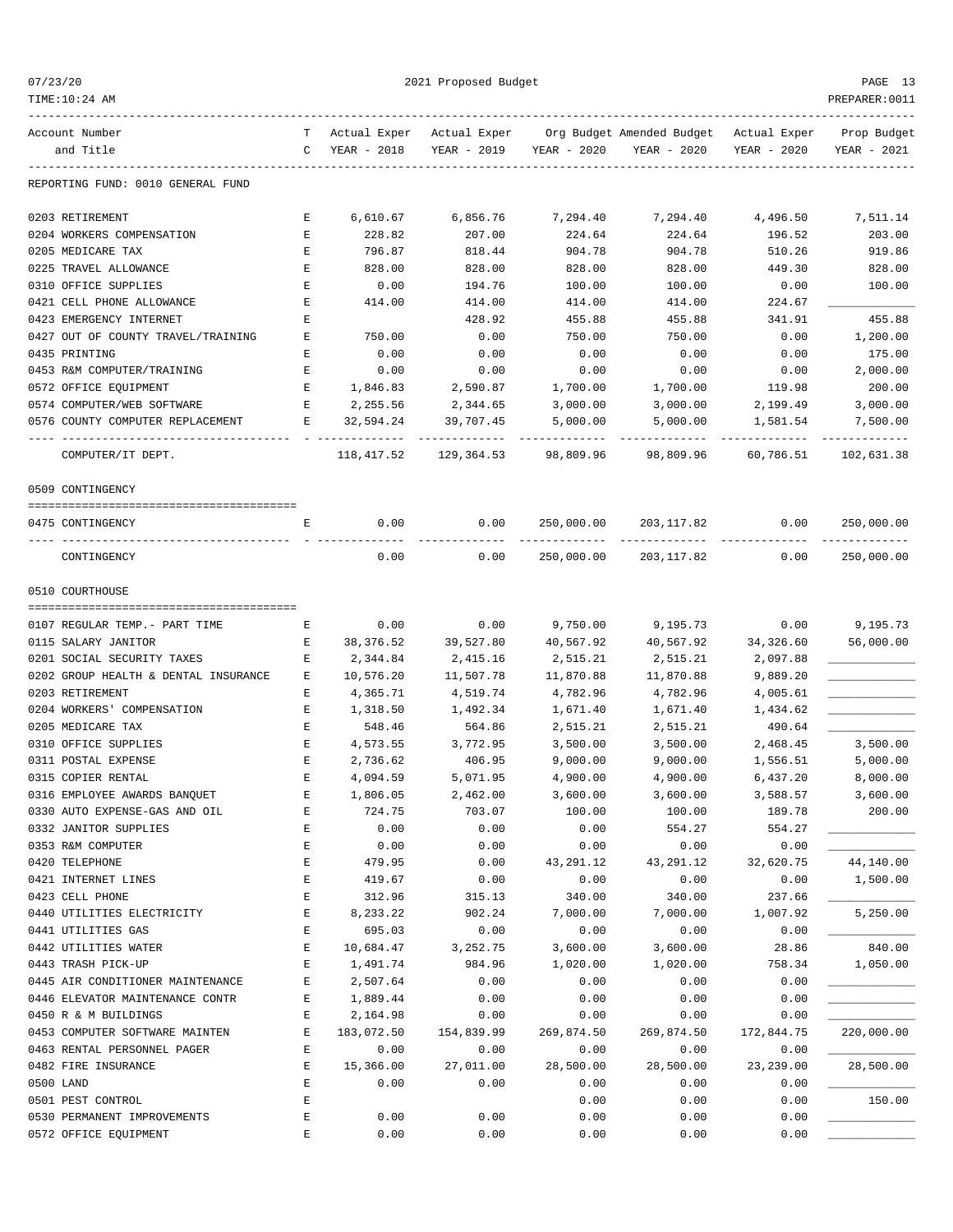REPORTING FUND: 0010 GENERAL FUND

| Account Number and Title | TC | Actual Exper YEAR - 2018 | Actual Exper YEAR - 2019 | Org Budget YEAR - 2020 | Amended Budget YEAR - 2020 | Actual Exper YEAR - 2020 | Prop Budget YEAR - 2021 |
|---|---|---|---|---|---|---|---|
| 0203 RETIREMENT | E | 6,610.67 | 6,856.76 | 7,294.40 | 7,294.40 | 4,496.50 | 7,511.14 |
| 0204 WORKERS COMPENSATION | E | 228.82 | 207.00 | 224.64 | 224.64 | 196.52 | 203.00 |
| 0205 MEDICARE TAX | E | 796.87 | 818.44 | 904.78 | 904.78 | 510.26 | 919.86 |
| 0225 TRAVEL ALLOWANCE | E | 828.00 | 828.00 | 828.00 | 828.00 | 449.30 | 828.00 |
| 0310 OFFICE SUPPLIES | E | 0.00 | 194.76 | 100.00 | 100.00 | 0.00 | 100.00 |
| 0421 CELL PHONE ALLOWANCE | E | 414.00 | 414.00 | 414.00 | 414.00 | 224.67 | ____________ |
| 0423 EMERGENCY INTERNET | E | | 428.92 | 455.88 | 455.88 | 341.91 | 455.88 |
| 0427 OUT OF COUNTY TRAVEL/TRAINING | E | 750.00 | 0.00 | 750.00 | 750.00 | 0.00 | 1,200.00 |
| 0435 PRINTING | E | 0.00 | 0.00 | 0.00 | 0.00 | 0.00 | 175.00 |
| 0453 R&M COMPUTER/TRAINING | E | 0.00 | 0.00 | 0.00 | 0.00 | 0.00 | 2,000.00 |
| 0572 OFFICE EQUIPMENT | E | 1,846.83 | 2,590.87 | 1,700.00 | 1,700.00 | 119.98 | 200.00 |
| 0574 COMPUTER/WEB SOFTWARE | E | 2,255.56 | 2,344.65 | 3,000.00 | 3,000.00 | 2,199.49 | 3,000.00 |
| 0576 COUNTY COMPUTER REPLACEMENT | E | 32,594.24 | 39,707.45 | 5,000.00 | 5,000.00 | 1,581.54 | 7,500.00 |
| COMPUTER/IT DEPT. | | 118,417.52 | 129,364.53 | 98,809.96 | 98,809.96 | 60,786.51 | 102,631.38 |

0509 CONTINGENCY

| Account Number and Title | TC | Actual Exper YEAR - 2018 | Actual Exper YEAR - 2019 | Org Budget YEAR - 2020 | Amended Budget YEAR - 2020 | Actual Exper YEAR - 2020 | Prop Budget YEAR - 2021 |
|---|---|---|---|---|---|---|---|
| 0475 CONTINGENCY | E | 0.00 | 0.00 | 250,000.00 | 203,117.82 | 0.00 | 250,000.00 |
| CONTINGENCY | | 0.00 | 0.00 | 250,000.00 | 203,117.82 | 0.00 | 250,000.00 |

0510 COURTHOUSE

| Account Number and Title | TC | Actual Exper YEAR - 2018 | Actual Exper YEAR - 2019 | Org Budget YEAR - 2020 | Amended Budget YEAR - 2020 | Actual Exper YEAR - 2020 | Prop Budget YEAR - 2021 |
|---|---|---|---|---|---|---|---|
| 0107 REGULAR TEMP.- PART TIME | E | 0.00 | 0.00 | 9,750.00 | 9,195.73 | 0.00 | 9,195.73 |
| 0115 SALARY JANITOR | E | 38,376.52 | 39,527.80 | 40,567.92 | 40,567.92 | 34,326.60 | 56,000.00 |
| 0201 SOCIAL SECURITY TAXES | E | 2,344.84 | 2,415.16 | 2,515.21 | 2,515.21 | 2,097.88 | ____________ |
| 0202 GROUP HEALTH & DENTAL INSURANCE | E | 10,576.20 | 11,507.78 | 11,870.88 | 11,870.88 | 9,889.20 | ____________ |
| 0203 RETIREMENT | E | 4,365.71 | 4,519.74 | 4,782.96 | 4,782.96 | 4,005.61 | ____________ |
| 0204 WORKERS' COMPENSATION | E | 1,318.50 | 1,492.34 | 1,671.40 | 1,671.40 | 1,434.62 | ____________ |
| 0205 MEDICARE TAX | E | 548.46 | 564.86 | 2,515.21 | 2,515.21 | 490.64 | ____________ |
| 0310 OFFICE SUPPLIES | E | 4,573.55 | 3,772.95 | 3,500.00 | 3,500.00 | 2,468.45 | 3,500.00 |
| 0311 POSTAL EXPENSE | E | 2,736.62 | 406.95 | 9,000.00 | 9,000.00 | 1,556.51 | 5,000.00 |
| 0315 COPIER RENTAL | E | 4,094.59 | 5,071.95 | 4,900.00 | 4,900.00 | 6,437.20 | 8,000.00 |
| 0316 EMPLOYEE AWARDS BANQUET | E | 1,806.05 | 2,462.00 | 3,600.00 | 3,600.00 | 3,588.57 | 3,600.00 |
| 0330 AUTO EXPENSE-GAS AND OIL | E | 724.75 | 703.07 | 100.00 | 100.00 | 189.78 | 200.00 |
| 0332 JANITOR SUPPLIES | E | 0.00 | 0.00 | 0.00 | 554.27 | 554.27 | ____________ |
| 0353 R&M COMPUTER | E | 0.00 | 0.00 | 0.00 | 0.00 | 0.00 | ____________ |
| 0420 TELEPHONE | E | 479.95 | 0.00 | 43,291.12 | 43,291.12 | 32,620.75 | 44,140.00 |
| 0421 INTERNET LINES | E | 419.67 | 0.00 | 0.00 | 0.00 | 0.00 | 1,500.00 |
| 0423 CELL PHONE | E | 312.96 | 315.13 | 340.00 | 340.00 | 237.66 | ____________ |
| 0440 UTILITIES ELECTRICITY | E | 8,233.22 | 902.24 | 7,000.00 | 7,000.00 | 1,007.92 | 5,250.00 |
| 0441 UTILITIES GAS | E | 695.03 | 0.00 | 0.00 | 0.00 | 0.00 | ____________ |
| 0442 UTILITIES WATER | E | 10,684.47 | 3,252.75 | 3,600.00 | 3,600.00 | 28.86 | 840.00 |
| 0443 TRASH PICK-UP | E | 1,491.74 | 984.96 | 1,020.00 | 1,020.00 | 758.34 | 1,050.00 |
| 0445 AIR CONDITIONER MAINTENANCE | E | 2,507.64 | 0.00 | 0.00 | 0.00 | 0.00 | ____________ |
| 0446 ELEVATOR MAINTENANCE CONTR | E | 1,889.44 | 0.00 | 0.00 | 0.00 | 0.00 | ____________ |
| 0450 R & M BUILDINGS | E | 2,164.98 | 0.00 | 0.00 | 0.00 | 0.00 | ____________ |
| 0453 COMPUTER SOFTWARE MAINTEN | E | 183,072.50 | 154,839.99 | 269,874.50 | 269,874.50 | 172,844.75 | 220,000.00 |
| 0463 RENTAL PERSONNEL PAGER | E | 0.00 | 0.00 | 0.00 | 0.00 | 0.00 | ____________ |
| 0482 FIRE INSURANCE | E | 15,366.00 | 27,011.00 | 28,500.00 | 28,500.00 | 23,239.00 | 28,500.00 |
| 0500 LAND | E | 0.00 | 0.00 | 0.00 | 0.00 | 0.00 | ____________ |
| 0501 PEST CONTROL | E | | | 0.00 | 0.00 | 0.00 | 150.00 |
| 0530 PERMANENT IMPROVEMENTS | E | 0.00 | 0.00 | 0.00 | 0.00 | 0.00 | ____________ |
| 0572 OFFICE EQUIPMENT | E | 0.00 | 0.00 | 0.00 | 0.00 | 0.00 | ____________ |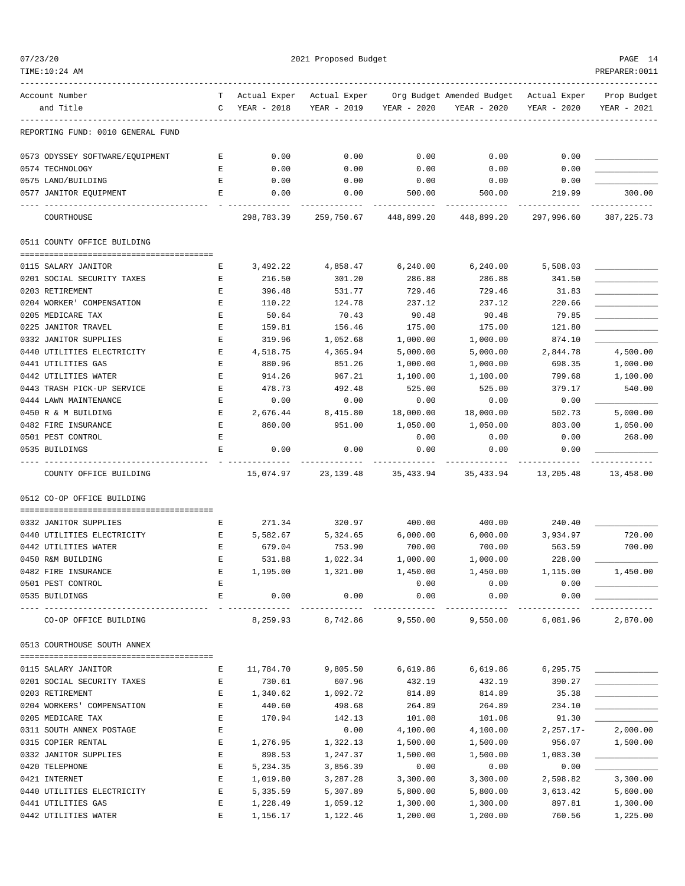REPORTING FUND: 0010 GENERAL FUND

| Account Number and Title | TC | Actual Exper YEAR - 2018 | Actual Exper YEAR - 2019 | Org Budget YEAR - 2020 | Amended Budget YEAR - 2020 | Actual Exper YEAR - 2020 | Prop Budget YEAR - 2021 |
|---|---|---|---|---|---|---|---|
| 0573 ODYSSEY SOFTWARE/EQUIPMENT | E | 0.00 | 0.00 | 0.00 | 0.00 | 0.00 | |
| 0574 TECHNOLOGY | E | 0.00 | 0.00 | 0.00 | 0.00 | 0.00 | |
| 0575 LAND/BUILDING | E | 0.00 | 0.00 | 0.00 | 0.00 | 0.00 | |
| 0577 JANITOR EQUIPMENT | E | 0.00 | 0.00 | 500.00 | 500.00 | 219.99 | 300.00 |
| COURTHOUSE | | 298,783.39 | 259,750.67 | 448,899.20 | 448,899.20 | 297,996.60 | 387,225.73 |

## 0511 COUNTY OFFICE BUILDING

| Account Number and Title | TC | Actual Exper YEAR - 2018 | Actual Exper YEAR - 2019 | Org Budget YEAR - 2020 | Amended Budget YEAR - 2020 | Actual Exper YEAR - 2020 | Prop Budget YEAR - 2021 |
|---|---|---|---|---|---|---|---|
| 0115 SALARY JANITOR | E | 3,492.22 | 4,858.47 | 6,240.00 | 6,240.00 | 5,508.03 | |
| 0201 SOCIAL SECURITY TAXES | E | 216.50 | 301.20 | 286.88 | 286.88 | 341.50 | |
| 0203 RETIREMENT | E | 396.48 | 531.77 | 729.46 | 729.46 | 31.83 | |
| 0204 WORKER' COMPENSATION | E | 110.22 | 124.78 | 237.12 | 237.12 | 220.66 | |
| 0205 MEDICARE TAX | E | 50.64 | 70.43 | 90.48 | 90.48 | 79.85 | |
| 0225 JANITOR TRAVEL | E | 159.81 | 156.46 | 175.00 | 175.00 | 121.80 | |
| 0332 JANITOR SUPPLIES | E | 319.96 | 1,052.68 | 1,000.00 | 1,000.00 | 874.10 | |
| 0440 UTILITIES ELECTRICITY | E | 4,518.75 | 4,365.94 | 5,000.00 | 5,000.00 | 2,844.78 | 4,500.00 |
| 0441 UTILITIES GAS | E | 880.96 | 851.26 | 1,000.00 | 1,000.00 | 698.35 | 1,000.00 |
| 0442 UTILITIES WATER | E | 914.26 | 967.21 | 1,100.00 | 1,100.00 | 799.68 | 1,100.00 |
| 0443 TRASH PICK-UP SERVICE | E | 478.73 | 492.48 | 525.00 | 525.00 | 379.17 | 540.00 |
| 0444 LAWN MAINTENANCE | E | 0.00 | 0.00 | 0.00 | 0.00 | 0.00 | |
| 0450 R & M BUILDING | E | 2,676.44 | 8,415.80 | 18,000.00 | 18,000.00 | 502.73 | 5,000.00 |
| 0482 FIRE INSURANCE | E | 860.00 | 951.00 | 1,050.00 | 1,050.00 | 803.00 | 1,050.00 |
| 0501 PEST CONTROL | E | | | 0.00 | 0.00 | 0.00 | 268.00 |
| 0535 BUILDINGS | E | 0.00 | 0.00 | 0.00 | 0.00 | 0.00 | |
| COUNTY OFFICE BUILDING | | 15,074.97 | 23,139.48 | 35,433.94 | 35,433.94 | 13,205.48 | 13,458.00 |

## 0512 CO-OP OFFICE BUILDING

| Account Number and Title | TC | Actual Exper YEAR - 2018 | Actual Exper YEAR - 2019 | Org Budget YEAR - 2020 | Amended Budget YEAR - 2020 | Actual Exper YEAR - 2020 | Prop Budget YEAR - 2021 |
|---|---|---|---|---|---|---|---|
| 0332 JANITOR SUPPLIES | E | 271.34 | 320.97 | 400.00 | 400.00 | 240.40 | |
| 0440 UTILITIES ELECTRICITY | E | 5,582.67 | 5,324.65 | 6,000.00 | 6,000.00 | 3,934.97 | 720.00 |
| 0442 UTILITIES WATER | E | 679.04 | 753.90 | 700.00 | 700.00 | 563.59 | 700.00 |
| 0450 R&M BUILDING | E | 531.88 | 1,022.34 | 1,000.00 | 1,000.00 | 228.00 | |
| 0482 FIRE INSURANCE | E | 1,195.00 | 1,321.00 | 1,450.00 | 1,450.00 | 1,115.00 | 1,450.00 |
| 0501 PEST CONTROL | E | | | 0.00 | 0.00 | 0.00 | |
| 0535 BUILDINGS | E | 0.00 | 0.00 | 0.00 | 0.00 | 0.00 | |
| CO-OP OFFICE BUILDING | | 8,259.93 | 8,742.86 | 9,550.00 | 9,550.00 | 6,081.96 | 2,870.00 |

## 0513 COURTHOUSE SOUTH ANNEX

| Account Number and Title | TC | Actual Exper YEAR - 2018 | Actual Exper YEAR - 2019 | Org Budget YEAR - 2020 | Amended Budget YEAR - 2020 | Actual Exper YEAR - 2020 | Prop Budget YEAR - 2021 |
|---|---|---|---|---|---|---|---|
| 0115 SALARY JANITOR | E | 11,784.70 | 9,805.50 | 6,619.86 | 6,619.86 | 6,295.75 | |
| 0201 SOCIAL SECURITY TAXES | E | 730.61 | 607.96 | 432.19 | 432.19 | 390.27 | |
| 0203 RETIREMENT | E | 1,340.62 | 1,092.72 | 814.89 | 814.89 | 35.38 | |
| 0204 WORKERS' COMPENSATION | E | 440.60 | 498.68 | 264.89 | 264.89 | 234.10 | |
| 0205 MEDICARE TAX | E | 170.94 | 142.13 | 101.08 | 101.08 | 91.30 | |
| 0311 SOUTH ANNEX POSTAGE | E | | 0.00 | 4,100.00 | 4,100.00 | 2,257.17- | 2,000.00 |
| 0315 COPIER RENTAL | E | 1,276.95 | 1,322.13 | 1,500.00 | 1,500.00 | 956.07 | 1,500.00 |
| 0332 JANITOR SUPPLIES | E | 898.53 | 1,247.37 | 1,500.00 | 1,500.00 | 1,083.30 | |
| 0420 TELEPHONE | E | 5,234.35 | 3,856.39 | 0.00 | 0.00 | 0.00 | |
| 0421 INTERNET | E | 1,019.80 | 3,287.28 | 3,300.00 | 3,300.00 | 2,598.82 | 3,300.00 |
| 0440 UTILITIES ELECTRICITY | E | 5,335.59 | 5,307.89 | 5,800.00 | 5,800.00 | 3,613.42 | 5,600.00 |
| 0441 UTILITIES GAS | E | 1,228.49 | 1,059.12 | 1,300.00 | 1,300.00 | 897.81 | 1,300.00 |
| 0442 UTILITIES WATER | E | 1,156.17 | 1,122.46 | 1,200.00 | 1,200.00 | 760.56 | 1,225.00 |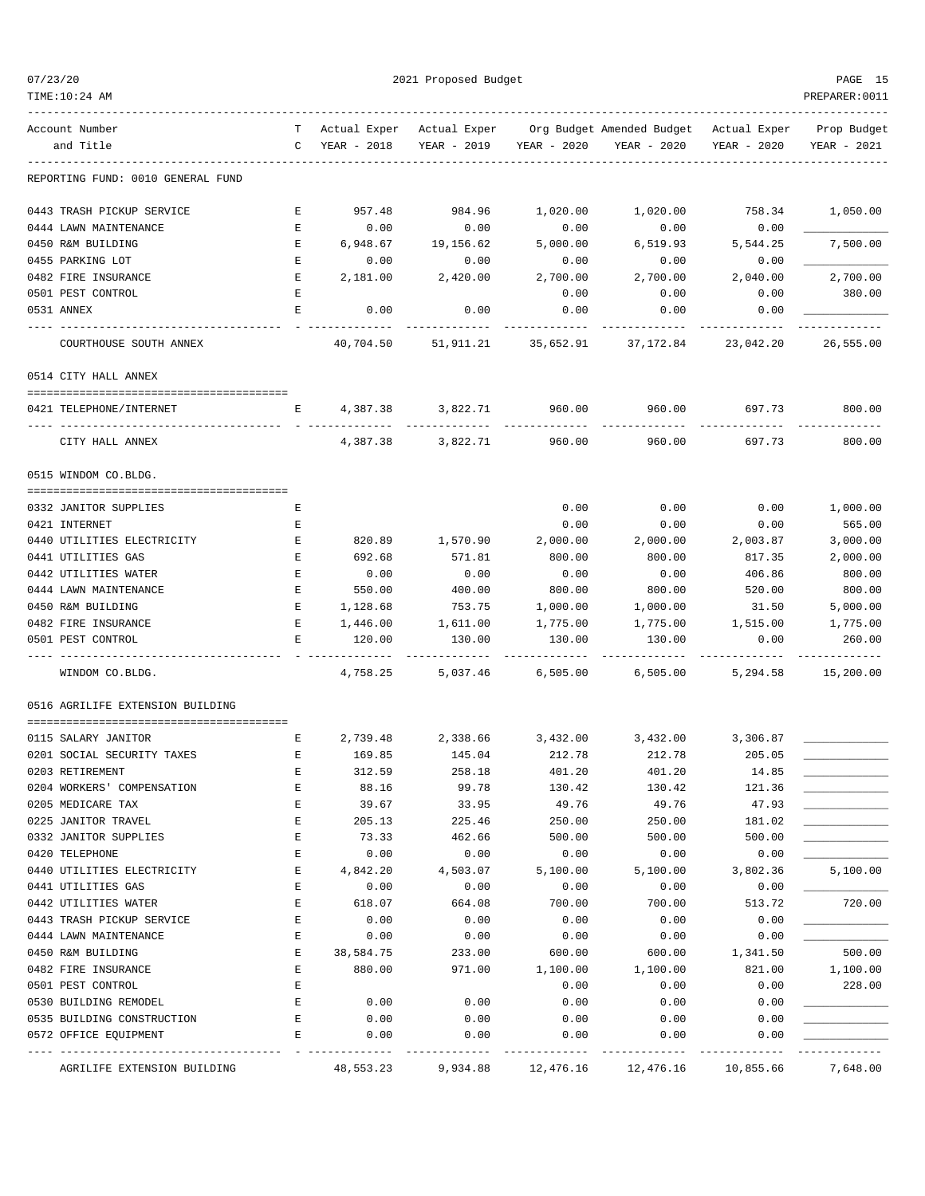REPORTING FUND: 0010 GENERAL FUND

| Account Number and Title | TC | Actual Exper YEAR - 2018 | Actual Exper YEAR - 2019 | Org Budget YEAR - 2020 | Amended Budget YEAR - 2020 | Actual Exper YEAR - 2020 | Prop Budget YEAR - 2021 |
|---|---|---|---|---|---|---|---|
| 0443 TRASH PICKUP SERVICE | E | 957.48 | 984.96 | 1,020.00 | 1,020.00 | 758.34 | 1,050.00 |
| 0444 LAWN MAINTENANCE | E | 0.00 | 0.00 | 0.00 | 0.00 | 0.00 | ____________ |
| 0450 R&M BUILDING | E | 6,948.67 | 19,156.62 | 5,000.00 | 6,519.93 | 5,544.25 | 7,500.00 |
| 0455 PARKING LOT | E | 0.00 | 0.00 | 0.00 | 0.00 | 0.00 | ____________ |
| 0482 FIRE INSURANCE | E | 2,181.00 | 2,420.00 | 2,700.00 | 2,700.00 | 2,040.00 | 2,700.00 |
| 0501 PEST CONTROL | E | | | 0.00 | 0.00 | 0.00 | 380.00 |
| 0531 ANNEX | E | 0.00 | 0.00 | 0.00 | 0.00 | 0.00 | ____________ |
| COURTHOUSE SOUTH ANNEX | | 40,704.50 | 51,911.21 | 35,652.91 | 37,172.84 | 23,042.20 | 26,555.00 |

0514 CITY HALL ANNEX

| Account Number and Title | TC | Actual Exper YEAR - 2018 | Actual Exper YEAR - 2019 | Org Budget YEAR - 2020 | Amended Budget YEAR - 2020 | Actual Exper YEAR - 2020 | Prop Budget YEAR - 2021 |
|---|---|---|---|---|---|---|---|
| 0421 TELEPHONE/INTERNET | E | 4,387.38 | 3,822.71 | 960.00 | 960.00 | 697.73 | 800.00 |
| CITY HALL ANNEX | | 4,387.38 | 3,822.71 | 960.00 | 960.00 | 697.73 | 800.00 |

0515 WINDOM CO.BLDG.

| Account Number and Title | TC | Actual Exper YEAR - 2018 | Actual Exper YEAR - 2019 | Org Budget YEAR - 2020 | Amended Budget YEAR - 2020 | Actual Exper YEAR - 2020 | Prop Budget YEAR - 2021 |
|---|---|---|---|---|---|---|---|
| 0332 JANITOR SUPPLIES | E | | | 0.00 | 0.00 | 0.00 | 1,000.00 |
| 0421 INTERNET | E | | | 0.00 | 0.00 | 0.00 | 565.00 |
| 0440 UTILITIES ELECTRICITY | E | 820.89 | 1,570.90 | 2,000.00 | 2,000.00 | 2,003.87 | 3,000.00 |
| 0441 UTILITIES GAS | E | 692.68 | 571.81 | 800.00 | 800.00 | 817.35 | 2,000.00 |
| 0442 UTILITIES WATER | E | 0.00 | 0.00 | 0.00 | 0.00 | 406.86 | 800.00 |
| 0444 LAWN MAINTENANCE | E | 550.00 | 400.00 | 800.00 | 800.00 | 520.00 | 800.00 |
| 0450 R&M BUILDING | E | 1,128.68 | 753.75 | 1,000.00 | 1,000.00 | 31.50 | 5,000.00 |
| 0482 FIRE INSURANCE | E | 1,446.00 | 1,611.00 | 1,775.00 | 1,775.00 | 1,515.00 | 1,775.00 |
| 0501 PEST CONTROL | E | 120.00 | 130.00 | 130.00 | 130.00 | 0.00 | 260.00 |
| WINDOM CO.BLDG. | | 4,758.25 | 5,037.46 | 6,505.00 | 6,505.00 | 5,294.58 | 15,200.00 |

0516 AGRILIFE EXTENSION BUILDING

| Account Number and Title | TC | Actual Exper YEAR - 2018 | Actual Exper YEAR - 2019 | Org Budget YEAR - 2020 | Amended Budget YEAR - 2020 | Actual Exper YEAR - 2020 | Prop Budget YEAR - 2021 |
|---|---|---|---|---|---|---|---|
| 0115 SALARY JANITOR | E | 2,739.48 | 2,338.66 | 3,432.00 | 3,432.00 | 3,306.87 | ____________ |
| 0201 SOCIAL SECURITY TAXES | E | 169.85 | 145.04 | 212.78 | 212.78 | 205.05 | ____________ |
| 0203 RETIREMENT | E | 312.59 | 258.18 | 401.20 | 401.20 | 14.85 | ____________ |
| 0204 WORKERS' COMPENSATION | E | 88.16 | 99.78 | 130.42 | 130.42 | 121.36 | ____________ |
| 0205 MEDICARE TAX | E | 39.67 | 33.95 | 49.76 | 49.76 | 47.93 | ____________ |
| 0225 JANITOR TRAVEL | E | 205.13 | 225.46 | 250.00 | 250.00 | 181.02 | ____________ |
| 0332 JANITOR SUPPLIES | E | 73.33 | 462.66 | 500.00 | 500.00 | 500.00 | ____________ |
| 0420 TELEPHONE | E | 0.00 | 0.00 | 0.00 | 0.00 | 0.00 | ____________ |
| 0440 UTILITIES ELECTRICITY | E | 4,842.20 | 4,503.07 | 5,100.00 | 5,100.00 | 3,802.36 | 5,100.00 |
| 0441 UTILITIES GAS | E | 0.00 | 0.00 | 0.00 | 0.00 | 0.00 | ____________ |
| 0442 UTILITIES WATER | E | 618.07 | 664.08 | 700.00 | 700.00 | 513.72 | 720.00 |
| 0443 TRASH PICKUP SERVICE | E | 0.00 | 0.00 | 0.00 | 0.00 | 0.00 | ____________ |
| 0444 LAWN MAINTENANCE | E | 0.00 | 0.00 | 0.00 | 0.00 | 0.00 | ____________ |
| 0450 R&M BUILDING | E | 38,584.75 | 233.00 | 600.00 | 600.00 | 1,341.50 | 500.00 |
| 0482 FIRE INSURANCE | E | 880.00 | 971.00 | 1,100.00 | 1,100.00 | 821.00 | 1,100.00 |
| 0501 PEST CONTROL | E | | | 0.00 | 0.00 | 0.00 | 228.00 |
| 0530 BUILDING REMODEL | E | 0.00 | 0.00 | 0.00 | 0.00 | 0.00 | ____________ |
| 0535 BUILDING CONSTRUCTION | E | 0.00 | 0.00 | 0.00 | 0.00 | 0.00 | ____________ |
| 0572 OFFICE EQUIPMENT | E | 0.00 | 0.00 | 0.00 | 0.00 | 0.00 | ____________ |
| AGRILIFE EXTENSION BUILDING | | 48,553.23 | 9,934.88 | 12,476.16 | 12,476.16 | 10,855.66 | 7,648.00 |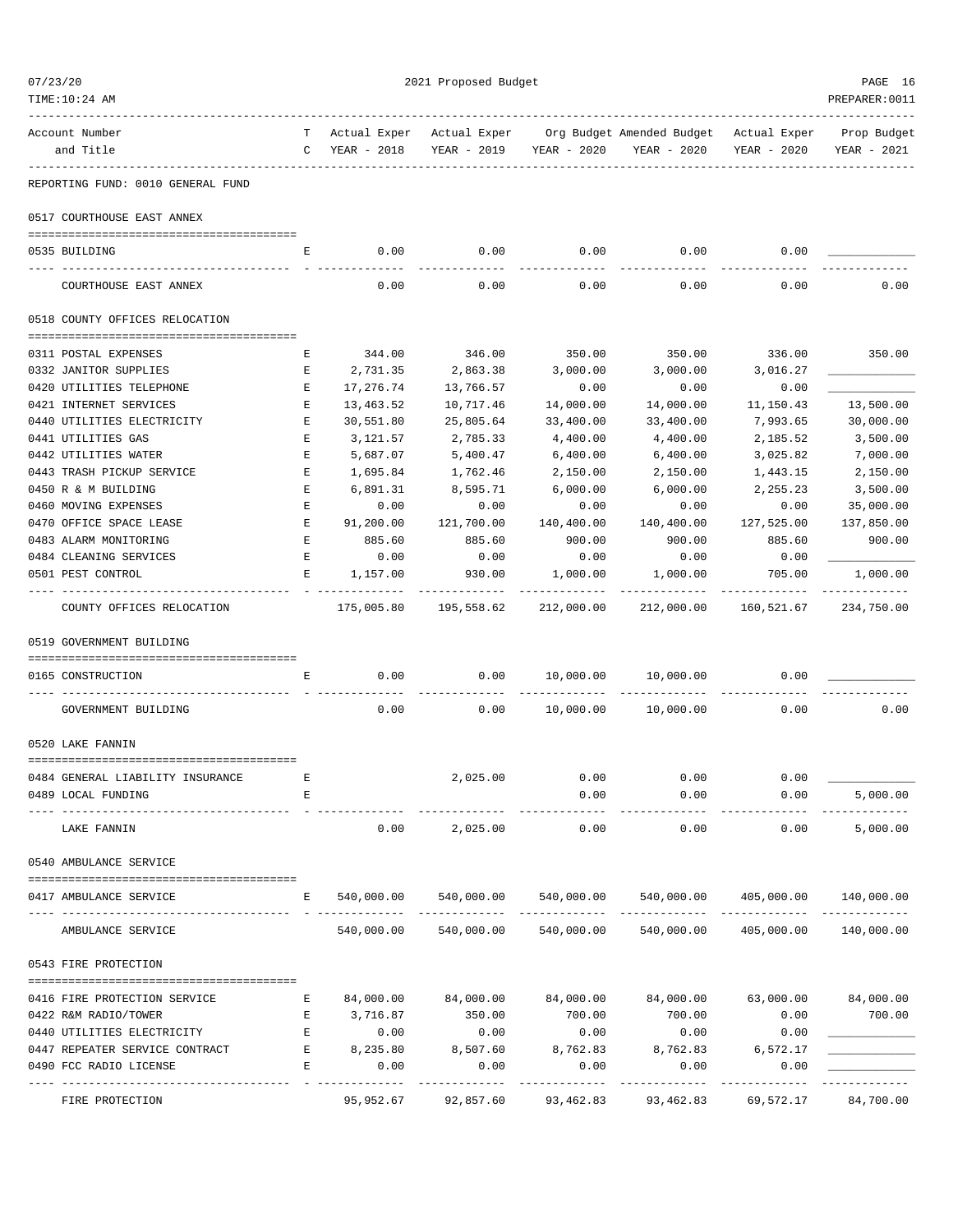2021 Proposed Budget

REPORTING FUND: 0010 GENERAL FUND

| Account Number and Title | TC | Actual Exper YEAR - 2018 | Actual Exper YEAR - 2019 | Org Budget YEAR - 2020 | Amended Budget YEAR - 2020 | Actual Exper YEAR - 2020 | Prop Budget YEAR - 2021 |
|---|---|---|---|---|---|---|---|
| **0517 COURTHOUSE EAST ANNEX** | | | | | | | |
| 0535 BUILDING | E | 0.00 | 0.00 | 0.00 | 0.00 | 0.00 | ____________ |
| COURTHOUSE EAST ANNEX | | 0.00 | 0.00 | 0.00 | 0.00 | 0.00 | 0.00 |
| **0518 COUNTY OFFICES RELOCATION** | | | | | | | |
| 0311 POSTAL EXPENSES | E | 344.00 | 346.00 | 350.00 | 350.00 | 336.00 | 350.00 |
| 0332 JANITOR SUPPLIES | E | 2,731.35 | 2,863.38 | 3,000.00 | 3,000.00 | 3,016.27 | ____________ |
| 0420 UTILITIES TELEPHONE | E | 17,276.74 | 13,766.57 | 0.00 | 0.00 | 0.00 | ____________ |
| 0421 INTERNET SERVICES | E | 13,463.52 | 10,717.46 | 14,000.00 | 14,000.00 | 11,150.43 | 13,500.00 |
| 0440 UTILITIES ELECTRICITY | E | 30,551.80 | 25,805.64 | 33,400.00 | 33,400.00 | 7,993.65 | 30,000.00 |
| 0441 UTILITIES GAS | E | 3,121.57 | 2,785.33 | 4,400.00 | 4,400.00 | 2,185.52 | 3,500.00 |
| 0442 UTILITIES WATER | E | 5,687.07 | 5,400.47 | 6,400.00 | 6,400.00 | 3,025.82 | 7,000.00 |
| 0443 TRASH PICKUP SERVICE | E | 1,695.84 | 1,762.46 | 2,150.00 | 2,150.00 | 1,443.15 | 2,150.00 |
| 0450 R & M BUILDING | E | 6,891.31 | 8,595.71 | 6,000.00 | 6,000.00 | 2,255.23 | 3,500.00 |
| 0460 MOVING EXPENSES | E | 0.00 | 0.00 | 0.00 | 0.00 | 0.00 | 35,000.00 |
| 0470 OFFICE SPACE LEASE | E | 91,200.00 | 121,700.00 | 140,400.00 | 140,400.00 | 127,525.00 | 137,850.00 |
| 0483 ALARM MONITORING | E | 885.60 | 885.60 | 900.00 | 900.00 | 885.60 | 900.00 |
| 0484 CLEANING SERVICES | E | 0.00 | 0.00 | 0.00 | 0.00 | 0.00 | ____________ |
| 0501 PEST CONTROL | E | 1,157.00 | 930.00 | 1,000.00 | 1,000.00 | 705.00 | 1,000.00 |
| COUNTY OFFICES RELOCATION | | 175,005.80 | 195,558.62 | 212,000.00 | 212,000.00 | 160,521.67 | 234,750.00 |
| **0519 GOVERNMENT BUILDING** | | | | | | | |
| 0165 CONSTRUCTION | E | 0.00 | 0.00 | 10,000.00 | 10,000.00 | 0.00 | ____________ |
| GOVERNMENT BUILDING | | 0.00 | 0.00 | 10,000.00 | 10,000.00 | 0.00 | 0.00 |
| **0520 LAKE FANNIN** | | | | | | | |
| 0484 GENERAL LIABILITY INSURANCE | E | | 2,025.00 | 0.00 | 0.00 | 0.00 | ____________ |
| 0489 LOCAL FUNDING | E | | | 0.00 | 0.00 | 0.00 | 5,000.00 |
| LAKE FANNIN | | 0.00 | 2,025.00 | 0.00 | 0.00 | 0.00 | 5,000.00 |
| **0540 AMBULANCE SERVICE** | | | | | | | |
| 0417 AMBULANCE SERVICE | E | 540,000.00 | 540,000.00 | 540,000.00 | 540,000.00 | 405,000.00 | 140,000.00 |
| AMBULANCE SERVICE | | 540,000.00 | 540,000.00 | 540,000.00 | 540,000.00 | 405,000.00 | 140,000.00 |
| **0543 FIRE PROTECTION** | | | | | | | |
| 0416 FIRE PROTECTION SERVICE | E | 84,000.00 | 84,000.00 | 84,000.00 | 84,000.00 | 63,000.00 | 84,000.00 |
| 0422 R&M RADIO/TOWER | E | 3,716.87 | 350.00 | 700.00 | 700.00 | 0.00 | 700.00 |
| 0440 UTILITIES ELECTRICITY | E | 0.00 | 0.00 | 0.00 | 0.00 | 0.00 | ____________ |
| 0447 REPEATER SERVICE CONTRACT | E | 8,235.80 | 8,507.60 | 8,762.83 | 8,762.83 | 6,572.17 | ____________ |
| 0490 FCC RADIO LICENSE | E | 0.00 | 0.00 | 0.00 | 0.00 | 0.00 | ____________ |
| FIRE PROTECTION | | 95,952.67 | 92,857.60 | 93,462.83 | 93,462.83 | 69,572.17 | 84,700.00 |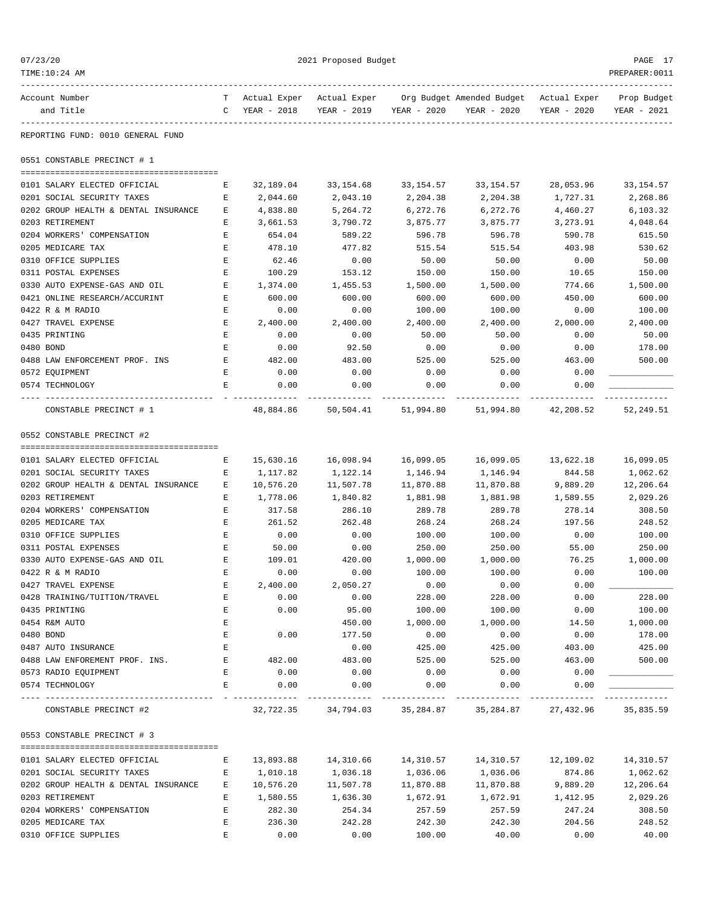REPORTING FUND: 0010 GENERAL FUND

## 0551 CONSTABLE PRECINCT # 1

| Account Number and Title | TC | Actual Exper YEAR - 2018 | Actual Exper YEAR - 2019 | Org Budget YEAR - 2020 | Amended Budget YEAR - 2020 | Actual Exper YEAR - 2020 | Prop Budget YEAR - 2021 |
|---|---|---|---|---|---|---|---|
| 0101 SALARY ELECTED OFFICIAL | E | 32,189.04 | 33,154.68 | 33,154.57 | 33,154.57 | 28,053.96 | 33,154.57 |
| 0201 SOCIAL SECURITY TAXES | E | 2,044.60 | 2,043.10 | 2,204.38 | 2,204.38 | 1,727.31 | 2,268.86 |
| 0202 GROUP HEALTH & DENTAL INSURANCE | E | 4,838.80 | 5,264.72 | 6,272.76 | 6,272.76 | 4,460.27 | 6,103.32 |
| 0203 RETIREMENT | E | 3,661.53 | 3,790.72 | 3,875.77 | 3,875.77 | 3,273.91 | 4,048.64 |
| 0204 WORKERS' COMPENSATION | E | 654.04 | 589.22 | 596.78 | 596.78 | 590.78 | 615.50 |
| 0205 MEDICARE TAX | E | 478.10 | 477.82 | 515.54 | 515.54 | 403.98 | 530.62 |
| 0310 OFFICE SUPPLIES | E | 62.46 | 0.00 | 50.00 | 50.00 | 0.00 | 50.00 |
| 0311 POSTAL EXPENSES | E | 100.29 | 153.12 | 150.00 | 150.00 | 10.65 | 150.00 |
| 0330 AUTO EXPENSE-GAS AND OIL | E | 1,374.00 | 1,455.53 | 1,500.00 | 1,500.00 | 774.66 | 1,500.00 |
| 0421 ONLINE RESEARCH/ACCURINT | E | 600.00 | 600.00 | 600.00 | 600.00 | 450.00 | 600.00 |
| 0422 R & M RADIO | E | 0.00 | 0.00 | 100.00 | 100.00 | 0.00 | 100.00 |
| 0427 TRAVEL EXPENSE | E | 2,400.00 | 2,400.00 | 2,400.00 | 2,400.00 | 2,000.00 | 2,400.00 |
| 0435 PRINTING | E | 0.00 | 0.00 | 50.00 | 50.00 | 0.00 | 50.00 |
| 0480 BOND | E | 0.00 | 92.50 | 0.00 | 0.00 | 0.00 | 178.00 |
| 0488 LAW ENFORCEMENT PROF. INS | E | 482.00 | 483.00 | 525.00 | 525.00 | 463.00 | 500.00 |
| 0572 EQUIPMENT | E | 0.00 | 0.00 | 0.00 | 0.00 | 0.00 | ____________ |
| 0574 TECHNOLOGY | E | 0.00 | 0.00 | 0.00 | 0.00 | 0.00 | ____________ |
| CONSTABLE PRECINCT # 1 | | 48,884.86 | 50,504.41 | 51,994.80 | 51,994.80 | 42,208.52 | 52,249.51 |

## 0552 CONSTABLE PRECINCT #2

| Account Number and Title | TC | Actual Exper YEAR - 2018 | Actual Exper YEAR - 2019 | Org Budget YEAR - 2020 | Amended Budget YEAR - 2020 | Actual Exper YEAR - 2020 | Prop Budget YEAR - 2021 |
|---|---|---|---|---|---|---|---|
| 0101 SALARY ELECTED OFFICIAL | E | 15,630.16 | 16,098.94 | 16,099.05 | 16,099.05 | 13,622.18 | 16,099.05 |
| 0201 SOCIAL SECURITY TAXES | E | 1,117.82 | 1,122.14 | 1,146.94 | 1,146.94 | 844.58 | 1,062.62 |
| 0202 GROUP HEALTH & DENTAL INSURANCE | E | 10,576.20 | 11,507.78 | 11,870.88 | 11,870.88 | 9,889.20 | 12,206.64 |
| 0203 RETIREMENT | E | 1,778.06 | 1,840.82 | 1,881.98 | 1,881.98 | 1,589.55 | 2,029.26 |
| 0204 WORKERS' COMPENSATION | E | 317.58 | 286.10 | 289.78 | 289.78 | 278.14 | 308.50 |
| 0205 MEDICARE TAX | E | 261.52 | 262.48 | 268.24 | 268.24 | 197.56 | 248.52 |
| 0310 OFFICE SUPPLIES | E | 0.00 | 0.00 | 100.00 | 100.00 | 0.00 | 100.00 |
| 0311 POSTAL EXPENSES | E | 50.00 | 0.00 | 250.00 | 250.00 | 55.00 | 250.00 |
| 0330 AUTO EXPENSE-GAS AND OIL | E | 109.01 | 420.00 | 1,000.00 | 1,000.00 | 76.25 | 1,000.00 |
| 0422 R & M RADIO | E | 0.00 | 0.00 | 100.00 | 100.00 | 0.00 | 100.00 |
| 0427 TRAVEL EXPENSE | E | 2,400.00 | 2,050.27 | 0.00 | 0.00 | 0.00 | ____________ |
| 0428 TRAINING/TUITION/TRAVEL | E | 0.00 | 0.00 | 228.00 | 228.00 | 0.00 | 228.00 |
| 0435 PRINTING | E | 0.00 | 95.00 | 100.00 | 100.00 | 0.00 | 100.00 |
| 0454 R&M AUTO | E | | 450.00 | 1,000.00 | 1,000.00 | 14.50 | 1,000.00 |
| 0480 BOND | E | 0.00 | 177.50 | 0.00 | 0.00 | 0.00 | 178.00 |
| 0487 AUTO INSURANCE | E | | 0.00 | 425.00 | 425.00 | 403.00 | 425.00 |
| 0488 LAW ENFOREMENT PROF. INS. | E | 482.00 | 483.00 | 525.00 | 525.00 | 463.00 | 500.00 |
| 0573 RADIO EQUIPMENT | E | 0.00 | 0.00 | 0.00 | 0.00 | 0.00 | ____________ |
| 0574 TECHNOLOGY | E | 0.00 | 0.00 | 0.00 | 0.00 | 0.00 | ____________ |
| CONSTABLE PRECINCT #2 | | 32,722.35 | 34,794.03 | 35,284.87 | 35,284.87 | 27,432.96 | 35,835.59 |

## 0553 CONSTABLE PRECINCT # 3

| Account Number and Title | TC | Actual Exper YEAR - 2018 | Actual Exper YEAR - 2019 | Org Budget YEAR - 2020 | Amended Budget YEAR - 2020 | Actual Exper YEAR - 2020 | Prop Budget YEAR - 2021 |
|---|---|---|---|---|---|---|---|
| 0101 SALARY ELECTED OFFICIAL | E | 13,893.88 | 14,310.66 | 14,310.57 | 14,310.57 | 12,109.02 | 14,310.57 |
| 0201 SOCIAL SECURITY TAXES | E | 1,010.18 | 1,036.18 | 1,036.06 | 1,036.06 | 874.86 | 1,062.62 |
| 0202 GROUP HEALTH & DENTAL INSURANCE | E | 10,576.20 | 11,507.78 | 11,870.88 | 11,870.88 | 9,889.20 | 12,206.64 |
| 0203 RETIREMENT | E | 1,580.55 | 1,636.30 | 1,672.91 | 1,672.91 | 1,412.95 | 2,029.26 |
| 0204 WORKERS' COMPENSATION | E | 282.30 | 254.34 | 257.59 | 257.59 | 247.24 | 308.50 |
| 0205 MEDICARE TAX | E | 236.30 | 242.28 | 242.30 | 242.30 | 204.56 | 248.52 |
| 0310 OFFICE SUPPLIES | E | 0.00 | 0.00 | 100.00 | 40.00 | 0.00 | 40.00 |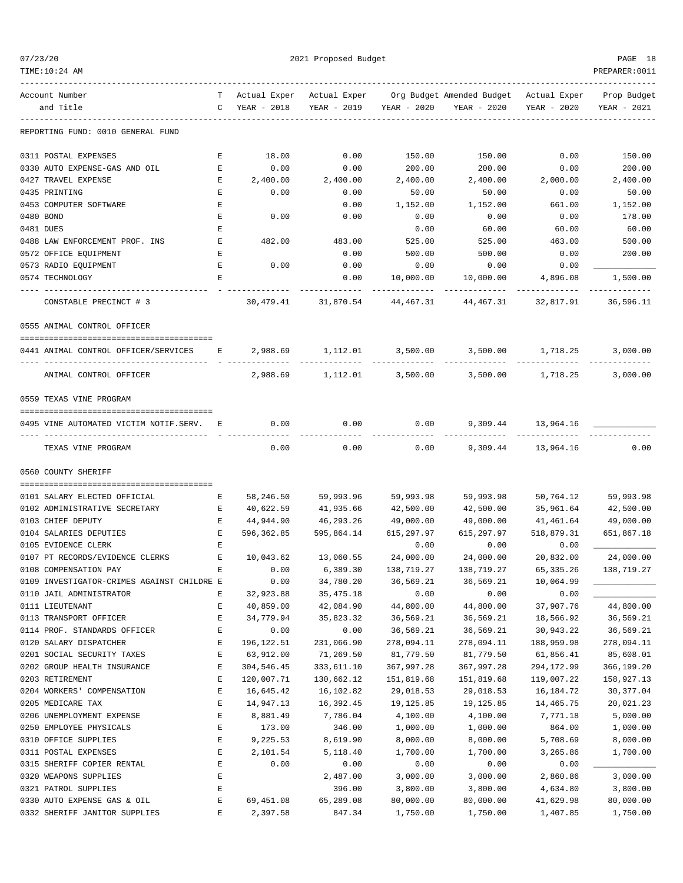REPORTING FUND: 0010 GENERAL FUND

| Account Number and Title | TC | Actual Exper YEAR - 2018 | Actual Exper YEAR - 2019 | Org Budget YEAR - 2020 | Amended Budget YEAR - 2020 | Actual Exper YEAR - 2020 | Prop Budget YEAR - 2021 |
|---|---|---|---|---|---|---|---|
| 0311 POSTAL EXPENSES | E | 18.00 | 0.00 | 150.00 | 150.00 | 0.00 | 150.00 |
| 0330 AUTO EXPENSE-GAS AND OIL | E | 0.00 | 0.00 | 200.00 | 200.00 | 0.00 | 200.00 |
| 0427 TRAVEL EXPENSE | E | 2,400.00 | 2,400.00 | 2,400.00 | 2,400.00 | 2,000.00 | 2,400.00 |
| 0435 PRINTING | E | 0.00 | 0.00 | 50.00 | 50.00 | 0.00 | 50.00 |
| 0453 COMPUTER SOFTWARE | E | | 0.00 | 1,152.00 | 1,152.00 | 661.00 | 1,152.00 |
| 0480 BOND | E | 0.00 | 0.00 | 0.00 | 0.00 | 0.00 | 178.00 |
| 0481 DUES | E | | | 0.00 | 60.00 | 60.00 | 60.00 |
| 0488 LAW ENFORCEMENT PROF. INS | E | 482.00 | 483.00 | 525.00 | 525.00 | 463.00 | 500.00 |
| 0572 OFFICE EQUIPMENT | E | | 0.00 | 500.00 | 500.00 | 0.00 | 200.00 |
| 0573 RADIO EQUIPMENT | E | 0.00 | 0.00 | 0.00 | 0.00 | 0.00 | ____________ |
| 0574 TECHNOLOGY | E | | 0.00 | 10,000.00 | 10,000.00 | 4,896.08 | 1,500.00 |
| CONSTABLE PRECINCT # 3 | | 30,479.41 | 31,870.54 | 44,467.31 | 44,467.31 | 32,817.91 | 36,596.11 |

0555 ANIMAL CONTROL OFFICER

| Account Number and Title | TC | Actual Exper YEAR - 2018 | Actual Exper YEAR - 2019 | Org Budget YEAR - 2020 | Amended Budget YEAR - 2020 | Actual Exper YEAR - 2020 | Prop Budget YEAR - 2021 |
|---|---|---|---|---|---|---|---|
| 0441 ANIMAL CONTROL OFFICER/SERVICES | E | 2,988.69 | 1,112.01 | 3,500.00 | 3,500.00 | 1,718.25 | 3,000.00 |
| ANIMAL CONTROL OFFICER | | 2,988.69 | 1,112.01 | 3,500.00 | 3,500.00 | 1,718.25 | 3,000.00 |

0559 TEXAS VINE PROGRAM

| Account Number and Title | TC | Actual Exper YEAR - 2018 | Actual Exper YEAR - 2019 | Org Budget YEAR - 2020 | Amended Budget YEAR - 2020 | Actual Exper YEAR - 2020 | Prop Budget YEAR - 2021 |
|---|---|---|---|---|---|---|---|
| 0495 VINE AUTOMATED VICTIM NOTIF.SERV. | E | 0.00 | 0.00 | 0.00 | 9,309.44 | 13,964.16 | ____________ |
| TEXAS VINE PROGRAM | | 0.00 | 0.00 | 0.00 | 9,309.44 | 13,964.16 | 0.00 |

0560 COUNTY SHERIFF

| Account Number and Title | TC | Actual Exper YEAR - 2018 | Actual Exper YEAR - 2019 | Org Budget YEAR - 2020 | Amended Budget YEAR - 2020 | Actual Exper YEAR - 2020 | Prop Budget YEAR - 2021 |
|---|---|---|---|---|---|---|---|
| 0101 SALARY ELECTED OFFICIAL | E | 58,246.50 | 59,993.96 | 59,993.98 | 59,993.98 | 50,764.12 | 59,993.98 |
| 0102 ADMINISTRATIVE SECRETARY | E | 40,622.59 | 41,935.66 | 42,500.00 | 42,500.00 | 35,961.64 | 42,500.00 |
| 0103 CHIEF DEPUTY | E | 44,944.90 | 46,293.26 | 49,000.00 | 49,000.00 | 41,461.64 | 49,000.00 |
| 0104 SALARIES DEPUTIES | E | 596,362.85 | 595,864.14 | 615,297.97 | 615,297.97 | 518,879.31 | 651,867.18 |
| 0105 EVIDENCE CLERK | E | | | 0.00 | 0.00 | 0.00 | ____________ |
| 0107 PT RECORDS/EVIDENCE CLERKS | E | 10,043.62 | 13,060.55 | 24,000.00 | 24,000.00 | 20,832.00 | 24,000.00 |
| 0108 COMPENSATION PAY | E | 0.00 | 6,389.30 | 138,719.27 | 138,719.27 | 65,335.26 | 138,719.27 |
| 0109 INVESTIGATOR-CRIMES AGAINST CHILDRE | E | 0.00 | 34,780.20 | 36,569.21 | 36,569.21 | 10,064.99 | ____________ |
| 0110 JAIL ADMINISTRATOR | E | 32,923.88 | 35,475.18 | 0.00 | 0.00 | 0.00 | ____________ |
| 0111 LIEUTENANT | E | 40,859.00 | 42,084.90 | 44,800.00 | 44,800.00 | 37,907.76 | 44,800.00 |
| 0113 TRANSPORT OFFICER | E | 34,779.94 | 35,823.32 | 36,569.21 | 36,569.21 | 18,566.92 | 36,569.21 |
| 0114 PROF. STANDARDS OFFICER | E | 0.00 | 0.00 | 36,569.21 | 36,569.21 | 30,943.22 | 36,569.21 |
| 0120 SALARY DISPATCHER | E | 196,122.51 | 231,066.90 | 278,094.11 | 278,094.11 | 188,959.98 | 278,094.11 |
| 0201 SOCIAL SECURITY TAXES | E | 63,912.00 | 71,269.50 | 81,779.50 | 81,779.50 | 61,856.41 | 85,608.01 |
| 0202 GROUP HEALTH INSURANCE | E | 304,546.45 | 333,611.10 | 367,997.28 | 367,997.28 | 294,172.99 | 366,199.20 |
| 0203 RETIREMENT | E | 120,007.71 | 130,662.12 | 151,819.68 | 151,819.68 | 119,007.22 | 158,927.13 |
| 0204 WORKERS' COMPENSATION | E | 16,645.42 | 16,102.82 | 29,018.53 | 29,018.53 | 16,184.72 | 30,377.04 |
| 0205 MEDICARE TAX | E | 14,947.13 | 16,392.45 | 19,125.85 | 19,125.85 | 14,465.75 | 20,021.23 |
| 0206 UNEMPLOYMENT EXPENSE | E | 8,881.49 | 7,786.04 | 4,100.00 | 4,100.00 | 7,771.18 | 5,000.00 |
| 0250 EMPLOYEE PHYSICALS | E | 173.00 | 346.00 | 1,000.00 | 1,000.00 | 864.00 | 1,000.00 |
| 0310 OFFICE SUPPLIES | E | 9,225.53 | 8,619.90 | 8,000.00 | 8,000.00 | 5,708.69 | 8,000.00 |
| 0311 POSTAL EXPENSES | E | 2,101.54 | 5,118.40 | 1,700.00 | 1,700.00 | 3,265.86 | 1,700.00 |
| 0315 SHERIFF COPIER RENTAL | E | 0.00 | 0.00 | 0.00 | 0.00 | 0.00 | ____________ |
| 0320 WEAPONS SUPPLIES | E | | 2,487.00 | 3,000.00 | 3,000.00 | 2,860.86 | 3,000.00 |
| 0321 PATROL SUPPLIES | E | | 396.00 | 3,800.00 | 3,800.00 | 4,634.80 | 3,800.00 |
| 0330 AUTO EXPENSE GAS & OIL | E | 69,451.08 | 65,289.08 | 80,000.00 | 80,000.00 | 41,629.98 | 80,000.00 |
| 0332 SHERIFF JANITOR SUPPLIES | E | 2,397.58 | 847.34 | 1,750.00 | 1,750.00 | 1,407.85 | 1,750.00 |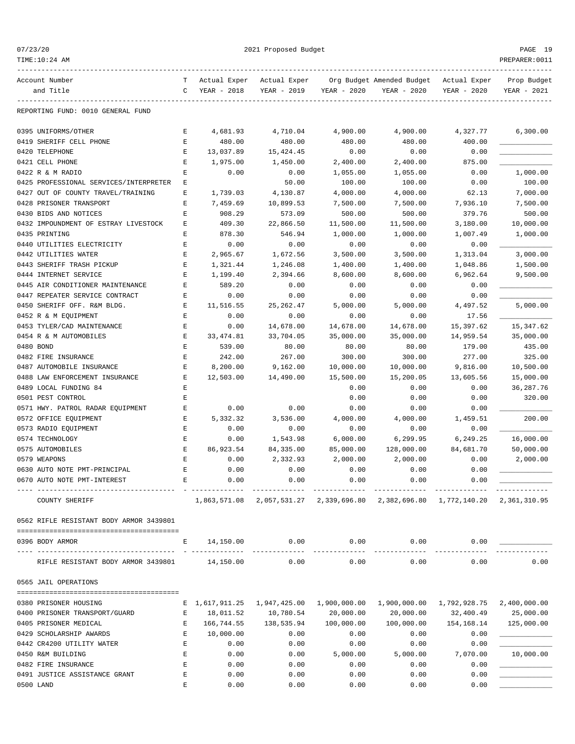REPORTING FUND: 0010 GENERAL FUND

| Account Number and Title | TC | Actual Exper YEAR - 2018 | Actual Exper YEAR - 2019 | Org Budget YEAR - 2020 | Amended Budget YEAR - 2020 | Actual Exper YEAR - 2020 | Prop Budget YEAR - 2021 |
|---|---|---|---|---|---|---|---|
| 0395 UNIFORMS/OTHER | E | 4,681.93 | 4,710.04 | 4,900.00 | 4,900.00 | 4,327.77 | 6,300.00 |
| 0419 SHERIFF CELL PHONE | E | 480.00 | 480.00 | 480.00 | 480.00 | 400.00 | ____________ |
| 0420 TELEPHONE | E | 13,037.89 | 15,424.45 | 0.00 | 0.00 | 0.00 | ____________ |
| 0421 CELL PHONE | E | 1,975.00 | 1,450.00 | 2,400.00 | 2,400.00 | 875.00 | ____________ |
| 0422 R & M RADIO | E | 0.00 | 0.00 | 1,055.00 | 1,055.00 | 0.00 | 1,000.00 |
| 0425 PROFESSIONAL SERVICES/INTERPRETER | E | | 50.00 | 100.00 | 100.00 | 0.00 | 100.00 |
| 0427 OUT OF COUNTY TRAVEL/TRAINING | E | 1,739.03 | 4,130.87 | 4,000.00 | 4,000.00 | 62.13 | 7,000.00 |
| 0428 PRISONER TRANSPORT | E | 7,459.69 | 10,899.53 | 7,500.00 | 7,500.00 | 7,936.10 | 7,500.00 |
| 0430 BIDS AND NOTICES | E | 908.29 | 573.09 | 500.00 | 500.00 | 379.76 | 500.00 |
| 0432 IMPOUNDMENT OF ESTRAY LIVESTOCK | E | 409.30 | 22,866.50 | 11,500.00 | 11,500.00 | 3,180.00 | 10,000.00 |
| 0435 PRINTING | E | 878.30 | 546.94 | 1,000.00 | 1,000.00 | 1,007.49 | 1,000.00 |
| 0440 UTILITIES ELECTRICITY | E | 0.00 | 0.00 | 0.00 | 0.00 | 0.00 | ____________ |
| 0442 UTILITIES WATER | E | 2,965.67 | 1,672.56 | 3,500.00 | 3,500.00 | 1,313.04 | 3,000.00 |
| 0443 SHERIFF TRASH PICKUP | E | 1,321.44 | 1,246.08 | 1,400.00 | 1,400.00 | 1,048.86 | 1,500.00 |
| 0444 INTERNET SERVICE | E | 1,199.40 | 2,394.66 | 8,600.00 | 8,600.00 | 6,962.64 | 9,500.00 |
| 0445 AIR CONDITIONER MAINTENANCE | E | 589.20 | 0.00 | 0.00 | 0.00 | 0.00 | ____________ |
| 0447 REPEATER SERVICE CONTRACT | E | 0.00 | 0.00 | 0.00 | 0.00 | 0.00 | ____________ |
| 0450 SHERIFF OFF. R&M BLDG. | E | 11,516.55 | 25,262.47 | 5,000.00 | 5,000.00 | 4,497.52 | 5,000.00 |
| 0452 R & M EQUIPMENT | E | 0.00 | 0.00 | 0.00 | 0.00 | 17.56 | ____________ |
| 0453 TYLER/CAD MAINTENANCE | E | 0.00 | 14,678.00 | 14,678.00 | 14,678.00 | 15,397.62 | 15,347.62 |
| 0454 R & M AUTOMOBILES | E | 33,474.81 | 33,704.05 | 35,000.00 | 35,000.00 | 14,959.54 | 35,000.00 |
| 0480 BOND | E | 539.00 | 80.00 | 80.00 | 80.00 | 179.00 | 435.00 |
| 0482 FIRE INSURANCE | E | 242.00 | 267.00 | 300.00 | 300.00 | 277.00 | 325.00 |
| 0487 AUTOMOBILE INSURANCE | E | 8,200.00 | 9,162.00 | 10,000.00 | 10,000.00 | 9,816.00 | 10,500.00 |
| 0488 LAW ENFORCEMENT INSURANCE | E | 12,503.00 | 14,490.00 | 15,500.00 | 15,200.05 | 13,605.56 | 15,000.00 |
| 0489 LOCAL FUNDING 84 | E | | | 0.00 | 0.00 | 0.00 | 36,287.76 |
| 0501 PEST CONTROL | E | | | 0.00 | 0.00 | 0.00 | 320.00 |
| 0571 HWY. PATROL RADAR EQUIPMENT | E | 0.00 | 0.00 | 0.00 | 0.00 | 0.00 | ____________ |
| 0572 OFFICE EQUIPMENT | E | 5,332.32 | 3,536.00 | 4,000.00 | 4,000.00 | 1,459.51 | 200.00 |
| 0573 RADIO EQUIPMENT | E | 0.00 | 0.00 | 0.00 | 0.00 | 0.00 | ____________ |
| 0574 TECHNOLOGY | E | 0.00 | 1,543.98 | 6,000.00 | 6,299.95 | 6,249.25 | 16,000.00 |
| 0575 AUTOMOBILES | E | 86,923.54 | 84,335.00 | 85,000.00 | 128,000.00 | 84,681.70 | 50,000.00 |
| 0579 WEAPONS | E | 0.00 | 2,332.93 | 2,000.00 | 2,000.00 | 0.00 | 2,000.00 |
| 0630 AUTO NOTE PMT-PRINCIPAL | E | 0.00 | 0.00 | 0.00 | 0.00 | 0.00 | ____________ |
| 0670 AUTO NOTE PMT-INTEREST | E | 0.00 | 0.00 | 0.00 | 0.00 | 0.00 | ____________ |
| COUNTY SHERIFF | | 1,863,571.08 | 2,057,531.27 | 2,339,696.80 | 2,382,696.80 | 1,772,140.20 | 2,361,310.95 |

0562 RIFLE RESISTANT BODY ARMOR 3439801

| Account Number and Title | TC | Actual Exper YEAR - 2018 | Actual Exper YEAR - 2019 | Org Budget YEAR - 2020 | Amended Budget YEAR - 2020 | Actual Exper YEAR - 2020 | Prop Budget YEAR - 2021 |
|---|---|---|---|---|---|---|---|
| 0396 BODY ARMOR | E | 14,150.00 | 0.00 | 0.00 | 0.00 | 0.00 | ____________ |
| RIFLE RESISTANT BODY ARMOR 3439801 | | 14,150.00 | 0.00 | 0.00 | 0.00 | 0.00 | 0.00 |

0565 JAIL OPERATIONS

| Account Number and Title | TC | Actual Exper YEAR - 2018 | Actual Exper YEAR - 2019 | Org Budget YEAR - 2020 | Amended Budget YEAR - 2020 | Actual Exper YEAR - 2020 | Prop Budget YEAR - 2021 |
|---|---|---|---|---|---|---|---|
| 0380 PRISONER HOUSING | E | 1,617,911.25 | 1,947,425.00 | 1,900,000.00 | 1,900,000.00 | 1,792,928.75 | 2,400,000.00 |
| 0400 PRISONER TRANSPORT/GUARD | E | 18,011.52 | 10,780.54 | 20,000.00 | 20,000.00 | 32,400.49 | 25,000.00 |
| 0405 PRISONER MEDICAL | E | 166,744.55 | 138,535.94 | 100,000.00 | 100,000.00 | 154,168.14 | 125,000.00 |
| 0429 SCHOLARSHIP AWARDS | E | 10,000.00 | 0.00 | 0.00 | 0.00 | 0.00 | ____________ |
| 0442 CR4200 UTILITY WATER | E | 0.00 | 0.00 | 0.00 | 0.00 | 0.00 | ____________ |
| 0450 R&M BUILDING | E | 0.00 | 0.00 | 5,000.00 | 5,000.00 | 7,070.00 | 10,000.00 |
| 0482 FIRE INSURANCE | E | 0.00 | 0.00 | 0.00 | 0.00 | 0.00 | ____________ |
| 0491 JUSTICE ASSISTANCE GRANT | E | 0.00 | 0.00 | 0.00 | 0.00 | 0.00 | ____________ |
| 0500 LAND | E | 0.00 | 0.00 | 0.00 | 0.00 | 0.00 | ____________ |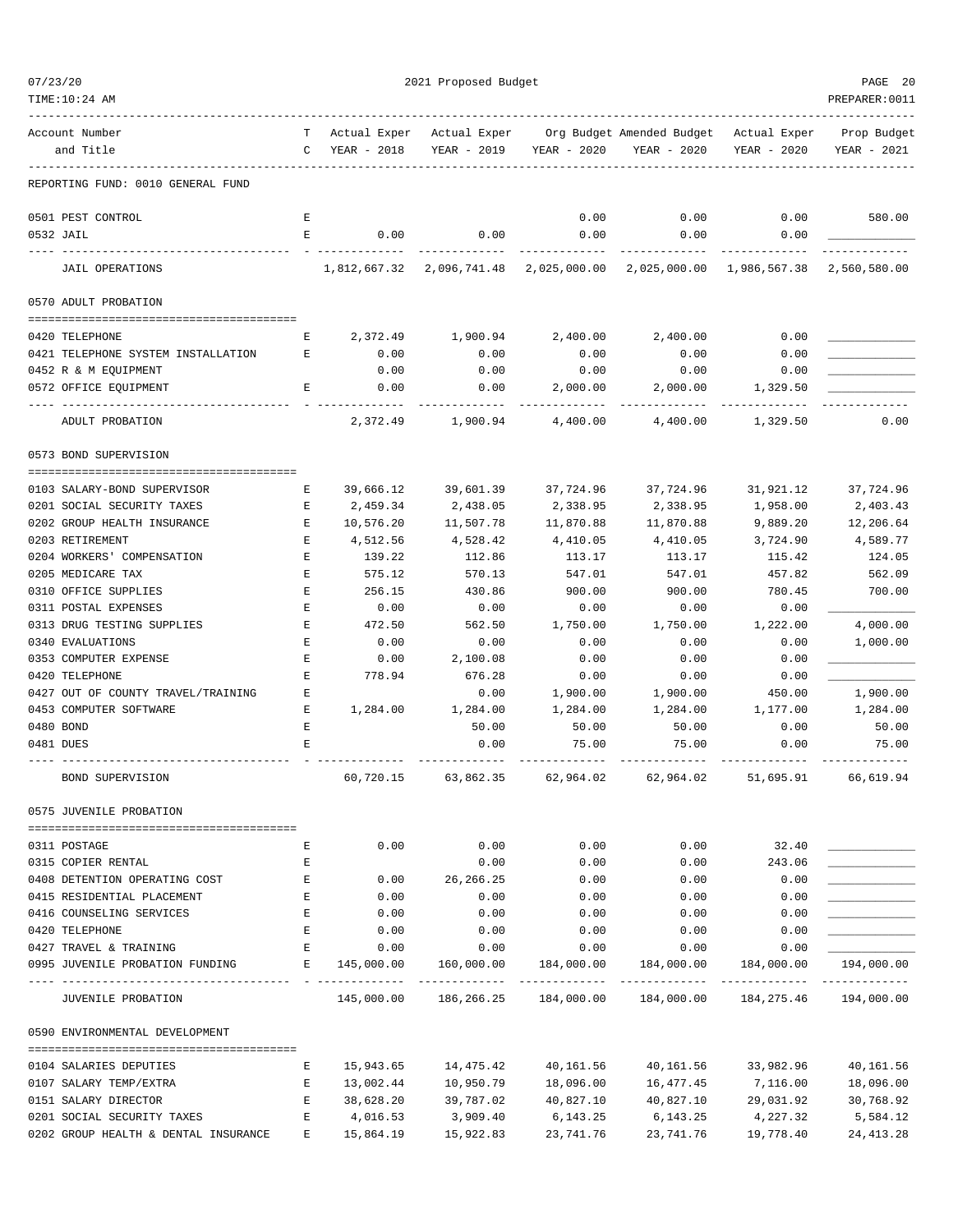REPORTING FUND: 0010 GENERAL FUND

| Account Number and Title | TC | Actual Exper YEAR - 2018 | Actual Exper YEAR - 2019 | Org Budget YEAR - 2020 | Amended Budget YEAR - 2020 | Actual Exper YEAR - 2020 | Prop Budget YEAR - 2021 |
|---|---|---|---|---|---|---|---|
| 0501 PEST CONTROL | E | | | 0.00 | 0.00 | 0.00 | 580.00 |
| 0532 JAIL | E | 0.00 | 0.00 | 0.00 | 0.00 | 0.00 | ____________ |
| JAIL OPERATIONS | | 1,812,667.32 | 2,096,741.48 | 2,025,000.00 | 2,025,000.00 | 1,986,567.38 | 2,560,580.00 |
| **0570 ADULT PROBATION** | | | | | | | |
| 0420 TELEPHONE | E | 2,372.49 | 1,900.94 | 2,400.00 | 2,400.00 | 0.00 | ____________ |
| 0421 TELEPHONE SYSTEM INSTALLATION | E | 0.00 | 0.00 | 0.00 | 0.00 | 0.00 | ____________ |
| 0452 R & M EQUIPMENT | | 0.00 | 0.00 | 0.00 | 0.00 | 0.00 | ____________ |
| 0572 OFFICE EQUIPMENT | E | 0.00 | 0.00 | 2,000.00 | 2,000.00 | 1,329.50 | ____________ |
| ADULT PROBATION | | 2,372.49 | 1,900.94 | 4,400.00 | 4,400.00 | 1,329.50 | 0.00 |
| **0573 BOND SUPERVISION** | | | | | | | |
| 0103 SALARY-BOND SUPERVISOR | E | 39,666.12 | 39,601.39 | 37,724.96 | 37,724.96 | 31,921.12 | 37,724.96 |
| 0201 SOCIAL SECURITY TAXES | E | 2,459.34 | 2,438.05 | 2,338.95 | 2,338.95 | 1,958.00 | 2,403.43 |
| 0202 GROUP HEALTH INSURANCE | E | 10,576.20 | 11,507.78 | 11,870.88 | 11,870.88 | 9,889.20 | 12,206.64 |
| 0203 RETIREMENT | E | 4,512.56 | 4,528.42 | 4,410.05 | 4,410.05 | 3,724.90 | 4,589.77 |
| 0204 WORKERS' COMPENSATION | E | 139.22 | 112.86 | 113.17 | 113.17 | 115.42 | 124.05 |
| 0205 MEDICARE TAX | E | 575.12 | 570.13 | 547.01 | 547.01 | 457.82 | 562.09 |
| 0310 OFFICE SUPPLIES | E | 256.15 | 430.86 | 900.00 | 900.00 | 780.45 | 700.00 |
| 0311 POSTAL EXPENSES | E | 0.00 | 0.00 | 0.00 | 0.00 | 0.00 | ____________ |
| 0313 DRUG TESTING SUPPLIES | E | 472.50 | 562.50 | 1,750.00 | 1,750.00 | 1,222.00 | 4,000.00 |
| 0340 EVALUATIONS | E | 0.00 | 0.00 | 0.00 | 0.00 | 0.00 | 1,000.00 |
| 0353 COMPUTER EXPENSE | E | 0.00 | 2,100.08 | 0.00 | 0.00 | 0.00 | ____________ |
| 0420 TELEPHONE | E | 778.94 | 676.28 | 0.00 | 0.00 | 0.00 | ____________ |
| 0427 OUT OF COUNTY TRAVEL/TRAINING | E | | 0.00 | 1,900.00 | 1,900.00 | 450.00 | 1,900.00 |
| 0453 COMPUTER SOFTWARE | E | 1,284.00 | 1,284.00 | 1,284.00 | 1,284.00 | 1,177.00 | 1,284.00 |
| 0480 BOND | E | | 50.00 | 50.00 | 50.00 | 0.00 | 50.00 |
| 0481 DUES | E | | 0.00 | 75.00 | 75.00 | 0.00 | 75.00 |
| BOND SUPERVISION | | 60,720.15 | 63,862.35 | 62,964.02 | 62,964.02 | 51,695.91 | 66,619.94 |
| **0575 JUVENILE PROBATION** | | | | | | | |
| 0311 POSTAGE | E | 0.00 | 0.00 | 0.00 | 0.00 | 32.40 | ____________ |
| 0315 COPIER RENTAL | E | | 0.00 | 0.00 | 0.00 | 243.06 | ____________ |
| 0408 DETENTION OPERATING COST | E | 0.00 | 26,266.25 | 0.00 | 0.00 | 0.00 | ____________ |
| 0415 RESIDENTIAL PLACEMENT | E | 0.00 | 0.00 | 0.00 | 0.00 | 0.00 | ____________ |
| 0416 COUNSELING SERVICES | E | 0.00 | 0.00 | 0.00 | 0.00 | 0.00 | ____________ |
| 0420 TELEPHONE | E | 0.00 | 0.00 | 0.00 | 0.00 | 0.00 | ____________ |
| 0427 TRAVEL & TRAINING | E | 0.00 | 0.00 | 0.00 | 0.00 | 0.00 | ____________ |
| 0995 JUVENILE PROBATION FUNDING | E | 145,000.00 | 160,000.00 | 184,000.00 | 184,000.00 | 184,000.00 | 194,000.00 |
| JUVENILE PROBATION | | 145,000.00 | 186,266.25 | 184,000.00 | 184,000.00 | 184,275.46 | 194,000.00 |
| **0590 ENVIRONMENTAL DEVELOPMENT** | | | | | | | |
| 0104 SALARIES DEPUTIES | E | 15,943.65 | 14,475.42 | 40,161.56 | 40,161.56 | 33,982.96 | 40,161.56 |
| 0107 SALARY TEMP/EXTRA | E | 13,002.44 | 10,950.79 | 18,096.00 | 16,477.45 | 7,116.00 | 18,096.00 |
| 0151 SALARY DIRECTOR | E | 38,628.20 | 39,787.02 | 40,827.10 | 40,827.10 | 29,031.92 | 30,768.92 |
| 0201 SOCIAL SECURITY TAXES | E | 4,016.53 | 3,909.40 | 6,143.25 | 6,143.25 | 4,227.32 | 5,584.12 |
| 0202 GROUP HEALTH & DENTAL INSURANCE | E | 15,864.19 | 15,922.83 | 23,741.76 | 23,741.76 | 19,778.40 | 24,413.28 |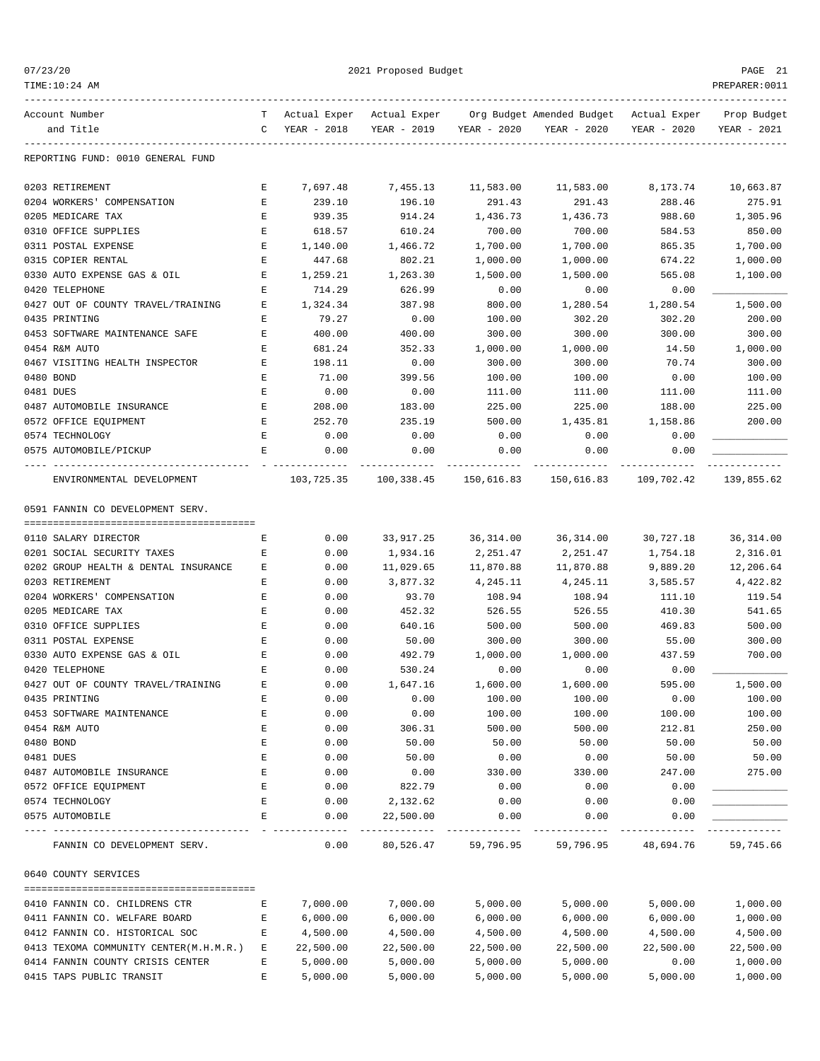REPORTING FUND: 0010 GENERAL FUND

| Account Number and Title | TC | Actual Exper YEAR - 2018 | Actual Exper YEAR - 2019 | Org Budget YEAR - 2020 | Amended Budget YEAR - 2020 | Actual Exper YEAR - 2020 | Prop Budget YEAR - 2021 |
|---|---|---|---|---|---|---|---|
| 0203 RETIREMENT | E | 7,697.48 | 7,455.13 | 11,583.00 | 11,583.00 | 8,173.74 | 10,663.87 |
| 0204 WORKERS' COMPENSATION | E | 239.10 | 196.10 | 291.43 | 291.43 | 288.46 | 275.91 |
| 0205 MEDICARE TAX | E | 939.35 | 914.24 | 1,436.73 | 1,436.73 | 988.60 | 1,305.96 |
| 0310 OFFICE SUPPLIES | E | 618.57 | 610.24 | 700.00 | 700.00 | 584.53 | 850.00 |
| 0311 POSTAL EXPENSE | E | 1,140.00 | 1,466.72 | 1,700.00 | 1,700.00 | 865.35 | 1,700.00 |
| 0315 COPIER RENTAL | E | 447.68 | 802.21 | 1,000.00 | 1,000.00 | 674.22 | 1,000.00 |
| 0330 AUTO EXPENSE GAS & OIL | E | 1,259.21 | 1,263.30 | 1,500.00 | 1,500.00 | 565.08 | 1,100.00 |
| 0420 TELEPHONE | E | 714.29 | 626.99 | 0.00 | 0.00 | 0.00 | ____________ |
| 0427 OUT OF COUNTY TRAVEL/TRAINING | E | 1,324.34 | 387.98 | 800.00 | 1,280.54 | 1,280.54 | 1,500.00 |
| 0435 PRINTING | E | 79.27 | 0.00 | 100.00 | 302.20 | 302.20 | 200.00 |
| 0453 SOFTWARE MAINTENANCE SAFE | E | 400.00 | 400.00 | 300.00 | 300.00 | 300.00 | 300.00 |
| 0454 R&M AUTO | E | 681.24 | 352.33 | 1,000.00 | 1,000.00 | 14.50 | 1,000.00 |
| 0467 VISITING HEALTH INSPECTOR | E | 198.11 | 0.00 | 300.00 | 300.00 | 70.74 | 300.00 |
| 0480 BOND | E | 71.00 | 399.56 | 100.00 | 100.00 | 0.00 | 100.00 |
| 0481 DUES | E | 0.00 | 0.00 | 111.00 | 111.00 | 111.00 | 111.00 |
| 0487 AUTOMOBILE INSURANCE | E | 208.00 | 183.00 | 225.00 | 225.00 | 188.00 | 225.00 |
| 0572 OFFICE EQUIPMENT | E | 252.70 | 235.19 | 500.00 | 1,435.81 | 1,158.86 | 200.00 |
| 0574 TECHNOLOGY | E | 0.00 | 0.00 | 0.00 | 0.00 | 0.00 | ____________ |
| 0575 AUTOMOBILE/PICKUP | E | 0.00 | 0.00 | 0.00 | 0.00 | 0.00 | ____________ |
| ENVIRONMENTAL DEVELOPMENT | | 103,725.35 | 100,338.45 | 150,616.83 | 150,616.83 | 109,702.42 | 139,855.62 |

0591 FANNIN CO DEVELOPMENT SERV.

| Account Number and Title | TC | Actual Exper YEAR - 2018 | Actual Exper YEAR - 2019 | Org Budget YEAR - 2020 | Amended Budget YEAR - 2020 | Actual Exper YEAR - 2020 | Prop Budget YEAR - 2021 |
|---|---|---|---|---|---|---|---|
| 0110 SALARY DIRECTOR | E | 0.00 | 33,917.25 | 36,314.00 | 36,314.00 | 30,727.18 | 36,314.00 |
| 0201 SOCIAL SECURITY TAXES | E | 0.00 | 1,934.16 | 2,251.47 | 2,251.47 | 1,754.18 | 2,316.01 |
| 0202 GROUP HEALTH & DENTAL INSURANCE | E | 0.00 | 11,029.65 | 11,870.88 | 11,870.88 | 9,889.20 | 12,206.64 |
| 0203 RETIREMENT | E | 0.00 | 3,877.32 | 4,245.11 | 4,245.11 | 3,585.57 | 4,422.82 |
| 0204 WORKERS' COMPENSATION | E | 0.00 | 93.70 | 108.94 | 108.94 | 111.10 | 119.54 |
| 0205 MEDICARE TAX | E | 0.00 | 452.32 | 526.55 | 526.55 | 410.30 | 541.65 |
| 0310 OFFICE SUPPLIES | E | 0.00 | 640.16 | 500.00 | 500.00 | 469.83 | 500.00 |
| 0311 POSTAL EXPENSE | E | 0.00 | 50.00 | 300.00 | 300.00 | 55.00 | 300.00 |
| 0330 AUTO EXPENSE GAS & OIL | E | 0.00 | 492.79 | 1,000.00 | 1,000.00 | 437.59 | 700.00 |
| 0420 TELEPHONE | E | 0.00 | 530.24 | 0.00 | 0.00 | 0.00 | ____________ |
| 0427 OUT OF COUNTY TRAVEL/TRAINING | E | 0.00 | 1,647.16 | 1,600.00 | 1,600.00 | 595.00 | 1,500.00 |
| 0435 PRINTING | E | 0.00 | 0.00 | 100.00 | 100.00 | 0.00 | 100.00 |
| 0453 SOFTWARE MAINTENANCE | E | 0.00 | 0.00 | 100.00 | 100.00 | 100.00 | 100.00 |
| 0454 R&M AUTO | E | 0.00 | 306.31 | 500.00 | 500.00 | 212.81 | 250.00 |
| 0480 BOND | E | 0.00 | 50.00 | 50.00 | 50.00 | 50.00 | 50.00 |
| 0481 DUES | E | 0.00 | 50.00 | 0.00 | 0.00 | 50.00 | 50.00 |
| 0487 AUTOMOBILE INSURANCE | E | 0.00 | 0.00 | 330.00 | 330.00 | 247.00 | 275.00 |
| 0572 OFFICE EQUIPMENT | E | 0.00 | 822.79 | 0.00 | 0.00 | 0.00 | ____________ |
| 0574 TECHNOLOGY | E | 0.00 | 2,132.62 | 0.00 | 0.00 | 0.00 | ____________ |
| 0575 AUTOMOBILE | E | 0.00 | 22,500.00 | 0.00 | 0.00 | 0.00 | ____________ |
| FANNIN CO DEVELOPMENT SERV. | | 0.00 | 80,526.47 | 59,796.95 | 59,796.95 | 48,694.76 | 59,745.66 |

0640 COUNTY SERVICES

| Account Number and Title | TC | Actual Exper YEAR - 2018 | Actual Exper YEAR - 2019 | Org Budget YEAR - 2020 | Amended Budget YEAR - 2020 | Actual Exper YEAR - 2020 | Prop Budget YEAR - 2021 |
|---|---|---|---|---|---|---|---|
| 0410 FANNIN CO. CHILDRENS CTR | E | 7,000.00 | 7,000.00 | 5,000.00 | 5,000.00 | 5,000.00 | 1,000.00 |
| 0411 FANNIN CO. WELFARE BOARD | E | 6,000.00 | 6,000.00 | 6,000.00 | 6,000.00 | 6,000.00 | 1,000.00 |
| 0412 FANNIN CO. HISTORICAL SOC | E | 4,500.00 | 4,500.00 | 4,500.00 | 4,500.00 | 4,500.00 | 4,500.00 |
| 0413 TEXOMA COMMUNITY CENTER(M.H.M.R.) | E | 22,500.00 | 22,500.00 | 22,500.00 | 22,500.00 | 22,500.00 | 22,500.00 |
| 0414 FANNIN COUNTY CRISIS CENTER | E | 5,000.00 | 5,000.00 | 5,000.00 | 5,000.00 | 0.00 | 1,000.00 |
| 0415 TAPS PUBLIC TRANSIT | E | 5,000.00 | 5,000.00 | 5,000.00 | 5,000.00 | 5,000.00 | 1,000.00 |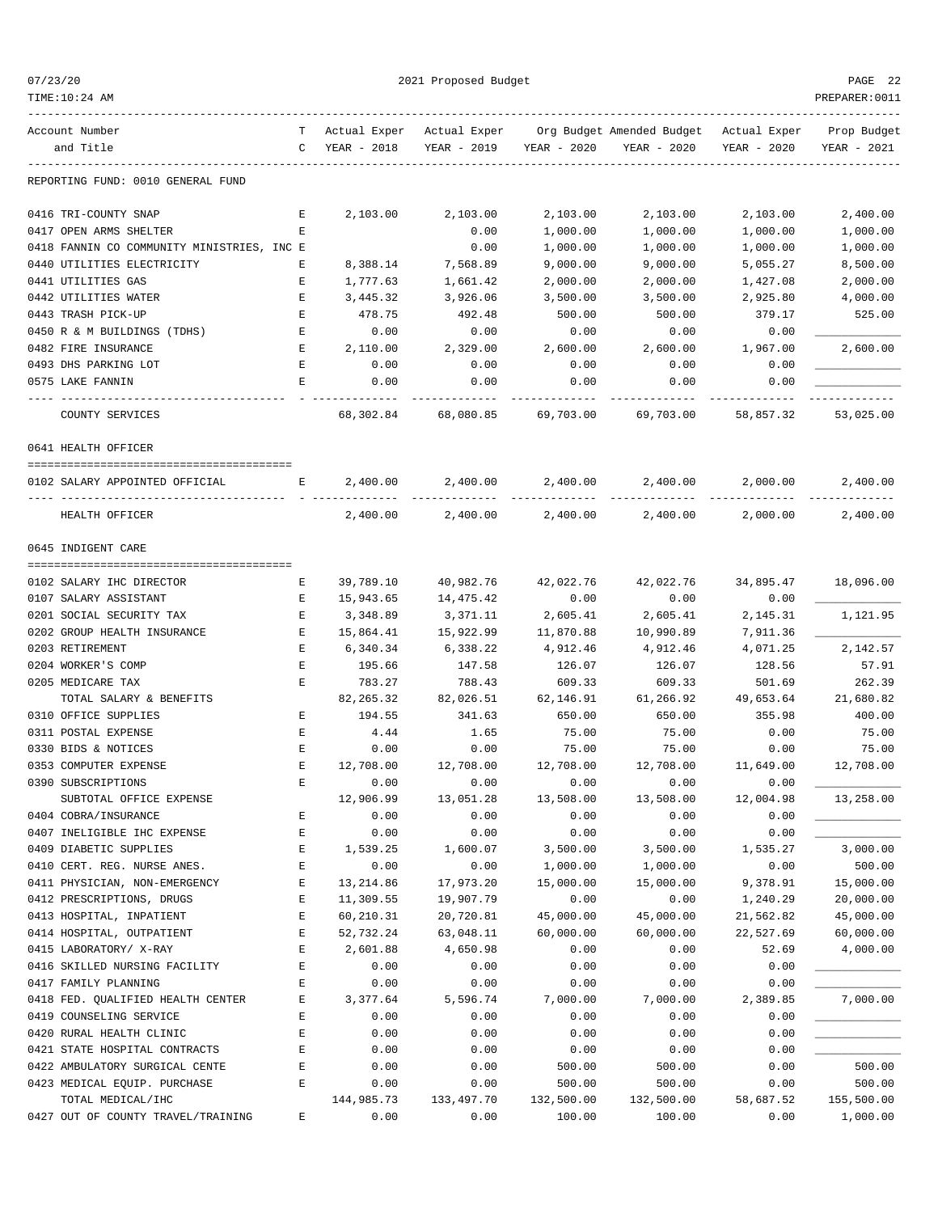2021 Proposed Budget

REPORTING FUND: 0010 GENERAL FUND

| Account Number and Title | TC | Actual Exper YEAR - 2018 | Actual Exper YEAR - 2019 | Org Budget YEAR - 2020 | Amended Budget YEAR - 2020 | Actual Exper YEAR - 2020 | Prop Budget YEAR - 2021 |
|---|---|---|---|---|---|---|---|
| 0416 TRI-COUNTY SNAP | E | 2,103.00 | 2,103.00 | 2,103.00 | 2,103.00 | 2,103.00 | 2,400.00 |
| 0417 OPEN ARMS SHELTER | E | | 0.00 | 1,000.00 | 1,000.00 | 1,000.00 | 1,000.00 |
| 0418 FANNIN CO COMMUNITY MINISTRIES, INC | E | | 0.00 | 1,000.00 | 1,000.00 | 1,000.00 | 1,000.00 |
| 0440 UTILITIES ELECTRICITY | E | 8,388.14 | 7,568.89 | 9,000.00 | 9,000.00 | 5,055.27 | 8,500.00 |
| 0441 UTILITIES GAS | E | 1,777.63 | 1,661.42 | 2,000.00 | 2,000.00 | 1,427.08 | 2,000.00 |
| 0442 UTILITIES WATER | E | 3,445.32 | 3,926.06 | 3,500.00 | 3,500.00 | 2,925.80 | 4,000.00 |
| 0443 TRASH PICK-UP | E | 478.75 | 492.48 | 500.00 | 500.00 | 379.17 | 525.00 |
| 0450 R & M BUILDINGS (TDHS) | E | 0.00 | 0.00 | 0.00 | 0.00 | 0.00 | |
| 0482 FIRE INSURANCE | E | 2,110.00 | 2,329.00 | 2,600.00 | 2,600.00 | 1,967.00 | 2,600.00 |
| 0493 DHS PARKING LOT | E | 0.00 | 0.00 | 0.00 | 0.00 | 0.00 | |
| 0575 LAKE FANNIN | E | 0.00 | 0.00 | 0.00 | 0.00 | 0.00 | |
| COUNTY SERVICES | | 68,302.84 | 68,080.85 | 69,703.00 | 69,703.00 | 58,857.32 | 53,025.00 |
| **0641 HEALTH OFFICER** | | | | | | | |
| 0102 SALARY APPOINTED OFFICIAL | E | 2,400.00 | 2,400.00 | 2,400.00 | 2,400.00 | 2,000.00 | 2,400.00 |
| HEALTH OFFICER | | 2,400.00 | 2,400.00 | 2,400.00 | 2,400.00 | 2,000.00 | 2,400.00 |
| **0645 INDIGENT CARE** | | | | | | | |
| 0102 SALARY IHC DIRECTOR | E | 39,789.10 | 40,982.76 | 42,022.76 | 42,022.76 | 34,895.47 | 18,096.00 |
| 0107 SALARY ASSISTANT | E | 15,943.65 | 14,475.42 | 0.00 | 0.00 | 0.00 | |
| 0201 SOCIAL SECURITY TAX | E | 3,348.89 | 3,371.11 | 2,605.41 | 2,605.41 | 2,145.31 | 1,121.95 |
| 0202 GROUP HEALTH INSURANCE | E | 15,864.41 | 15,922.99 | 11,870.88 | 10,990.89 | 7,911.36 | |
| 0203 RETIREMENT | E | 6,340.34 | 6,338.22 | 4,912.46 | 4,912.46 | 4,071.25 | 2,142.57 |
| 0204 WORKER'S COMP | E | 195.66 | 147.58 | 126.07 | 126.07 | 128.56 | 57.91 |
| 0205 MEDICARE TAX | E | 783.27 | 788.43 | 609.33 | 609.33 | 501.69 | 262.39 |
| TOTAL SALARY & BENEFITS | | 82,265.32 | 82,026.51 | 62,146.91 | 61,266.92 | 49,653.64 | 21,680.82 |
| 0310 OFFICE SUPPLIES | E | 194.55 | 341.63 | 650.00 | 650.00 | 355.98 | 400.00 |
| 0311 POSTAL EXPENSE | E | 4.44 | 1.65 | 75.00 | 75.00 | 0.00 | 75.00 |
| 0330 BIDS & NOTICES | E | 0.00 | 0.00 | 75.00 | 75.00 | 0.00 | 75.00 |
| 0353 COMPUTER EXPENSE | E | 12,708.00 | 12,708.00 | 12,708.00 | 12,708.00 | 11,649.00 | 12,708.00 |
| 0390 SUBSCRIPTIONS | E | 0.00 | 0.00 | 0.00 | 0.00 | 0.00 | |
| SUBTOTAL OFFICE EXPENSE | | 12,906.99 | 13,051.28 | 13,508.00 | 13,508.00 | 12,004.98 | 13,258.00 |
| 0404 COBRA/INSURANCE | E | 0.00 | 0.00 | 0.00 | 0.00 | 0.00 | |
| 0407 INELIGIBLE IHC EXPENSE | E | 0.00 | 0.00 | 0.00 | 0.00 | 0.00 | |
| 0409 DIABETIC SUPPLIES | E | 1,539.25 | 1,600.07 | 3,500.00 | 3,500.00 | 1,535.27 | 3,000.00 |
| 0410 CERT. REG. NURSE ANES. | E | 0.00 | 0.00 | 1,000.00 | 1,000.00 | 0.00 | 500.00 |
| 0411 PHYSICIAN, NON-EMERGENCY | E | 13,214.86 | 17,973.20 | 15,000.00 | 15,000.00 | 9,378.91 | 15,000.00 |
| 0412 PRESCRIPTIONS, DRUGS | E | 11,309.55 | 19,907.79 | 0.00 | 0.00 | 1,240.29 | 20,000.00 |
| 0413 HOSPITAL, INPATIENT | E | 60,210.31 | 20,720.81 | 45,000.00 | 45,000.00 | 21,562.82 | 45,000.00 |
| 0414 HOSPITAL, OUTPATIENT | E | 52,732.24 | 63,048.11 | 60,000.00 | 60,000.00 | 22,527.69 | 60,000.00 |
| 0415 LABORATORY/ X-RAY | E | 2,601.88 | 4,650.98 | 0.00 | 0.00 | 52.69 | 4,000.00 |
| 0416 SKILLED NURSING FACILITY | E | 0.00 | 0.00 | 0.00 | 0.00 | 0.00 | |
| 0417 FAMILY PLANNING | E | 0.00 | 0.00 | 0.00 | 0.00 | 0.00 | |
| 0418 FED. QUALIFIED HEALTH CENTER | E | 3,377.64 | 5,596.74 | 7,000.00 | 7,000.00 | 2,389.85 | 7,000.00 |
| 0419 COUNSELING SERVICE | E | 0.00 | 0.00 | 0.00 | 0.00 | 0.00 | |
| 0420 RURAL HEALTH CLINIC | E | 0.00 | 0.00 | 0.00 | 0.00 | 0.00 | |
| 0421 STATE HOSPITAL CONTRACTS | E | 0.00 | 0.00 | 0.00 | 0.00 | 0.00 | |
| 0422 AMBULATORY SURGICAL CENTE | E | 0.00 | 0.00 | 500.00 | 500.00 | 0.00 | 500.00 |
| 0423 MEDICAL EQUIP. PURCHASE | E | 0.00 | 0.00 | 500.00 | 500.00 | 0.00 | 500.00 |
| TOTAL MEDICAL/IHC | | 144,985.73 | 133,497.70 | 132,500.00 | 132,500.00 | 58,687.52 | 155,500.00 |
| 0427 OUT OF COUNTY TRAVEL/TRAINING | E | 0.00 | 0.00 | 100.00 | 100.00 | 0.00 | 1,000.00 |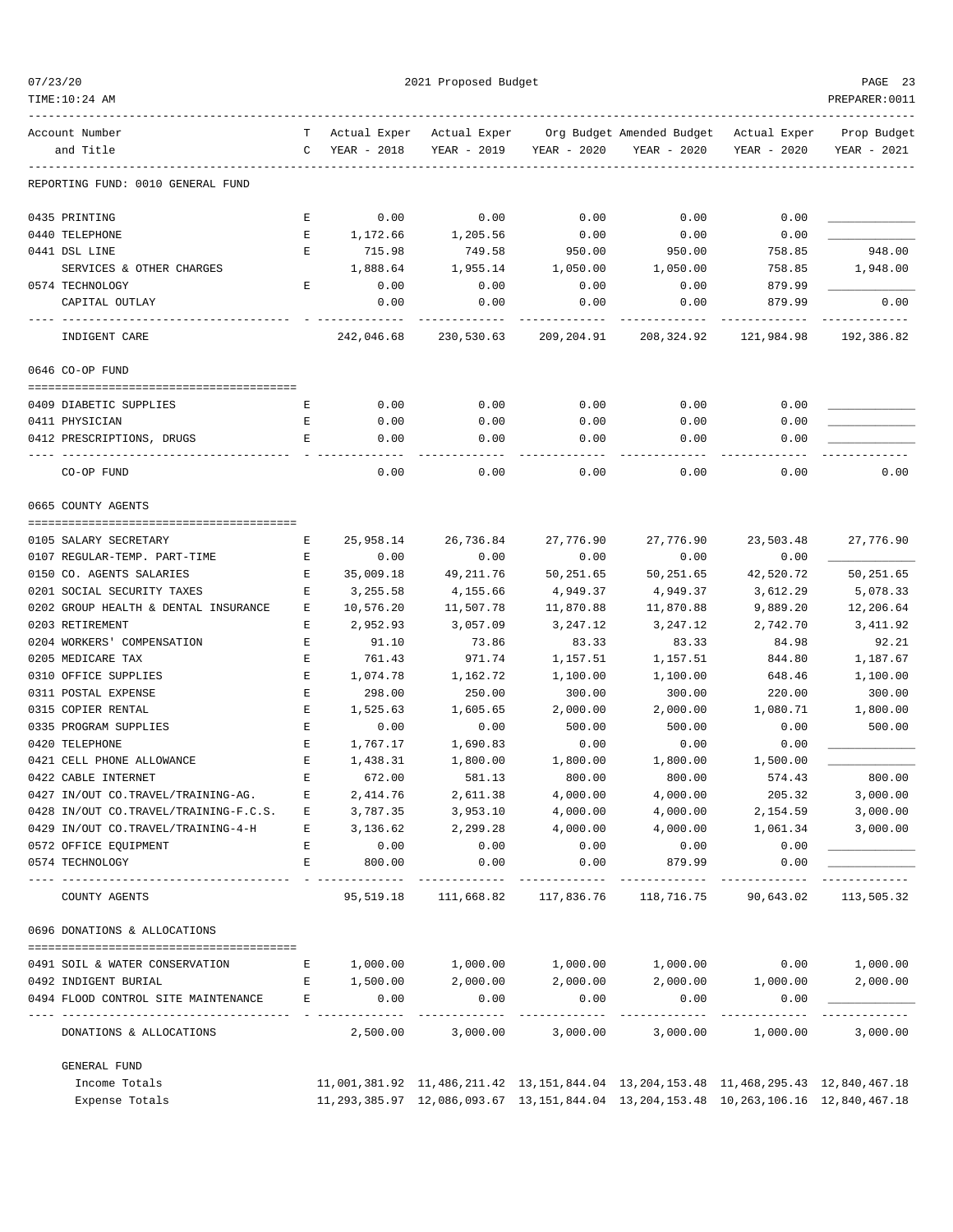REPORTING FUND: 0010 GENERAL FUND

| Account Number and Title | TC | Actual Exper YEAR - 2018 | Actual Exper YEAR - 2019 | Org Budget YEAR - 2020 | Amended Budget YEAR - 2020 | Actual Exper YEAR - 2020 | Prop Budget YEAR - 2021 |
|---|---|---|---|---|---|---|---|
| 0435 PRINTING | E | 0.00 | 0.00 | 0.00 | 0.00 | 0.00 | ____________ |
| 0440 TELEPHONE | E | 1,172.66 | 1,205.56 | 0.00 | 0.00 | 0.00 | ____________ |
| 0441 DSL LINE | E | 715.98 | 749.58 | 950.00 | 950.00 | 758.85 | 948.00 |
| SERVICES & OTHER CHARGES | | 1,888.64 | 1,955.14 | 1,050.00 | 1,050.00 | 758.85 | 1,948.00 |
| 0574 TECHNOLOGY | E | 0.00 | 0.00 | 0.00 | 0.00 | 879.99 | ____________ |
| CAPITAL OUTLAY | | 0.00 | 0.00 | 0.00 | 0.00 | 879.99 | 0.00 |
| INDIGENT CARE | | 242,046.68 | 230,530.63 | 209,204.91 | 208,324.92 | 121,984.98 | 192,386.82 |
| **0646 CO-OP FUND** | | | | | | | |
| 0409 DIABETIC SUPPLIES | E | 0.00 | 0.00 | 0.00 | 0.00 | 0.00 | ____________ |
| 0411 PHYSICIAN | E | 0.00 | 0.00 | 0.00 | 0.00 | 0.00 | ____________ |
| 0412 PRESCRIPTIONS, DRUGS | E | 0.00 | 0.00 | 0.00 | 0.00 | 0.00 | ____________ |
| CO-OP FUND | | 0.00 | 0.00 | 0.00 | 0.00 | 0.00 | 0.00 |
| **0665 COUNTY AGENTS** | | | | | | | |
| 0105 SALARY SECRETARY | E | 25,958.14 | 26,736.84 | 27,776.90 | 27,776.90 | 23,503.48 | 27,776.90 |
| 0107 REGULAR-TEMP. PART-TIME | E | 0.00 | 0.00 | 0.00 | 0.00 | 0.00 | ____________ |
| 0150 CO. AGENTS SALARIES | E | 35,009.18 | 49,211.76 | 50,251.65 | 50,251.65 | 42,520.72 | 50,251.65 |
| 0201 SOCIAL SECURITY TAXES | E | 3,255.58 | 4,155.66 | 4,949.37 | 4,949.37 | 3,612.29 | 5,078.33 |
| 0202 GROUP HEALTH & DENTAL INSURANCE | E | 10,576.20 | 11,507.78 | 11,870.88 | 11,870.88 | 9,889.20 | 12,206.64 |
| 0203 RETIREMENT | E | 2,952.93 | 3,057.09 | 3,247.12 | 3,247.12 | 2,742.70 | 3,411.92 |
| 0204 WORKERS' COMPENSATION | E | 91.10 | 73.86 | 83.33 | 83.33 | 84.98 | 92.21 |
| 0205 MEDICARE TAX | E | 761.43 | 971.74 | 1,157.51 | 1,157.51 | 844.80 | 1,187.67 |
| 0310 OFFICE SUPPLIES | E | 1,074.78 | 1,162.72 | 1,100.00 | 1,100.00 | 648.46 | 1,100.00 |
| 0311 POSTAL EXPENSE | E | 298.00 | 250.00 | 300.00 | 300.00 | 220.00 | 300.00 |
| 0315 COPIER RENTAL | E | 1,525.63 | 1,605.65 | 2,000.00 | 2,000.00 | 1,080.71 | 1,800.00 |
| 0335 PROGRAM SUPPLIES | E | 0.00 | 0.00 | 500.00 | 500.00 | 0.00 | 500.00 |
| 0420 TELEPHONE | E | 1,767.17 | 1,690.83 | 0.00 | 0.00 | 0.00 | ____________ |
| 0421 CELL PHONE ALLOWANCE | E | 1,438.31 | 1,800.00 | 1,800.00 | 1,800.00 | 1,500.00 | ____________ |
| 0422 CABLE INTERNET | E | 672.00 | 581.13 | 800.00 | 800.00 | 574.43 | 800.00 |
| 0427 IN/OUT CO.TRAVEL/TRAINING-AG. | E | 2,414.76 | 2,611.38 | 4,000.00 | 4,000.00 | 205.32 | 3,000.00 |
| 0428 IN/OUT CO.TRAVEL/TRAINING-F.C.S. | E | 3,787.35 | 3,953.10 | 4,000.00 | 4,000.00 | 2,154.59 | 3,000.00 |
| 0429 IN/OUT CO.TRAVEL/TRAINING-4-H | E | 3,136.62 | 2,299.28 | 4,000.00 | 4,000.00 | 1,061.34 | 3,000.00 |
| 0572 OFFICE EQUIPMENT | E | 0.00 | 0.00 | 0.00 | 0.00 | 0.00 | ____________ |
| 0574 TECHNOLOGY | E | 800.00 | 0.00 | 0.00 | 879.99 | 0.00 | ____________ |
| COUNTY AGENTS | | 95,519.18 | 111,668.82 | 117,836.76 | 118,716.75 | 90,643.02 | 113,505.32 |
| **0696 DONATIONS & ALLOCATIONS** | | | | | | | |
| 0491 SOIL & WATER CONSERVATION | E | 1,000.00 | 1,000.00 | 1,000.00 | 1,000.00 | 0.00 | 1,000.00 |
| 0492 INDIGENT BURIAL | E | 1,500.00 | 2,000.00 | 2,000.00 | 2,000.00 | 1,000.00 | 2,000.00 |
| 0494 FLOOD CONTROL SITE MAINTENANCE | E | 0.00 | 0.00 | 0.00 | 0.00 | 0.00 | ____________ |
| DONATIONS & ALLOCATIONS | | 2,500.00 | 3,000.00 | 3,000.00 | 3,000.00 | 1,000.00 | 3,000.00 |
| **GENERAL FUND** | | | | | | | |
| Income Totals | | 11,001,381.92 | 11,486,211.42 | 13,151,844.04 | 13,204,153.48 | 11,468,295.43 | 12,840,467.18 |
| Expense Totals | | 11,293,385.97 | 12,086,093.67 | 13,151,844.04 | 13,204,153.48 | 10,263,106.16 | 12,840,467.18 |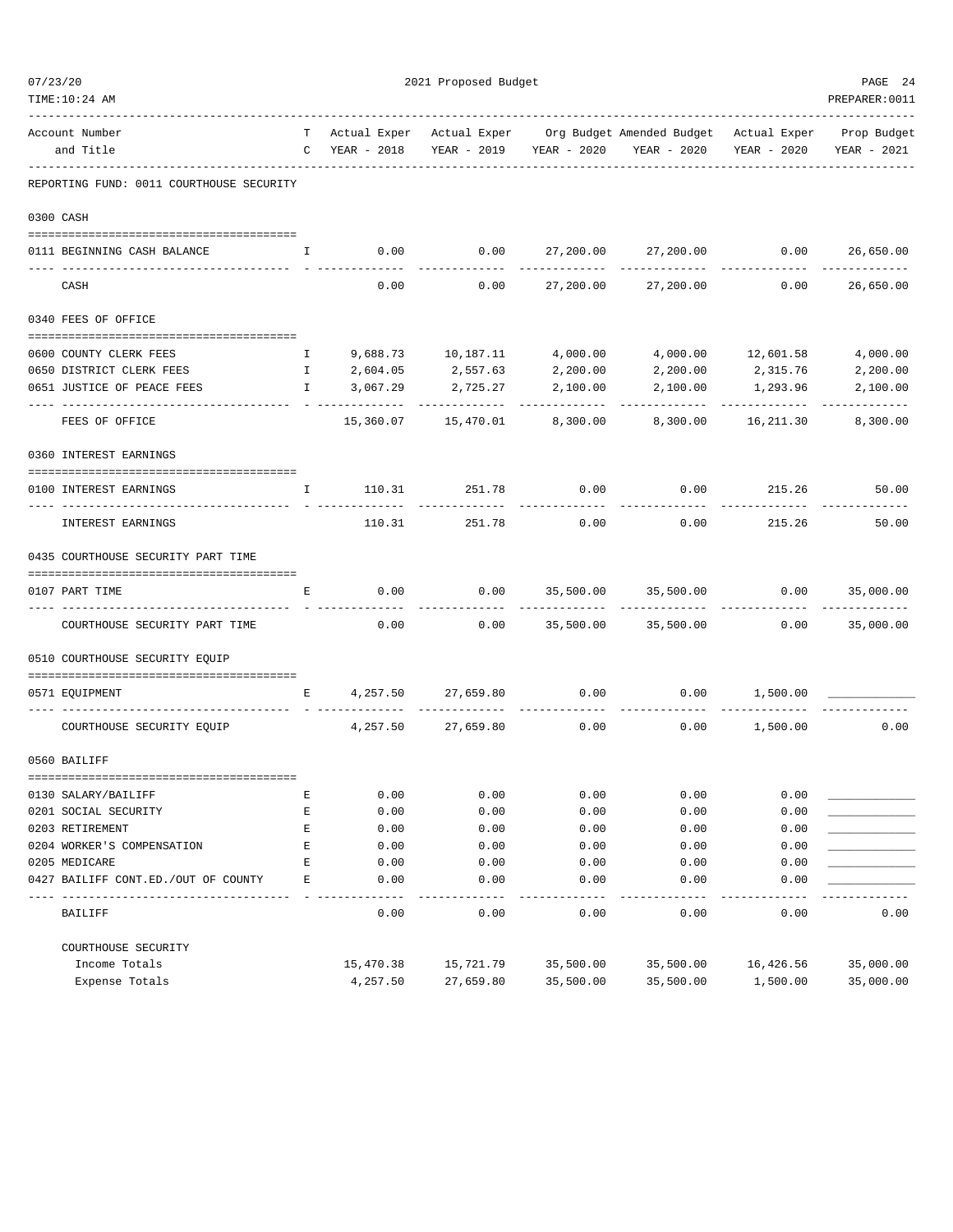REPORTING FUND: 0011 COURTHOUSE SECURITY

| Account Number and Title | TC | Actual Exper YEAR - 2018 | Actual Exper YEAR - 2019 | Org Budget YEAR - 2020 | Amended Budget YEAR - 2020 | Actual Exper YEAR - 2020 | Prop Budget YEAR - 2021 |
|---|---|---|---|---|---|---|---|
| **0300 CASH** | | | | | | | |
| 0111 BEGINNING CASH BALANCE | I | 0.00 | 0.00 | 27,200.00 | 27,200.00 | 0.00 | 26,650.00 |
| CASH | | 0.00 | 0.00 | 27,200.00 | 27,200.00 | 0.00 | 26,650.00 |
| **0340 FEES OF OFFICE** | | | | | | | |
| 0600 COUNTY CLERK FEES | I | 9,688.73 | 10,187.11 | 4,000.00 | 4,000.00 | 12,601.58 | 4,000.00 |
| 0650 DISTRICT CLERK FEES | I | 2,604.05 | 2,557.63 | 2,200.00 | 2,200.00 | 2,315.76 | 2,200.00 |
| 0651 JUSTICE OF PEACE FEES | I | 3,067.29 | 2,725.27 | 2,100.00 | 2,100.00 | 1,293.96 | 2,100.00 |
| FEES OF OFFICE | | 15,360.07 | 15,470.01 | 8,300.00 | 8,300.00 | 16,211.30 | 8,300.00 |
| **0360 INTEREST EARNINGS** | | | | | | | |
| 0100 INTEREST EARNINGS | I | 110.31 | 251.78 | 0.00 | 0.00 | 215.26 | 50.00 |
| INTEREST EARNINGS | | 110.31 | 251.78 | 0.00 | 0.00 | 215.26 | 50.00 |
| **0435 COURTHOUSE SECURITY PART TIME** | | | | | | | |
| 0107 PART TIME | E | 0.00 | 0.00 | 35,500.00 | 35,500.00 | 0.00 | 35,000.00 |
| COURTHOUSE SECURITY PART TIME | | 0.00 | 0.00 | 35,500.00 | 35,500.00 | 0.00 | 35,000.00 |
| **0510 COURTHOUSE SECURITY EQUIP** | | | | | | | |
| 0571 EQUIPMENT | E | 4,257.50 | 27,659.80 | 0.00 | 0.00 | 1,500.00 | ____________ |
| COURTHOUSE SECURITY EQUIP | | 4,257.50 | 27,659.80 | 0.00 | 0.00 | 1,500.00 | 0.00 |
| **0560 BAILIFF** | | | | | | | |
| 0130 SALARY/BAILIFF | E | 0.00 | 0.00 | 0.00 | 0.00 | 0.00 | ____________ |
| 0201 SOCIAL SECURITY | E | 0.00 | 0.00 | 0.00 | 0.00 | 0.00 | ____________ |
| 0203 RETIREMENT | E | 0.00 | 0.00 | 0.00 | 0.00 | 0.00 | ____________ |
| 0204 WORKER'S COMPENSATION | E | 0.00 | 0.00 | 0.00 | 0.00 | 0.00 | ____________ |
| 0205 MEDICARE | E | 0.00 | 0.00 | 0.00 | 0.00 | 0.00 | ____________ |
| 0427 BAILIFF CONT.ED./OUT OF COUNTY | E | 0.00 | 0.00 | 0.00 | 0.00 | 0.00 | ____________ |
| BAILIFF | | 0.00 | 0.00 | 0.00 | 0.00 | 0.00 | 0.00 |
| **COURTHOUSE SECURITY** | | | | | | | |
| Income Totals | | 15,470.38 | 15,721.79 | 35,500.00 | 35,500.00 | 16,426.56 | 35,000.00 |
| Expense Totals | | 4,257.50 | 27,659.80 | 35,500.00 | 35,500.00 | 1,500.00 | 35,000.00 |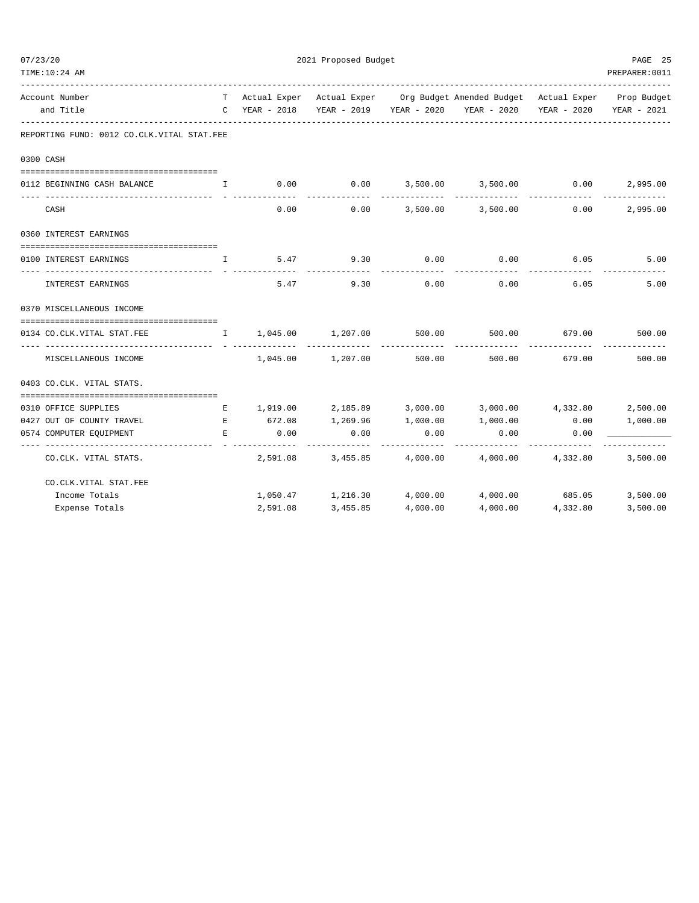2021 Proposed Budget

| Account Number and Title | TC | Actual Exper YEAR - 2018 | Actual Exper YEAR - 2019 | Org Budget YEAR - 2020 | Amended Budget YEAR - 2020 | Actual Exper YEAR - 2020 | Prop Budget YEAR - 2021 |
|---|---|---|---|---|---|---|---|
| **REPORTING FUND: 0012 CO.CLK.VITAL STAT.FEE** | | | | | | | |
| **0300 CASH** | | | | | | | |
| 0112 BEGINNING CASH BALANCE | I | 0.00 | 0.00 | 3,500.00 | 3,500.00 | 0.00 | 2,995.00 |
| CASH | | 0.00 | 0.00 | 3,500.00 | 3,500.00 | 0.00 | 2,995.00 |
| **0360 INTEREST EARNINGS** | | | | | | | |
| 0100 INTEREST EARNINGS | I | 5.47 | 9.30 | 0.00 | 0.00 | 6.05 | 5.00 |
| INTEREST EARNINGS | | 5.47 | 9.30 | 0.00 | 0.00 | 6.05 | 5.00 |
| **0370 MISCELLANEOUS INCOME** | | | | | | | |
| 0134 CO.CLK.VITAL STAT.FEE | I | 1,045.00 | 1,207.00 | 500.00 | 500.00 | 679.00 | 500.00 |
| MISCELLANEOUS INCOME | | 1,045.00 | 1,207.00 | 500.00 | 500.00 | 679.00 | 500.00 |
| **0403 CO.CLK. VITAL STATS.** | | | | | | | |
| 0310 OFFICE SUPPLIES | E | 1,919.00 | 2,185.89 | 3,000.00 | 3,000.00 | 4,332.80 | 2,500.00 |
| 0427 OUT OF COUNTY TRAVEL | E | 672.08 | 1,269.96 | 1,000.00 | 1,000.00 | 0.00 | 1,000.00 |
| 0574 COMPUTER EQUIPMENT | E | 0.00 | 0.00 | 0.00 | 0.00 | 0.00 | ____________ |
| CO.CLK. VITAL STATS. | | 2,591.08 | 3,455.85 | 4,000.00 | 4,000.00 | 4,332.80 | 3,500.00 |
| **CO.CLK.VITAL STAT.FEE** | | | | | | | |
| Income Totals | | 1,050.47 | 1,216.30 | 4,000.00 | 4,000.00 | 685.05 | 3,500.00 |
| Expense Totals | | 2,591.08 | 3,455.85 | 4,000.00 | 4,000.00 | 4,332.80 | 3,500.00 |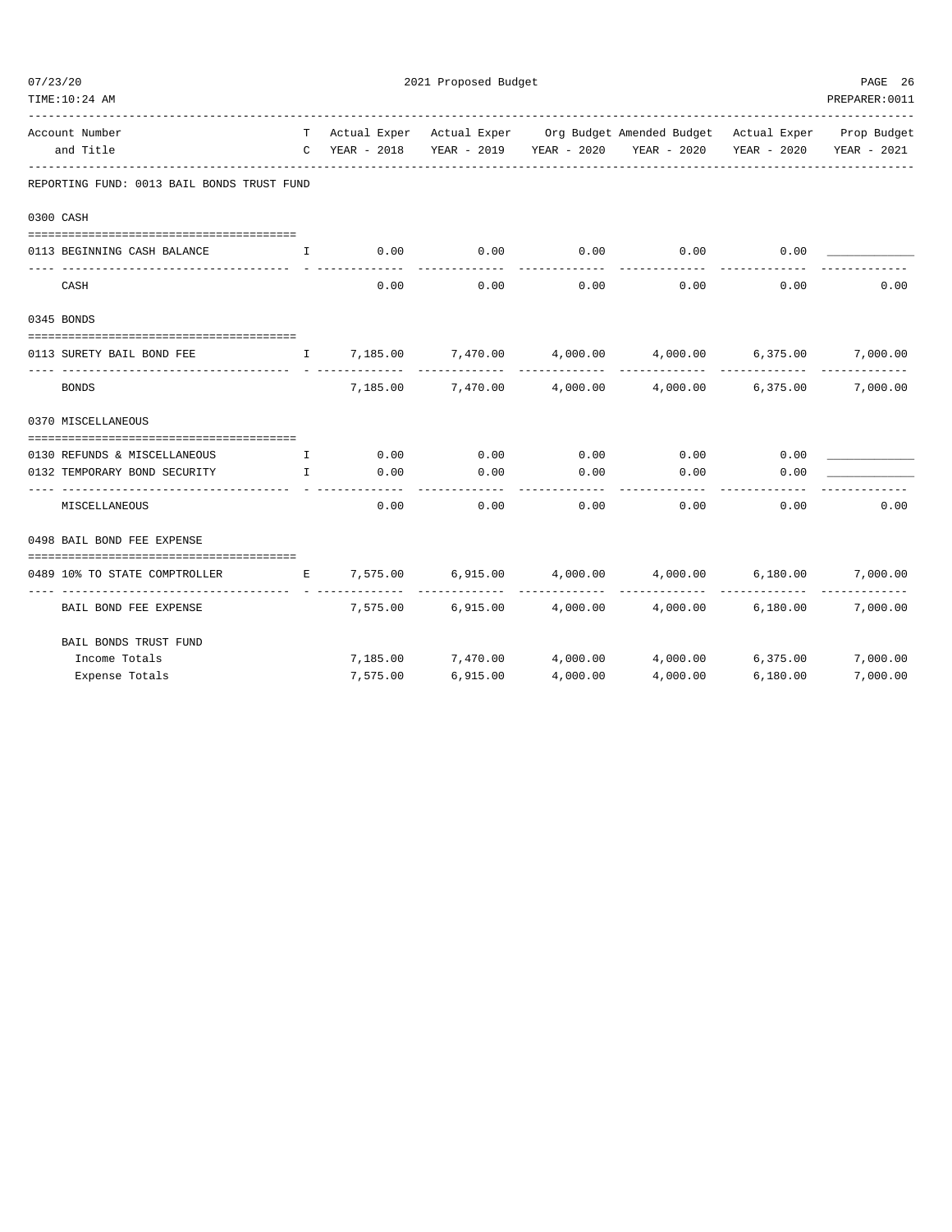2021 Proposed Budget

| Account Number and Title | TC | Actual Exper YEAR - 2018 | Actual Exper YEAR - 2019 | Org Budget YEAR - 2020 | Amended Budget YEAR - 2020 | Actual Exper YEAR - 2020 | Prop Budget YEAR - 2021 |
|---|---|---|---|---|---|---|---|
| **REPORTING FUND: 0013 BAIL BONDS TRUST FUND** | | | | | | | |
| **0300 CASH** | | | | | | | |
| 0113 BEGINNING CASH BALANCE | I | 0.00 | 0.00 | 0.00 | 0.00 | 0.00 | ____________ |
| CASH | | 0.00 | 0.00 | 0.00 | 0.00 | 0.00 | 0.00 |
| **0345 BONDS** | | | | | | | |
| 0113 SURETY BAIL BOND FEE | I | 7,185.00 | 7,470.00 | 4,000.00 | 4,000.00 | 6,375.00 | 7,000.00 |
| BONDS | | 7,185.00 | 7,470.00 | 4,000.00 | 4,000.00 | 6,375.00 | 7,000.00 |
| **0370 MISCELLANEOUS** | | | | | | | |
| 0130 REFUNDS & MISCELLANEOUS | I | 0.00 | 0.00 | 0.00 | 0.00 | 0.00 | ____________ |
| 0132 TEMPORARY BOND SECURITY | I | 0.00 | 0.00 | 0.00 | 0.00 | 0.00 | ____________ |
| MISCELLANEOUS | | 0.00 | 0.00 | 0.00 | 0.00 | 0.00 | 0.00 |
| **0498 BAIL BOND FEE EXPENSE** | | | | | | | |
| 0489 10% TO STATE COMPTROLLER | E | 7,575.00 | 6,915.00 | 4,000.00 | 4,000.00 | 6,180.00 | 7,000.00 |
| BAIL BOND FEE EXPENSE | | 7,575.00 | 6,915.00 | 4,000.00 | 4,000.00 | 6,180.00 | 7,000.00 |
| **BAIL BONDS TRUST FUND** | | | | | | | |
| Income Totals | | 7,185.00 | 7,470.00 | 4,000.00 | 4,000.00 | 6,375.00 | 7,000.00 |
| Expense Totals | | 7,575.00 | 6,915.00 | 4,000.00 | 4,000.00 | 6,180.00 | 7,000.00 |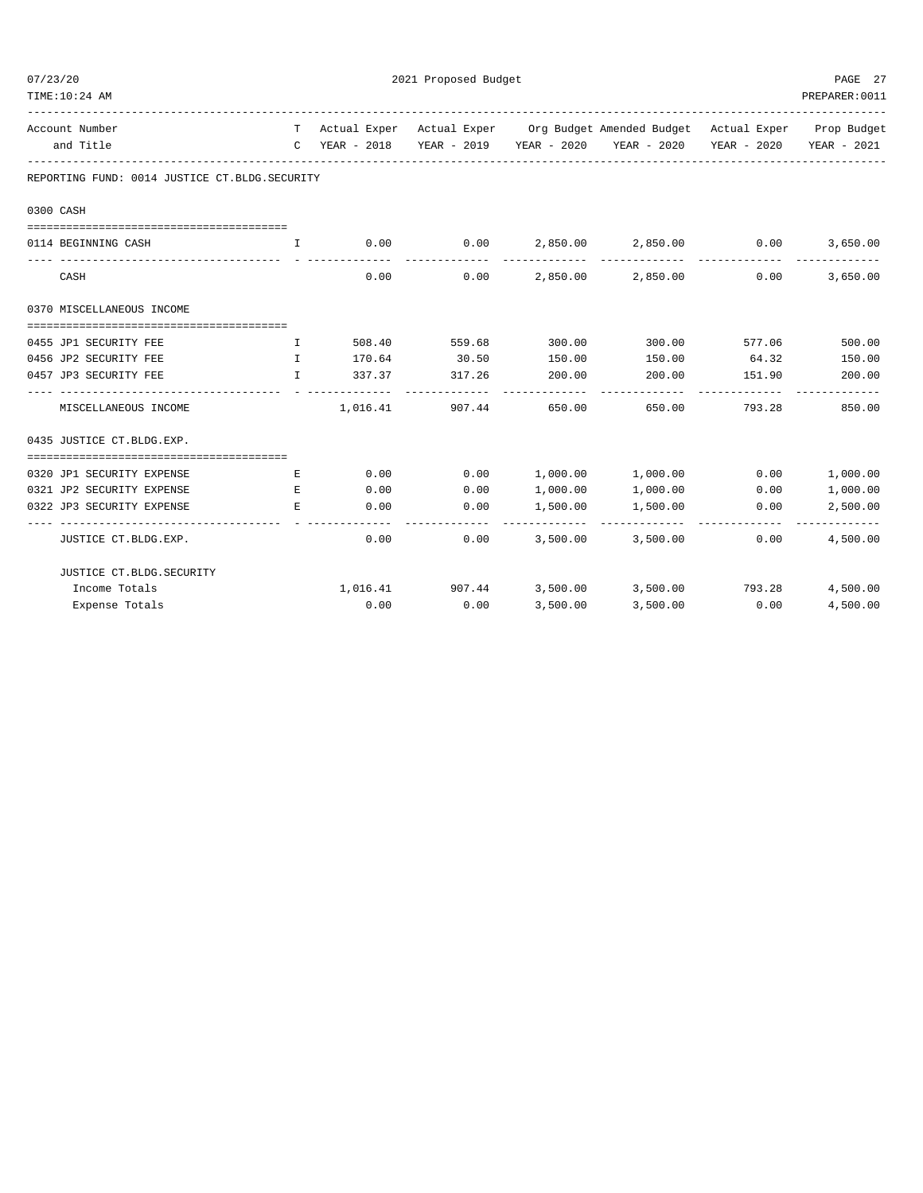2021 Proposed Budget

REPORTING FUND: 0014 JUSTICE CT.BLDG.SECURITY

| Account Number and Title | TC | Actual Exper YEAR - 2018 | Actual Exper YEAR - 2019 | Org Budget YEAR - 2020 | Amended Budget YEAR - 2020 | Actual Exper YEAR - 2020 | Prop Budget YEAR - 2021 |
|---|---|---|---|---|---|---|---|
| **0300 CASH** | | | | | | | |
| 0114 BEGINNING CASH | I | 0.00 | 0.00 | 2,850.00 | 2,850.00 | 0.00 | 3,650.00 |
| CASH | | 0.00 | 0.00 | 2,850.00 | 2,850.00 | 0.00 | 3,650.00 |
| **0370 MISCELLANEOUS INCOME** | | | | | | | |
| 0455 JP1 SECURITY FEE | I | 508.40 | 559.68 | 300.00 | 300.00 | 577.06 | 500.00 |
| 0456 JP2 SECURITY FEE | I | 170.64 | 30.50 | 150.00 | 150.00 | 64.32 | 150.00 |
| 0457 JP3 SECURITY FEE | I | 337.37 | 317.26 | 200.00 | 200.00 | 151.90 | 200.00 |
| MISCELLANEOUS INCOME | | 1,016.41 | 907.44 | 650.00 | 650.00 | 793.28 | 850.00 |
| **0435 JUSTICE CT.BLDG.EXP.** | | | | | | | |
| 0320 JP1 SECURITY EXPENSE | E | 0.00 | 0.00 | 1,000.00 | 1,000.00 | 0.00 | 1,000.00 |
| 0321 JP2 SECURITY EXPENSE | E | 0.00 | 0.00 | 1,000.00 | 1,000.00 | 0.00 | 1,000.00 |
| 0322 JP3 SECURITY EXPENSE | E | 0.00 | 0.00 | 1,500.00 | 1,500.00 | 0.00 | 2,500.00 |
| JUSTICE CT.BLDG.EXP. | | 0.00 | 0.00 | 3,500.00 | 3,500.00 | 0.00 | 4,500.00 |
| **JUSTICE CT.BLDG.SECURITY** | | | | | | | |
| Income Totals | | 1,016.41 | 907.44 | 3,500.00 | 3,500.00 | 793.28 | 4,500.00 |
| Expense Totals | | 0.00 | 0.00 | 3,500.00 | 3,500.00 | 0.00 | 4,500.00 |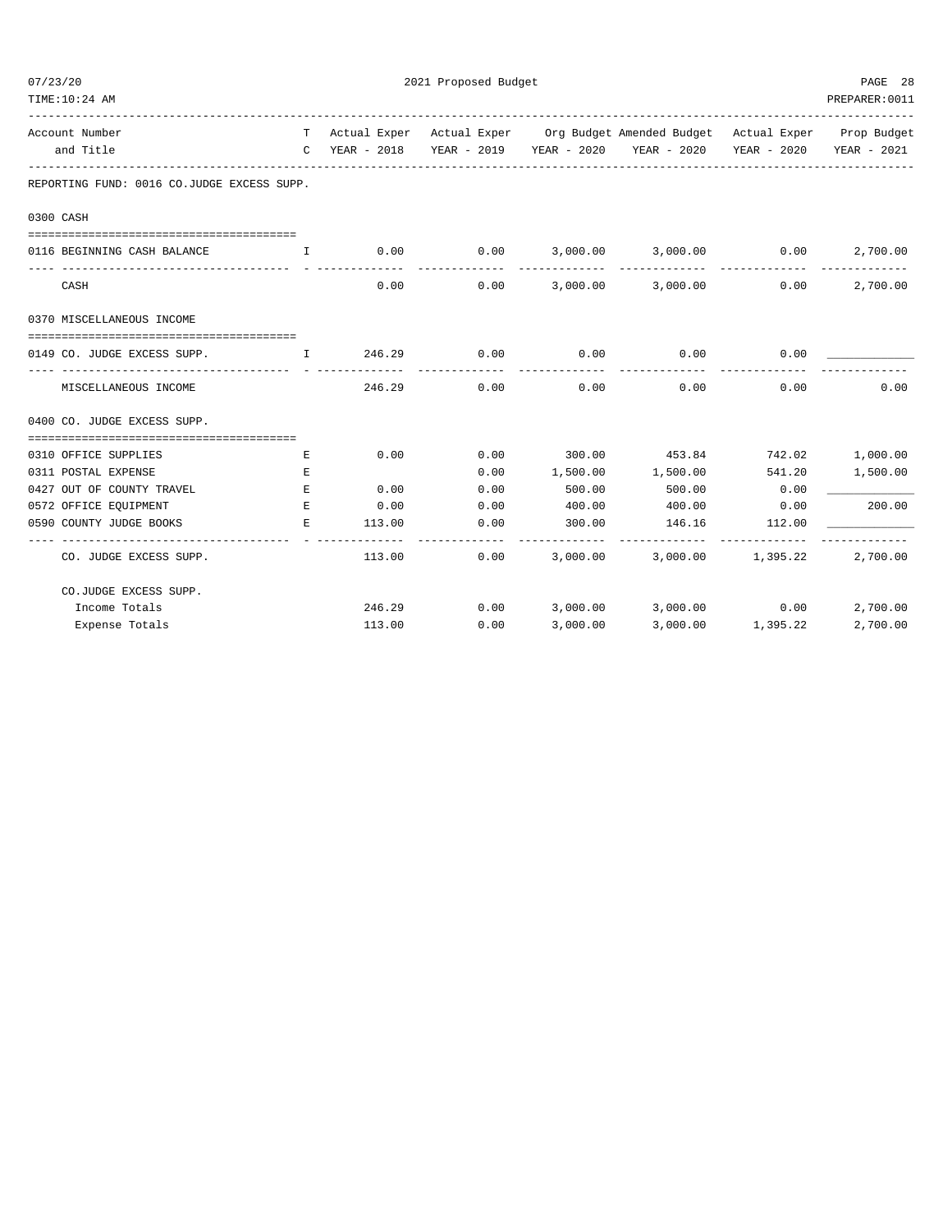REPORTING FUND: 0016 CO.JUDGE EXCESS SUPP.

| Account Number and Title | T C | Actual Exper YEAR - 2018 | Actual Exper YEAR - 2019 | Org Budget YEAR - 2020 | Amended Budget YEAR - 2020 | Actual Exper YEAR - 2020 | Prop Budget YEAR - 2021 |
|---|---|---|---|---|---|---|---|
| **0300 CASH** | | | | | | | |
| 0116 BEGINNING CASH BALANCE | I | 0.00 | 0.00 | 3,000.00 | 3,000.00 | 0.00 | 2,700.00 |
| CASH | | 0.00 | 0.00 | 3,000.00 | 3,000.00 | 0.00 | 2,700.00 |
| **0370 MISCELLANEOUS INCOME** | | | | | | | |
| 0149 CO. JUDGE EXCESS SUPP. | I | 246.29 | 0.00 | 0.00 | 0.00 | 0.00 | ____________ |
| MISCELLANEOUS INCOME | | 246.29 | 0.00 | 0.00 | 0.00 | 0.00 | 0.00 |
| **0400 CO. JUDGE EXCESS SUPP.** | | | | | | | |
| 0310 OFFICE SUPPLIES | E | 0.00 | 0.00 | 300.00 | 453.84 | 742.02 | 1,000.00 |
| 0311 POSTAL EXPENSE | E | | 0.00 | 1,500.00 | 1,500.00 | 541.20 | 1,500.00 |
| 0427 OUT OF COUNTY TRAVEL | E | 0.00 | 0.00 | 500.00 | 500.00 | 0.00 | ____________ |
| 0572 OFFICE EQUIPMENT | E | 0.00 | 0.00 | 400.00 | 400.00 | 0.00 | 200.00 |
| 0590 COUNTY JUDGE BOOKS | E | 113.00 | 0.00 | 300.00 | 146.16 | 112.00 | ____________ |
| CO. JUDGE EXCESS SUPP. | | 113.00 | 0.00 | 3,000.00 | 3,000.00 | 1,395.22 | 2,700.00 |
| **CO.JUDGE EXCESS SUPP.** | | | | | | | |
| Income Totals | | 246.29 | 0.00 | 3,000.00 | 3,000.00 | 0.00 | 2,700.00 |
| Expense Totals | | 113.00 | 0.00 | 3,000.00 | 3,000.00 | 1,395.22 | 2,700.00 |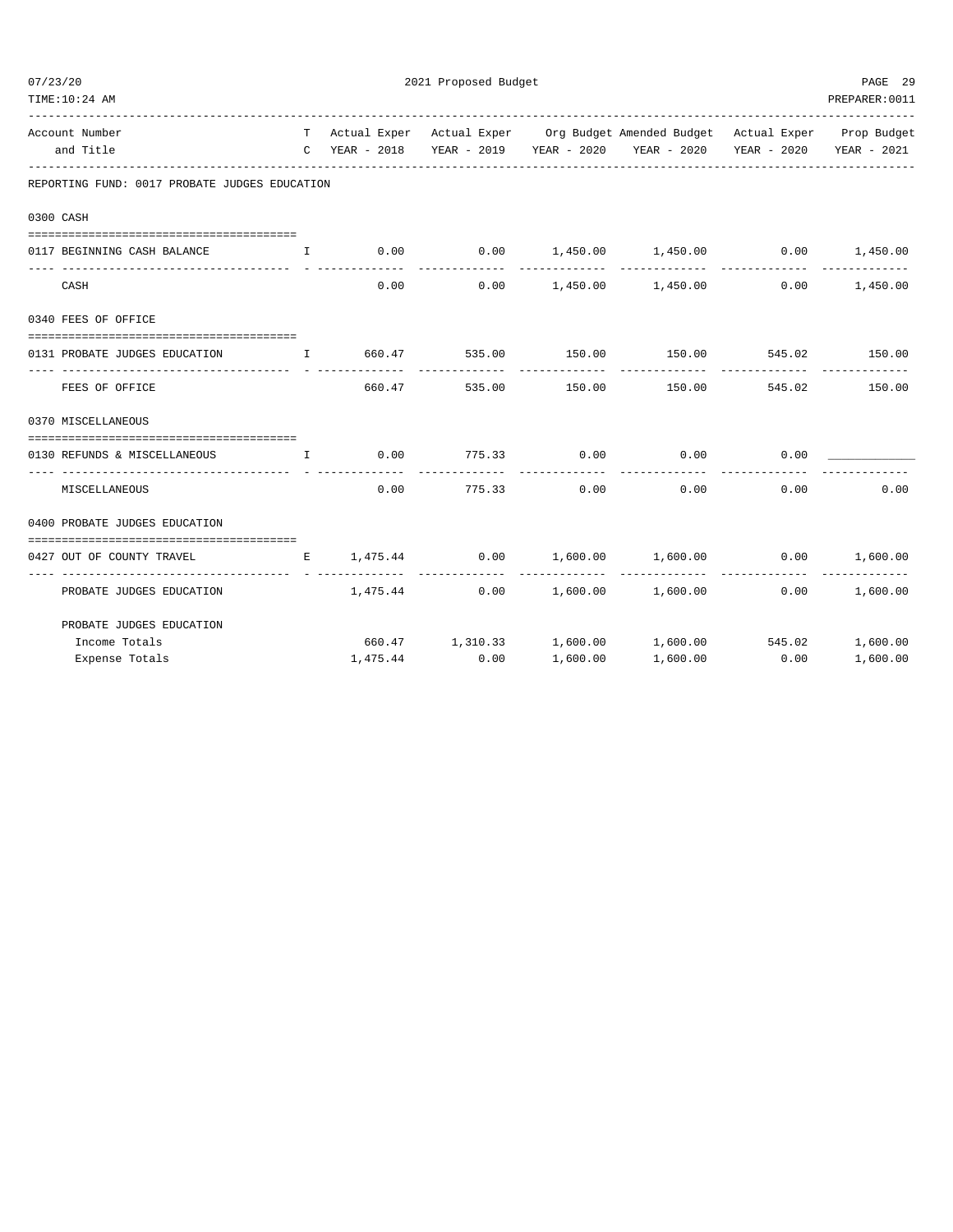2021 Proposed Budget

| Account Number and Title | TC | Actual Exper YEAR - 2018 | Actual Exper YEAR - 2019 | Org Budget YEAR - 2020 | Amended Budget YEAR - 2020 | Actual Exper YEAR - 2020 | Prop Budget YEAR - 2021 |
|---|---|---|---|---|---|---|---|
| **REPORTING FUND: 0017 PROBATE JUDGES EDUCATION** | | | | | | | |
| **0300 CASH** | | | | | | | |
| 0117 BEGINNING CASH BALANCE | I | 0.00 | 0.00 | 1,450.00 | 1,450.00 | 0.00 | 1,450.00 |
| CASH | | 0.00 | 0.00 | 1,450.00 | 1,450.00 | 0.00 | 1,450.00 |
| **0340 FEES OF OFFICE** | | | | | | | |
| 0131 PROBATE JUDGES EDUCATION | I | 660.47 | 535.00 | 150.00 | 150.00 | 545.02 | 150.00 |
| FEES OF OFFICE | | 660.47 | 535.00 | 150.00 | 150.00 | 545.02 | 150.00 |
| **0370 MISCELLANEOUS** | | | | | | | |
| 0130 REFUNDS & MISCELLANEOUS | I | 0.00 | 775.33 | 0.00 | 0.00 | 0.00 | ____________ |
| MISCELLANEOUS | | 0.00 | 775.33 | 0.00 | 0.00 | 0.00 | 0.00 |
| **0400 PROBATE JUDGES EDUCATION** | | | | | | | |
| 0427 OUT OF COUNTY TRAVEL | E | 1,475.44 | 0.00 | 1,600.00 | 1,600.00 | 0.00 | 1,600.00 |
| PROBATE JUDGES EDUCATION | | 1,475.44 | 0.00 | 1,600.00 | 1,600.00 | 0.00 | 1,600.00 |
| **PROBATE JUDGES EDUCATION** | | | | | | | |
| Income Totals | | 660.47 | 1,310.33 | 1,600.00 | 1,600.00 | 545.02 | 1,600.00 |
| Expense Totals | | 1,475.44 | 0.00 | 1,600.00 | 1,600.00 | 0.00 | 1,600.00 |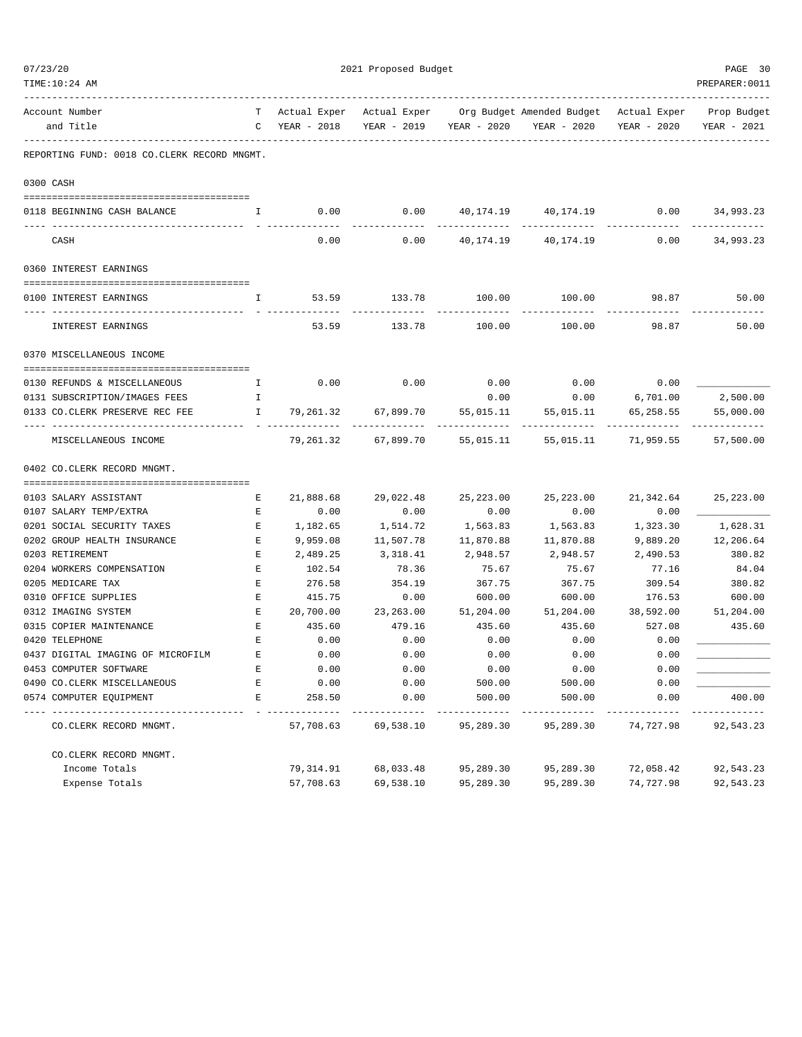2021 Proposed Budget

| Account Number and Title | TC | Actual Exper YEAR - 2018 | Actual Exper YEAR - 2019 | Org Budget YEAR - 2020 | Amended Budget YEAR - 2020 | Actual Exper YEAR - 2020 | Prop Budget YEAR - 2021 |
|---|---|---|---|---|---|---|---|
| **REPORTING FUND: 0018 CO.CLERK RECORD MNGMT.** | | | | | | | |
| **0300 CASH** | | | | | | | |
| 0118 BEGINNING CASH BALANCE | I | 0.00 | 0.00 | 40,174.19 | 40,174.19 | 0.00 | 34,993.23 |
| CASH | | 0.00 | 0.00 | 40,174.19 | 40,174.19 | 0.00 | 34,993.23 |
| **0360 INTEREST EARNINGS** | | | | | | | |
| 0100 INTEREST EARNINGS | I | 53.59 | 133.78 | 100.00 | 100.00 | 98.87 | 50.00 |
| INTEREST EARNINGS | | 53.59 | 133.78 | 100.00 | 100.00 | 98.87 | 50.00 |
| **0370 MISCELLANEOUS INCOME** | | | | | | | |
| 0130 REFUNDS & MISCELLANEOUS | I | 0.00 | 0.00 | 0.00 | 0.00 | 0.00 | ____________ |
| 0131 SUBSCRIPTION/IMAGES FEES | I | | | 0.00 | 0.00 | 6,701.00 | 2,500.00 |
| 0133 CO.CLERK PRESERVE REC FEE | I | 79,261.32 | 67,899.70 | 55,015.11 | 55,015.11 | 65,258.55 | 55,000.00 |
| MISCELLANEOUS INCOME | | 79,261.32 | 67,899.70 | 55,015.11 | 55,015.11 | 71,959.55 | 57,500.00 |
| **0402 CO.CLERK RECORD MNGMT.** | | | | | | | |
| 0103 SALARY ASSISTANT | E | 21,888.68 | 29,022.48 | 25,223.00 | 25,223.00 | 21,342.64 | 25,223.00 |
| 0107 SALARY TEMP/EXTRA | E | 0.00 | 0.00 | 0.00 | 0.00 | 0.00 | ____________ |
| 0201 SOCIAL SECURITY TAXES | E | 1,182.65 | 1,514.72 | 1,563.83 | 1,563.83 | 1,323.30 | 1,628.31 |
| 0202 GROUP HEALTH INSURANCE | E | 9,959.08 | 11,507.78 | 11,870.88 | 11,870.88 | 9,889.20 | 12,206.64 |
| 0203 RETIREMENT | E | 2,489.25 | 3,318.41 | 2,948.57 | 2,948.57 | 2,490.53 | 380.82 |
| 0204 WORKERS COMPENSATION | E | 102.54 | 78.36 | 75.67 | 75.67 | 77.16 | 84.04 |
| 0205 MEDICARE TAX | E | 276.58 | 354.19 | 367.75 | 367.75 | 309.54 | 380.82 |
| 0310 OFFICE SUPPLIES | E | 415.75 | 0.00 | 600.00 | 600.00 | 176.53 | 600.00 |
| 0312 IMAGING SYSTEM | E | 20,700.00 | 23,263.00 | 51,204.00 | 51,204.00 | 38,592.00 | 51,204.00 |
| 0315 COPIER MAINTENANCE | E | 435.60 | 479.16 | 435.60 | 435.60 | 527.08 | 435.60 |
| 0420 TELEPHONE | E | 0.00 | 0.00 | 0.00 | 0.00 | 0.00 | ____________ |
| 0437 DIGITAL IMAGING OF MICROFILM | E | 0.00 | 0.00 | 0.00 | 0.00 | 0.00 | ____________ |
| 0453 COMPUTER SOFTWARE | E | 0.00 | 0.00 | 0.00 | 0.00 | 0.00 | ____________ |
| 0490 CO.CLERK MISCELLANEOUS | E | 0.00 | 0.00 | 500.00 | 500.00 | 0.00 | ____________ |
| 0574 COMPUTER EQUIPMENT | E | 258.50 | 0.00 | 500.00 | 500.00 | 0.00 | 400.00 |
| CO.CLERK RECORD MNGMT. | | 57,708.63 | 69,538.10 | 95,289.30 | 95,289.30 | 74,727.98 | 92,543.23 |
| **CO.CLERK RECORD MNGMT.** | | | | | | | |
| Income Totals | | 79,314.91 | 68,033.48 | 95,289.30 | 95,289.30 | 72,058.42 | 92,543.23 |
| Expense Totals | | 57,708.63 | 69,538.10 | 95,289.30 | 95,289.30 | 74,727.98 | 92,543.23 |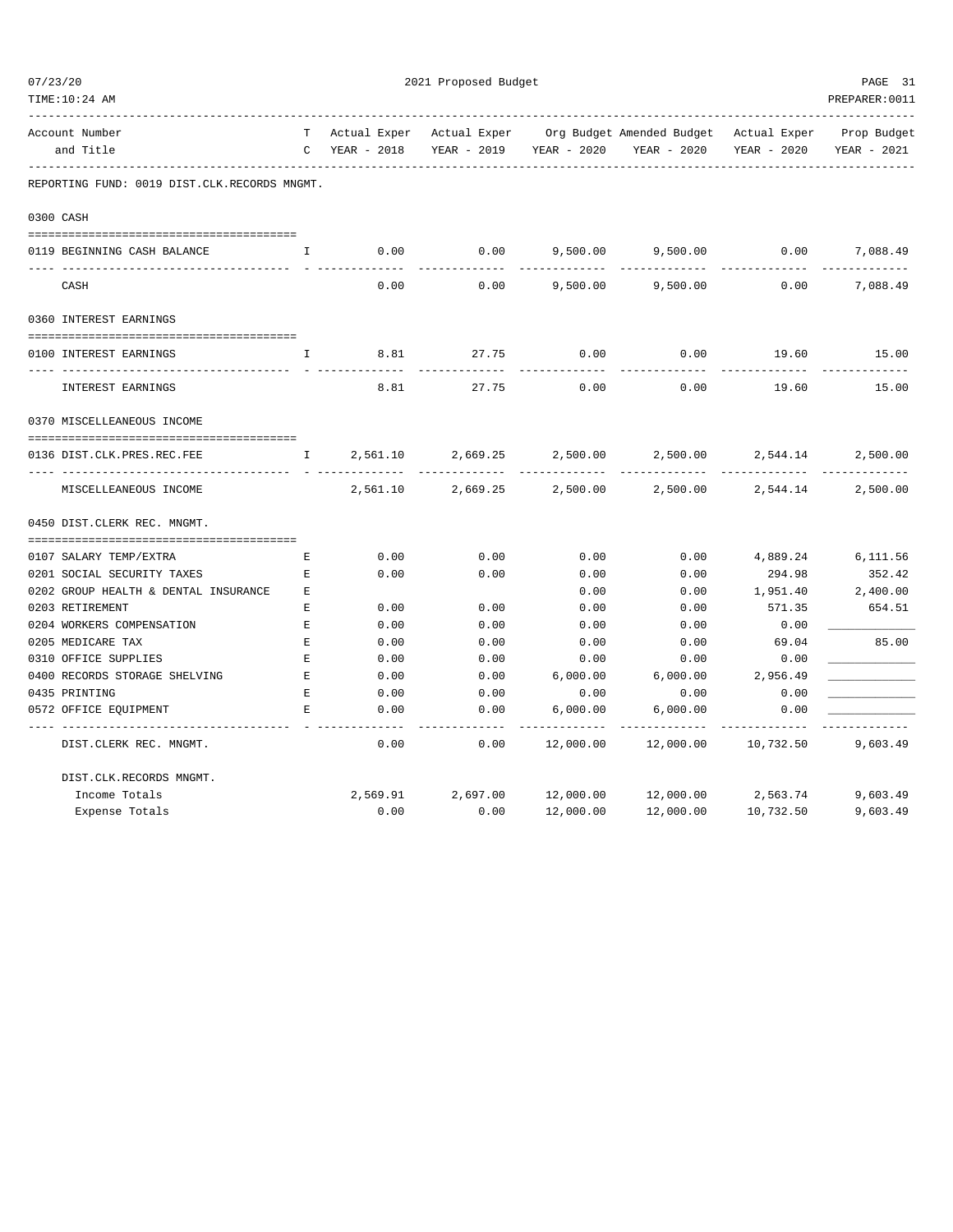REPORTING FUND: 0019 DIST.CLK.RECORDS MNGMT.

| Account Number and Title | TC | Actual Exper YEAR - 2018 | Actual Exper YEAR - 2019 | Org Budget YEAR - 2020 | Amended Budget YEAR - 2020 | Actual Exper YEAR - 2020 | Prop Budget YEAR - 2021 |
|---|---|---|---|---|---|---|---|
| **0300 CASH** | | | | | | | |
| 0119 BEGINNING CASH BALANCE | I | 0.00 | 0.00 | 9,500.00 | 9,500.00 | 0.00 | 7,088.49 |
| CASH | | 0.00 | 0.00 | 9,500.00 | 9,500.00 | 0.00 | 7,088.49 |
| **0360 INTEREST EARNINGS** | | | | | | | |
| 0100 INTEREST EARNINGS | I | 8.81 | 27.75 | 0.00 | 0.00 | 19.60 | 15.00 |
| INTEREST EARNINGS | | 8.81 | 27.75 | 0.00 | 0.00 | 19.60 | 15.00 |
| **0370 MISCELLANEOUS INCOME** | | | | | | | |
| 0136 DIST.CLK.PRES.REC.FEE | I | 2,561.10 | 2,669.25 | 2,500.00 | 2,500.00 | 2,544.14 | 2,500.00 |
| MISCELLANEOUS INCOME | | 2,561.10 | 2,669.25 | 2,500.00 | 2,500.00 | 2,544.14 | 2,500.00 |
| **0450 DIST.CLERK REC. MNGMT.** | | | | | | | |
| 0107 SALARY TEMP/EXTRA | E | 0.00 | 0.00 | 0.00 | 0.00 | 4,889.24 | 6,111.56 |
| 0201 SOCIAL SECURITY TAXES | E | 0.00 | 0.00 | 0.00 | 0.00 | 294.98 | 352.42 |
| 0202 GROUP HEALTH & DENTAL INSURANCE | E | | | 0.00 | 0.00 | 1,951.40 | 2,400.00 |
| 0203 RETIREMENT | E | 0.00 | 0.00 | 0.00 | 0.00 | 571.35 | 654.51 |
| 0204 WORKERS COMPENSATION | E | 0.00 | 0.00 | 0.00 | 0.00 | 0.00 | ____________ |
| 0205 MEDICARE TAX | E | 0.00 | 0.00 | 0.00 | 0.00 | 69.04 | 85.00 |
| 0310 OFFICE SUPPLIES | E | 0.00 | 0.00 | 0.00 | 0.00 | 0.00 | ____________ |
| 0400 RECORDS STORAGE SHELVING | E | 0.00 | 0.00 | 6,000.00 | 6,000.00 | 2,956.49 | ____________ |
| 0435 PRINTING | E | 0.00 | 0.00 | 0.00 | 0.00 | 0.00 | ____________ |
| 0572 OFFICE EQUIPMENT | E | 0.00 | 0.00 | 6,000.00 | 6,000.00 | 0.00 | ____________ |
| DIST.CLERK REC. MNGMT. | | 0.00 | 0.00 | 12,000.00 | 12,000.00 | 10,732.50 | 9,603.49 |
| **DIST.CLK.RECORDS MNGMT.** | | | | | | | |
| Income Totals | | 2,569.91 | 2,697.00 | 12,000.00 | 12,000.00 | 2,563.74 | 9,603.49 |
| Expense Totals | | 0.00 | 0.00 | 12,000.00 | 12,000.00 | 10,732.50 | 9,603.49 |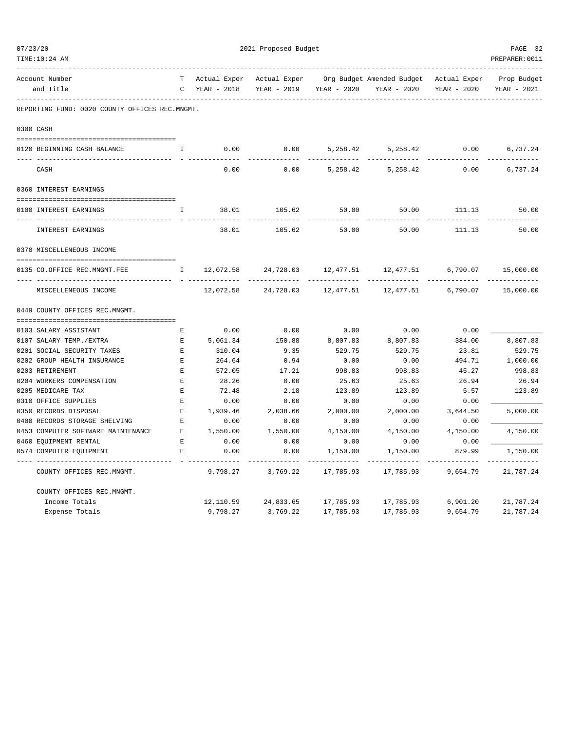2021 Proposed Budget

REPORTING FUND: 0020 COUNTY OFFICES REC.MNGMT.

| Account Number and Title | TC | Actual Exper YEAR - 2018 | Actual Exper YEAR - 2019 | Org Budget YEAR - 2020 | Amended Budget YEAR - 2020 | Actual Exper YEAR - 2020 | Prop Budget YEAR - 2021 |
|---|---|---|---|---|---|---|---|
| **0300 CASH** | | | | | | | |
| 0120 BEGINNING CASH BALANCE | I | 0.00 | 0.00 | 5,258.42 | 5,258.42 | 0.00 | 6,737.24 |
| CASH | | 0.00 | 0.00 | 5,258.42 | 5,258.42 | 0.00 | 6,737.24 |
| **0360 INTEREST EARNINGS** | | | | | | | |
| 0100 INTEREST EARNINGS | I | 38.01 | 105.62 | 50.00 | 50.00 | 111.13 | 50.00 |
| INTEREST EARNINGS | | 38.01 | 105.62 | 50.00 | 50.00 | 111.13 | 50.00 |
| **0370 MISCELLENEOUS INCOME** | | | | | | | |
| 0135 CO.OFFICE REC.MNGMT.FEE | I | 12,072.58 | 24,728.03 | 12,477.51 | 12,477.51 | 6,790.07 | 15,000.00 |
| MISCELLENEOUS INCOME | | 12,072.58 | 24,728.03 | 12,477.51 | 12,477.51 | 6,790.07 | 15,000.00 |
| **0449 COUNTY OFFICES REC.MNGMT.** | | | | | | | |
| 0103 SALARY ASSISTANT | E | 0.00 | 0.00 | 0.00 | 0.00 | 0.00 | ____________ |
| 0107 SALARY TEMP./EXTRA | E | 5,061.34 | 150.88 | 8,807.83 | 8,807.83 | 384.00 | 8,807.83 |
| 0201 SOCIAL SECURITY TAXES | E | 310.04 | 9.35 | 529.75 | 529.75 | 23.81 | 529.75 |
| 0202 GROUP HEALTH INSURANCE | E | 264.64 | 0.94 | 0.00 | 0.00 | 494.71 | 1,000.00 |
| 0203 RETIREMENT | E | 572.05 | 17.21 | 998.83 | 998.83 | 45.27 | 998.83 |
| 0204 WORKERS COMPENSATION | E | 28.26 | 0.00 | 25.63 | 25.63 | 26.94 | 26.94 |
| 0205 MEDICARE TAX | E | 72.48 | 2.18 | 123.89 | 123.89 | 5.57 | 123.89 |
| 0310 OFFICE SUPPLIES | E | 0.00 | 0.00 | 0.00 | 0.00 | 0.00 | ____________ |
| 0350 RECORDS DISPOSAL | E | 1,939.46 | 2,038.66 | 2,000.00 | 2,000.00 | 3,644.50 | 5,000.00 |
| 0400 RECORDS STORAGE SHELVING | E | 0.00 | 0.00 | 0.00 | 0.00 | 0.00 | ____________ |
| 0453 COMPUTER SOFTWARE MAINTENANCE | E | 1,550.00 | 1,550.00 | 4,150.00 | 4,150.00 | 4,150.00 | 4,150.00 |
| 0460 EQUIPMENT RENTAL | E | 0.00 | 0.00 | 0.00 | 0.00 | 0.00 | ____________ |
| 0574 COMPUTER EQUIPMENT | E | 0.00 | 0.00 | 1,150.00 | 1,150.00 | 879.99 | 1,150.00 |
| COUNTY OFFICES REC.MNGMT. | | 9,798.27 | 3,769.22 | 17,785.93 | 17,785.93 | 9,654.79 | 21,787.24 |
| **COUNTY OFFICES REC.MNGMT.** | | | | | | | |
| Income Totals | | 12,110.59 | 24,833.65 | 17,785.93 | 17,785.93 | 6,901.20 | 21,787.24 |
| Expense Totals | | 9,798.27 | 3,769.22 | 17,785.93 | 17,785.93 | 9,654.79 | 21,787.24 |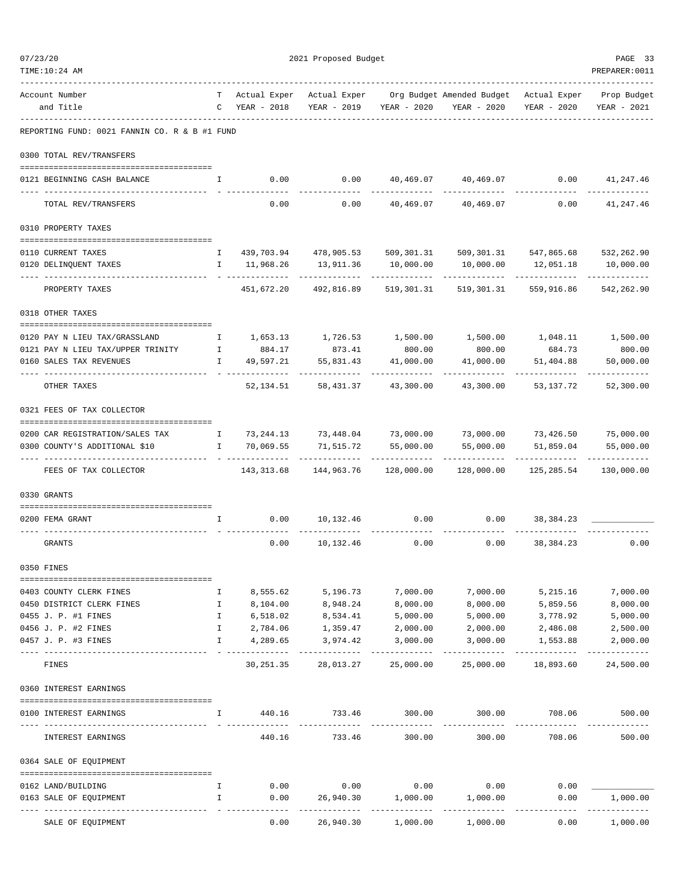2021 Proposed Budget

| Account Number and Title | TC | Actual Exper YEAR - 2018 | Actual Exper YEAR - 2019 | Org Budget YEAR - 2020 | Amended Budget YEAR - 2020 | Actual Exper YEAR - 2020 | Prop Budget YEAR - 2021 |
|---|---|---|---|---|---|---|---|
| **REPORTING FUND: 0021 FANNIN CO. R & B #1 FUND** | | | | | | | |
| **0300 TOTAL REV/TRANSFERS** | | | | | | | |
| 0121 BEGINNING CASH BALANCE | I | 0.00 | 0.00 | 40,469.07 | 40,469.07 | 0.00 | 41,247.46 |
| TOTAL REV/TRANSFERS | | 0.00 | 0.00 | 40,469.07 | 40,469.07 | 0.00 | 41,247.46 |
| **0310 PROPERTY TAXES** | | | | | | | |
| 0110 CURRENT TAXES | I | 439,703.94 | 478,905.53 | 509,301.31 | 509,301.31 | 547,865.68 | 532,262.90 |
| 0120 DELINQUENT TAXES | I | 11,968.26 | 13,911.36 | 10,000.00 | 10,000.00 | 12,051.18 | 10,000.00 |
| PROPERTY TAXES | | 451,672.20 | 492,816.89 | 519,301.31 | 519,301.31 | 559,916.86 | 542,262.90 |
| **0318 OTHER TAXES** | | | | | | | |
| 0120 PAY N LIEU TAX/GRASSLAND | I | 1,653.13 | 1,726.53 | 1,500.00 | 1,500.00 | 1,048.11 | 1,500.00 |
| 0121 PAY N LIEU TAX/UPPER TRINITY | I | 884.17 | 873.41 | 800.00 | 800.00 | 684.73 | 800.00 |
| 0160 SALES TAX REVENUES | I | 49,597.21 | 55,831.43 | 41,000.00 | 41,000.00 | 51,404.88 | 50,000.00 |
| OTHER TAXES | | 52,134.51 | 58,431.37 | 43,300.00 | 43,300.00 | 53,137.72 | 52,300.00 |
| **0321 FEES OF TAX COLLECTOR** | | | | | | | |
| 0200 CAR REGISTRATION/SALES TAX | I | 73,244.13 | 73,448.04 | 73,000.00 | 73,000.00 | 73,426.50 | 75,000.00 |
| 0300 COUNTY'S ADDITIONAL $10 | I | 70,069.55 | 71,515.72 | 55,000.00 | 55,000.00 | 51,859.04 | 55,000.00 |
| FEES OF TAX COLLECTOR | | 143,313.68 | 144,963.76 | 128,000.00 | 128,000.00 | 125,285.54 | 130,000.00 |
| **0330 GRANTS** | | | | | | | |
| 0200 FEMA GRANT | I | 0.00 | 10,132.46 | 0.00 | 0.00 | 38,384.23 | ____________ |
| GRANTS | | 0.00 | 10,132.46 | 0.00 | 0.00 | 38,384.23 | 0.00 |
| **0350 FINES** | | | | | | | |
| 0403 COUNTY CLERK FINES | I | 8,555.62 | 5,196.73 | 7,000.00 | 7,000.00 | 5,215.16 | 7,000.00 |
| 0450 DISTRICT CLERK FINES | I | 8,104.00 | 8,948.24 | 8,000.00 | 8,000.00 | 5,859.56 | 8,000.00 |
| 0455 J. P. #1 FINES | I | 6,518.02 | 8,534.41 | 5,000.00 | 5,000.00 | 3,778.92 | 5,000.00 |
| 0456 J. P. #2 FINES | I | 2,784.06 | 1,359.47 | 2,000.00 | 2,000.00 | 2,486.08 | 2,500.00 |
| 0457 J. P. #3 FINES | I | 4,289.65 | 3,974.42 | 3,000.00 | 3,000.00 | 1,553.88 | 2,000.00 |
| FINES | | 30,251.35 | 28,013.27 | 25,000.00 | 25,000.00 | 18,893.60 | 24,500.00 |
| **0360 INTEREST EARNINGS** | | | | | | | |
| 0100 INTEREST EARNINGS | I | 440.16 | 733.46 | 300.00 | 300.00 | 708.06 | 500.00 |
| INTEREST EARNINGS | | 440.16 | 733.46 | 300.00 | 300.00 | 708.06 | 500.00 |
| **0364 SALE OF EQUIPMENT** | | | | | | | |
| 0162 LAND/BUILDING | I | 0.00 | 0.00 | 0.00 | 0.00 | 0.00 | ____________ |
| 0163 SALE OF EQUIPMENT | I | 0.00 | 26,940.30 | 1,000.00 | 1,000.00 | 0.00 | 1,000.00 |
| SALE OF EQUIPMENT | | 0.00 | 26,940.30 | 1,000.00 | 1,000.00 | 0.00 | 1,000.00 |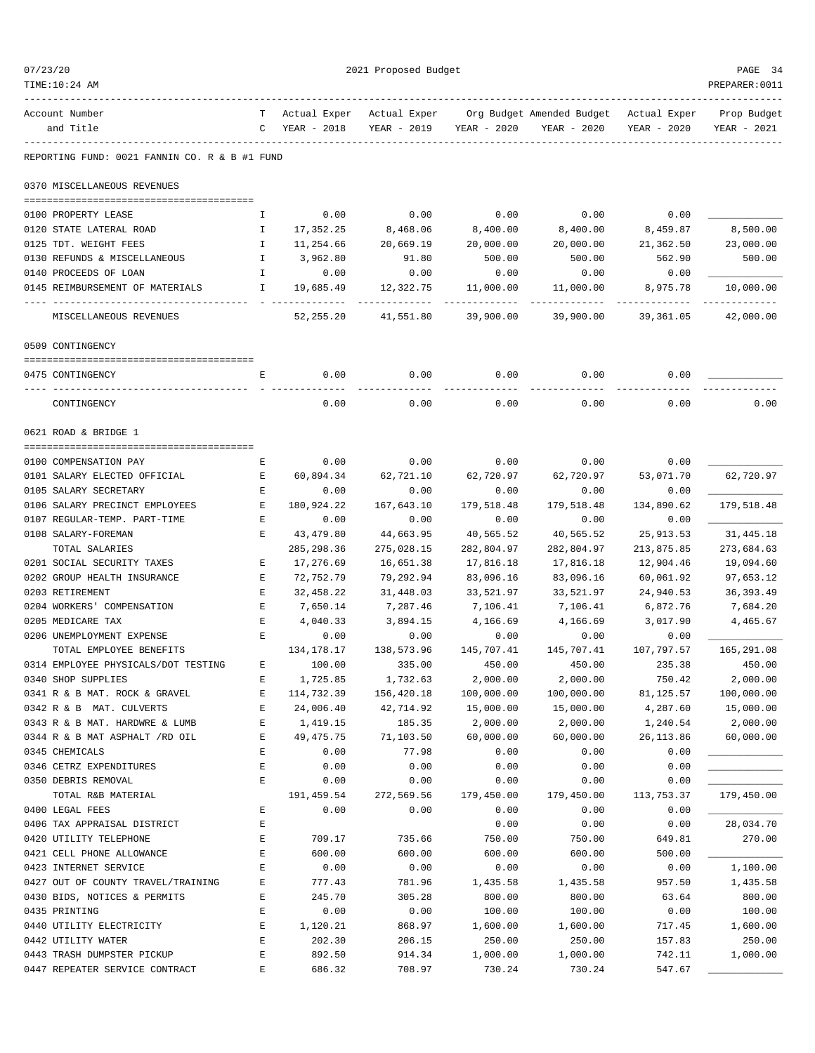2021 Proposed Budget

REPORTING FUND: 0021 FANNIN CO. R & B #1 FUND

| Account Number and Title | TC | Actual Exper YEAR - 2018 | Actual Exper YEAR - 2019 | Org Budget YEAR - 2020 | Amended Budget YEAR - 2020 | Actual Exper YEAR - 2020 | Prop Budget YEAR - 2021 |
|---|---|---|---|---|---|---|---|
| **0370 MISCELLANEOUS REVENUES** | | | | | | | |
| 0100 PROPERTY LEASE | I | 0.00 | 0.00 | 0.00 | 0.00 | 0.00 | |
| 0120 STATE LATERAL ROAD | I | 17,352.25 | 8,468.06 | 8,400.00 | 8,400.00 | 8,459.87 | 8,500.00 |
| 0125 TDT. WEIGHT FEES | I | 11,254.66 | 20,669.19 | 20,000.00 | 20,000.00 | 21,362.50 | 23,000.00 |
| 0130 REFUNDS & MISCELLANEOUS | I | 3,962.80 | 91.80 | 500.00 | 500.00 | 562.90 | 500.00 |
| 0140 PROCEEDS OF LOAN | I | 0.00 | 0.00 | 0.00 | 0.00 | 0.00 | |
| 0145 REIMBURSEMENT OF MATERIALS | I | 19,685.49 | 12,322.75 | 11,000.00 | 11,000.00 | 8,975.78 | 10,000.00 |
| MISCELLANEOUS REVENUES | | 52,255.20 | 41,551.80 | 39,900.00 | 39,900.00 | 39,361.05 | 42,000.00 |
| **0509 CONTINGENCY** | | | | | | | |
| 0475 CONTINGENCY | E | 0.00 | 0.00 | 0.00 | 0.00 | 0.00 | |
| CONTINGENCY | | 0.00 | 0.00 | 0.00 | 0.00 | 0.00 | 0.00 |
| **0621 ROAD & BRIDGE 1** | | | | | | | |
| 0100 COMPENSATION PAY | E | 0.00 | 0.00 | 0.00 | 0.00 | 0.00 | |
| 0101 SALARY ELECTED OFFICIAL | E | 60,894.34 | 62,721.10 | 62,720.97 | 62,720.97 | 53,071.70 | 62,720.97 |
| 0105 SALARY SECRETARY | E | 0.00 | 0.00 | 0.00 | 0.00 | 0.00 | |
| 0106 SALARY PRECINCT EMPLOYEES | E | 180,924.22 | 167,643.10 | 179,518.48 | 179,518.48 | 134,890.62 | 179,518.48 |
| 0107 REGULAR-TEMP. PART-TIME | E | 0.00 | 0.00 | 0.00 | 0.00 | 0.00 | |
| 0108 SALARY-FOREMAN | E | 43,479.80 | 44,663.95 | 40,565.52 | 40,565.52 | 25,913.53 | 31,445.18 |
| TOTAL SALARIES | | 285,298.36 | 275,028.15 | 282,804.97 | 282,804.97 | 213,875.85 | 273,684.63 |
| 0201 SOCIAL SECURITY TAXES | E | 17,276.69 | 16,651.38 | 17,816.18 | 17,816.18 | 12,904.46 | 19,094.60 |
| 0202 GROUP HEALTH INSURANCE | E | 72,752.79 | 79,292.94 | 83,096.16 | 83,096.16 | 60,061.92 | 97,653.12 |
| 0203 RETIREMENT | E | 32,458.22 | 31,448.03 | 33,521.97 | 33,521.97 | 24,940.53 | 36,393.49 |
| 0204 WORKERS' COMPENSATION | E | 7,650.14 | 7,287.46 | 7,106.41 | 7,106.41 | 6,872.76 | 7,684.20 |
| 0205 MEDICARE TAX | E | 4,040.33 | 3,894.15 | 4,166.69 | 4,166.69 | 3,017.90 | 4,465.67 |
| 0206 UNEMPLOYMENT EXPENSE | E | 0.00 | 0.00 | 0.00 | 0.00 | 0.00 | |
| TOTAL EMPLOYEE BENEFITS | | 134,178.17 | 138,573.96 | 145,707.41 | 145,707.41 | 107,797.57 | 165,291.08 |
| 0314 EMPLOYEE PHYSICALS/DOT TESTING | E | 100.00 | 335.00 | 450.00 | 450.00 | 235.38 | 450.00 |
| 0340 SHOP SUPPLIES | E | 1,725.85 | 1,732.63 | 2,000.00 | 2,000.00 | 750.42 | 2,000.00 |
| 0341 R & B MAT. ROCK & GRAVEL | E | 114,732.39 | 156,420.18 | 100,000.00 | 100,000.00 | 81,125.57 | 100,000.00 |
| 0342 R & B MAT. CULVERTS | E | 24,006.40 | 42,714.92 | 15,000.00 | 15,000.00 | 4,287.60 | 15,000.00 |
| 0343 R & B MAT. HARDWRE & LUMB | E | 1,419.15 | 185.35 | 2,000.00 | 2,000.00 | 1,240.54 | 2,000.00 |
| 0344 R & B MAT ASPHALT /RD OIL | E | 49,475.75 | 71,103.50 | 60,000.00 | 60,000.00 | 26,113.86 | 60,000.00 |
| 0345 CHEMICALS | E | 0.00 | 77.98 | 0.00 | 0.00 | 0.00 | |
| 0346 CETRZ EXPENDITURES | E | 0.00 | 0.00 | 0.00 | 0.00 | 0.00 | |
| 0350 DEBRIS REMOVAL | E | 0.00 | 0.00 | 0.00 | 0.00 | 0.00 | |
| TOTAL R&B MATERIAL | | 191,459.54 | 272,569.56 | 179,450.00 | 179,450.00 | 113,753.37 | 179,450.00 |
| 0400 LEGAL FEES | E | 0.00 | 0.00 | 0.00 | 0.00 | 0.00 | |
| 0406 TAX APPRAISAL DISTRICT | E | | | 0.00 | 0.00 | 0.00 | 28,034.70 |
| 0420 UTILITY TELEPHONE | E | 709.17 | 735.66 | 750.00 | 750.00 | 649.81 | 270.00 |
| 0421 CELL PHONE ALLOWANCE | E | 600.00 | 600.00 | 600.00 | 600.00 | 500.00 | |
| 0423 INTERNET SERVICE | E | 0.00 | 0.00 | 0.00 | 0.00 | 0.00 | 1,100.00 |
| 0427 OUT OF COUNTY TRAVEL/TRAINING | E | 777.43 | 781.96 | 1,435.58 | 1,435.58 | 957.50 | 1,435.58 |
| 0430 BIDS, NOTICES & PERMITS | E | 245.70 | 305.28 | 800.00 | 800.00 | 63.64 | 800.00 |
| 0435 PRINTING | E | 0.00 | 0.00 | 100.00 | 100.00 | 0.00 | 100.00 |
| 0440 UTILITY ELECTRICITY | E | 1,120.21 | 868.97 | 1,600.00 | 1,600.00 | 717.45 | 1,600.00 |
| 0442 UTILITY WATER | E | 202.30 | 206.15 | 250.00 | 250.00 | 157.83 | 250.00 |
| 0443 TRASH DUMPSTER PICKUP | E | 892.50 | 914.34 | 1,000.00 | 1,000.00 | 742.11 | 1,000.00 |
| 0447 REPEATER SERVICE CONTRACT | E | 686.32 | 708.97 | 730.24 | 730.24 | 547.67 | |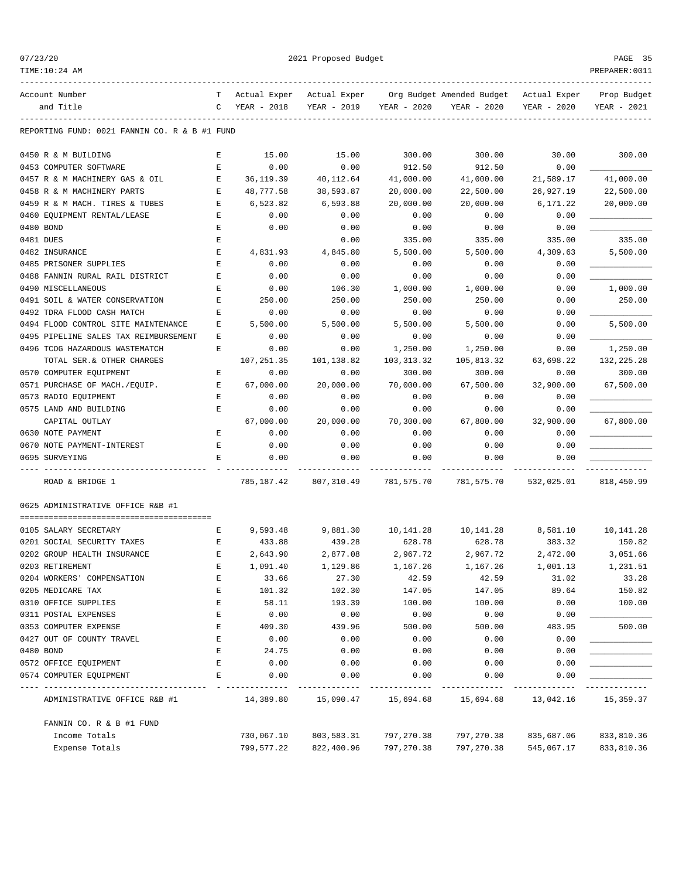2021 Proposed Budget

| Account Number and Title | TC | Actual Exper YEAR - 2018 | Actual Exper YEAR - 2019 | Org Budget YEAR - 2020 | Amended Budget YEAR - 2020 | Actual Exper YEAR - 2020 | Prop Budget YEAR - 2021 |
|---|---|---|---|---|---|---|---|
| REPORTING FUND: 0021 FANNIN CO. R & B #1 FUND | | | | | | | |
| 0450 R & M BUILDING | E | 15.00 | 15.00 | 300.00 | 300.00 | 30.00 | 300.00 |
| 0453 COMPUTER SOFTWARE | E | 0.00 | 0.00 | 912.50 | 912.50 | 0.00 | ____________ |
| 0457 R & M MACHINERY GAS & OIL | E | 36,119.39 | 40,112.64 | 41,000.00 | 41,000.00 | 21,589.17 | 41,000.00 |
| 0458 R & M MACHINERY PARTS | E | 48,777.58 | 38,593.87 | 20,000.00 | 22,500.00 | 26,927.19 | 22,500.00 |
| 0459 R & M MACH. TIRES & TUBES | E | 6,523.82 | 6,593.88 | 20,000.00 | 20,000.00 | 6,171.22 | 20,000.00 |
| 0460 EQUIPMENT RENTAL/LEASE | E | 0.00 | 0.00 | 0.00 | 0.00 | 0.00 | ____________ |
| 0480 BOND | E | 0.00 | 0.00 | 0.00 | 0.00 | 0.00 | ____________ |
| 0481 DUES | E | | 0.00 | 335.00 | 335.00 | 335.00 | 335.00 |
| 0482 INSURANCE | E | 4,831.93 | 4,845.80 | 5,500.00 | 5,500.00 | 4,309.63 | 5,500.00 |
| 0485 PRISONER SUPPLIES | E | 0.00 | 0.00 | 0.00 | 0.00 | 0.00 | ____________ |
| 0488 FANNIN RURAL RAIL DISTRICT | E | 0.00 | 0.00 | 0.00 | 0.00 | 0.00 | ____________ |
| 0490 MISCELLANEOUS | E | 0.00 | 106.30 | 1,000.00 | 1,000.00 | 0.00 | 1,000.00 |
| 0491 SOIL & WATER CONSERVATION | E | 250.00 | 250.00 | 250.00 | 250.00 | 0.00 | 250.00 |
| 0492 TDRA FLOOD CASH MATCH | E | 0.00 | 0.00 | 0.00 | 0.00 | 0.00 | ____________ |
| 0494 FLOOD CONTROL SITE MAINTENANCE | E | 5,500.00 | 5,500.00 | 5,500.00 | 5,500.00 | 0.00 | 5,500.00 |
| 0495 PIPELINE SALES TAX REIMBURSEMENT | E | 0.00 | 0.00 | 0.00 | 0.00 | 0.00 | ____________ |
| 0496 TCOG HAZARDOUS WASTEMATCH | E | 0.00 | 0.00 | 1,250.00 | 1,250.00 | 0.00 | 1,250.00 |
| TOTAL SER.& OTHER CHARGES | | 107,251.35 | 101,138.82 | 103,313.32 | 105,813.32 | 63,698.22 | 132,225.28 |
| 0570 COMPUTER EQUIPMENT | E | 0.00 | 0.00 | 300.00 | 300.00 | 0.00 | 300.00 |
| 0571 PURCHASE OF MACH./EQUIP. | E | 67,000.00 | 20,000.00 | 70,000.00 | 67,500.00 | 32,900.00 | 67,500.00 |
| 0573 RADIO EQUIPMENT | E | 0.00 | 0.00 | 0.00 | 0.00 | 0.00 | ____________ |
| 0575 LAND AND BUILDING | E | 0.00 | 0.00 | 0.00 | 0.00 | 0.00 | ____________ |
| CAPITAL OUTLAY | | 67,000.00 | 20,000.00 | 70,300.00 | 67,800.00 | 32,900.00 | 67,800.00 |
| 0630 NOTE PAYMENT | E | 0.00 | 0.00 | 0.00 | 0.00 | 0.00 | ____________ |
| 0670 NOTE PAYMENT-INTEREST | E | 0.00 | 0.00 | 0.00 | 0.00 | 0.00 | ____________ |
| 0695 SURVEYING | E | 0.00 | 0.00 | 0.00 | 0.00 | 0.00 | ____________ |
| ROAD & BRIDGE 1 | | 785,187.42 | 807,310.49 | 781,575.70 | 781,575.70 | 532,025.01 | 818,450.99 |
| 0625 ADMINISTRATIVE OFFICE R&B #1 | | | | | | | |
| 0105 SALARY SECRETARY | E | 9,593.48 | 9,881.30 | 10,141.28 | 10,141.28 | 8,581.10 | 10,141.28 |
| 0201 SOCIAL SECURITY TAXES | E | 433.88 | 439.28 | 628.78 | 628.78 | 383.32 | 150.82 |
| 0202 GROUP HEALTH INSURANCE | E | 2,643.90 | 2,877.08 | 2,967.72 | 2,967.72 | 2,472.00 | 3,051.66 |
| 0203 RETIREMENT | E | 1,091.40 | 1,129.86 | 1,167.26 | 1,167.26 | 1,001.13 | 1,231.51 |
| 0204 WORKERS' COMPENSATION | E | 33.66 | 27.30 | 42.59 | 42.59 | 31.02 | 33.28 |
| 0205 MEDICARE TAX | E | 101.32 | 102.30 | 147.05 | 147.05 | 89.64 | 150.82 |
| 0310 OFFICE SUPPLIES | E | 58.11 | 193.39 | 100.00 | 100.00 | 0.00 | 100.00 |
| 0311 POSTAL EXPENSES | E | 0.00 | 0.00 | 0.00 | 0.00 | 0.00 | ____________ |
| 0353 COMPUTER EXPENSE | E | 409.30 | 439.96 | 500.00 | 500.00 | 483.95 | 500.00 |
| 0427 OUT OF COUNTY TRAVEL | E | 0.00 | 0.00 | 0.00 | 0.00 | 0.00 | ____________ |
| 0480 BOND | E | 24.75 | 0.00 | 0.00 | 0.00 | 0.00 | ____________ |
| 0572 OFFICE EQUIPMENT | E | 0.00 | 0.00 | 0.00 | 0.00 | 0.00 | ____________ |
| 0574 COMPUTER EQUIPMENT | E | 0.00 | 0.00 | 0.00 | 0.00 | 0.00 | ____________ |
| ADMINISTRATIVE OFFICE R&B #1 | | 14,389.80 | 15,090.47 | 15,694.68 | 15,694.68 | 13,042.16 | 15,359.37 |
| FANNIN CO. R & B #1 FUND | | | | | | | |
| Income Totals | | 730,067.10 | 803,583.31 | 797,270.38 | 797,270.38 | 835,687.06 | 833,810.36 |
| Expense Totals | | 799,577.22 | 822,400.96 | 797,270.38 | 797,270.38 | 545,067.17 | 833,810.36 |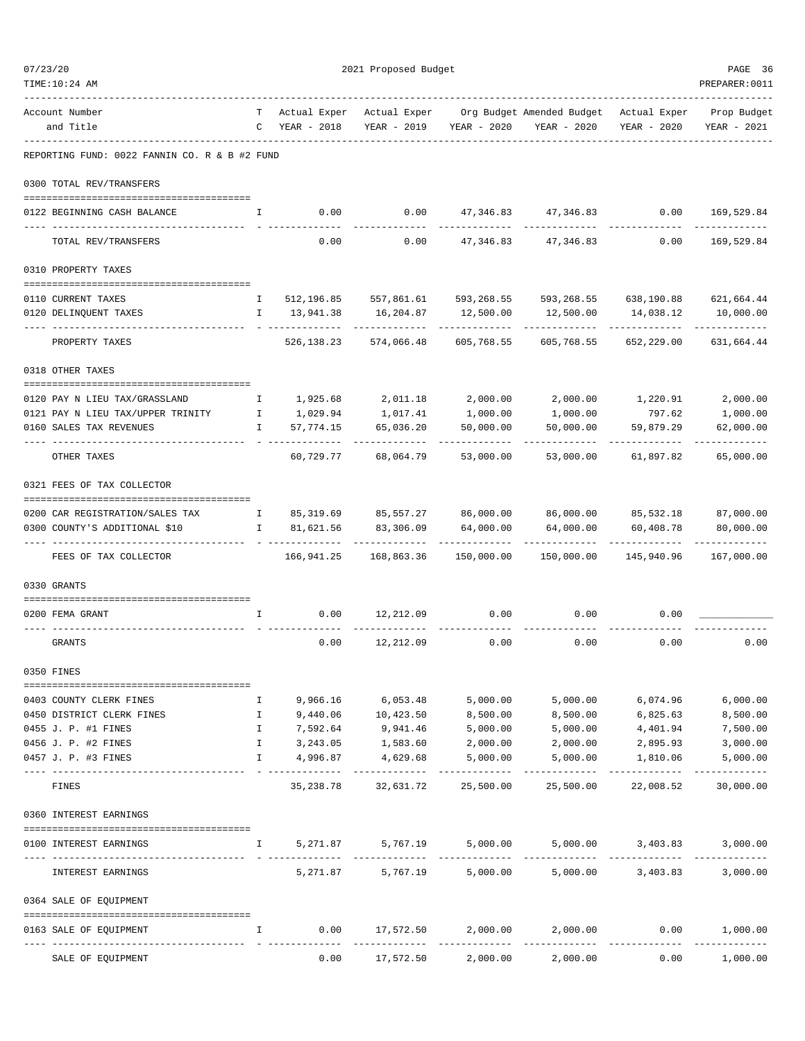2021 Proposed Budget

REPORTING FUND: 0022 FANNIN CO. R & B #2 FUND

| Account Number and Title | TC | Actual Exper YEAR - 2018 | Actual Exper YEAR - 2019 | Org Budget YEAR - 2020 | Amended Budget YEAR - 2020 | Actual Exper YEAR - 2020 | Prop Budget YEAR - 2021 |
|---|---|---|---|---|---|---|---|
| **0300 TOTAL REV/TRANSFERS** | | | | | | | |
| 0122 BEGINNING CASH BALANCE | I | 0.00 | 0.00 | 47,346.83 | 47,346.83 | 0.00 | 169,529.84 |
| TOTAL REV/TRANSFERS | | 0.00 | 0.00 | 47,346.83 | 47,346.83 | 0.00 | 169,529.84 |
| **0310 PROPERTY TAXES** | | | | | | | |
| 0110 CURRENT TAXES | I | 512,196.85 | 557,861.61 | 593,268.55 | 593,268.55 | 638,190.88 | 621,664.44 |
| 0120 DELINQUENT TAXES | I | 13,941.38 | 16,204.87 | 12,500.00 | 12,500.00 | 14,038.12 | 10,000.00 |
| PROPERTY TAXES | | 526,138.23 | 574,066.48 | 605,768.55 | 605,768.55 | 652,229.00 | 631,664.44 |
| **0318 OTHER TAXES** | | | | | | | |
| 0120 PAY N LIEU TAX/GRASSLAND | I | 1,925.68 | 2,011.18 | 2,000.00 | 2,000.00 | 1,220.91 | 2,000.00 |
| 0121 PAY N LIEU TAX/UPPER TRINITY | I | 1,029.94 | 1,017.41 | 1,000.00 | 1,000.00 | 797.62 | 1,000.00 |
| 0160 SALES TAX REVENUES | I | 57,774.15 | 65,036.20 | 50,000.00 | 50,000.00 | 59,879.29 | 62,000.00 |
| OTHER TAXES | | 60,729.77 | 68,064.79 | 53,000.00 | 53,000.00 | 61,897.82 | 65,000.00 |
| **0321 FEES OF TAX COLLECTOR** | | | | | | | |
| 0200 CAR REGISTRATION/SALES TAX | I | 85,319.69 | 85,557.27 | 86,000.00 | 86,000.00 | 85,532.18 | 87,000.00 |
| 0300 COUNTY'S ADDITIONAL $10 | I | 81,621.56 | 83,306.09 | 64,000.00 | 64,000.00 | 60,408.78 | 80,000.00 |
| FEES OF TAX COLLECTOR | | 166,941.25 | 168,863.36 | 150,000.00 | 150,000.00 | 145,940.96 | 167,000.00 |
| **0330 GRANTS** | | | | | | | |
| 0200 FEMA GRANT | I | 0.00 | 12,212.09 | 0.00 | 0.00 | 0.00 | ____________ |
| GRANTS | | 0.00 | 12,212.09 | 0.00 | 0.00 | 0.00 | 0.00 |
| **0350 FINES** | | | | | | | |
| 0403 COUNTY CLERK FINES | I | 9,966.16 | 6,053.48 | 5,000.00 | 5,000.00 | 6,074.96 | 6,000.00 |
| 0450 DISTRICT CLERK FINES | I | 9,440.06 | 10,423.50 | 8,500.00 | 8,500.00 | 6,825.63 | 8,500.00 |
| 0455 J. P. #1 FINES | I | 7,592.64 | 9,941.46 | 5,000.00 | 5,000.00 | 4,401.94 | 7,500.00 |
| 0456 J. P. #2 FINES | I | 3,243.05 | 1,583.60 | 2,000.00 | 2,000.00 | 2,895.93 | 3,000.00 |
| 0457 J. P. #3 FINES | I | 4,996.87 | 4,629.68 | 5,000.00 | 5,000.00 | 1,810.06 | 5,000.00 |
| FINES | | 35,238.78 | 32,631.72 | 25,500.00 | 25,500.00 | 22,008.52 | 30,000.00 |
| **0360 INTEREST EARNINGS** | | | | | | | |
| 0100 INTEREST EARNINGS | I | 5,271.87 | 5,767.19 | 5,000.00 | 5,000.00 | 3,403.83 | 3,000.00 |
| INTEREST EARNINGS | | 5,271.87 | 5,767.19 | 5,000.00 | 5,000.00 | 3,403.83 | 3,000.00 |
| **0364 SALE OF EQUIPMENT** | | | | | | | |
| 0163 SALE OF EQUIPMENT | I | 0.00 | 17,572.50 | 2,000.00 | 2,000.00 | 0.00 | 1,000.00 |
| SALE OF EQUIPMENT | | 0.00 | 17,572.50 | 2,000.00 | 2,000.00 | 0.00 | 1,000.00 |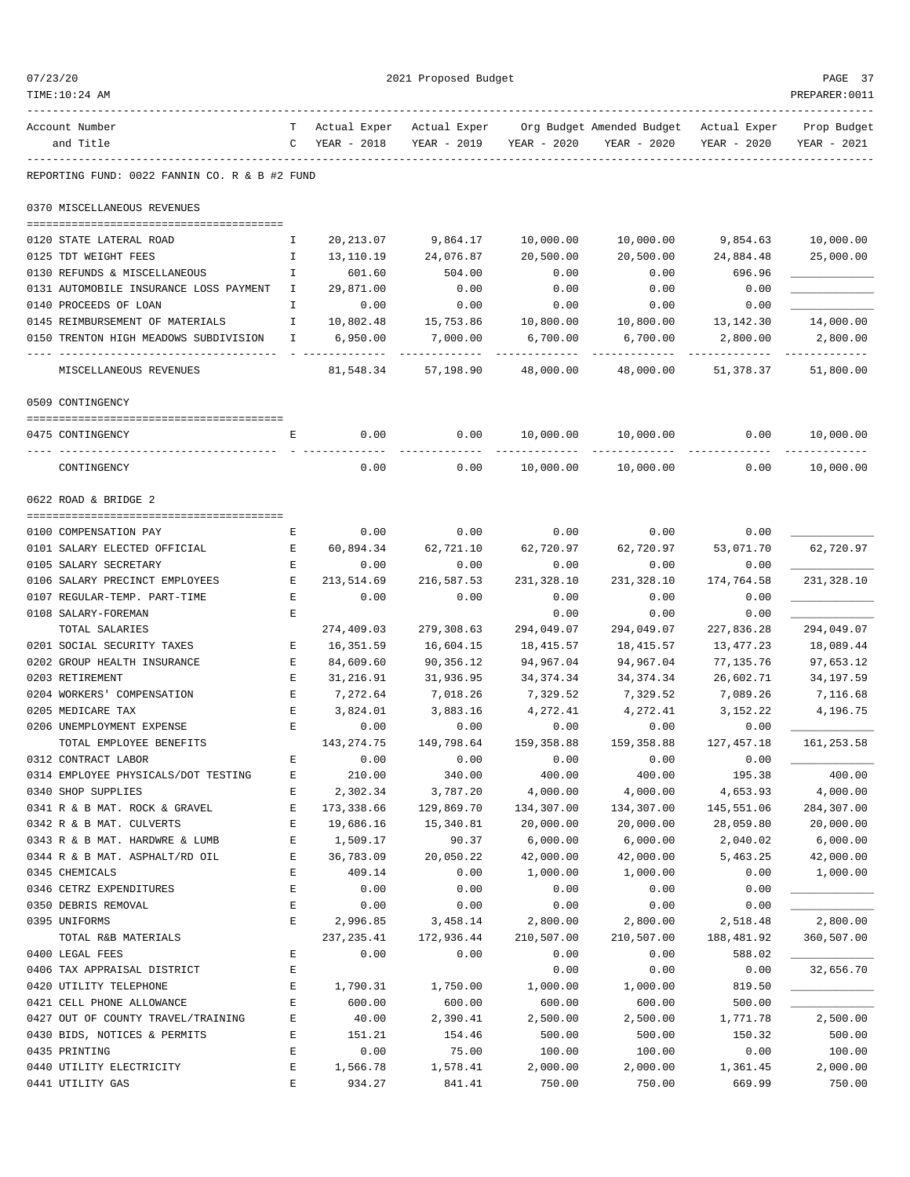REPORTING FUND: 0022 FANNIN CO. R & B #2 FUND

| Account Number and Title | T C | Actual Exper YEAR - 2018 | Actual Exper YEAR - 2019 | Org Budget YEAR - 2020 | Amended Budget YEAR - 2020 | Actual Exper YEAR - 2020 | Prop Budget YEAR - 2021 |
|---|---|---|---|---|---|---|---|
| **0370 MISCELLANEOUS REVENUES** | | | | | | | |
| 0120 STATE LATERAL ROAD | I | 20,213.07 | 9,864.17 | 10,000.00 | 10,000.00 | 9,854.63 | 10,000.00 |
| 0125 TDT WEIGHT FEES | I | 13,110.19 | 24,076.87 | 20,500.00 | 20,500.00 | 24,884.48 | 25,000.00 |
| 0130 REFUNDS & MISCELLANEOUS | I | 601.60 | 504.00 | 0.00 | 0.00 | 696.96 | ____________ |
| 0131 AUTOMOBILE INSURANCE LOSS PAYMENT | I | 29,871.00 | 0.00 | 0.00 | 0.00 | 0.00 | ____________ |
| 0140 PROCEEDS OF LOAN | I | 0.00 | 0.00 | 0.00 | 0.00 | 0.00 | ____________ |
| 0145 REIMBURSEMENT OF MATERIALS | I | 10,802.48 | 15,753.86 | 10,800.00 | 10,800.00 | 13,142.30 | 14,000.00 |
| 0150 TRENTON HIGH MEADOWS SUBDIVISION | I | 6,950.00 | 7,000.00 | 6,700.00 | 6,700.00 | 2,800.00 | 2,800.00 |
| MISCELLANEOUS REVENUES | | 81,548.34 | 57,198.90 | 48,000.00 | 48,000.00 | 51,378.37 | 51,800.00 |
| **0509 CONTINGENCY** | | | | | | | |
| 0475 CONTINGENCY | E | 0.00 | 0.00 | 10,000.00 | 10,000.00 | 0.00 | 10,000.00 |
| CONTINGENCY | | 0.00 | 0.00 | 10,000.00 | 10,000.00 | 0.00 | 10,000.00 |
| **0622 ROAD & BRIDGE 2** | | | | | | | |
| 0100 COMPENSATION PAY | E | 0.00 | 0.00 | 0.00 | 0.00 | 0.00 | ____________ |
| 0101 SALARY ELECTED OFFICIAL | E | 60,894.34 | 62,721.10 | 62,720.97 | 62,720.97 | 53,071.70 | 62,720.97 |
| 0105 SALARY SECRETARY | E | 0.00 | 0.00 | 0.00 | 0.00 | 0.00 | ____________ |
| 0106 SALARY PRECINCT EMPLOYEES | E | 213,514.69 | 216,587.53 | 231,328.10 | 231,328.10 | 174,764.58 | 231,328.10 |
| 0107 REGULAR-TEMP. PART-TIME | E | 0.00 | 0.00 | 0.00 | 0.00 | 0.00 | ____________ |
| 0108 SALARY-FOREMAN | E | | | 0.00 | 0.00 | 0.00 | ____________ |
| TOTAL SALARIES | | 274,409.03 | 279,308.63 | 294,049.07 | 294,049.07 | 227,836.28 | 294,049.07 |
| 0201 SOCIAL SECURITY TAXES | E | 16,351.59 | 16,604.15 | 18,415.57 | 18,415.57 | 13,477.23 | 18,089.44 |
| 0202 GROUP HEALTH INSURANCE | E | 84,609.60 | 90,356.12 | 94,967.04 | 94,967.04 | 77,135.76 | 97,653.12 |
| 0203 RETIREMENT | E | 31,216.91 | 31,936.95 | 34,374.34 | 34,374.34 | 26,602.71 | 34,197.59 |
| 0204 WORKERS' COMPENSATION | E | 7,272.64 | 7,018.26 | 7,329.52 | 7,329.52 | 7,089.26 | 7,116.68 |
| 0205 MEDICARE TAX | E | 3,824.01 | 3,883.16 | 4,272.41 | 4,272.41 | 3,152.22 | 4,196.75 |
| 0206 UNEMPLOYMENT EXPENSE | E | 0.00 | 0.00 | 0.00 | 0.00 | 0.00 | ____________ |
| TOTAL EMPLOYEE BENEFITS | | 143,274.75 | 149,798.64 | 159,358.88 | 159,358.88 | 127,457.18 | 161,253.58 |
| 0312 CONTRACT LABOR | E | 0.00 | 0.00 | 0.00 | 0.00 | 0.00 | ____________ |
| 0314 EMPLOYEE PHYSICALS/DOT TESTING | E | 210.00 | 340.00 | 400.00 | 400.00 | 195.38 | 400.00 |
| 0340 SHOP SUPPLIES | E | 2,302.34 | 3,787.20 | 4,000.00 | 4,000.00 | 4,653.93 | 4,000.00 |
| 0341 R & B MAT. ROCK & GRAVEL | E | 173,338.66 | 129,869.70 | 134,307.00 | 134,307.00 | 145,551.06 | 284,307.00 |
| 0342 R & B MAT. CULVERTS | E | 19,686.16 | 15,340.81 | 20,000.00 | 20,000.00 | 28,059.80 | 20,000.00 |
| 0343 R & B MAT. HARDWRE & LUMB | E | 1,509.17 | 90.37 | 6,000.00 | 6,000.00 | 2,040.02 | 6,000.00 |
| 0344 R & B MAT. ASPHALT/RD OIL | E | 36,783.09 | 20,050.22 | 42,000.00 | 42,000.00 | 5,463.25 | 42,000.00 |
| 0345 CHEMICALS | E | 409.14 | 0.00 | 1,000.00 | 1,000.00 | 0.00 | 1,000.00 |
| 0346 CETRZ EXPENDITURES | E | 0.00 | 0.00 | 0.00 | 0.00 | 0.00 | ____________ |
| 0350 DEBRIS REMOVAL | E | 0.00 | 0.00 | 0.00 | 0.00 | 0.00 | ____________ |
| 0395 UNIFORMS | E | 2,996.85 | 3,458.14 | 2,800.00 | 2,800.00 | 2,518.48 | 2,800.00 |
| TOTAL R&B MATERIALS | | 237,235.41 | 172,936.44 | 210,507.00 | 210,507.00 | 188,481.92 | 360,507.00 |
| 0400 LEGAL FEES | E | 0.00 | 0.00 | 0.00 | 0.00 | 588.02 | ____________ |
| 0406 TAX APPRAISAL DISTRICT | E | | | 0.00 | 0.00 | 0.00 | 32,656.70 |
| 0420 UTILITY TELEPHONE | E | 1,790.31 | 1,750.00 | 1,000.00 | 1,000.00 | 819.50 | ____________ |
| 0421 CELL PHONE ALLOWANCE | E | 600.00 | 600.00 | 600.00 | 600.00 | 500.00 | ____________ |
| 0427 OUT OF COUNTY TRAVEL/TRAINING | E | 40.00 | 2,390.41 | 2,500.00 | 2,500.00 | 1,771.78 | 2,500.00 |
| 0430 BIDS, NOTICES & PERMITS | E | 151.21 | 154.46 | 500.00 | 500.00 | 150.32 | 500.00 |
| 0435 PRINTING | E | 0.00 | 75.00 | 100.00 | 100.00 | 0.00 | 100.00 |
| 0440 UTILITY ELECTRICITY | E | 1,566.78 | 1,578.41 | 2,000.00 | 2,000.00 | 1,361.45 | 2,000.00 |
| 0441 UTILITY GAS | E | 934.27 | 841.41 | 750.00 | 750.00 | 669.99 | 750.00 |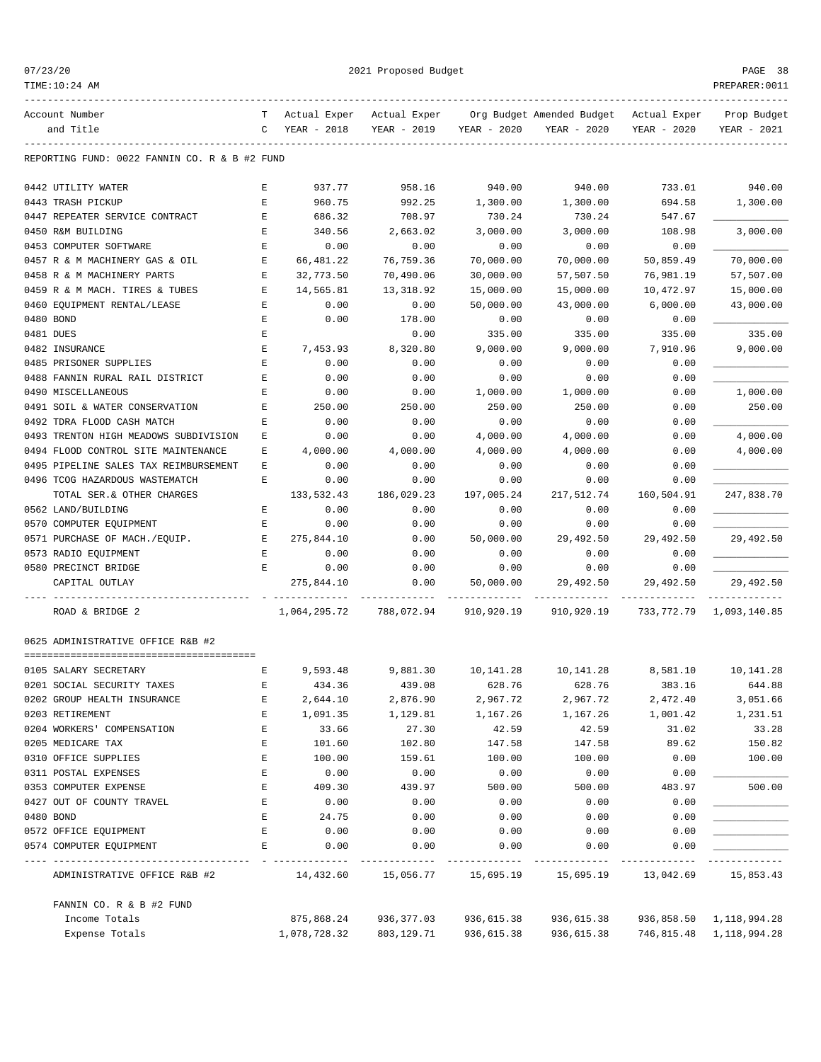REPORTING FUND: 0022 FANNIN CO. R & B #2 FUND

| Account Number and Title | TC | Actual Exper YEAR - 2018 | Actual Exper YEAR - 2019 | Org Budget YEAR - 2020 | Amended Budget YEAR - 2020 | Actual Exper YEAR - 2020 | Prop Budget YEAR - 2021 |
|---|---|---|---|---|---|---|---|
| 0442 UTILITY WATER | E | 937.77 | 958.16 | 940.00 | 940.00 | 733.01 | 940.00 |
| 0443 TRASH PICKUP | E | 960.75 | 992.25 | 1,300.00 | 1,300.00 | 694.58 | 1,300.00 |
| 0447 REPEATER SERVICE CONTRACT | E | 686.32 | 708.97 | 730.24 | 730.24 | 547.67 | ____________ |
| 0450 R&M BUILDING | E | 340.56 | 2,663.02 | 3,000.00 | 3,000.00 | 108.98 | 3,000.00 |
| 0453 COMPUTER SOFTWARE | E | 0.00 | 0.00 | 0.00 | 0.00 | 0.00 | ____________ |
| 0457 R & M MACHINERY GAS & OIL | E | 66,481.22 | 76,759.36 | 70,000.00 | 70,000.00 | 50,859.49 | 70,000.00 |
| 0458 R & M MACHINERY PARTS | E | 32,773.50 | 70,490.06 | 30,000.00 | 57,507.50 | 76,981.19 | 57,507.00 |
| 0459 R & M MACH. TIRES & TUBES | E | 14,565.81 | 13,318.92 | 15,000.00 | 15,000.00 | 10,472.97 | 15,000.00 |
| 0460 EQUIPMENT RENTAL/LEASE | E | 0.00 | 0.00 | 50,000.00 | 43,000.00 | 6,000.00 | 43,000.00 |
| 0480 BOND | E | 0.00 | 178.00 | 0.00 | 0.00 | 0.00 | ____________ |
| 0481 DUES | E | | 0.00 | 335.00 | 335.00 | 335.00 | 335.00 |
| 0482 INSURANCE | E | 7,453.93 | 8,320.80 | 9,000.00 | 9,000.00 | 7,910.96 | 9,000.00 |
| 0485 PRISONER SUPPLIES | E | 0.00 | 0.00 | 0.00 | 0.00 | 0.00 | ____________ |
| 0488 FANNIN RURAL RAIL DISTRICT | E | 0.00 | 0.00 | 0.00 | 0.00 | 0.00 | ____________ |
| 0490 MISCELLANEOUS | E | 0.00 | 0.00 | 1,000.00 | 1,000.00 | 0.00 | 1,000.00 |
| 0491 SOIL & WATER CONSERVATION | E | 250.00 | 250.00 | 250.00 | 250.00 | 0.00 | 250.00 |
| 0492 TDRA FLOOD CASH MATCH | E | 0.00 | 0.00 | 0.00 | 0.00 | 0.00 | ____________ |
| 0493 TRENTON HIGH MEADOWS SUBDIVISION | E | 0.00 | 0.00 | 4,000.00 | 4,000.00 | 0.00 | 4,000.00 |
| 0494 FLOOD CONTROL SITE MAINTENANCE | E | 4,000.00 | 4,000.00 | 4,000.00 | 4,000.00 | 0.00 | 4,000.00 |
| 0495 PIPELINE SALES TAX REIMBURSEMENT | E | 0.00 | 0.00 | 0.00 | 0.00 | 0.00 | ____________ |
| 0496 TCOG HAZARDOUS WASTEMATCH | E | 0.00 | 0.00 | 0.00 | 0.00 | 0.00 | ____________ |
| TOTAL SER.& OTHER CHARGES | | 133,532.43 | 186,029.23 | 197,005.24 | 217,512.74 | 160,504.91 | 247,838.70 |
| 0562 LAND/BUILDING | E | 0.00 | 0.00 | 0.00 | 0.00 | 0.00 | ____________ |
| 0570 COMPUTER EQUIPMENT | E | 0.00 | 0.00 | 0.00 | 0.00 | 0.00 | ____________ |
| 0571 PURCHASE OF MACH./EQUIP. | E | 275,844.10 | 0.00 | 50,000.00 | 29,492.50 | 29,492.50 | 29,492.50 |
| 0573 RADIO EQUIPMENT | E | 0.00 | 0.00 | 0.00 | 0.00 | 0.00 | ____________ |
| 0580 PRECINCT BRIDGE | E | 0.00 | 0.00 | 0.00 | 0.00 | 0.00 | ____________ |
| CAPITAL OUTLAY | | 275,844.10 | 0.00 | 50,000.00 | 29,492.50 | 29,492.50 | 29,492.50 |
| ROAD & BRIDGE 2 | | 1,064,295.72 | 788,072.94 | 910,920.19 | 910,920.19 | 733,772.79 | 1,093,140.85 |

0625 ADMINISTRATIVE OFFICE R&B #2

| Account Number and Title | TC | Actual Exper YEAR - 2018 | Actual Exper YEAR - 2019 | Org Budget YEAR - 2020 | Amended Budget YEAR - 2020 | Actual Exper YEAR - 2020 | Prop Budget YEAR - 2021 |
|---|---|---|---|---|---|---|---|
| 0105 SALARY SECRETARY | E | 9,593.48 | 9,881.30 | 10,141.28 | 10,141.28 | 8,581.10 | 10,141.28 |
| 0201 SOCIAL SECURITY TAXES | E | 434.36 | 439.08 | 628.76 | 628.76 | 383.16 | 644.88 |
| 0202 GROUP HEALTH INSURANCE | E | 2,644.10 | 2,876.90 | 2,967.72 | 2,967.72 | 2,472.40 | 3,051.66 |
| 0203 RETIREMENT | E | 1,091.35 | 1,129.81 | 1,167.26 | 1,167.26 | 1,001.42 | 1,231.51 |
| 0204 WORKERS' COMPENSATION | E | 33.66 | 27.30 | 42.59 | 42.59 | 31.02 | 33.28 |
| 0205 MEDICARE TAX | E | 101.60 | 102.80 | 147.58 | 147.58 | 89.62 | 150.82 |
| 0310 OFFICE SUPPLIES | E | 100.00 | 159.61 | 100.00 | 100.00 | 0.00 | 100.00 |
| 0311 POSTAL EXPENSES | E | 0.00 | 0.00 | 0.00 | 0.00 | 0.00 | ____________ |
| 0353 COMPUTER EXPENSE | E | 409.30 | 439.97 | 500.00 | 500.00 | 483.97 | 500.00 |
| 0427 OUT OF COUNTY TRAVEL | E | 0.00 | 0.00 | 0.00 | 0.00 | 0.00 | ____________ |
| 0480 BOND | E | 24.75 | 0.00 | 0.00 | 0.00 | 0.00 | ____________ |
| 0572 OFFICE EQUIPMENT | E | 0.00 | 0.00 | 0.00 | 0.00 | 0.00 | ____________ |
| 0574 COMPUTER EQUIPMENT | E | 0.00 | 0.00 | 0.00 | 0.00 | 0.00 | ____________ |
| ADMINISTRATIVE OFFICE R&B #2 | | 14,432.60 | 15,056.77 | 15,695.19 | 15,695.19 | 13,042.69 | 15,853.43 |

| FANNIN CO. R & B #2 FUND | Actual Exper YEAR - 2018 | Actual Exper YEAR - 2019 | Org Budget YEAR - 2020 | Amended Budget YEAR - 2020 | Actual Exper YEAR - 2020 | Prop Budget YEAR - 2021 |
|---|---|---|---|---|---|---|
| Income Totals | 875,868.24 | 936,377.03 | 936,615.38 | 936,615.38 | 936,858.50 | 1,118,994.28 |
| Expense Totals | 1,078,728.32 | 803,129.71 | 936,615.38 | 936,615.38 | 746,815.48 | 1,118,994.28 |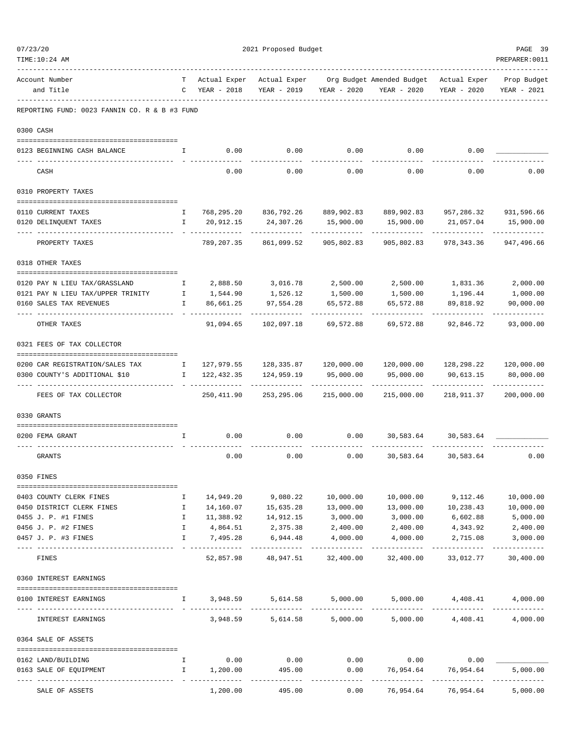2021 Proposed Budget

REPORTING FUND: 0023 FANNIN CO. R & B #3 FUND

| Account Number and Title | T C | Actual Exper YEAR - 2018 | Actual Exper YEAR - 2019 | Org Budget YEAR - 2020 | Amended Budget YEAR - 2020 | Actual Exper YEAR - 2020 | Prop Budget YEAR - 2021 |
|---|---|---|---|---|---|---|---|
| **0300 CASH** | | | | | | | |
| 0123 BEGINNING CASH BALANCE | I | 0.00 | 0.00 | 0.00 | 0.00 | 0.00 | |
| CASH | | 0.00 | 0.00 | 0.00 | 0.00 | 0.00 | 0.00 |
| **0310 PROPERTY TAXES** | | | | | | | |
| 0110 CURRENT TAXES | I | 768,295.20 | 836,792.26 | 889,902.83 | 889,902.83 | 957,286.32 | 931,596.66 |
| 0120 DELINQUENT TAXES | I | 20,912.15 | 24,307.26 | 15,900.00 | 15,900.00 | 21,057.04 | 15,900.00 |
| PROPERTY TAXES | | 789,207.35 | 861,099.52 | 905,802.83 | 905,802.83 | 978,343.36 | 947,496.66 |
| **0318 OTHER TAXES** | | | | | | | |
| 0120 PAY N LIEU TAX/GRASSLAND | I | 2,888.50 | 3,016.78 | 2,500.00 | 2,500.00 | 1,831.36 | 2,000.00 |
| 0121 PAY N LIEU TAX/UPPER TRINITY | I | 1,544.90 | 1,526.12 | 1,500.00 | 1,500.00 | 1,196.44 | 1,000.00 |
| 0160 SALES TAX REVENUES | I | 86,661.25 | 97,554.28 | 65,572.88 | 65,572.88 | 89,818.92 | 90,000.00 |
| OTHER TAXES | | 91,094.65 | 102,097.18 | 69,572.88 | 69,572.88 | 92,846.72 | 93,000.00 |
| **0321 FEES OF TAX COLLECTOR** | | | | | | | |
| 0200 CAR REGISTRATION/SALES TAX | I | 127,979.55 | 128,335.87 | 120,000.00 | 120,000.00 | 128,298.22 | 120,000.00 |
| 0300 COUNTY'S ADDITIONAL $10 | I | 122,432.35 | 124,959.19 | 95,000.00 | 95,000.00 | 90,613.15 | 80,000.00 |
| FEES OF TAX COLLECTOR | | 250,411.90 | 253,295.06 | 215,000.00 | 215,000.00 | 218,911.37 | 200,000.00 |
| **0330 GRANTS** | | | | | | | |
| 0200 FEMA GRANT | I | 0.00 | 0.00 | 0.00 | 30,583.64 | 30,583.64 | |
| GRANTS | | 0.00 | 0.00 | 0.00 | 30,583.64 | 30,583.64 | 0.00 |
| **0350 FINES** | | | | | | | |
| 0403 COUNTY CLERK FINES | I | 14,949.20 | 9,080.22 | 10,000.00 | 10,000.00 | 9,112.46 | 10,000.00 |
| 0450 DISTRICT CLERK FINES | I | 14,160.07 | 15,635.28 | 13,000.00 | 13,000.00 | 10,238.43 | 10,000.00 |
| 0455 J. P. #1 FINES | I | 11,388.92 | 14,912.15 | 3,000.00 | 3,000.00 | 6,602.88 | 5,000.00 |
| 0456 J. P. #2 FINES | I | 4,864.51 | 2,375.38 | 2,400.00 | 2,400.00 | 4,343.92 | 2,400.00 |
| 0457 J. P. #3 FINES | I | 7,495.28 | 6,944.48 | 4,000.00 | 4,000.00 | 2,715.08 | 3,000.00 |
| FINES | | 52,857.98 | 48,947.51 | 32,400.00 | 32,400.00 | 33,012.77 | 30,400.00 |
| **0360 INTEREST EARNINGS** | | | | | | | |
| 0100 INTEREST EARNINGS | I | 3,948.59 | 5,614.58 | 5,000.00 | 5,000.00 | 4,408.41 | 4,000.00 |
| INTEREST EARNINGS | | 3,948.59 | 5,614.58 | 5,000.00 | 5,000.00 | 4,408.41 | 4,000.00 |
| **0364 SALE OF ASSETS** | | | | | | | |
| 0162 LAND/BUILDING | I | 0.00 | 0.00 | 0.00 | 0.00 | 0.00 | |
| 0163 SALE OF EQUIPMENT | I | 1,200.00 | 495.00 | 0.00 | 76,954.64 | 76,954.64 | 5,000.00 |
| SALE OF ASSETS | | 1,200.00 | 495.00 | 0.00 | 76,954.64 | 76,954.64 | 5,000.00 |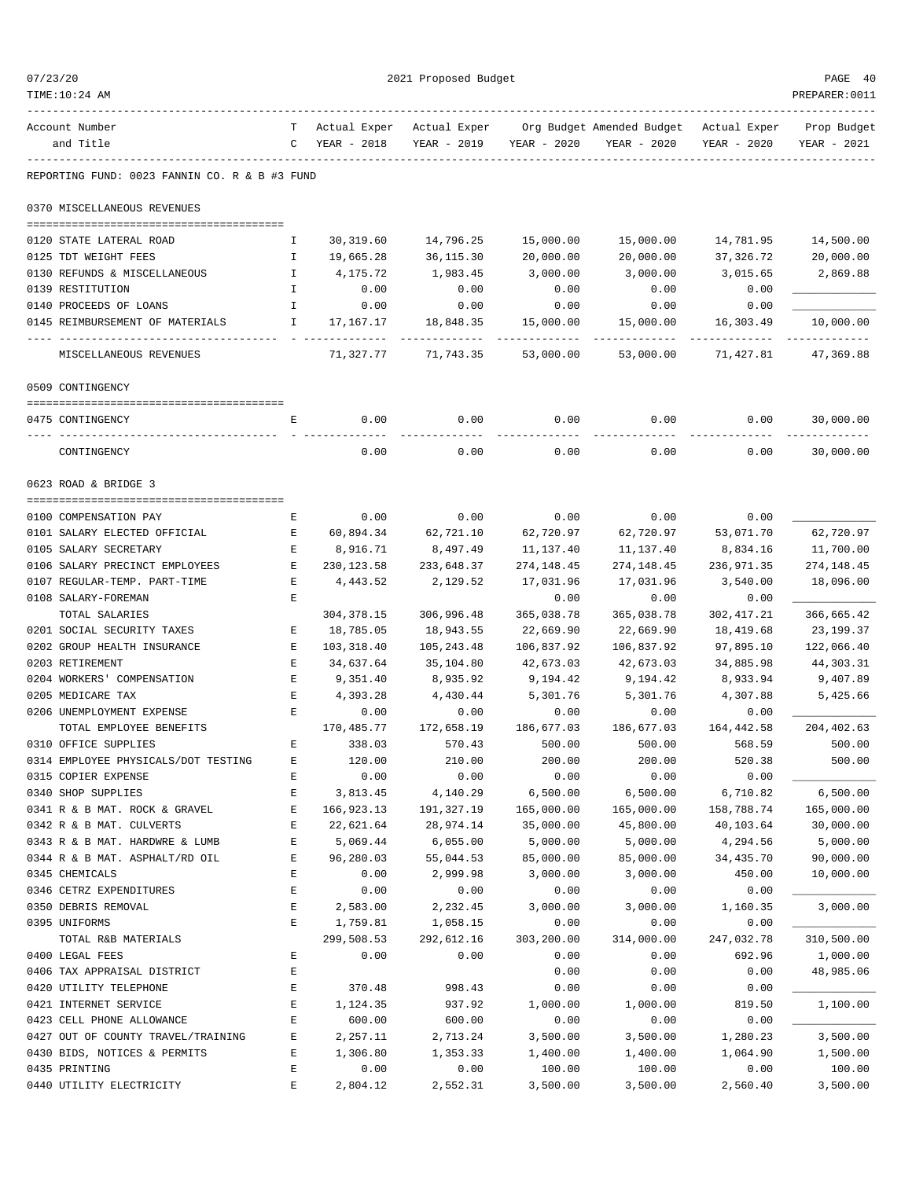2021 Proposed Budget

REPORTING FUND: 0023 FANNIN CO. R & B #3 FUND

| Account Number and Title | TC | Actual Exper YEAR - 2018 | Actual Exper YEAR - 2019 | Org Budget YEAR - 2020 | Amended Budget YEAR - 2020 | Actual Exper YEAR - 2020 | Prop Budget YEAR - 2021 |
|---|---|---|---|---|---|---|---|
| **0370 MISCELLANEOUS REVENUES** | | | | | | | |
| 0120 STATE LATERAL ROAD | I | 30,319.60 | 14,796.25 | 15,000.00 | 15,000.00 | 14,781.95 | 14,500.00 |
| 0125 TDT WEIGHT FEES | I | 19,665.28 | 36,115.30 | 20,000.00 | 20,000.00 | 37,326.72 | 20,000.00 |
| 0130 REFUNDS & MISCELLANEOUS | I | 4,175.72 | 1,983.45 | 3,000.00 | 3,000.00 | 3,015.65 | 2,869.88 |
| 0139 RESTITUTION | I | 0.00 | 0.00 | 0.00 | 0.00 | 0.00 | |
| 0140 PROCEEDS OF LOANS | I | 0.00 | 0.00 | 0.00 | 0.00 | 0.00 | |
| 0145 REIMBURSEMENT OF MATERIALS | I | 17,167.17 | 18,848.35 | 15,000.00 | 15,000.00 | 16,303.49 | 10,000.00 |
| MISCELLANEOUS REVENUES | | 71,327.77 | 71,743.35 | 53,000.00 | 53,000.00 | 71,427.81 | 47,369.88 |
| **0509 CONTINGENCY** | | | | | | | |
| 0475 CONTINGENCY | E | 0.00 | 0.00 | 0.00 | 0.00 | 0.00 | 30,000.00 |
| CONTINGENCY | | 0.00 | 0.00 | 0.00 | 0.00 | 0.00 | 30,000.00 |
| **0623 ROAD & BRIDGE 3** | | | | | | | |
| 0100 COMPENSATION PAY | E | 0.00 | 0.00 | 0.00 | 0.00 | 0.00 | |
| 0101 SALARY ELECTED OFFICIAL | E | 60,894.34 | 62,721.10 | 62,720.97 | 62,720.97 | 53,071.70 | 62,720.97 |
| 0105 SALARY SECRETARY | E | 8,916.71 | 8,497.49 | 11,137.40 | 11,137.40 | 8,834.16 | 11,700.00 |
| 0106 SALARY PRECINCT EMPLOYEES | E | 230,123.58 | 233,648.37 | 274,148.45 | 274,148.45 | 236,971.35 | 274,148.45 |
| 0107 REGULAR-TEMP. PART-TIME | E | 4,443.52 | 2,129.52 | 17,031.96 | 17,031.96 | 3,540.00 | 18,096.00 |
| 0108 SALARY-FOREMAN | E | | | 0.00 | 0.00 | 0.00 | |
| TOTAL SALARIES | | 304,378.15 | 306,996.48 | 365,038.78 | 365,038.78 | 302,417.21 | 366,665.42 |
| 0201 SOCIAL SECURITY TAXES | E | 18,785.05 | 18,943.55 | 22,669.90 | 22,669.90 | 18,419.68 | 23,199.37 |
| 0202 GROUP HEALTH INSURANCE | E | 103,318.40 | 105,243.48 | 106,837.92 | 106,837.92 | 97,895.10 | 122,066.40 |
| 0203 RETIREMENT | E | 34,637.64 | 35,104.80 | 42,673.03 | 42,673.03 | 34,885.98 | 44,303.31 |
| 0204 WORKERS' COMPENSATION | E | 9,351.40 | 8,935.92 | 9,194.42 | 9,194.42 | 8,933.94 | 9,407.89 |
| 0205 MEDICARE TAX | E | 4,393.28 | 4,430.44 | 5,301.76 | 5,301.76 | 4,307.88 | 5,425.66 |
| 0206 UNEMPLOYMENT EXPENSE | E | 0.00 | 0.00 | 0.00 | 0.00 | 0.00 | |
| TOTAL EMPLOYEE BENEFITS | | 170,485.77 | 172,658.19 | 186,677.03 | 186,677.03 | 164,442.58 | 204,402.63 |
| 0310 OFFICE SUPPLIES | E | 338.03 | 570.43 | 500.00 | 500.00 | 568.59 | 500.00 |
| 0314 EMPLOYEE PHYSICALS/DOT TESTING | E | 120.00 | 210.00 | 200.00 | 200.00 | 520.38 | 500.00 |
| 0315 COPIER EXPENSE | E | 0.00 | 0.00 | 0.00 | 0.00 | 0.00 | |
| 0340 SHOP SUPPLIES | E | 3,813.45 | 4,140.29 | 6,500.00 | 6,500.00 | 6,710.82 | 6,500.00 |
| 0341 R & B MAT. ROCK & GRAVEL | E | 166,923.13 | 191,327.19 | 165,000.00 | 165,000.00 | 158,788.74 | 165,000.00 |
| 0342 R & B MAT. CULVERTS | E | 22,621.64 | 28,974.14 | 35,000.00 | 45,800.00 | 40,103.64 | 30,000.00 |
| 0343 R & B MAT. HARDWRE & LUMB | E | 5,069.44 | 6,055.00 | 5,000.00 | 5,000.00 | 4,294.56 | 5,000.00 |
| 0344 R & B MAT. ASPHALT/RD OIL | E | 96,280.03 | 55,044.53 | 85,000.00 | 85,000.00 | 34,435.70 | 90,000.00 |
| 0345 CHEMICALS | E | 0.00 | 2,999.98 | 3,000.00 | 3,000.00 | 450.00 | 10,000.00 |
| 0346 CETRZ EXPENDITURES | E | 0.00 | 0.00 | 0.00 | 0.00 | 0.00 | |
| 0350 DEBRIS REMOVAL | E | 2,583.00 | 2,232.45 | 3,000.00 | 3,000.00 | 1,160.35 | 3,000.00 |
| 0395 UNIFORMS | E | 1,759.81 | 1,058.15 | 0.00 | 0.00 | 0.00 | |
| TOTAL R&B MATERIALS | | 299,508.53 | 292,612.16 | 303,200.00 | 314,000.00 | 247,032.78 | 310,500.00 |
| 0400 LEGAL FEES | E | 0.00 | 0.00 | 0.00 | 0.00 | 692.96 | 1,000.00 |
| 0406 TAX APPRAISAL DISTRICT | E | | | 0.00 | 0.00 | 0.00 | 48,985.06 |
| 0420 UTILITY TELEPHONE | E | 370.48 | 998.43 | 0.00 | 0.00 | 0.00 | |
| 0421 INTERNET SERVICE | E | 1,124.35 | 937.92 | 1,000.00 | 1,000.00 | 819.50 | 1,100.00 |
| 0423 CELL PHONE ALLOWANCE | E | 600.00 | 600.00 | 0.00 | 0.00 | 0.00 | |
| 0427 OUT OF COUNTY TRAVEL/TRAINING | E | 2,257.11 | 2,713.24 | 3,500.00 | 3,500.00 | 1,280.23 | 3,500.00 |
| 0430 BIDS, NOTICES & PERMITS | E | 1,306.80 | 1,353.33 | 1,400.00 | 1,400.00 | 1,064.90 | 1,500.00 |
| 0435 PRINTING | E | 0.00 | 0.00 | 100.00 | 100.00 | 0.00 | 100.00 |
| 0440 UTILITY ELECTRICITY | E | 2,804.12 | 2,552.31 | 3,500.00 | 3,500.00 | 2,560.40 | 3,500.00 |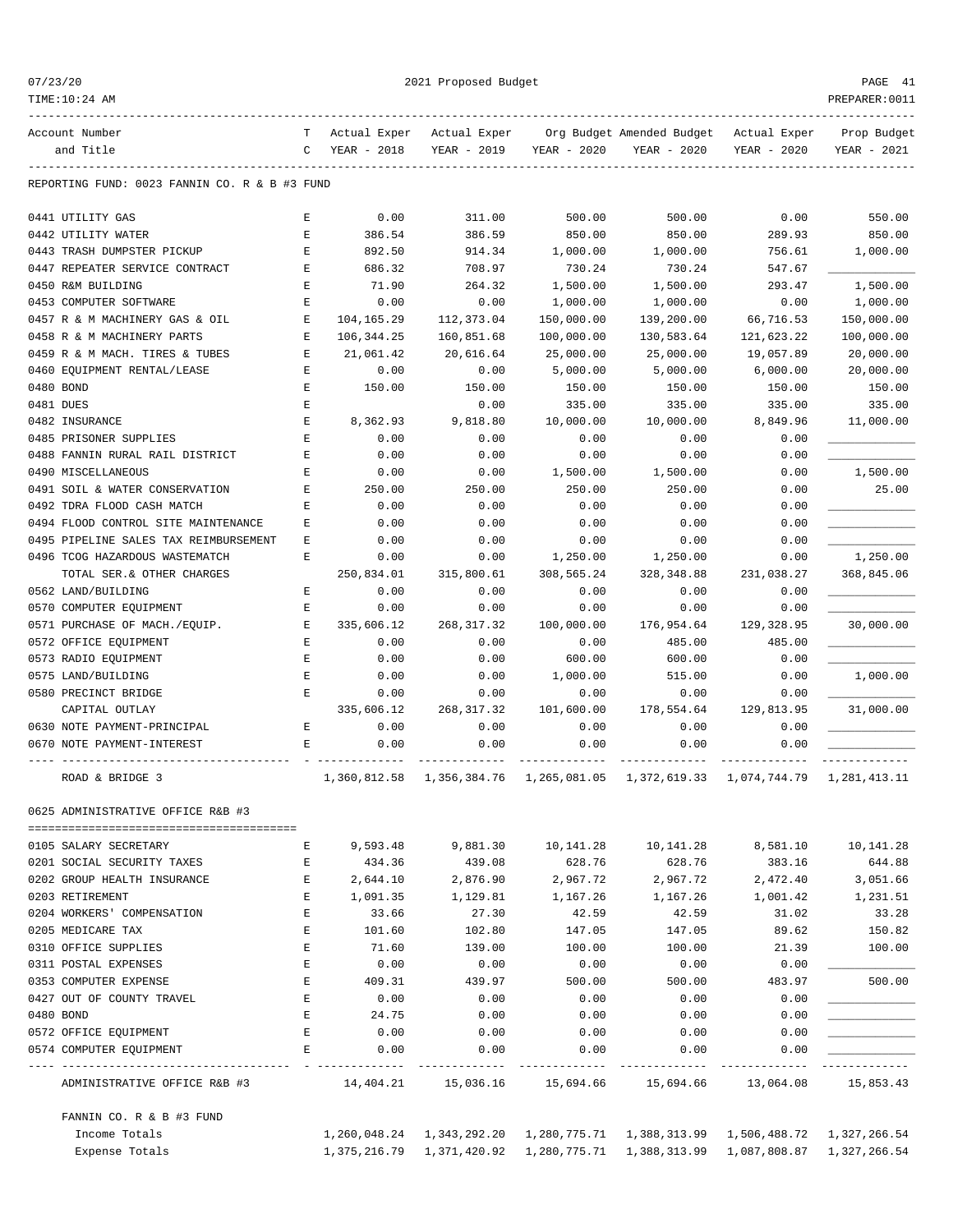REPORTING FUND: 0023 FANNIN CO. R & B #3 FUND

| Account Number and Title | TC | Actual Exper YEAR - 2018 | Actual Exper YEAR - 2019 | Org Budget YEAR - 2020 | Amended Budget YEAR - 2020 | Actual Exper YEAR - 2020 | Prop Budget YEAR - 2021 |
|---|---|---|---|---|---|---|---|
| 0441 UTILITY GAS | E | 0.00 | 311.00 | 500.00 | 500.00 | 0.00 | 550.00 |
| 0442 UTILITY WATER | E | 386.54 | 386.59 | 850.00 | 850.00 | 289.93 | 850.00 |
| 0443 TRASH DUMPSTER PICKUP | E | 892.50 | 914.34 | 1,000.00 | 1,000.00 | 756.61 | 1,000.00 |
| 0447 REPEATER SERVICE CONTRACT | E | 686.32 | 708.97 | 730.24 | 730.24 | 547.67 | ____________ |
| 0450 R&M BUILDING | E | 71.90 | 264.32 | 1,500.00 | 1,500.00 | 293.47 | 1,500.00 |
| 0453 COMPUTER SOFTWARE | E | 0.00 | 0.00 | 1,000.00 | 1,000.00 | 0.00 | 1,000.00 |
| 0457 R & M MACHINERY GAS & OIL | E | 104,165.29 | 112,373.04 | 150,000.00 | 139,200.00 | 66,716.53 | 150,000.00 |
| 0458 R & M MACHINERY PARTS | E | 106,344.25 | 160,851.68 | 100,000.00 | 130,583.64 | 121,623.22 | 100,000.00 |
| 0459 R & M MACH. TIRES & TUBES | E | 21,061.42 | 20,616.64 | 25,000.00 | 25,000.00 | 19,057.89 | 20,000.00 |
| 0460 EQUIPMENT RENTAL/LEASE | E | 0.00 | 0.00 | 5,000.00 | 5,000.00 | 6,000.00 | 20,000.00 |
| 0480 BOND | E | 150.00 | 150.00 | 150.00 | 150.00 | 150.00 | 150.00 |
| 0481 DUES | E | | 0.00 | 335.00 | 335.00 | 335.00 | 335.00 |
| 0482 INSURANCE | E | 8,362.93 | 9,818.80 | 10,000.00 | 10,000.00 | 8,849.96 | 11,000.00 |
| 0485 PRISONER SUPPLIES | E | 0.00 | 0.00 | 0.00 | 0.00 | 0.00 | ____________ |
| 0488 FANNIN RURAL RAIL DISTRICT | E | 0.00 | 0.00 | 0.00 | 0.00 | 0.00 | ____________ |
| 0490 MISCELLANEOUS | E | 0.00 | 0.00 | 1,500.00 | 1,500.00 | 0.00 | 1,500.00 |
| 0491 SOIL & WATER CONSERVATION | E | 250.00 | 250.00 | 250.00 | 250.00 | 0.00 | 25.00 |
| 0492 TDRA FLOOD CASH MATCH | E | 0.00 | 0.00 | 0.00 | 0.00 | 0.00 | ____________ |
| 0494 FLOOD CONTROL SITE MAINTENANCE | E | 0.00 | 0.00 | 0.00 | 0.00 | 0.00 | ____________ |
| 0495 PIPELINE SALES TAX REIMBURSEMENT | E | 0.00 | 0.00 | 0.00 | 0.00 | 0.00 | ____________ |
| 0496 TCOG HAZARDOUS WASTEMATCH | E | 0.00 | 0.00 | 1,250.00 | 1,250.00 | 0.00 | 1,250.00 |
| TOTAL SER.& OTHER CHARGES | | 250,834.01 | 315,800.61 | 308,565.24 | 328,348.88 | 231,038.27 | 368,845.06 |
| 0562 LAND/BUILDING | E | 0.00 | 0.00 | 0.00 | 0.00 | 0.00 | ____________ |
| 0570 COMPUTER EQUIPMENT | E | 0.00 | 0.00 | 0.00 | 0.00 | 0.00 | ____________ |
| 0571 PURCHASE OF MACH./EQUIP. | E | 335,606.12 | 268,317.32 | 100,000.00 | 176,954.64 | 129,328.95 | 30,000.00 |
| 0572 OFFICE EQUIPMENT | E | 0.00 | 0.00 | 0.00 | 485.00 | 485.00 | ____________ |
| 0573 RADIO EQUIPMENT | E | 0.00 | 0.00 | 600.00 | 600.00 | 0.00 | ____________ |
| 0575 LAND/BUILDING | E | 0.00 | 0.00 | 1,000.00 | 515.00 | 0.00 | 1,000.00 |
| 0580 PRECINCT BRIDGE | E | 0.00 | 0.00 | 0.00 | 0.00 | 0.00 | ____________ |
| CAPITAL OUTLAY | | 335,606.12 | 268,317.32 | 101,600.00 | 178,554.64 | 129,813.95 | 31,000.00 |
| 0630 NOTE PAYMENT-PRINCIPAL | E | 0.00 | 0.00 | 0.00 | 0.00 | 0.00 | ____________ |
| 0670 NOTE PAYMENT-INTEREST | E | 0.00 | 0.00 | 0.00 | 0.00 | 0.00 | ____________ |
| ROAD & BRIDGE 3 | | 1,360,812.58 | 1,356,384.76 | 1,265,081.05 | 1,372,619.33 | 1,074,744.79 | 1,281,413.11 |

0625 ADMINISTRATIVE OFFICE R&B #3

| Account Number and Title | TC | Actual Exper YEAR - 2018 | Actual Exper YEAR - 2019 | Org Budget YEAR - 2020 | Amended Budget YEAR - 2020 | Actual Exper YEAR - 2020 | Prop Budget YEAR - 2021 |
|---|---|---|---|---|---|---|---|
| 0105 SALARY SECRETARY | E | 9,593.48 | 9,881.30 | 10,141.28 | 10,141.28 | 8,581.10 | 10,141.28 |
| 0201 SOCIAL SECURITY TAXES | E | 434.36 | 439.08 | 628.76 | 628.76 | 383.16 | 644.88 |
| 0202 GROUP HEALTH INSURANCE | E | 2,644.10 | 2,876.90 | 2,967.72 | 2,967.72 | 2,472.40 | 3,051.66 |
| 0203 RETIREMENT | E | 1,091.35 | 1,129.81 | 1,167.26 | 1,167.26 | 1,001.42 | 1,231.51 |
| 0204 WORKERS' COMPENSATION | E | 33.66 | 27.30 | 42.59 | 42.59 | 31.02 | 33.28 |
| 0205 MEDICARE TAX | E | 101.60 | 102.80 | 147.05 | 147.05 | 89.62 | 150.82 |
| 0310 OFFICE SUPPLIES | E | 71.60 | 139.00 | 100.00 | 100.00 | 21.39 | 100.00 |
| 0311 POSTAL EXPENSES | E | 0.00 | 0.00 | 0.00 | 0.00 | 0.00 | ____________ |
| 0353 COMPUTER EXPENSE | E | 409.31 | 439.97 | 500.00 | 500.00 | 483.97 | 500.00 |
| 0427 OUT OF COUNTY TRAVEL | E | 0.00 | 0.00 | 0.00 | 0.00 | 0.00 | ____________ |
| 0480 BOND | E | 24.75 | 0.00 | 0.00 | 0.00 | 0.00 | ____________ |
| 0572 OFFICE EQUIPMENT | E | 0.00 | 0.00 | 0.00 | 0.00 | 0.00 | ____________ |
| 0574 COMPUTER EQUIPMENT | E | 0.00 | 0.00 | 0.00 | 0.00 | 0.00 | ____________ |
| ADMINISTRATIVE OFFICE R&B #3 | | 14,404.21 | 15,036.16 | 15,694.66 | 15,694.66 | 13,064.08 | 15,853.43 |

FANNIN CO. R & B #3 FUND

| | | YEAR - 2018 | YEAR - 2019 | YEAR - 2020 | YEAR - 2020 | YEAR - 2020 | YEAR - 2021 |
|---|---|---|---|---|---|---|---|
| Income Totals | | 1,260,048.24 | 1,343,292.20 | 1,280,775.71 | 1,388,313.99 | 1,506,488.72 | 1,327,266.54 |
| Expense Totals | | 1,375,216.79 | 1,371,420.92 | 1,280,775.71 | 1,388,313.99 | 1,087,808.87 | 1,327,266.54 |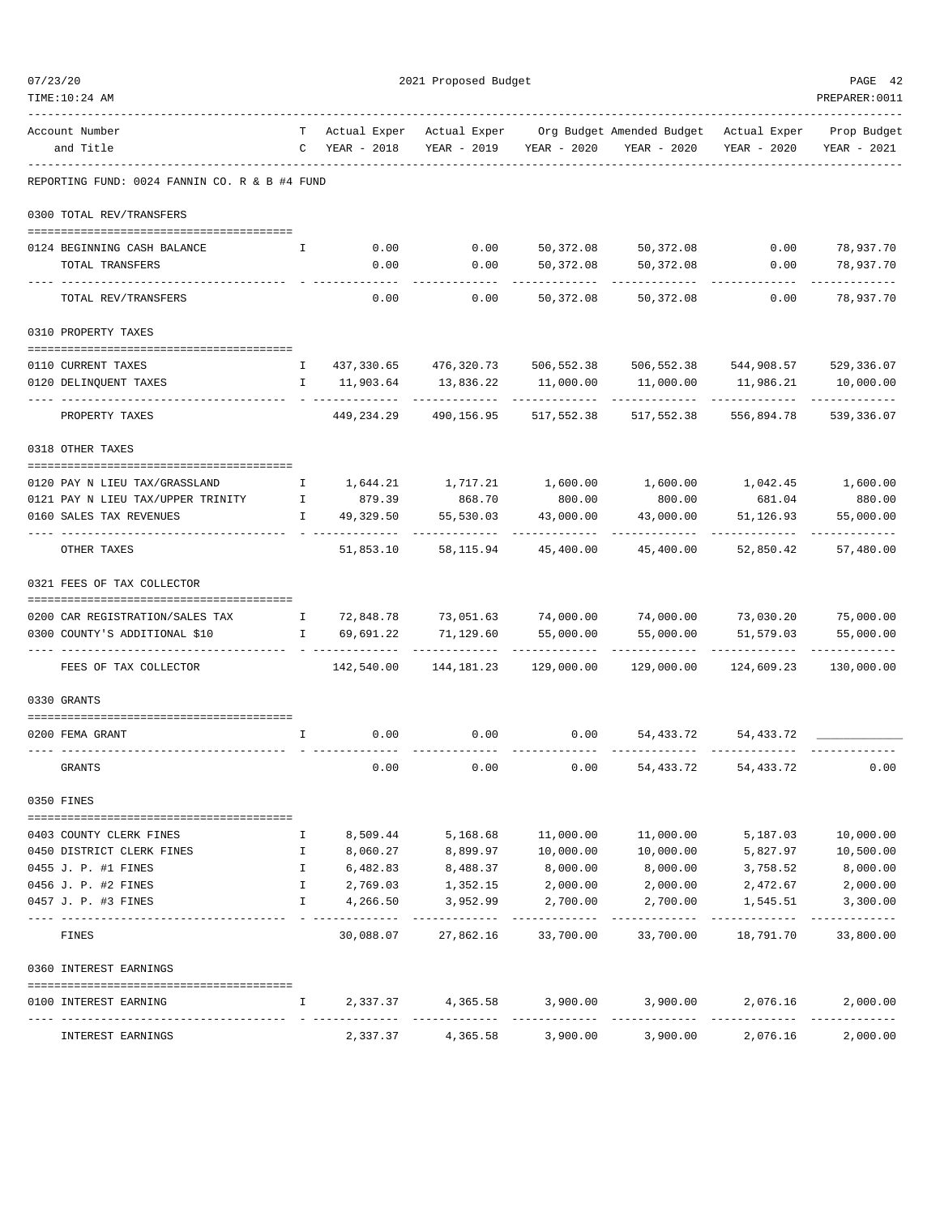REPORTING FUND: 0024 FANNIN CO. R & B #4 FUND

| Account Number and Title | TC | Actual Exper YEAR - 2018 | Actual Exper YEAR - 2019 | Org Budget YEAR - 2020 | Amended Budget YEAR - 2020 | Actual Exper YEAR - 2020 | Prop Budget YEAR - 2021 |
|---|---|---|---|---|---|---|---|
| **0300 TOTAL REV/TRANSFERS** | | | | | | | |
| 0124 BEGINNING CASH BALANCE | I | 0.00 | 0.00 | 50,372.08 | 50,372.08 | 0.00 | 78,937.70 |
| TOTAL TRANSFERS | | 0.00 | 0.00 | 50,372.08 | 50,372.08 | 0.00 | 78,937.70 |
| TOTAL REV/TRANSFERS | | 0.00 | 0.00 | 50,372.08 | 50,372.08 | 0.00 | 78,937.70 |
| **0310 PROPERTY TAXES** | | | | | | | |
| 0110 CURRENT TAXES | I | 437,330.65 | 476,320.73 | 506,552.38 | 506,552.38 | 544,908.57 | 529,336.07 |
| 0120 DELINQUENT TAXES | I | 11,903.64 | 13,836.22 | 11,000.00 | 11,000.00 | 11,986.21 | 10,000.00 |
| PROPERTY TAXES | | 449,234.29 | 490,156.95 | 517,552.38 | 517,552.38 | 556,894.78 | 539,336.07 |
| **0318 OTHER TAXES** | | | | | | | |
| 0120 PAY N LIEU TAX/GRASSLAND | I | 1,644.21 | 1,717.21 | 1,600.00 | 1,600.00 | 1,042.45 | 1,600.00 |
| 0121 PAY N LIEU TAX/UPPER TRINITY | I | 879.39 | 868.70 | 800.00 | 800.00 | 681.04 | 880.00 |
| 0160 SALES TAX REVENUES | I | 49,329.50 | 55,530.03 | 43,000.00 | 43,000.00 | 51,126.93 | 55,000.00 |
| OTHER TAXES | | 51,853.10 | 58,115.94 | 45,400.00 | 45,400.00 | 52,850.42 | 57,480.00 |
| **0321 FEES OF TAX COLLECTOR** | | | | | | | |
| 0200 CAR REGISTRATION/SALES TAX | I | 72,848.78 | 73,051.63 | 74,000.00 | 74,000.00 | 73,030.20 | 75,000.00 |
| 0300 COUNTY'S ADDITIONAL $10 | I | 69,691.22 | 71,129.60 | 55,000.00 | 55,000.00 | 51,579.03 | 55,000.00 |
| FEES OF TAX COLLECTOR | | 142,540.00 | 144,181.23 | 129,000.00 | 129,000.00 | 124,609.23 | 130,000.00 |
| **0330 GRANTS** | | | | | | | |
| 0200 FEMA GRANT | I | 0.00 | 0.00 | 0.00 | 54,433.72 | 54,433.72 | ____________ |
| GRANTS | | 0.00 | 0.00 | 0.00 | 54,433.72 | 54,433.72 | 0.00 |
| **0350 FINES** | | | | | | | |
| 0403 COUNTY CLERK FINES | I | 8,509.44 | 5,168.68 | 11,000.00 | 11,000.00 | 5,187.03 | 10,000.00 |
| 0450 DISTRICT CLERK FINES | I | 8,060.27 | 8,899.97 | 10,000.00 | 10,000.00 | 5,827.97 | 10,500.00 |
| 0455 J. P. #1 FINES | I | 6,482.83 | 8,488.37 | 8,000.00 | 8,000.00 | 3,758.52 | 8,000.00 |
| 0456 J. P. #2 FINES | I | 2,769.03 | 1,352.15 | 2,000.00 | 2,000.00 | 2,472.67 | 2,000.00 |
| 0457 J. P. #3 FINES | I | 4,266.50 | 3,952.99 | 2,700.00 | 2,700.00 | 1,545.51 | 3,300.00 |
| FINES | | 30,088.07 | 27,862.16 | 33,700.00 | 33,700.00 | 18,791.70 | 33,800.00 |
| **0360 INTEREST EARNINGS** | | | | | | | |
| 0100 INTEREST EARNING | I | 2,337.37 | 4,365.58 | 3,900.00 | 3,900.00 | 2,076.16 | 2,000.00 |
| INTEREST EARNINGS | | 2,337.37 | 4,365.58 | 3,900.00 | 3,900.00 | 2,076.16 | 2,000.00 |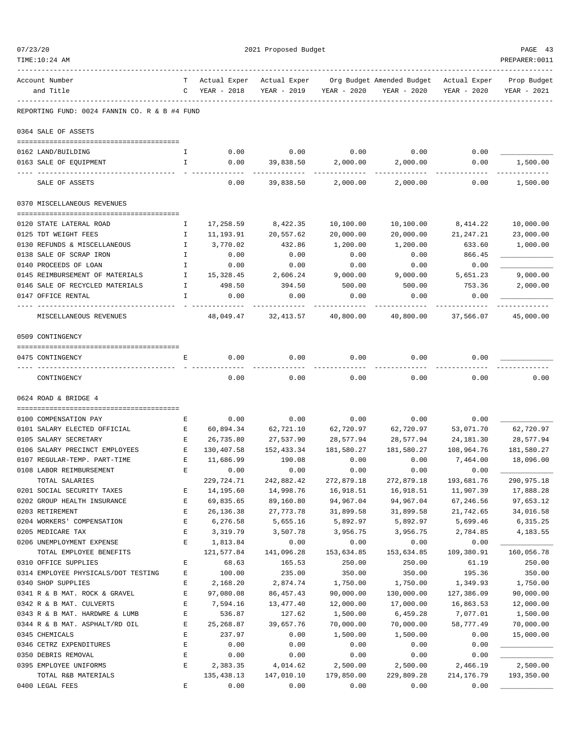REPORTING FUND: 0024 FANNIN CO. R & B #4 FUND

| Account Number and Title | TC | Actual Exper YEAR - 2018 | Actual Exper YEAR - 2019 | Org Budget YEAR - 2020 | Amended Budget YEAR - 2020 | Actual Exper YEAR - 2020 | Prop Budget YEAR - 2021 |
|---|---|---|---|---|---|---|---|
| **0364 SALE OF ASSETS** | | | | | | | |
| 0162 LAND/BUILDING | I | 0.00 | 0.00 | 0.00 | 0.00 | 0.00 | |
| 0163 SALE OF EQUIPMENT | I | 0.00 | 39,838.50 | 2,000.00 | 2,000.00 | 0.00 | 1,500.00 |
| SALE OF ASSETS | | 0.00 | 39,838.50 | 2,000.00 | 2,000.00 | 0.00 | 1,500.00 |
| **0370 MISCELLANEOUS REVENUES** | | | | | | | |
| 0120 STATE LATERAL ROAD | I | 17,258.59 | 8,422.35 | 10,100.00 | 10,100.00 | 8,414.22 | 10,000.00 |
| 0125 TDT WEIGHT FEES | I | 11,193.91 | 20,557.62 | 20,000.00 | 20,000.00 | 21,247.21 | 23,000.00 |
| 0130 REFUNDS & MISCELLANEOUS | I | 3,770.02 | 432.86 | 1,200.00 | 1,200.00 | 633.60 | 1,000.00 |
| 0138 SALE OF SCRAP IRON | I | 0.00 | 0.00 | 0.00 | 0.00 | 866.45 | |
| 0140 PROCEEDS OF LOAN | I | 0.00 | 0.00 | 0.00 | 0.00 | 0.00 | |
| 0145 REIMBURSEMENT OF MATERIALS | I | 15,328.45 | 2,606.24 | 9,000.00 | 9,000.00 | 5,651.23 | 9,000.00 |
| 0146 SALE OF RECYCLED MATERIALS | I | 498.50 | 394.50 | 500.00 | 500.00 | 753.36 | 2,000.00 |
| 0147 OFFICE RENTAL | I | 0.00 | 0.00 | 0.00 | 0.00 | 0.00 | |
| MISCELLANEOUS REVENUES | | 48,049.47 | 32,413.57 | 40,800.00 | 40,800.00 | 37,566.07 | 45,000.00 |
| **0509 CONTINGENCY** | | | | | | | |
| 0475 CONTINGENCY | E | 0.00 | 0.00 | 0.00 | 0.00 | 0.00 | |
| CONTINGENCY | | 0.00 | 0.00 | 0.00 | 0.00 | 0.00 | 0.00 |
| **0624 ROAD & BRIDGE 4** | | | | | | | |
| 0100 COMPENSATION PAY | E | 0.00 | 0.00 | 0.00 | 0.00 | 0.00 | |
| 0101 SALARY ELECTED OFFICIAL | E | 60,894.34 | 62,721.10 | 62,720.97 | 62,720.97 | 53,071.70 | 62,720.97 |
| 0105 SALARY SECRETARY | E | 26,735.80 | 27,537.90 | 28,577.94 | 28,577.94 | 24,181.30 | 28,577.94 |
| 0106 SALARY PRECINCT EMPLOYEES | E | 130,407.58 | 152,433.34 | 181,580.27 | 181,580.27 | 108,964.76 | 181,580.27 |
| 0107 REGULAR-TEMP. PART-TIME | E | 11,686.99 | 190.08 | 0.00 | 0.00 | 7,464.00 | 18,096.00 |
| 0108 LABOR REIMBURSEMENT | E | 0.00 | 0.00 | 0.00 | 0.00 | 0.00 | |
| TOTAL SALARIES | | 229,724.71 | 242,882.42 | 272,879.18 | 272,879.18 | 193,681.76 | 290,975.18 |
| 0201 SOCIAL SECURITY TAXES | E | 14,195.60 | 14,998.76 | 16,918.51 | 16,918.51 | 11,907.39 | 17,888.28 |
| 0202 GROUP HEALTH INSURANCE | E | 69,835.65 | 89,160.80 | 94,967.04 | 94,967.04 | 67,246.56 | 97,653.12 |
| 0203 RETIREMENT | E | 26,136.38 | 27,773.78 | 31,899.58 | 31,899.58 | 21,742.65 | 34,016.58 |
| 0204 WORKERS' COMPENSATION | E | 6,276.58 | 5,655.16 | 5,892.97 | 5,892.97 | 5,699.46 | 6,315.25 |
| 0205 MEDICARE TAX | E | 3,319.79 | 3,507.78 | 3,956.75 | 3,956.75 | 2,784.85 | 4,183.55 |
| 0206 UNEMPLOYMENT EXPENSE | E | 1,813.84 | 0.00 | 0.00 | 0.00 | 0.00 | |
| TOTAL EMPLOYEE BENEFITS | | 121,577.84 | 141,096.28 | 153,634.85 | 153,634.85 | 109,380.91 | 160,056.78 |
| 0310 OFFICE SUPPLIES | E | 68.63 | 165.53 | 250.00 | 250.00 | 61.19 | 250.00 |
| 0314 EMPLOYEE PHYSICALS/DOT TESTING | E | 100.00 | 235.00 | 350.00 | 350.00 | 195.36 | 350.00 |
| 0340 SHOP SUPPLIES | E | 2,168.20 | 2,874.74 | 1,750.00 | 1,750.00 | 1,349.93 | 1,750.00 |
| 0341 R & B MAT. ROCK & GRAVEL | E | 97,080.08 | 86,457.43 | 90,000.00 | 130,000.00 | 127,386.09 | 90,000.00 |
| 0342 R & B MAT. CULVERTS | E | 7,594.16 | 13,477.40 | 12,000.00 | 17,000.00 | 16,863.53 | 12,000.00 |
| 0343 R & B MAT. HARDWRE & LUMB | E | 536.87 | 127.62 | 1,500.00 | 6,459.28 | 7,077.01 | 1,500.00 |
| 0344 R & B MAT. ASPHALT/RD OIL | E | 25,268.87 | 39,657.76 | 70,000.00 | 70,000.00 | 58,777.49 | 70,000.00 |
| 0345 CHEMICALS | E | 237.97 | 0.00 | 1,500.00 | 1,500.00 | 0.00 | 15,000.00 |
| 0346 CETRZ EXPENDITURES | E | 0.00 | 0.00 | 0.00 | 0.00 | 0.00 | |
| 0350 DEBRIS REMOVAL | E | 0.00 | 0.00 | 0.00 | 0.00 | 0.00 | |
| 0395 EMPLOYEE UNIFORMS | E | 2,383.35 | 4,014.62 | 2,500.00 | 2,500.00 | 2,466.19 | 2,500.00 |
| TOTAL R&B MATERIALS | | 135,438.13 | 147,010.10 | 179,850.00 | 229,809.28 | 214,176.79 | 193,350.00 |
| 0400 LEGAL FEES | E | 0.00 | 0.00 | 0.00 | 0.00 | 0.00 | |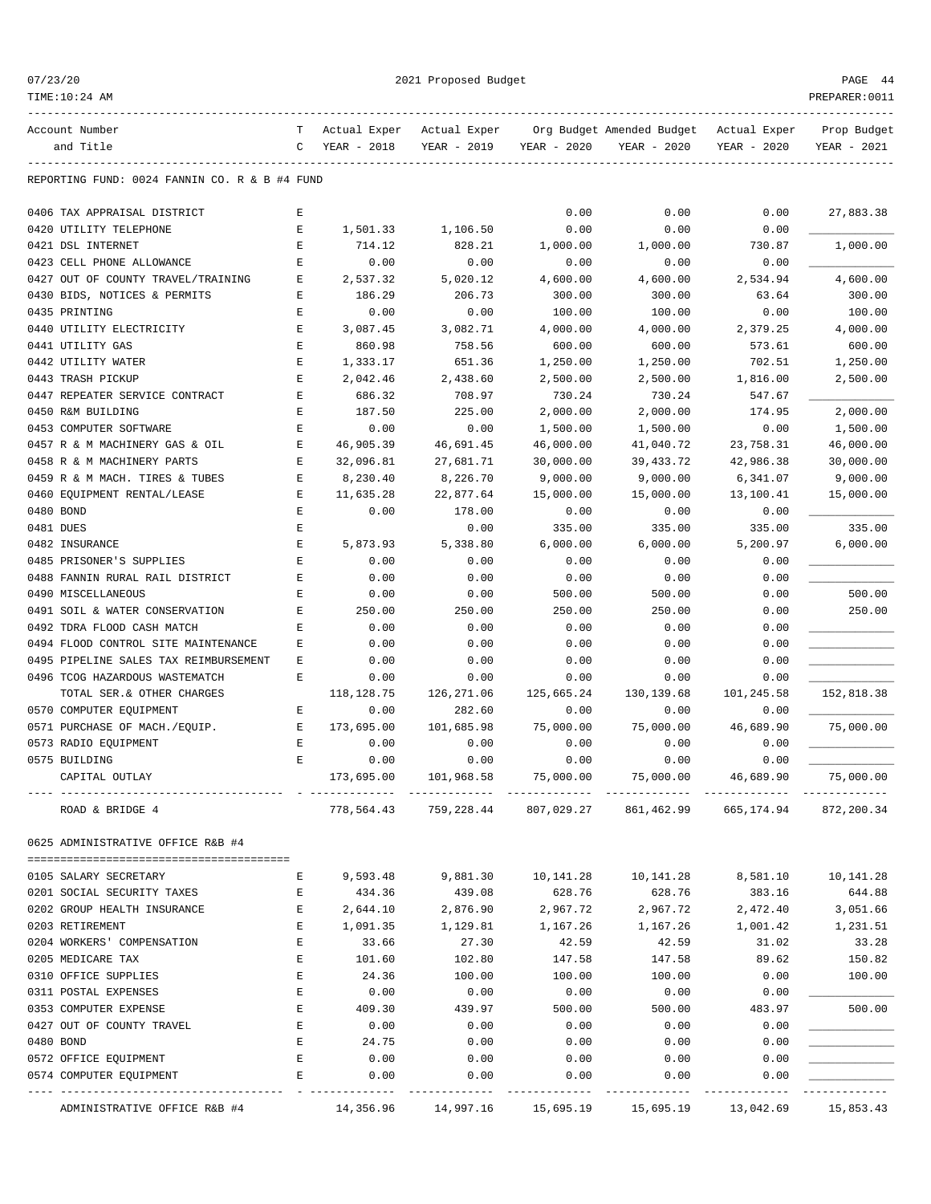REPORTING FUND: 0024 FANNIN CO. R & B #4 FUND

| Account Number and Title | TC | Actual Exper YEAR - 2018 | Actual Exper YEAR - 2019 | Org Budget YEAR - 2020 | Amended Budget YEAR - 2020 | Actual Exper YEAR - 2020 | Prop Budget YEAR - 2021 |
|---|---|---|---|---|---|---|---|
| 0406 TAX APPRAISAL DISTRICT | E | | | 0.00 | 0.00 | 0.00 | 27,883.38 |
| 0420 UTILITY TELEPHONE | E | 1,501.33 | 1,106.50 | 0.00 | 0.00 | 0.00 | ____________ |
| 0421 DSL INTERNET | E | 714.12 | 828.21 | 1,000.00 | 1,000.00 | 730.87 | 1,000.00 |
| 0423 CELL PHONE ALLOWANCE | E | 0.00 | 0.00 | 0.00 | 0.00 | 0.00 | ____________ |
| 0427 OUT OF COUNTY TRAVEL/TRAINING | E | 2,537.32 | 5,020.12 | 4,600.00 | 4,600.00 | 2,534.94 | 4,600.00 |
| 0430 BIDS, NOTICES & PERMITS | E | 186.29 | 206.73 | 300.00 | 300.00 | 63.64 | 300.00 |
| 0435 PRINTING | E | 0.00 | 0.00 | 100.00 | 100.00 | 0.00 | 100.00 |
| 0440 UTILITY ELECTRICITY | E | 3,087.45 | 3,082.71 | 4,000.00 | 4,000.00 | 2,379.25 | 4,000.00 |
| 0441 UTILITY GAS | E | 860.98 | 758.56 | 600.00 | 600.00 | 573.61 | 600.00 |
| 0442 UTILITY WATER | E | 1,333.17 | 651.36 | 1,250.00 | 1,250.00 | 702.51 | 1,250.00 |
| 0443 TRASH PICKUP | E | 2,042.46 | 2,438.60 | 2,500.00 | 2,500.00 | 1,816.00 | 2,500.00 |
| 0447 REPEATER SERVICE CONTRACT | E | 686.32 | 708.97 | 730.24 | 730.24 | 547.67 | ____________ |
| 0450 R&M BUILDING | E | 187.50 | 225.00 | 2,000.00 | 2,000.00 | 174.95 | 2,000.00 |
| 0453 COMPUTER SOFTWARE | E | 0.00 | 0.00 | 1,500.00 | 1,500.00 | 0.00 | 1,500.00 |
| 0457 R & M MACHINERY GAS & OIL | E | 46,905.39 | 46,691.45 | 46,000.00 | 41,040.72 | 23,758.31 | 46,000.00 |
| 0458 R & M MACHINERY PARTS | E | 32,096.81 | 27,681.71 | 30,000.00 | 39,433.72 | 42,986.38 | 30,000.00 |
| 0459 R & M MACH. TIRES & TUBES | E | 8,230.40 | 8,226.70 | 9,000.00 | 9,000.00 | 6,341.07 | 9,000.00 |
| 0460 EQUIPMENT RENTAL/LEASE | E | 11,635.28 | 22,877.64 | 15,000.00 | 15,000.00 | 13,100.41 | 15,000.00 |
| 0480 BOND | E | 0.00 | 178.00 | 0.00 | 0.00 | 0.00 | ____________ |
| 0481 DUES | E | | 0.00 | 335.00 | 335.00 | 335.00 | 335.00 |
| 0482 INSURANCE | E | 5,873.93 | 5,338.80 | 6,000.00 | 6,000.00 | 5,200.97 | 6,000.00 |
| 0485 PRISONER'S SUPPLIES | E | 0.00 | 0.00 | 0.00 | 0.00 | 0.00 | ____________ |
| 0488 FANNIN RURAL RAIL DISTRICT | E | 0.00 | 0.00 | 0.00 | 0.00 | 0.00 | ____________ |
| 0490 MISCELLANEOUS | E | 0.00 | 0.00 | 500.00 | 500.00 | 0.00 | 500.00 |
| 0491 SOIL & WATER CONSERVATION | E | 250.00 | 250.00 | 250.00 | 250.00 | 0.00 | 250.00 |
| 0492 TDRA FLOOD CASH MATCH | E | 0.00 | 0.00 | 0.00 | 0.00 | 0.00 | ____________ |
| 0494 FLOOD CONTROL SITE MAINTENANCE | E | 0.00 | 0.00 | 0.00 | 0.00 | 0.00 | ____________ |
| 0495 PIPELINE SALES TAX REIMBURSEMENT | E | 0.00 | 0.00 | 0.00 | 0.00 | 0.00 | ____________ |
| 0496 TCOG HAZARDOUS WASTEMATCH | E | 0.00 | 0.00 | 0.00 | 0.00 | 0.00 | ____________ |
| TOTAL SER.& OTHER CHARGES | | 118,128.75 | 126,271.06 | 125,665.24 | 130,139.68 | 101,245.58 | 152,818.38 |
| 0570 COMPUTER EQUIPMENT | E | 0.00 | 282.60 | 0.00 | 0.00 | 0.00 | ____________ |
| 0571 PURCHASE OF MACH./EQUIP. | E | 173,695.00 | 101,685.98 | 75,000.00 | 75,000.00 | 46,689.90 | 75,000.00 |
| 0573 RADIO EQUIPMENT | E | 0.00 | 0.00 | 0.00 | 0.00 | 0.00 | ____________ |
| 0575 BUILDING | E | 0.00 | 0.00 | 0.00 | 0.00 | 0.00 | ____________ |
| CAPITAL OUTLAY | | 173,695.00 | 101,968.58 | 75,000.00 | 75,000.00 | 46,689.90 | 75,000.00 |
| ROAD & BRIDGE 4 | | 778,564.43 | 759,228.44 | 807,029.27 | 861,462.99 | 665,174.94 | 872,200.34 |

0625 ADMINISTRATIVE OFFICE R&B #4

| Account Number and Title | TC | Actual Exper YEAR - 2018 | Actual Exper YEAR - 2019 | Org Budget YEAR - 2020 | Amended Budget YEAR - 2020 | Actual Exper YEAR - 2020 | Prop Budget YEAR - 2021 |
|---|---|---|---|---|---|---|---|
| 0105 SALARY SECRETARY | E | 9,593.48 | 9,881.30 | 10,141.28 | 10,141.28 | 8,581.10 | 10,141.28 |
| 0201 SOCIAL SECURITY TAXES | E | 434.36 | 439.08 | 628.76 | 628.76 | 383.16 | 644.88 |
| 0202 GROUP HEALTH INSURANCE | E | 2,644.10 | 2,876.90 | 2,967.72 | 2,967.72 | 2,472.40 | 3,051.66 |
| 0203 RETIREMENT | E | 1,091.35 | 1,129.81 | 1,167.26 | 1,167.26 | 1,001.42 | 1,231.51 |
| 0204 WORKERS' COMPENSATION | E | 33.66 | 27.30 | 42.59 | 42.59 | 31.02 | 33.28 |
| 0205 MEDICARE TAX | E | 101.60 | 102.80 | 147.58 | 147.58 | 89.62 | 150.82 |
| 0310 OFFICE SUPPLIES | E | 24.36 | 100.00 | 100.00 | 100.00 | 0.00 | 100.00 |
| 0311 POSTAL EXPENSES | E | 0.00 | 0.00 | 0.00 | 0.00 | 0.00 | ____________ |
| 0353 COMPUTER EXPENSE | E | 409.30 | 439.97 | 500.00 | 500.00 | 483.97 | 500.00 |
| 0427 OUT OF COUNTY TRAVEL | E | 0.00 | 0.00 | 0.00 | 0.00 | 0.00 | ____________ |
| 0480 BOND | E | 24.75 | 0.00 | 0.00 | 0.00 | 0.00 | ____________ |
| 0572 OFFICE EQUIPMENT | E | 0.00 | 0.00 | 0.00 | 0.00 | 0.00 | ____________ |
| 0574 COMPUTER EQUIPMENT | E | 0.00 | 0.00 | 0.00 | 0.00 | 0.00 | ____________ |
| ADMINISTRATIVE OFFICE R&B #4 | | 14,356.96 | 14,997.16 | 15,695.19 | 15,695.19 | 13,042.69 | 15,853.43 |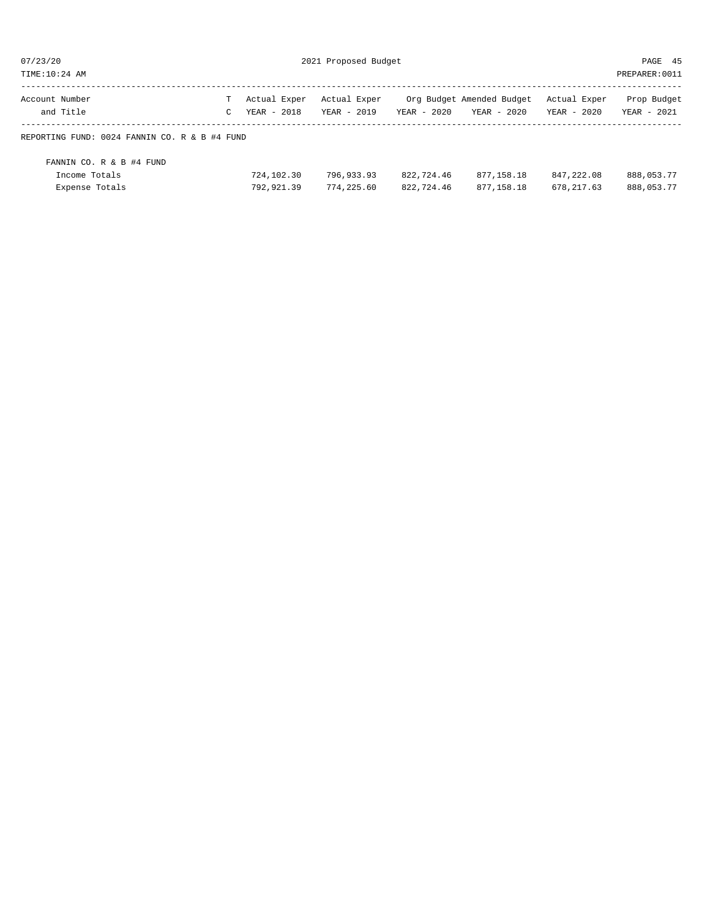| Account Number and Title | TC | Actual Exper YEAR - 2018 | Actual Exper YEAR - 2019 | Org Budget YEAR - 2020 | Amended Budget YEAR - 2020 | Actual Exper YEAR - 2020 | Prop Budget YEAR - 2021 |
|---|---|---|---|---|---|---|---|
| REPORTING FUND: 0024 FANNIN CO. R & B #4 FUND | | | | | | | |
| FANNIN CO. R & B #4 FUND | | | | | | | |
| Income Totals | | 724,102.30 | 796,933.93 | 822,724.46 | 877,158.18 | 847,222.08 | 888,053.77 |
| Expense Totals | | 792,921.39 | 774,225.60 | 822,724.46 | 877,158.18 | 678,217.63 | 888,053.77 |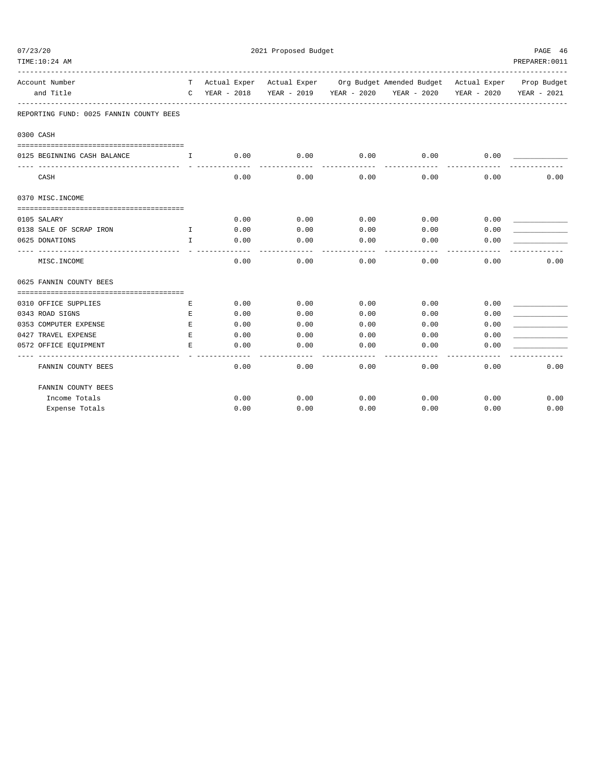2021 Proposed Budget

| Account Number and Title | TC | Actual Exper YEAR - 2018 | Actual Exper YEAR - 2019 | Org Budget YEAR - 2020 | Amended Budget YEAR - 2020 | Actual Exper YEAR - 2020 | Prop Budget YEAR - 2021 |
|---|---|---|---|---|---|---|---|
| **REPORTING FUND: 0025 FANNIN COUNTY BEES** | | | | | | | |
| **0300 CASH** | | | | | | | |
| 0125 BEGINNING CASH BALANCE | I | 0.00 | 0.00 | 0.00 | 0.00 | 0.00 | ____________ |
| CASH | | 0.00 | 0.00 | 0.00 | 0.00 | 0.00 | 0.00 |
| **0370 MISC.INCOME** | | | | | | | |
| 0105 SALARY | | 0.00 | 0.00 | 0.00 | 0.00 | 0.00 | ____________ |
| 0138 SALE OF SCRAP IRON | I | 0.00 | 0.00 | 0.00 | 0.00 | 0.00 | ____________ |
| 0625 DONATIONS | I | 0.00 | 0.00 | 0.00 | 0.00 | 0.00 | ____________ |
| MISC.INCOME | | 0.00 | 0.00 | 0.00 | 0.00 | 0.00 | 0.00 |
| **0625 FANNIN COUNTY BEES** | | | | | | | |
| 0310 OFFICE SUPPLIES | E | 0.00 | 0.00 | 0.00 | 0.00 | 0.00 | ____________ |
| 0343 ROAD SIGNS | E | 0.00 | 0.00 | 0.00 | 0.00 | 0.00 | ____________ |
| 0353 COMPUTER EXPENSE | E | 0.00 | 0.00 | 0.00 | 0.00 | 0.00 | ____________ |
| 0427 TRAVEL EXPENSE | E | 0.00 | 0.00 | 0.00 | 0.00 | 0.00 | ____________ |
| 0572 OFFICE EQUIPMENT | E | 0.00 | 0.00 | 0.00 | 0.00 | 0.00 | ____________ |
| FANNIN COUNTY BEES | | 0.00 | 0.00 | 0.00 | 0.00 | 0.00 | 0.00 |
| **FANNIN COUNTY BEES** | | | | | | | |
| Income Totals | | 0.00 | 0.00 | 0.00 | 0.00 | 0.00 | 0.00 |
| Expense Totals | | 0.00 | 0.00 | 0.00 | 0.00 | 0.00 | 0.00 |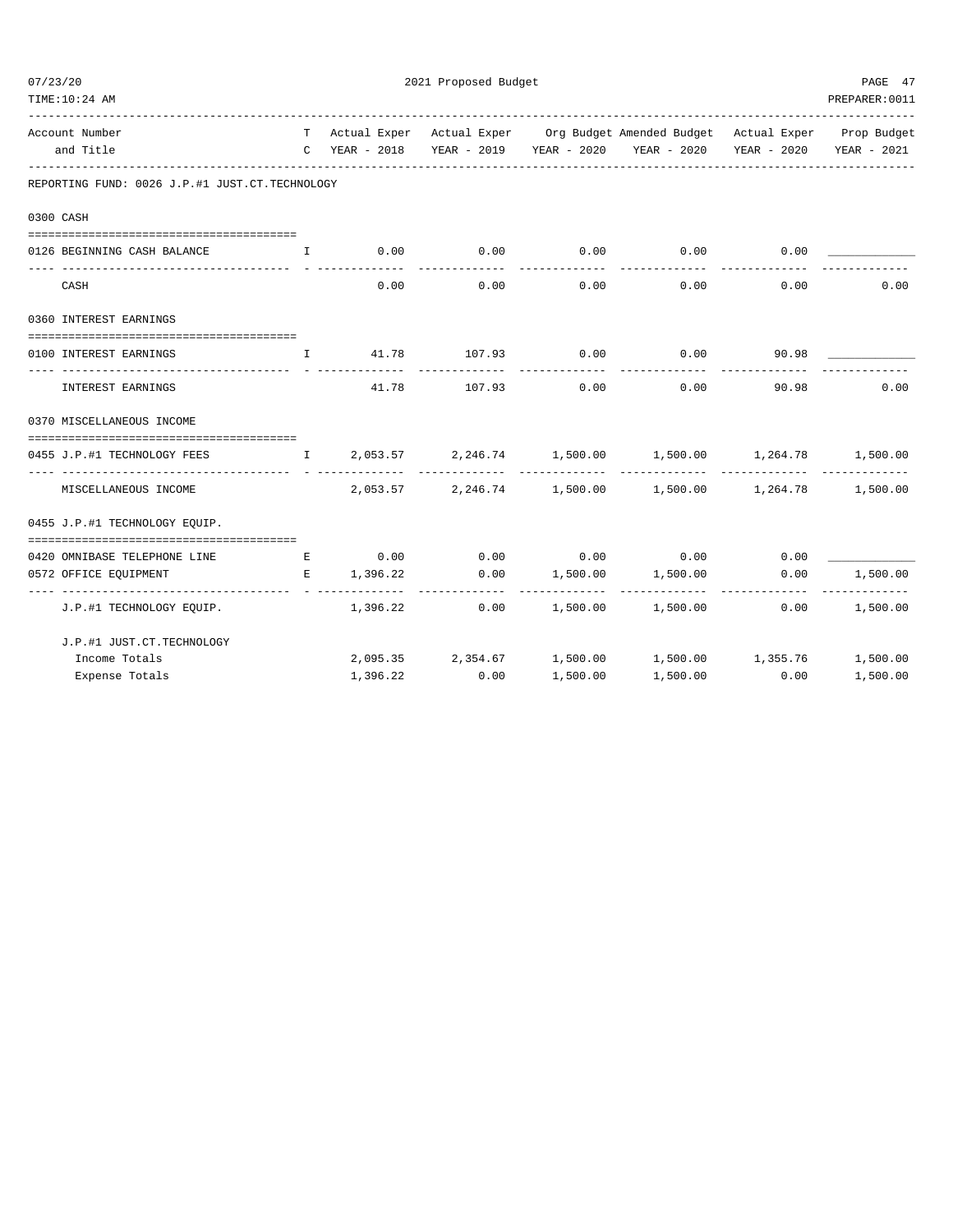2021 Proposed Budget

| Account Number and Title | TC | Actual Exper YEAR - 2018 | Actual Exper YEAR - 2019 | Org Budget YEAR - 2020 | Amended Budget YEAR - 2020 | Actual Exper YEAR - 2020 | Prop Budget YEAR - 2021 |
|---|---|---|---|---|---|---|---|
| **REPORTING FUND: 0026 J.P.#1 JUST.CT.TECHNOLOGY** | | | | | | | |
| **0300 CASH** | | | | | | | |
| 0126 BEGINNING CASH BALANCE | I | 0.00 | 0.00 | 0.00 | 0.00 | 0.00 | ____________ |
| CASH | | 0.00 | 0.00 | 0.00 | 0.00 | 0.00 | 0.00 |
| **0360 INTEREST EARNINGS** | | | | | | | |
| 0100 INTEREST EARNINGS | I | 41.78 | 107.93 | 0.00 | 0.00 | 90.98 | ____________ |
| INTEREST EARNINGS | | 41.78 | 107.93 | 0.00 | 0.00 | 90.98 | 0.00 |
| **0370 MISCELLANEOUS INCOME** | | | | | | | |
| 0455 J.P.#1 TECHNOLOGY FEES | I | 2,053.57 | 2,246.74 | 1,500.00 | 1,500.00 | 1,264.78 | 1,500.00 |
| MISCELLANEOUS INCOME | | 2,053.57 | 2,246.74 | 1,500.00 | 1,500.00 | 1,264.78 | 1,500.00 |
| **0455 J.P.#1 TECHNOLOGY EQUIP.** | | | | | | | |
| 0420 OMNIBASE TELEPHONE LINE | E | 0.00 | 0.00 | 0.00 | 0.00 | 0.00 | ____________ |
| 0572 OFFICE EQUIPMENT | E | 1,396.22 | 0.00 | 1,500.00 | 1,500.00 | 0.00 | 1,500.00 |
| J.P.#1 TECHNOLOGY EQUIP. | | 1,396.22 | 0.00 | 1,500.00 | 1,500.00 | 0.00 | 1,500.00 |
| **J.P.#1 JUST.CT.TECHNOLOGY** | | | | | | | |
| Income Totals | | 2,095.35 | 2,354.67 | 1,500.00 | 1,500.00 | 1,355.76 | 1,500.00 |
| Expense Totals | | 1,396.22 | 0.00 | 1,500.00 | 1,500.00 | 0.00 | 1,500.00 |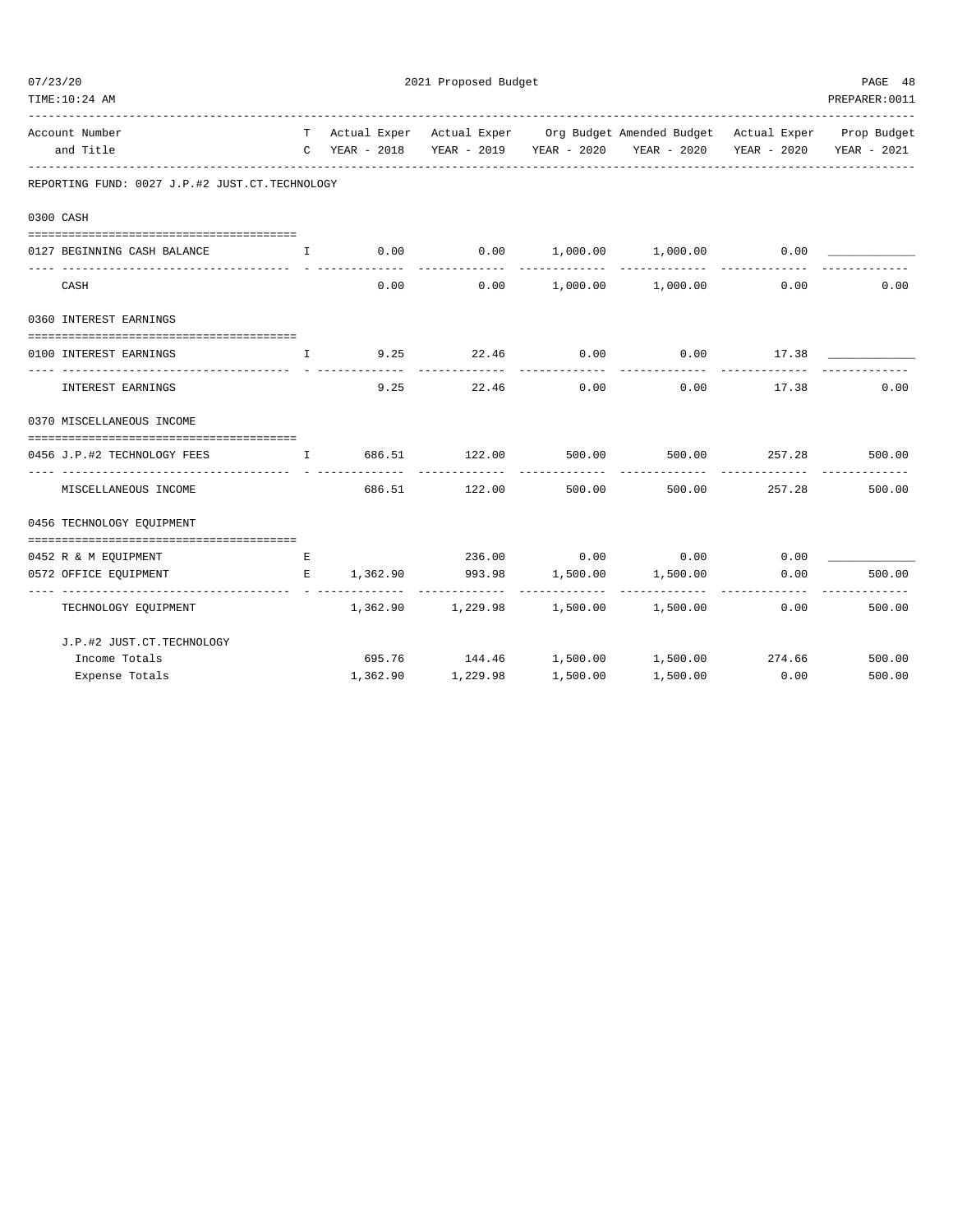2021 Proposed Budget

| Account Number and Title | TC | Actual Exper YEAR - 2018 | Actual Exper YEAR - 2019 | Org Budget YEAR - 2020 | Amended Budget YEAR - 2020 | Actual Exper YEAR - 2020 | Prop Budget YEAR - 2021 |
|---|---|---|---|---|---|---|---|
| **REPORTING FUND: 0027 J.P.#2 JUST.CT.TECHNOLOGY** | | | | | | | |
| **0300 CASH** | | | | | | | |
| 0127 BEGINNING CASH BALANCE | I | 0.00 | 0.00 | 1,000.00 | 1,000.00 | 0.00 | ____________ |
| CASH | | 0.00 | 0.00 | 1,000.00 | 1,000.00 | 0.00 | 0.00 |
| **0360 INTEREST EARNINGS** | | | | | | | |
| 0100 INTEREST EARNINGS | I | 9.25 | 22.46 | 0.00 | 0.00 | 17.38 | ____________ |
| INTEREST EARNINGS | | 9.25 | 22.46 | 0.00 | 0.00 | 17.38 | 0.00 |
| **0370 MISCELLANEOUS INCOME** | | | | | | | |
| 0456 J.P.#2 TECHNOLOGY FEES | I | 686.51 | 122.00 | 500.00 | 500.00 | 257.28 | 500.00 |
| MISCELLANEOUS INCOME | | 686.51 | 122.00 | 500.00 | 500.00 | 257.28 | 500.00 |
| **0456 TECHNOLOGY EQUIPMENT** | | | | | | | |
| 0452 R & M EQUIPMENT | E | | 236.00 | 0.00 | 0.00 | 0.00 | ____________ |
| 0572 OFFICE EQUIPMENT | E | 1,362.90 | 993.98 | 1,500.00 | 1,500.00 | 0.00 | 500.00 |
| TECHNOLOGY EQUIPMENT | | 1,362.90 | 1,229.98 | 1,500.00 | 1,500.00 | 0.00 | 500.00 |
| **J.P.#2 JUST.CT.TECHNOLOGY** | | | | | | | |
| Income Totals | | 695.76 | 144.46 | 1,500.00 | 1,500.00 | 274.66 | 500.00 |
| Expense Totals | | 1,362.90 | 1,229.98 | 1,500.00 | 1,500.00 | 0.00 | 500.00 |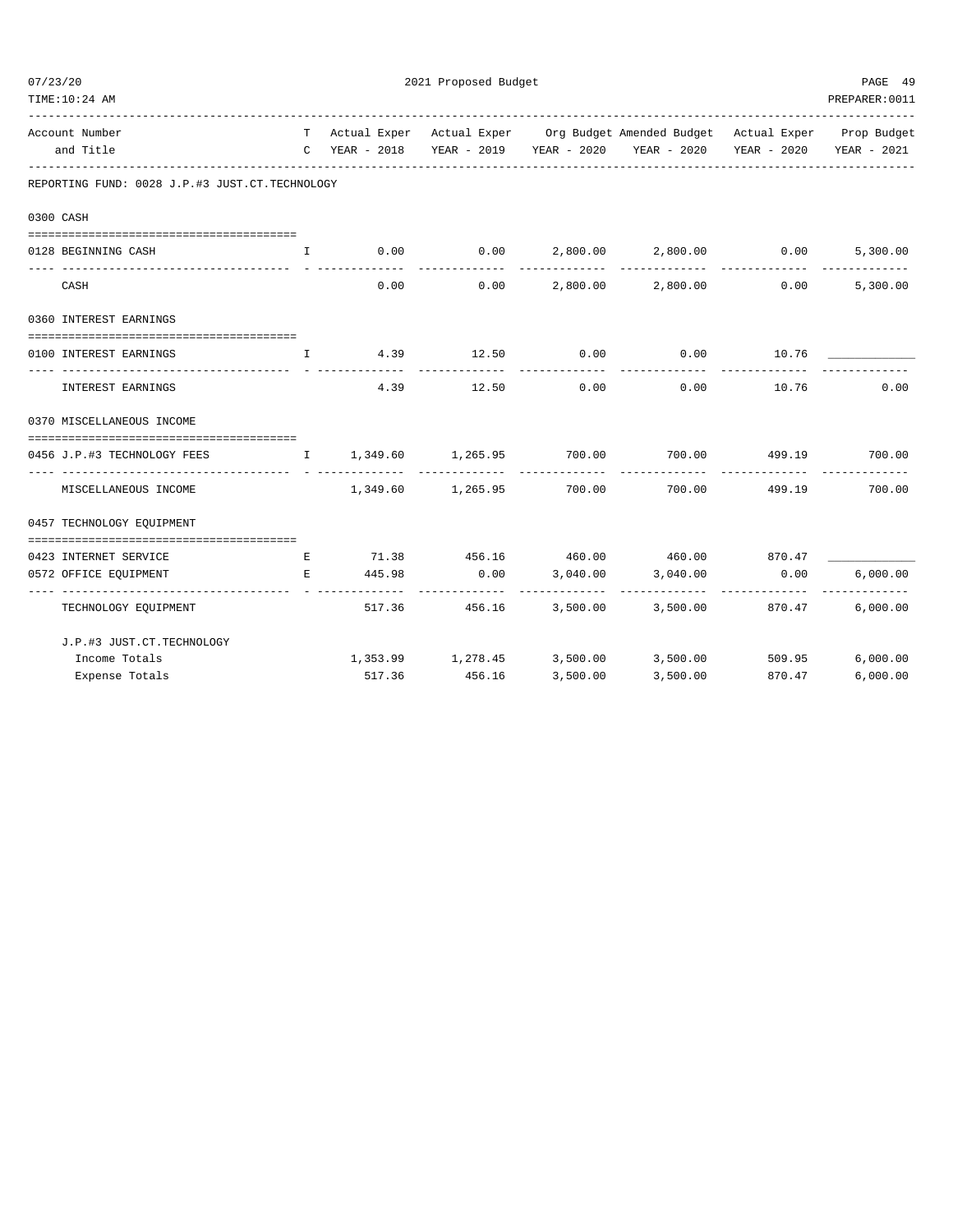2021 Proposed Budget

REPORTING FUND: 0028 J.P.#3 JUST.CT.TECHNOLOGY

| Account Number and Title | TC | Actual Exper YEAR - 2018 | Actual Exper YEAR - 2019 | Org Budget YEAR - 2020 | Amended Budget YEAR - 2020 | Actual Exper YEAR - 2020 | Prop Budget YEAR - 2021 |
|---|---|---|---|---|---|---|---|
| **0300 CASH** | | | | | | | |
| 0128 BEGINNING CASH | I | 0.00 | 0.00 | 2,800.00 | 2,800.00 | 0.00 | 5,300.00 |
| CASH | | 0.00 | 0.00 | 2,800.00 | 2,800.00 | 0.00 | 5,300.00 |
| **0360 INTEREST EARNINGS** | | | | | | | |
| 0100 INTEREST EARNINGS | I | 4.39 | 12.50 | 0.00 | 0.00 | 10.76 | ____________ |
| INTEREST EARNINGS | | 4.39 | 12.50 | 0.00 | 0.00 | 10.76 | 0.00 |
| **0370 MISCELLANEOUS INCOME** | | | | | | | |
| 0456 J.P.#3 TECHNOLOGY FEES | I | 1,349.60 | 1,265.95 | 700.00 | 700.00 | 499.19 | 700.00 |
| MISCELLANEOUS INCOME | | 1,349.60 | 1,265.95 | 700.00 | 700.00 | 499.19 | 700.00 |
| **0457 TECHNOLOGY EQUIPMENT** | | | | | | | |
| 0423 INTERNET SERVICE | E | 71.38 | 456.16 | 460.00 | 460.00 | 870.47 | ____________ |
| 0572 OFFICE EQUIPMENT | E | 445.98 | 0.00 | 3,040.00 | 3,040.00 | 0.00 | 6,000.00 |
| TECHNOLOGY EQUIPMENT | | 517.36 | 456.16 | 3,500.00 | 3,500.00 | 870.47 | 6,000.00 |
| **J.P.#3 JUST.CT.TECHNOLOGY** | | | | | | | |
| Income Totals | | 1,353.99 | 1,278.45 | 3,500.00 | 3,500.00 | 509.95 | 6,000.00 |
| Expense Totals | | 517.36 | 456.16 | 3,500.00 | 3,500.00 | 870.47 | 6,000.00 |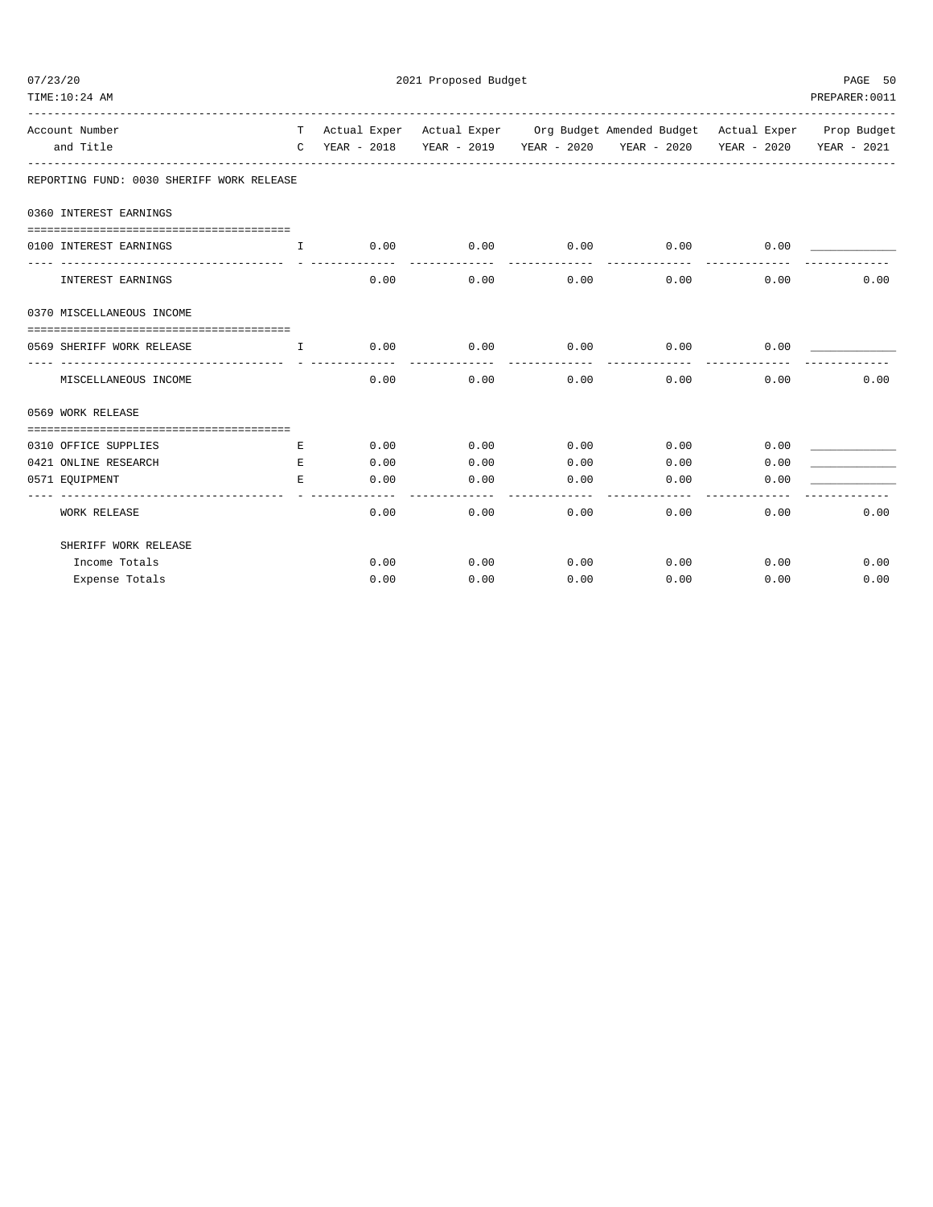REPORTING FUND: 0030 SHERIFF WORK RELEASE

| Account Number and Title | TC | Actual Exper YEAR - 2018 | Actual Exper YEAR - 2019 | Org Budget YEAR - 2020 | Amended Budget YEAR - 2020 | Actual Exper YEAR - 2020 | Prop Budget YEAR - 2021 |
|---|---|---|---|---|---|---|---|
| **0360 INTEREST EARNINGS** | | | | | | | |
| 0100 INTEREST EARNINGS | I | 0.00 | 0.00 | 0.00 | 0.00 | 0.00 | ____________ |
| INTEREST EARNINGS | | 0.00 | 0.00 | 0.00 | 0.00 | 0.00 | 0.00 |
| **0370 MISCELLANEOUS INCOME** | | | | | | | |
| 0569 SHERIFF WORK RELEASE | I | 0.00 | 0.00 | 0.00 | 0.00 | 0.00 | ____________ |
| MISCELLANEOUS INCOME | | 0.00 | 0.00 | 0.00 | 0.00 | 0.00 | 0.00 |
| **0569 WORK RELEASE** | | | | | | | |
| 0310 OFFICE SUPPLIES | E | 0.00 | 0.00 | 0.00 | 0.00 | 0.00 | ____________ |
| 0421 ONLINE RESEARCH | E | 0.00 | 0.00 | 0.00 | 0.00 | 0.00 | ____________ |
| 0571 EQUIPMENT | E | 0.00 | 0.00 | 0.00 | 0.00 | 0.00 | ____________ |
| WORK RELEASE | | 0.00 | 0.00 | 0.00 | 0.00 | 0.00 | 0.00 |
| SHERIFF WORK RELEASE | | | | | | | |
| Income Totals | | 0.00 | 0.00 | 0.00 | 0.00 | 0.00 | 0.00 |
| Expense Totals | | 0.00 | 0.00 | 0.00 | 0.00 | 0.00 | 0.00 |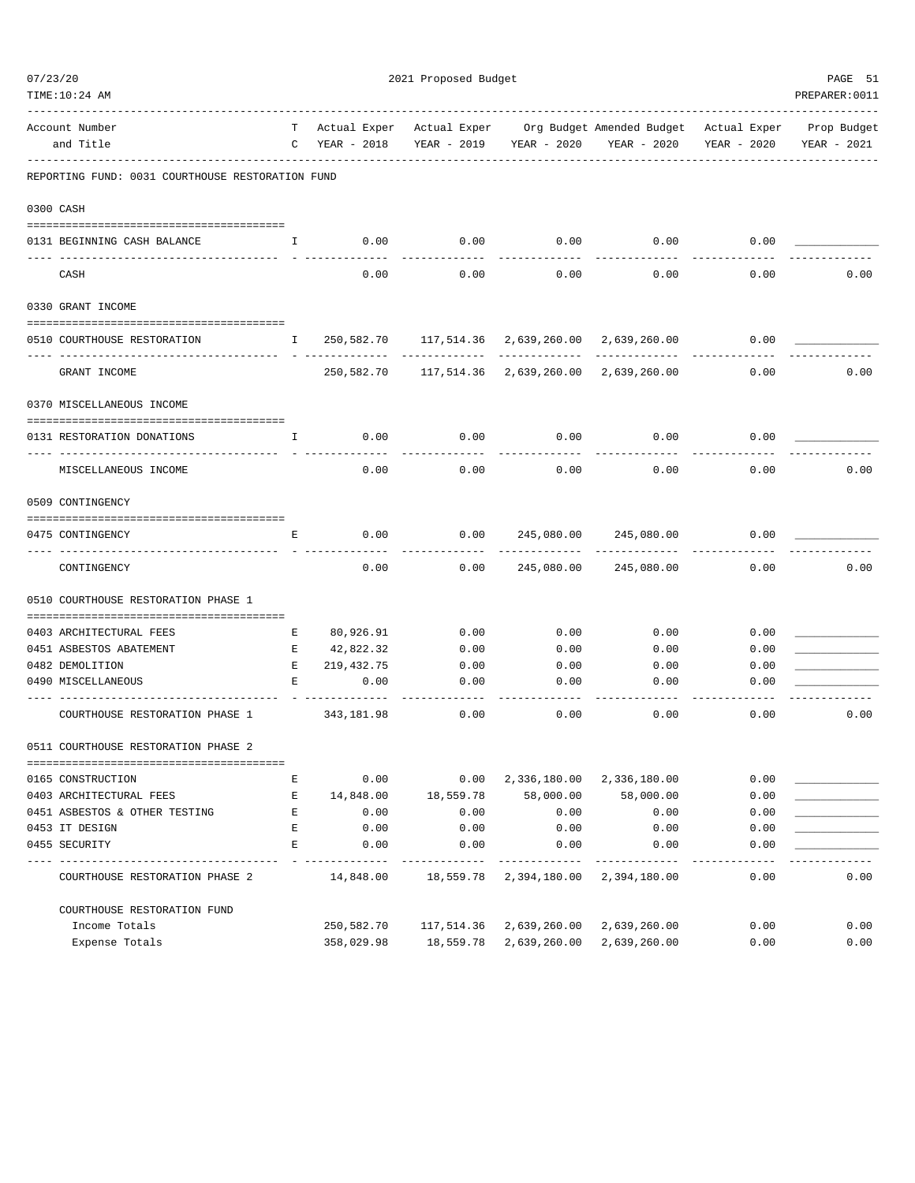2021 Proposed Budget

REPORTING FUND: 0031 COURTHOUSE RESTORATION FUND

| Account Number and Title | T C | Actual Exper YEAR - 2018 | Actual Exper YEAR - 2019 | Org Budget YEAR - 2020 | Amended Budget YEAR - 2020 | Actual Exper YEAR - 2020 | Prop Budget YEAR - 2021 |
|---|---|---|---|---|---|---|---|
| **0300 CASH** | | | | | | | |
| 0131 BEGINNING CASH BALANCE | I | 0.00 | 0.00 | 0.00 | 0.00 | 0.00 | |
| CASH | | 0.00 | 0.00 | 0.00 | 0.00 | 0.00 | 0.00 |
| **0330 GRANT INCOME** | | | | | | | |
| 0510 COURTHOUSE RESTORATION | I | 250,582.70 | 117,514.36 | 2,639,260.00 | 2,639,260.00 | 0.00 | |
| GRANT INCOME | | 250,582.70 | 117,514.36 | 2,639,260.00 | 2,639,260.00 | 0.00 | 0.00 |
| **0370 MISCELLANEOUS INCOME** | | | | | | | |
| 0131 RESTORATION DONATIONS | I | 0.00 | 0.00 | 0.00 | 0.00 | 0.00 | |
| MISCELLANEOUS INCOME | | 0.00 | 0.00 | 0.00 | 0.00 | 0.00 | 0.00 |
| **0509 CONTINGENCY** | | | | | | | |
| 0475 CONTINGENCY | E | 0.00 | 0.00 | 245,080.00 | 245,080.00 | 0.00 | |
| CONTINGENCY | | 0.00 | 0.00 | 245,080.00 | 245,080.00 | 0.00 | 0.00 |
| **0510 COURTHOUSE RESTORATION PHASE 1** | | | | | | | |
| 0403 ARCHITECTURAL FEES | E | 80,926.91 | 0.00 | 0.00 | 0.00 | 0.00 | |
| 0451 ASBESTOS ABATEMENT | E | 42,822.32 | 0.00 | 0.00 | 0.00 | 0.00 | |
| 0482 DEMOLITION | E | 219,432.75 | 0.00 | 0.00 | 0.00 | 0.00 | |
| 0490 MISCELLANEOUS | E | 0.00 | 0.00 | 0.00 | 0.00 | 0.00 | |
| COURTHOUSE RESTORATION PHASE 1 | | 343,181.98 | 0.00 | 0.00 | 0.00 | 0.00 | 0.00 |
| **0511 COURTHOUSE RESTORATION PHASE 2** | | | | | | | |
| 0165 CONSTRUCTION | E | 0.00 | 0.00 | 2,336,180.00 | 2,336,180.00 | 0.00 | |
| 0403 ARCHITECTURAL FEES | E | 14,848.00 | 18,559.78 | 58,000.00 | 58,000.00 | 0.00 | |
| 0451 ASBESTOS & OTHER TESTING | E | 0.00 | 0.00 | 0.00 | 0.00 | 0.00 | |
| 0453 IT DESIGN | E | 0.00 | 0.00 | 0.00 | 0.00 | 0.00 | |
| 0455 SECURITY | E | 0.00 | 0.00 | 0.00 | 0.00 | 0.00 | |
| COURTHOUSE RESTORATION PHASE 2 | | 14,848.00 | 18,559.78 | 2,394,180.00 | 2,394,180.00 | 0.00 | 0.00 |
| **COURTHOUSE RESTORATION FUND** | | | | | | | |
| Income Totals | | 250,582.70 | 117,514.36 | 2,639,260.00 | 2,639,260.00 | 0.00 | 0.00 |
| Expense Totals | | 358,029.98 | 18,559.78 | 2,639,260.00 | 2,639,260.00 | 0.00 | 0.00 |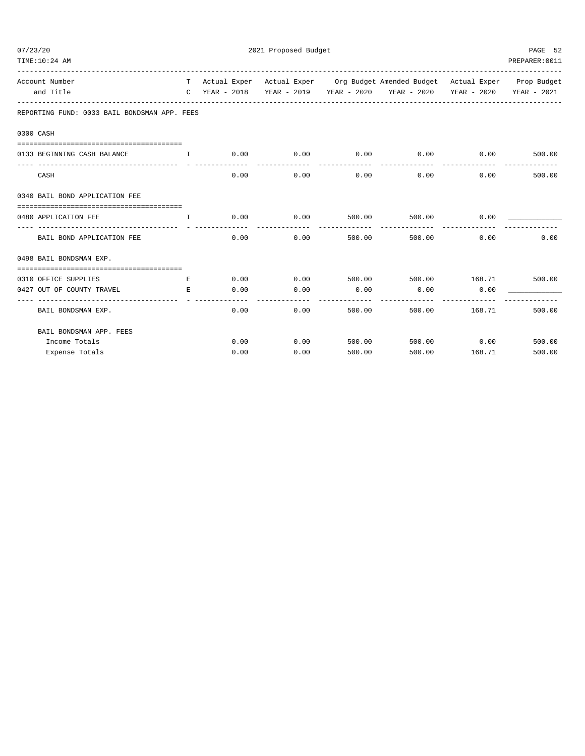2021 Proposed Budget

| Account Number and Title | TC | Actual Exper YEAR - 2018 | Actual Exper YEAR - 2019 | Org Budget YEAR - 2020 | Amended Budget YEAR - 2020 | Actual Exper YEAR - 2020 | Prop Budget YEAR - 2021 |
|---|---|---|---|---|---|---|---|
| **REPORTING FUND: 0033 BAIL BONDSMAN APP. FEES** | | | | | | | |
| **0300 CASH** | | | | | | | |
| 0133 BEGINNING CASH BALANCE | I | 0.00 | 0.00 | 0.00 | 0.00 | 0.00 | 500.00 |
| CASH | | 0.00 | 0.00 | 0.00 | 0.00 | 0.00 | 500.00 |
| **0340 BAIL BOND APPLICATION FEE** | | | | | | | |
| 0480 APPLICATION FEE | I | 0.00 | 0.00 | 500.00 | 500.00 | 0.00 | ____________ |
| BAIL BOND APPLICATION FEE | | 0.00 | 0.00 | 500.00 | 500.00 | 0.00 | 0.00 |
| **0498 BAIL BONDSMAN EXP.** | | | | | | | |
| 0310 OFFICE SUPPLIES | E | 0.00 | 0.00 | 500.00 | 500.00 | 168.71 | 500.00 |
| 0427 OUT OF COUNTY TRAVEL | E | 0.00 | 0.00 | 0.00 | 0.00 | 0.00 | ____________ |
| BAIL BONDSMAN EXP. | | 0.00 | 0.00 | 500.00 | 500.00 | 168.71 | 500.00 |
| **BAIL BONDSMAN APP. FEES** | | | | | | | |
| Income Totals | | 0.00 | 0.00 | 500.00 | 500.00 | 0.00 | 500.00 |
| Expense Totals | | 0.00 | 0.00 | 500.00 | 500.00 | 168.71 | 500.00 |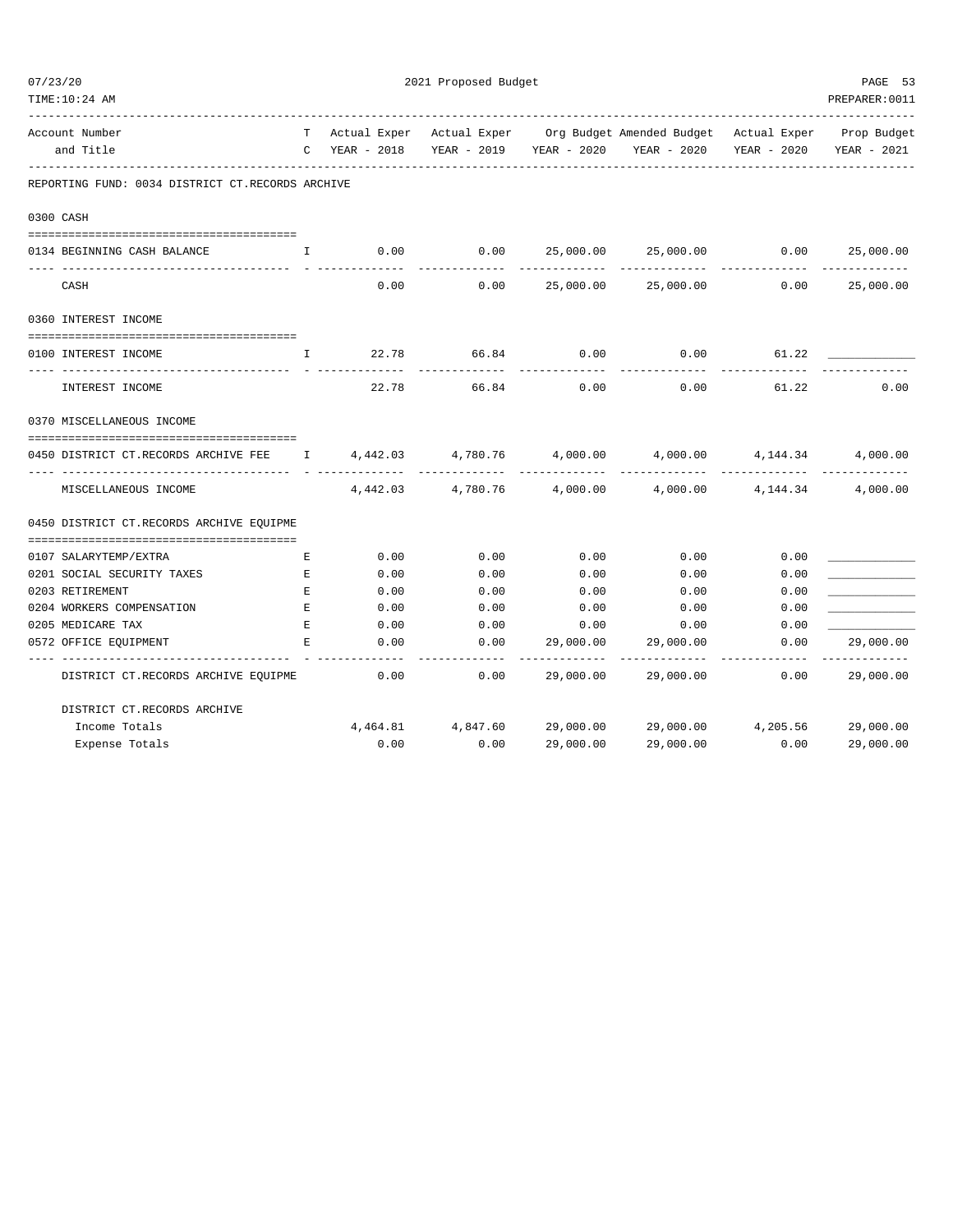2021 Proposed Budget

| Account Number and Title | TC | Actual Exper YEAR - 2018 | Actual Exper YEAR - 2019 | Org Budget YEAR - 2020 | Amended Budget YEAR - 2020 | Actual Exper YEAR - 2020 | Prop Budget YEAR - 2021 |
|---|---|---|---|---|---|---|---|
| **REPORTING FUND: 0034 DISTRICT CT.RECORDS ARCHIVE** | | | | | | | |
| **0300 CASH** | | | | | | | |
| 0134 BEGINNING CASH BALANCE | I | 0.00 | 0.00 | 25,000.00 | 25,000.00 | 0.00 | 25,000.00 |
| CASH | | 0.00 | 0.00 | 25,000.00 | 25,000.00 | 0.00 | 25,000.00 |
| **0360 INTEREST INCOME** | | | | | | | |
| 0100 INTEREST INCOME | I | 22.78 | 66.84 | 0.00 | 0.00 | 61.22 | ____________ |
| INTEREST INCOME | | 22.78 | 66.84 | 0.00 | 0.00 | 61.22 | 0.00 |
| **0370 MISCELLANEOUS INCOME** | | | | | | | |
| 0450 DISTRICT CT.RECORDS ARCHIVE FEE | I | 4,442.03 | 4,780.76 | 4,000.00 | 4,000.00 | 4,144.34 | 4,000.00 |
| MISCELLANEOUS INCOME | | 4,442.03 | 4,780.76 | 4,000.00 | 4,000.00 | 4,144.34 | 4,000.00 |
| **0450 DISTRICT CT.RECORDS ARCHIVE EQUIPME** | | | | | | | |
| 0107 SALARYTEMP/EXTRA | E | 0.00 | 0.00 | 0.00 | 0.00 | 0.00 | ____________ |
| 0201 SOCIAL SECURITY TAXES | E | 0.00 | 0.00 | 0.00 | 0.00 | 0.00 | ____________ |
| 0203 RETIREMENT | E | 0.00 | 0.00 | 0.00 | 0.00 | 0.00 | ____________ |
| 0204 WORKERS COMPENSATION | E | 0.00 | 0.00 | 0.00 | 0.00 | 0.00 | ____________ |
| 0205 MEDICARE TAX | E | 0.00 | 0.00 | 0.00 | 0.00 | 0.00 | ____________ |
| 0572 OFFICE EQUIPMENT | E | 0.00 | 0.00 | 29,000.00 | 29,000.00 | 0.00 | 29,000.00 |
| DISTRICT CT.RECORDS ARCHIVE EQUIPME | | 0.00 | 0.00 | 29,000.00 | 29,000.00 | 0.00 | 29,000.00 |
| DISTRICT CT.RECORDS ARCHIVE | | | | | | | |
| Income Totals | | 4,464.81 | 4,847.60 | 29,000.00 | 29,000.00 | 4,205.56 | 29,000.00 |
| Expense Totals | | 0.00 | 0.00 | 29,000.00 | 29,000.00 | 0.00 | 29,000.00 |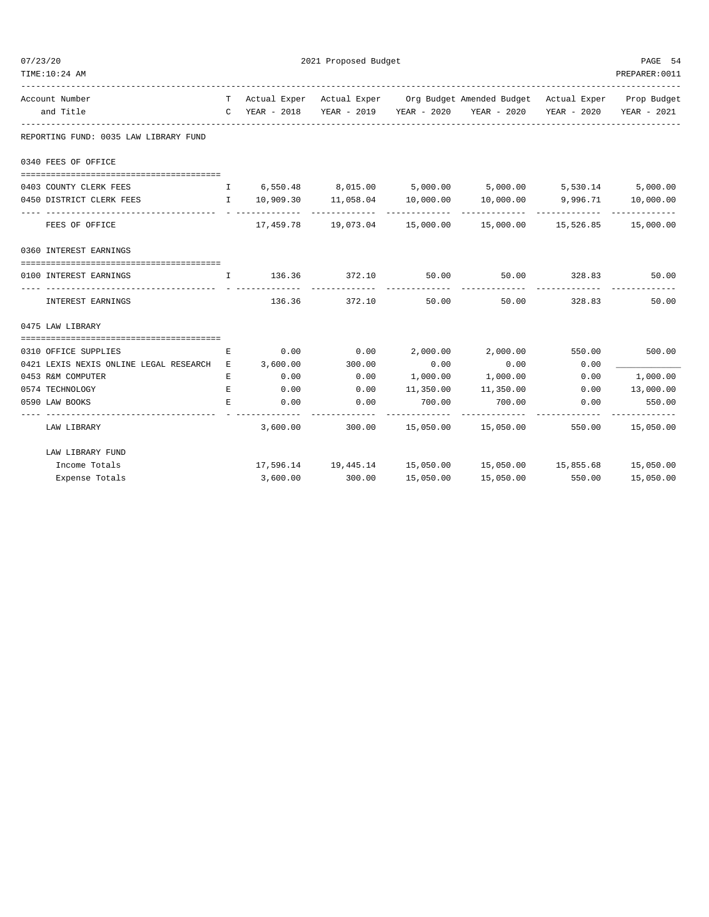| Account Number and Title | T C | Actual Exper YEAR - 2018 | Actual Exper YEAR - 2019 | Org Budget YEAR - 2020 | Amended Budget YEAR - 2020 | Actual Exper YEAR - 2020 | Prop Budget YEAR - 2021 |
|---|---|---|---|---|---|---|---|
| REPORTING FUND: 0035 LAW LIBRARY FUND | | | | | | | |
| 0340 FEES OF OFFICE | | | | | | | |
| 0403 COUNTY CLERK FEES | I | 6,550.48 | 8,015.00 | 5,000.00 | 5,000.00 | 5,530.14 | 5,000.00 |
| 0450 DISTRICT CLERK FEES | I | 10,909.30 | 11,058.04 | 10,000.00 | 10,000.00 | 9,996.71 | 10,000.00 |
| FEES OF OFFICE | | 17,459.78 | 19,073.04 | 15,000.00 | 15,000.00 | 15,526.85 | 15,000.00 |
| 0360 INTEREST EARNINGS | | | | | | | |
| 0100 INTEREST EARNINGS | I | 136.36 | 372.10 | 50.00 | 50.00 | 328.83 | 50.00 |
| INTEREST EARNINGS | | 136.36 | 372.10 | 50.00 | 50.00 | 328.83 | 50.00 |
| 0475 LAW LIBRARY | | | | | | | |
| 0310 OFFICE SUPPLIES | E | 0.00 | 0.00 | 2,000.00 | 2,000.00 | 550.00 | 500.00 |
| 0421 LEXIS NEXIS ONLINE LEGAL RESEARCH | E | 3,600.00 | 300.00 | 0.00 | 0.00 | 0.00 | ____________ |
| 0453 R&M COMPUTER | E | 0.00 | 0.00 | 1,000.00 | 1,000.00 | 0.00 | 1,000.00 |
| 0574 TECHNOLOGY | E | 0.00 | 0.00 | 11,350.00 | 11,350.00 | 0.00 | 13,000.00 |
| 0590 LAW BOOKS | E | 0.00 | 0.00 | 700.00 | 700.00 | 0.00 | 550.00 |
| LAW LIBRARY | | 3,600.00 | 300.00 | 15,050.00 | 15,050.00 | 550.00 | 15,050.00 |
| LAW LIBRARY FUND | | | | | | | |
| Income Totals | | 17,596.14 | 19,445.14 | 15,050.00 | 15,050.00 | 15,855.68 | 15,050.00 |
| Expense Totals | | 3,600.00 | 300.00 | 15,050.00 | 15,050.00 | 550.00 | 15,050.00 |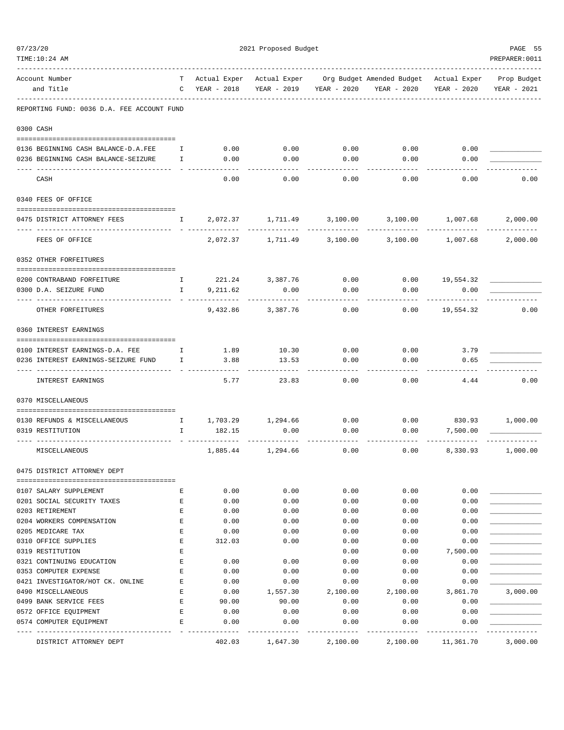2021 Proposed Budget

REPORTING FUND: 0036 D.A. FEE ACCOUNT FUND

| Account Number and Title | T C | Actual Exper YEAR - 2018 | Actual Exper YEAR - 2019 | Org Budget YEAR - 2020 | Amended Budget YEAR - 2020 | Actual Exper YEAR - 2020 | Prop Budget YEAR - 2021 |
|---|---|---|---|---|---|---|---|
| **0300 CASH** | | | | | | | |
| 0136 BEGINNING CASH BALANCE-D.A.FEE | I | 0.00 | 0.00 | 0.00 | 0.00 | 0.00 | ____________ |
| 0236 BEGINNING CASH BALANCE-SEIZURE | I | 0.00 | 0.00 | 0.00 | 0.00 | 0.00 | ____________ |
| CASH | | 0.00 | 0.00 | 0.00 | 0.00 | 0.00 | 0.00 |
| **0340 FEES OF OFFICE** | | | | | | | |
| 0475 DISTRICT ATTORNEY FEES | I | 2,072.37 | 1,711.49 | 3,100.00 | 3,100.00 | 1,007.68 | 2,000.00 |
| FEES OF OFFICE | | 2,072.37 | 1,711.49 | 3,100.00 | 3,100.00 | 1,007.68 | 2,000.00 |
| **0352 OTHER FORFEITURES** | | | | | | | |
| 0200 CONTRABAND FORFEITURE | I | 221.24 | 3,387.76 | 0.00 | 0.00 | 19,554.32 | ____________ |
| 0300 D.A. SEIZURE FUND | I | 9,211.62 | 0.00 | 0.00 | 0.00 | 0.00 | ____________ |
| OTHER FORFEITURES | | 9,432.86 | 3,387.76 | 0.00 | 0.00 | 19,554.32 | 0.00 |
| **0360 INTEREST EARNINGS** | | | | | | | |
| 0100 INTEREST EARNINGS-D.A. FEE | I | 1.89 | 10.30 | 0.00 | 0.00 | 3.79 | ____________ |
| 0236 INTEREST EARNINGS-SEIZURE FUND | I | 3.88 | 13.53 | 0.00 | 0.00 | 0.65 | ____________ |
| INTEREST EARNINGS | | 5.77 | 23.83 | 0.00 | 0.00 | 4.44 | 0.00 |
| **0370 MISCELLANEOUS** | | | | | | | |
| 0130 REFUNDS & MISCELLANEOUS | I | 1,703.29 | 1,294.66 | 0.00 | 0.00 | 830.93 | 1,000.00 |
| 0319 RESTITUTION | I | 182.15 | 0.00 | 0.00 | 0.00 | 7,500.00 | ____________ |
| MISCELLANEOUS | | 1,885.44 | 1,294.66 | 0.00 | 0.00 | 8,330.93 | 1,000.00 |
| **0475 DISTRICT ATTORNEY DEPT** | | | | | | | |
| 0107 SALARY SUPPLEMENT | E | 0.00 | 0.00 | 0.00 | 0.00 | 0.00 | ____________ |
| 0201 SOCIAL SECURITY TAXES | E | 0.00 | 0.00 | 0.00 | 0.00 | 0.00 | ____________ |
| 0203 RETIREMENT | E | 0.00 | 0.00 | 0.00 | 0.00 | 0.00 | ____________ |
| 0204 WORKERS COMPENSATION | E | 0.00 | 0.00 | 0.00 | 0.00 | 0.00 | ____________ |
| 0205 MEDICARE TAX | E | 0.00 | 0.00 | 0.00 | 0.00 | 0.00 | ____________ |
| 0310 OFFICE SUPPLIES | E | 312.03 | 0.00 | 0.00 | 0.00 | 0.00 | ____________ |
| 0319 RESTITUTION | E | | | 0.00 | 0.00 | 7,500.00 | ____________ |
| 0321 CONTINUING EDUCATION | E | 0.00 | 0.00 | 0.00 | 0.00 | 0.00 | ____________ |
| 0353 COMPUTER EXPENSE | E | 0.00 | 0.00 | 0.00 | 0.00 | 0.00 | ____________ |
| 0421 INVESTIGATOR/HOT CK. ONLINE | E | 0.00 | 0.00 | 0.00 | 0.00 | 0.00 | ____________ |
| 0490 MISCELLANEOUS | E | 0.00 | 1,557.30 | 2,100.00 | 2,100.00 | 3,861.70 | 3,000.00 |
| 0499 BANK SERVICE FEES | E | 90.00 | 90.00 | 0.00 | 0.00 | 0.00 | ____________ |
| 0572 OFFICE EQUIPMENT | E | 0.00 | 0.00 | 0.00 | 0.00 | 0.00 | ____________ |
| 0574 COMPUTER EQUIPMENT | E | 0.00 | 0.00 | 0.00 | 0.00 | 0.00 | ____________ |
| DISTRICT ATTORNEY DEPT | | 402.03 | 1,647.30 | 2,100.00 | 2,100.00 | 11,361.70 | 3,000.00 |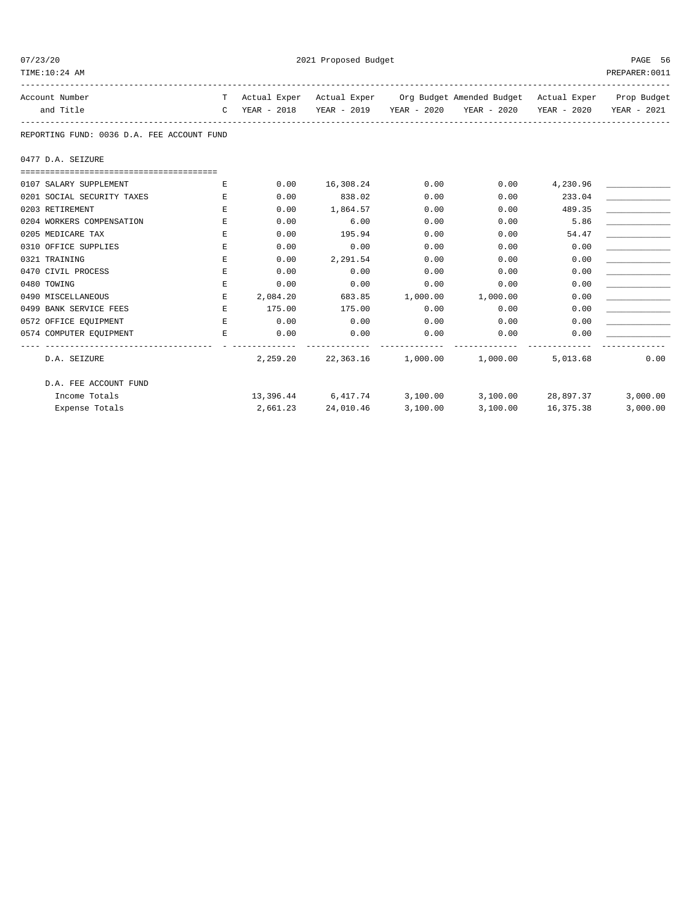REPORTING FUND: 0036 D.A. FEE ACCOUNT FUND

0477 D.A. SEIZURE

| Account Number and Title | TC | Actual Exper YEAR - 2018 | Actual Exper YEAR - 2019 | Org Budget YEAR - 2020 | Amended Budget YEAR - 2020 | Actual Exper YEAR - 2020 | Prop Budget YEAR - 2021 |
|---|---|---|---|---|---|---|---|
| 0107 SALARY SUPPLEMENT | E | 0.00 | 16,308.24 | 0.00 | 0.00 | 4,230.96 | ____________ |
| 0201 SOCIAL SECURITY TAXES | E | 0.00 | 838.02 | 0.00 | 0.00 | 233.04 | ____________ |
| 0203 RETIREMENT | E | 0.00 | 1,864.57 | 0.00 | 0.00 | 489.35 | ____________ |
| 0204 WORKERS COMPENSATION | E | 0.00 | 6.00 | 0.00 | 0.00 | 5.86 | ____________ |
| 0205 MEDICARE TAX | E | 0.00 | 195.94 | 0.00 | 0.00 | 54.47 | ____________ |
| 0310 OFFICE SUPPLIES | E | 0.00 | 0.00 | 0.00 | 0.00 | 0.00 | ____________ |
| 0321 TRAINING | E | 0.00 | 2,291.54 | 0.00 | 0.00 | 0.00 | ____________ |
| 0470 CIVIL PROCESS | E | 0.00 | 0.00 | 0.00 | 0.00 | 0.00 | ____________ |
| 0480 TOWING | E | 0.00 | 0.00 | 0.00 | 0.00 | 0.00 | ____________ |
| 0490 MISCELLANEOUS | E | 2,084.20 | 683.85 | 1,000.00 | 1,000.00 | 0.00 | ____________ |
| 0499 BANK SERVICE FEES | E | 175.00 | 175.00 | 0.00 | 0.00 | 0.00 | ____________ |
| 0572 OFFICE EQUIPMENT | E | 0.00 | 0.00 | 0.00 | 0.00 | 0.00 | ____________ |
| 0574 COMPUTER EQUIPMENT | E | 0.00 | 0.00 | 0.00 | 0.00 | 0.00 | ____________ |
| D.A. SEIZURE | | 2,259.20 | 22,363.16 | 1,000.00 | 1,000.00 | 5,013.68 | 0.00 |
| D.A. FEE ACCOUNT FUND | | | | | | | |
| Income Totals | | 13,396.44 | 6,417.74 | 3,100.00 | 3,100.00 | 28,897.37 | 3,000.00 |
| Expense Totals | | 2,661.23 | 24,010.46 | 3,100.00 | 3,100.00 | 16,375.38 | 3,000.00 |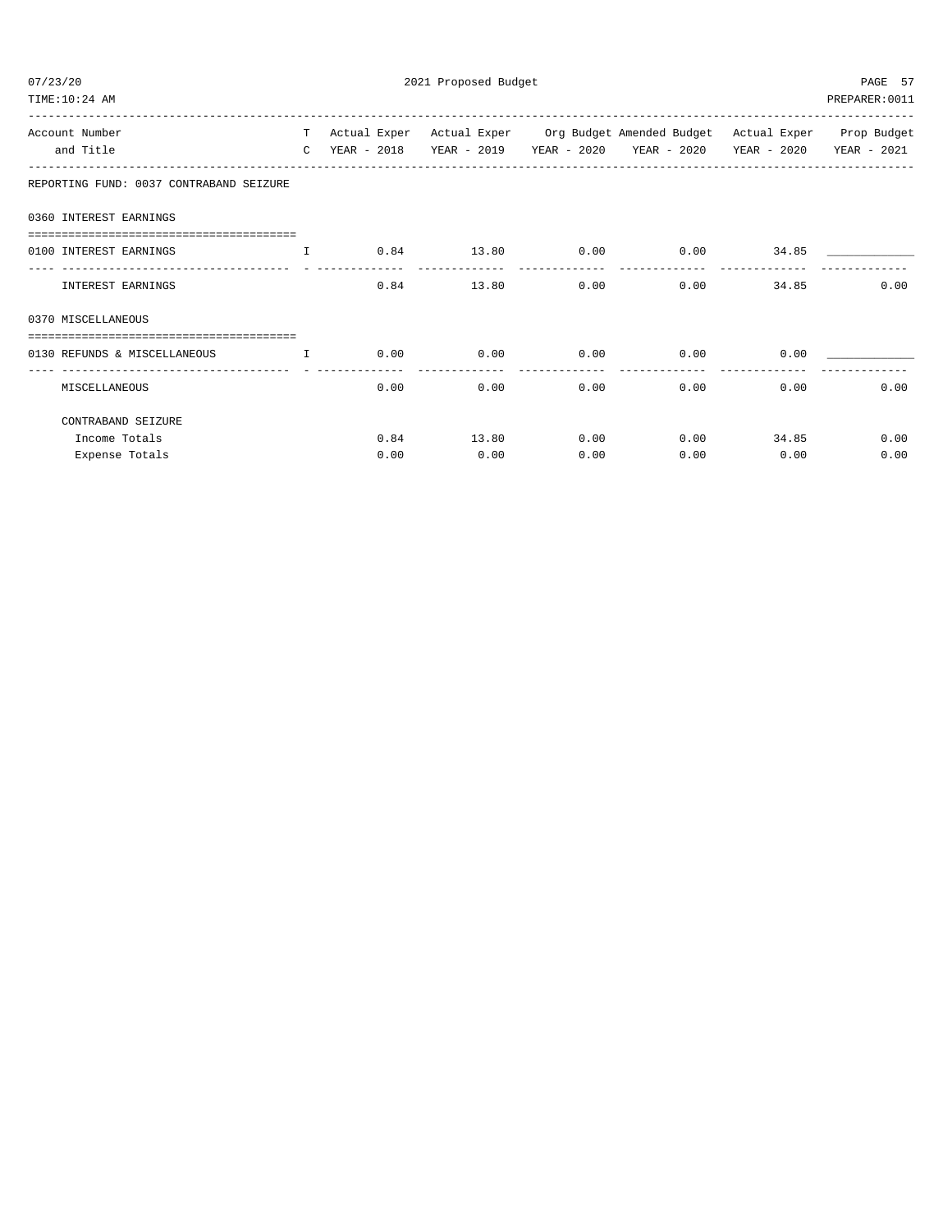2021 Proposed Budget

| Account Number and Title | TC | Actual Exper YEAR - 2018 | Actual Exper YEAR - 2019 | Org Budget YEAR - 2020 | Amended Budget YEAR - 2020 | Actual Exper YEAR - 2020 | Prop Budget YEAR - 2021 |
|---|---|---|---|---|---|---|---|
| **REPORTING FUND: 0037 CONTRABAND SEIZURE** | | | | | | | |
| **0360 INTEREST EARNINGS** | | | | | | | |
| 0100 INTEREST EARNINGS | I | 0.84 | 13.80 | 0.00 | 0.00 | 34.85 | _____________ |
| INTEREST EARNINGS | | 0.84 | 13.80 | 0.00 | 0.00 | 34.85 | 0.00 |
| **0370 MISCELLANEOUS** | | | | | | | |
| 0130 REFUNDS & MISCELLANEOUS | I | 0.00 | 0.00 | 0.00 | 0.00 | 0.00 | _____________ |
| MISCELLANEOUS | | 0.00 | 0.00 | 0.00 | 0.00 | 0.00 | 0.00 |
| **CONTRABAND SEIZURE** | | | | | | | |
| Income Totals | | 0.84 | 13.80 | 0.00 | 0.00 | 34.85 | 0.00 |
| Expense Totals | | 0.00 | 0.00 | 0.00 | 0.00 | 0.00 | 0.00 |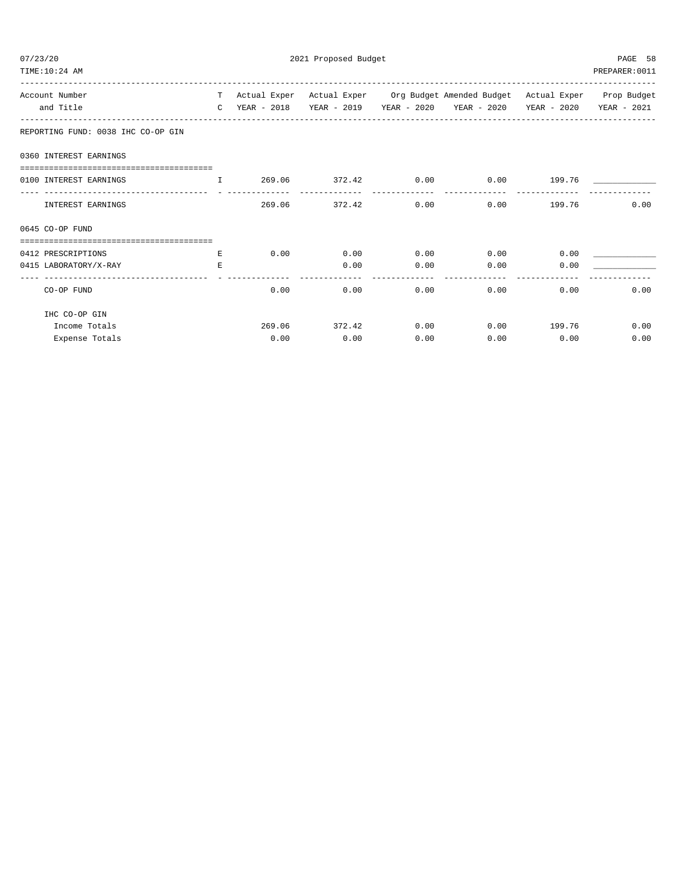REPORTING FUND: 0038 IHC CO-OP GIN

| Account Number and Title | T C | Actual Exper YEAR - 2018 | Actual Exper YEAR - 2019 | Org Budget YEAR - 2020 | Amended Budget YEAR - 2020 | Actual Exper YEAR - 2020 | Prop Budget YEAR - 2021 |
|---|---|---|---|---|---|---|---|
| **0360 INTEREST EARNINGS** | | | | | | | |
| 0100 INTEREST EARNINGS | I | 269.06 | 372.42 | 0.00 | 0.00 | 199.76 | _____________ |
| INTEREST EARNINGS | | 269.06 | 372.42 | 0.00 | 0.00 | 199.76 | 0.00 |
| **0645 CO-OP FUND** | | | | | | | |
| 0412 PRESCRIPTIONS | E | 0.00 | 0.00 | 0.00 | 0.00 | 0.00 | _____________ |
| 0415 LABORATORY/X-RAY | E | | 0.00 | 0.00 | 0.00 | 0.00 | _____________ |
| CO-OP FUND | | 0.00 | 0.00 | 0.00 | 0.00 | 0.00 | 0.00 |
| **IHC CO-OP GIN** | | | | | | | |
| Income Totals | | 269.06 | 372.42 | 0.00 | 0.00 | 199.76 | 0.00 |
| Expense Totals | | 0.00 | 0.00 | 0.00 | 0.00 | 0.00 | 0.00 |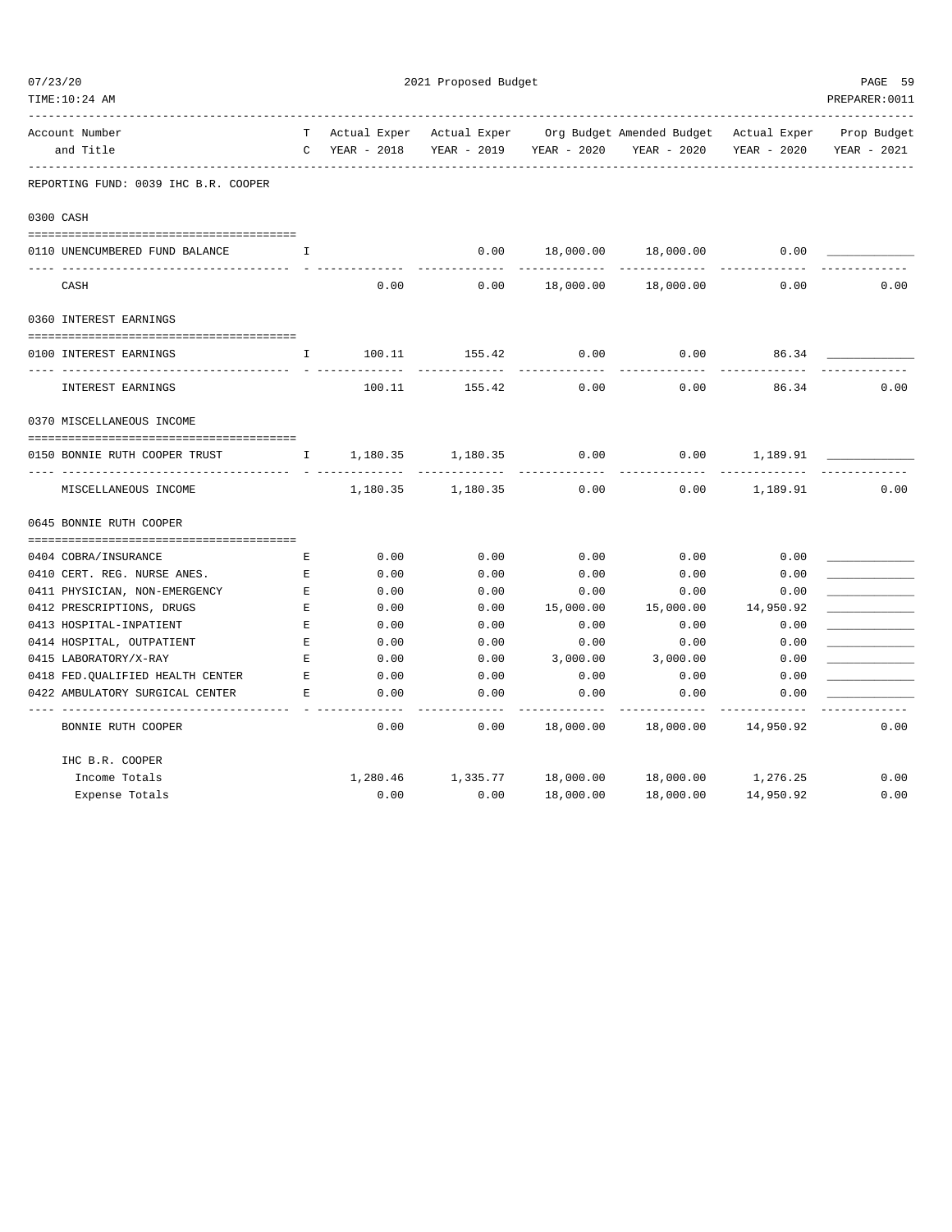2021 Proposed Budget

| Account Number and Title | TC | Actual Exper YEAR - 2018 | Actual Exper YEAR - 2019 | Org Budget YEAR - 2020 | Amended Budget YEAR - 2020 | Actual Exper YEAR - 2020 | Prop Budget YEAR - 2021 |
|---|---|---|---|---|---|---|---|
| **REPORTING FUND: 0039 IHC B.R. COOPER** | | | | | | | |
| **0300 CASH** | | | | | | | |
| 0110 UNENCUMBERED FUND BALANCE | I | | 0.00 | 18,000.00 | 18,000.00 | 0.00 | |
| CASH | | 0.00 | 0.00 | 18,000.00 | 18,000.00 | 0.00 | 0.00 |
| **0360 INTEREST EARNINGS** | | | | | | | |
| 0100 INTEREST EARNINGS | I | 100.11 | 155.42 | 0.00 | 0.00 | 86.34 | |
| INTEREST EARNINGS | | 100.11 | 155.42 | 0.00 | 0.00 | 86.34 | 0.00 |
| **0370 MISCELLANEOUS INCOME** | | | | | | | |
| 0150 BONNIE RUTH COOPER TRUST | I | 1,180.35 | 1,180.35 | 0.00 | 0.00 | 1,189.91 | |
| MISCELLANEOUS INCOME | | 1,180.35 | 1,180.35 | 0.00 | 0.00 | 1,189.91 | 0.00 |
| **0645 BONNIE RUTH COOPER** | | | | | | | |
| 0404 COBRA/INSURANCE | E | 0.00 | 0.00 | 0.00 | 0.00 | 0.00 | |
| 0410 CERT. REG. NURSE ANES. | E | 0.00 | 0.00 | 0.00 | 0.00 | 0.00 | |
| 0411 PHYSICIAN, NON-EMERGENCY | E | 0.00 | 0.00 | 0.00 | 0.00 | 0.00 | |
| 0412 PRESCRIPTIONS, DRUGS | E | 0.00 | 0.00 | 15,000.00 | 15,000.00 | 14,950.92 | |
| 0413 HOSPITAL-INPATIENT | E | 0.00 | 0.00 | 0.00 | 0.00 | 0.00 | |
| 0414 HOSPITAL, OUTPATIENT | E | 0.00 | 0.00 | 0.00 | 0.00 | 0.00 | |
| 0415 LABORATORY/X-RAY | E | 0.00 | 0.00 | 3,000.00 | 3,000.00 | 0.00 | |
| 0418 FED.QUALIFIED HEALTH CENTER | E | 0.00 | 0.00 | 0.00 | 0.00 | 0.00 | |
| 0422 AMBULATORY SURGICAL CENTER | E | 0.00 | 0.00 | 0.00 | 0.00 | 0.00 | |
| BONNIE RUTH COOPER | | 0.00 | 0.00 | 18,000.00 | 18,000.00 | 14,950.92 | 0.00 |
| **IHC B.R. COOPER** | | | | | | | |
| Income Totals | | 1,280.46 | 1,335.77 | 18,000.00 | 18,000.00 | 1,276.25 | 0.00 |
| Expense Totals | | 0.00 | 0.00 | 18,000.00 | 18,000.00 | 14,950.92 | 0.00 |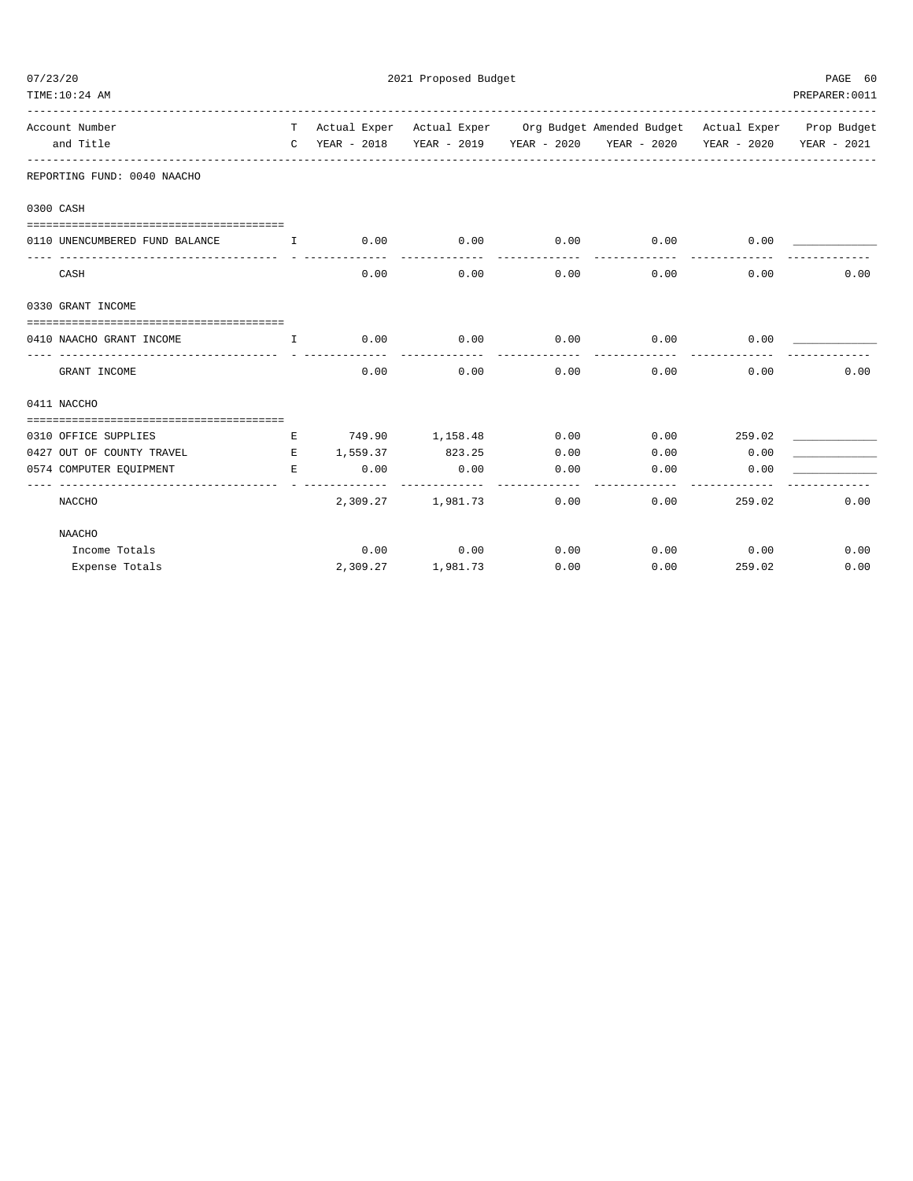2021 Proposed Budget

| Account Number and Title | TC | Actual Exper YEAR - 2018 | Actual Exper YEAR - 2019 | Org Budget YEAR - 2020 | Amended Budget YEAR - 2020 | Actual Exper YEAR - 2020 | Prop Budget YEAR - 2021 |
|---|---|---|---|---|---|---|---|
| **REPORTING FUND: 0040 NAACHO** | | | | | | | |
| **0300 CASH** | | | | | | | |
| 0110 UNENCUMBERED FUND BALANCE | I | 0.00 | 0.00 | 0.00 | 0.00 | 0.00 | ____________ |
| CASH | | 0.00 | 0.00 | 0.00 | 0.00 | 0.00 | 0.00 |
| **0330 GRANT INCOME** | | | | | | | |
| 0410 NAACHO GRANT INCOME | I | 0.00 | 0.00 | 0.00 | 0.00 | 0.00 | ____________ |
| GRANT INCOME | | 0.00 | 0.00 | 0.00 | 0.00 | 0.00 | 0.00 |
| **0411 NACCHO** | | | | | | | |
| 0310 OFFICE SUPPLIES | E | 749.90 | 1,158.48 | 0.00 | 0.00 | 259.02 | ____________ |
| 0427 OUT OF COUNTY TRAVEL | E | 1,559.37 | 823.25 | 0.00 | 0.00 | 0.00 | ____________ |
| 0574 COMPUTER EQUIPMENT | E | 0.00 | 0.00 | 0.00 | 0.00 | 0.00 | ____________ |
| NACCHO | | 2,309.27 | 1,981.73 | 0.00 | 0.00 | 259.02 | 0.00 |
| **NAACHO** | | | | | | | |
| Income Totals | | 0.00 | 0.00 | 0.00 | 0.00 | 0.00 | 0.00 |
| Expense Totals | | 2,309.27 | 1,981.73 | 0.00 | 0.00 | 259.02 | 0.00 |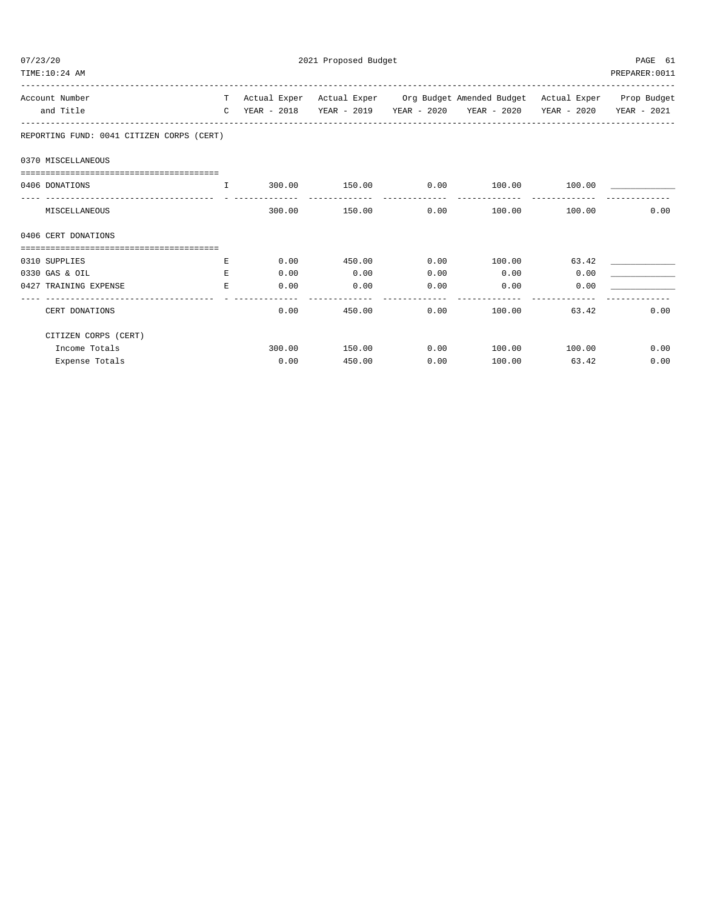## 2021 Proposed Budget

| Account Number and Title | TC | Actual Exper YEAR - 2018 | Actual Exper YEAR - 2019 | Org Budget YEAR - 2020 | Amended Budget YEAR - 2020 | Actual Exper YEAR - 2020 | Prop Budget YEAR - 2021 |
|---|---|---|---|---|---|---|---|
| **REPORTING FUND: 0041 CITIZEN CORPS (CERT)** | | | | | | | |
| **0370 MISCELLANEOUS** | | | | | | | |
| 0406 DONATIONS | I | 300.00 | 150.00 | 0.00 | 100.00 | 100.00 | ____________ |
| MISCELLANEOUS | | 300.00 | 150.00 | 0.00 | 100.00 | 100.00 | 0.00 |
| **0406 CERT DONATIONS** | | | | | | | |
| 0310 SUPPLIES | E | 0.00 | 450.00 | 0.00 | 100.00 | 63.42 | ____________ |
| 0330 GAS & OIL | E | 0.00 | 0.00 | 0.00 | 0.00 | 0.00 | ____________ |
| 0427 TRAINING EXPENSE | E | 0.00 | 0.00 | 0.00 | 0.00 | 0.00 | ____________ |
| CERT DONATIONS | | 0.00 | 450.00 | 0.00 | 100.00 | 63.42 | 0.00 |
| **CITIZEN CORPS (CERT)** | | | | | | | |
| Income Totals | | 300.00 | 150.00 | 0.00 | 100.00 | 100.00 | 0.00 |
| Expense Totals | | 0.00 | 450.00 | 0.00 | 100.00 | 63.42 | 0.00 |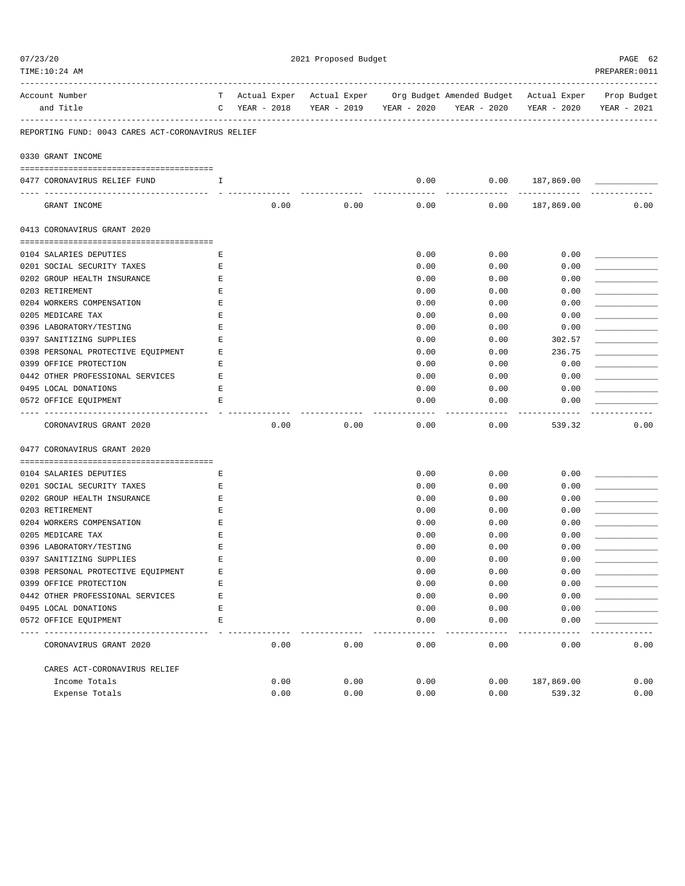2021 Proposed Budget

REPORTING FUND: 0043 CARES ACT-CORONAVIRUS RELIEF

| Account Number and Title | TC | Actual Exper YEAR - 2018 | Actual Exper YEAR - 2019 | Org Budget YEAR - 2020 | Amended Budget YEAR - 2020 | Actual Exper YEAR - 2020 | Prop Budget YEAR - 2021 |
|---|---|---|---|---|---|---|---|
| **0330 GRANT INCOME** | | | | | | | |
| 0477 CORONAVIRUS RELIEF FUND | I | | | 0.00 | 0.00 | 187,869.00 | |
| GRANT INCOME | | 0.00 | 0.00 | 0.00 | 0.00 | 187,869.00 | 0.00 |
| **0413 CORONAVIRUS GRANT 2020** | | | | | | | |
| 0104 SALARIES DEPUTIES | E | | | 0.00 | 0.00 | 0.00 | |
| 0201 SOCIAL SECURITY TAXES | E | | | 0.00 | 0.00 | 0.00 | |
| 0202 GROUP HEALTH INSURANCE | E | | | 0.00 | 0.00 | 0.00 | |
| 0203 RETIREMENT | E | | | 0.00 | 0.00 | 0.00 | |
| 0204 WORKERS COMPENSATION | E | | | 0.00 | 0.00 | 0.00 | |
| 0205 MEDICARE TAX | E | | | 0.00 | 0.00 | 0.00 | |
| 0396 LABORATORY/TESTING | E | | | 0.00 | 0.00 | 0.00 | |
| 0397 SANITIZING SUPPLIES | E | | | 0.00 | 0.00 | 302.57 | |
| 0398 PERSONAL PROTECTIVE EQUIPMENT | E | | | 0.00 | 0.00 | 236.75 | |
| 0399 OFFICE PROTECTION | E | | | 0.00 | 0.00 | 0.00 | |
| 0442 OTHER PROFESSIONAL SERVICES | E | | | 0.00 | 0.00 | 0.00 | |
| 0495 LOCAL DONATIONS | E | | | 0.00 | 0.00 | 0.00 | |
| 0572 OFFICE EQUIPMENT | E | | | 0.00 | 0.00 | 0.00 | |
| CORONAVIRUS GRANT 2020 | | 0.00 | 0.00 | 0.00 | 0.00 | 539.32 | 0.00 |
| **0477 CORONAVIRUS GRANT 2020** | | | | | | | |
| 0104 SALARIES DEPUTIES | E | | | 0.00 | 0.00 | 0.00 | |
| 0201 SOCIAL SECURITY TAXES | E | | | 0.00 | 0.00 | 0.00 | |
| 0202 GROUP HEALTH INSURANCE | E | | | 0.00 | 0.00 | 0.00 | |
| 0203 RETIREMENT | E | | | 0.00 | 0.00 | 0.00 | |
| 0204 WORKERS COMPENSATION | E | | | 0.00 | 0.00 | 0.00 | |
| 0205 MEDICARE TAX | E | | | 0.00 | 0.00 | 0.00 | |
| 0396 LABORATORY/TESTING | E | | | 0.00 | 0.00 | 0.00 | |
| 0397 SANITIZING SUPPLIES | E | | | 0.00 | 0.00 | 0.00 | |
| 0398 PERSONAL PROTECTIVE EQUIPMENT | E | | | 0.00 | 0.00 | 0.00 | |
| 0399 OFFICE PROTECTION | E | | | 0.00 | 0.00 | 0.00 | |
| 0442 OTHER PROFESSIONAL SERVICES | E | | | 0.00 | 0.00 | 0.00 | |
| 0495 LOCAL DONATIONS | E | | | 0.00 | 0.00 | 0.00 | |
| 0572 OFFICE EQUIPMENT | E | | | 0.00 | 0.00 | 0.00 | |
| CORONAVIRUS GRANT 2020 | | 0.00 | 0.00 | 0.00 | 0.00 | 0.00 | 0.00 |
| **CARES ACT-CORONAVIRUS RELIEF** | | | | | | | |
| Income Totals | | 0.00 | 0.00 | 0.00 | 0.00 | 187,869.00 | 0.00 |
| Expense Totals | | 0.00 | 0.00 | 0.00 | 0.00 | 539.32 | 0.00 |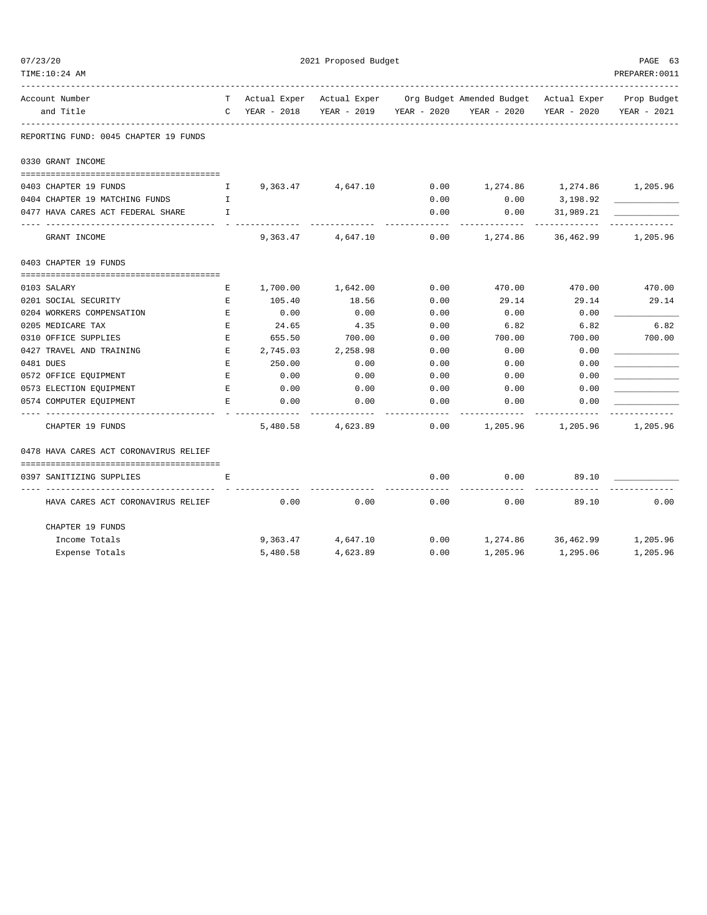2021 Proposed Budget

PREPARER:0011

| Account Number and Title | TC | Actual Exper YEAR - 2018 | Actual Exper YEAR - 2019 | Org Budget YEAR - 2020 | Amended Budget YEAR - 2020 | Actual Exper YEAR - 2020 | Prop Budget YEAR - 2021 |
|---|---|---|---|---|---|---|---|
| **REPORTING FUND: 0045 CHAPTER 19 FUNDS** | | | | | | | |
| **0330 GRANT INCOME** | | | | | | | |
| 0403 CHAPTER 19 FUNDS | I | 9,363.47 | 4,647.10 | 0.00 | 1,274.86 | 1,274.86 | 1,205.96 |
| 0404 CHAPTER 19 MATCHING FUNDS | I | | | 0.00 | 0.00 | 3,198.92 | ____________ |
| 0477 HAVA CARES ACT FEDERAL SHARE | I | | | 0.00 | 0.00 | 31,989.21 | ____________ |
| GRANT INCOME | | 9,363.47 | 4,647.10 | 0.00 | 1,274.86 | 36,462.99 | 1,205.96 |
| **0403 CHAPTER 19 FUNDS** | | | | | | | |
| 0103 SALARY | E | 1,700.00 | 1,642.00 | 0.00 | 470.00 | 470.00 | 470.00 |
| 0201 SOCIAL SECURITY | E | 105.40 | 18.56 | 0.00 | 29.14 | 29.14 | 29.14 |
| 0204 WORKERS COMPENSATION | E | 0.00 | 0.00 | 0.00 | 0.00 | 0.00 | ____________ |
| 0205 MEDICARE TAX | E | 24.65 | 4.35 | 0.00 | 6.82 | 6.82 | 6.82 |
| 0310 OFFICE SUPPLIES | E | 655.50 | 700.00 | 0.00 | 700.00 | 700.00 | 700.00 |
| 0427 TRAVEL AND TRAINING | E | 2,745.03 | 2,258.98 | 0.00 | 0.00 | 0.00 | ____________ |
| 0481 DUES | E | 250.00 | 0.00 | 0.00 | 0.00 | 0.00 | ____________ |
| 0572 OFFICE EQUIPMENT | E | 0.00 | 0.00 | 0.00 | 0.00 | 0.00 | ____________ |
| 0573 ELECTION EQUIPMENT | E | 0.00 | 0.00 | 0.00 | 0.00 | 0.00 | ____________ |
| 0574 COMPUTER EQUIPMENT | E | 0.00 | 0.00 | 0.00 | 0.00 | 0.00 | ____________ |
| CHAPTER 19 FUNDS | | 5,480.58 | 4,623.89 | 0.00 | 1,205.96 | 1,205.96 | 1,205.96 |
| **0478 HAVA CARES ACT CORONAVIRUS RELIEF** | | | | | | | |
| 0397 SANITIZING SUPPLIES | E | | | 0.00 | 0.00 | 89.10 | ____________ |
| HAVA CARES ACT CORONAVIRUS RELIEF | | 0.00 | 0.00 | 0.00 | 0.00 | 89.10 | 0.00 |
| **CHAPTER 19 FUNDS** | | | | | | | |
| Income Totals | | 9,363.47 | 4,647.10 | 0.00 | 1,274.86 | 36,462.99 | 1,205.96 |
| Expense Totals | | 5,480.58 | 4,623.89 | 0.00 | 1,205.96 | 1,295.06 | 1,205.96 |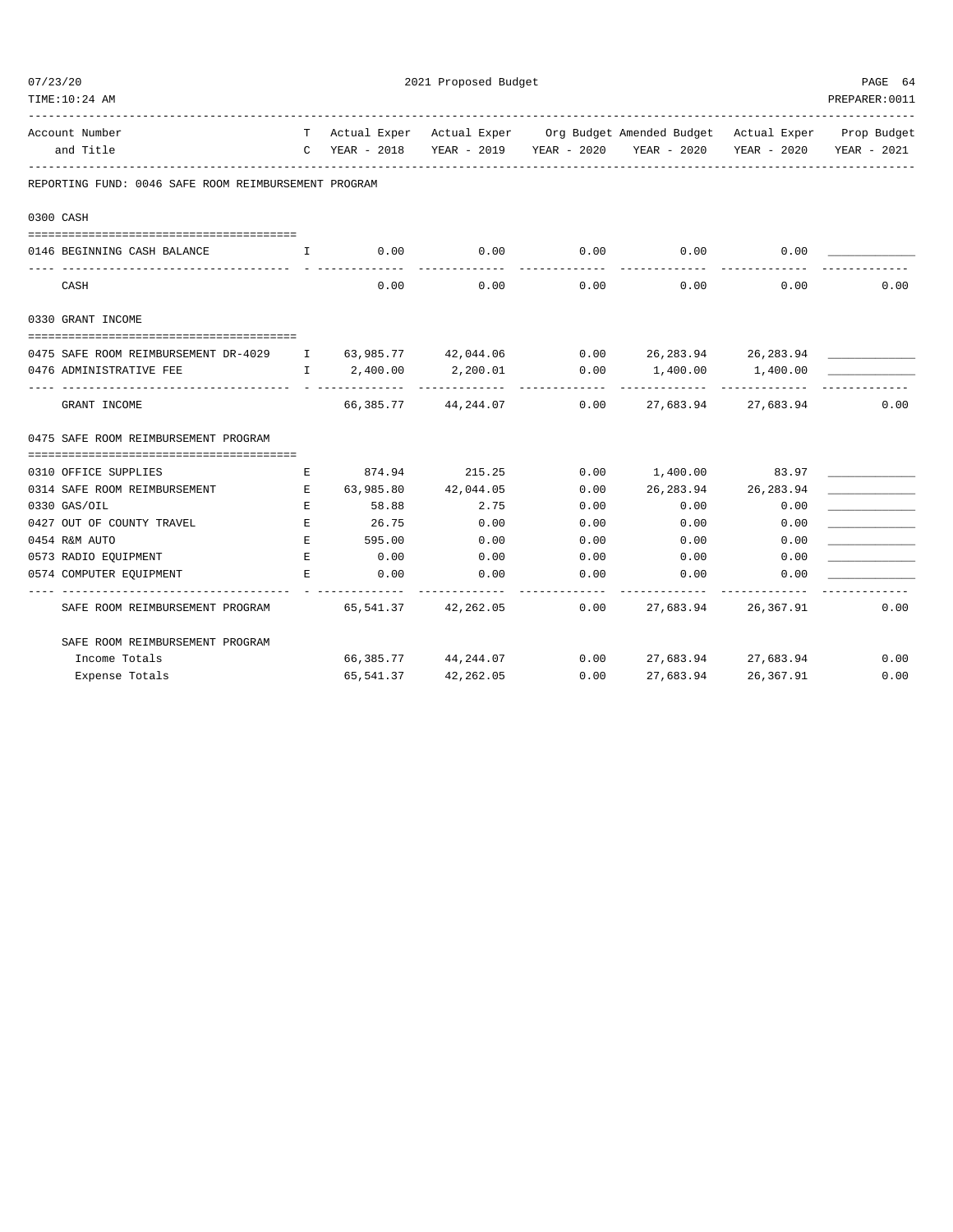2021 Proposed Budget

| Account Number and Title | TC | Actual Exper YEAR - 2018 | Actual Exper YEAR - 2019 | Org Budget YEAR - 2020 | Amended Budget YEAR - 2020 | Actual Exper YEAR - 2020 | Prop Budget YEAR - 2021 |
|---|---|---|---|---|---|---|---|
| **REPORTING FUND: 0046 SAFE ROOM REIMBURSEMENT PROGRAM** | | | | | | | |
| **0300 CASH** | | | | | | | |
| 0146 BEGINNING CASH BALANCE | I | 0.00 | 0.00 | 0.00 | 0.00 | 0.00 | ____________ |
| CASH | | 0.00 | 0.00 | 0.00 | 0.00 | 0.00 | 0.00 |
| **0330 GRANT INCOME** | | | | | | | |
| 0475 SAFE ROOM REIMBURSEMENT DR-4029 | I | 63,985.77 | 42,044.06 | 0.00 | 26,283.94 | 26,283.94 | ____________ |
| 0476 ADMINISTRATIVE FEE | I | 2,400.00 | 2,200.01 | 0.00 | 1,400.00 | 1,400.00 | ____________ |
| GRANT INCOME | | 66,385.77 | 44,244.07 | 0.00 | 27,683.94 | 27,683.94 | 0.00 |
| **0475 SAFE ROOM REIMBURSEMENT PROGRAM** | | | | | | | |
| 0310 OFFICE SUPPLIES | E | 874.94 | 215.25 | 0.00 | 1,400.00 | 83.97 | ____________ |
| 0314 SAFE ROOM REIMBURSEMENT | E | 63,985.80 | 42,044.05 | 0.00 | 26,283.94 | 26,283.94 | ____________ |
| 0330 GAS/OIL | E | 58.88 | 2.75 | 0.00 | 0.00 | 0.00 | ____________ |
| 0427 OUT OF COUNTY TRAVEL | E | 26.75 | 0.00 | 0.00 | 0.00 | 0.00 | ____________ |
| 0454 R&M AUTO | E | 595.00 | 0.00 | 0.00 | 0.00 | 0.00 | ____________ |
| 0573 RADIO EQUIPMENT | E | 0.00 | 0.00 | 0.00 | 0.00 | 0.00 | ____________ |
| 0574 COMPUTER EQUIPMENT | E | 0.00 | 0.00 | 0.00 | 0.00 | 0.00 | ____________ |
| SAFE ROOM REIMBURSEMENT PROGRAM | | 65,541.37 | 42,262.05 | 0.00 | 27,683.94 | 26,367.91 | 0.00 |
| **SAFE ROOM REIMBURSEMENT PROGRAM** | | | | | | | |
| Income Totals | | 66,385.77 | 44,244.07 | 0.00 | 27,683.94 | 27,683.94 | 0.00 |
| Expense Totals | | 65,541.37 | 42,262.05 | 0.00 | 27,683.94 | 26,367.91 | 0.00 |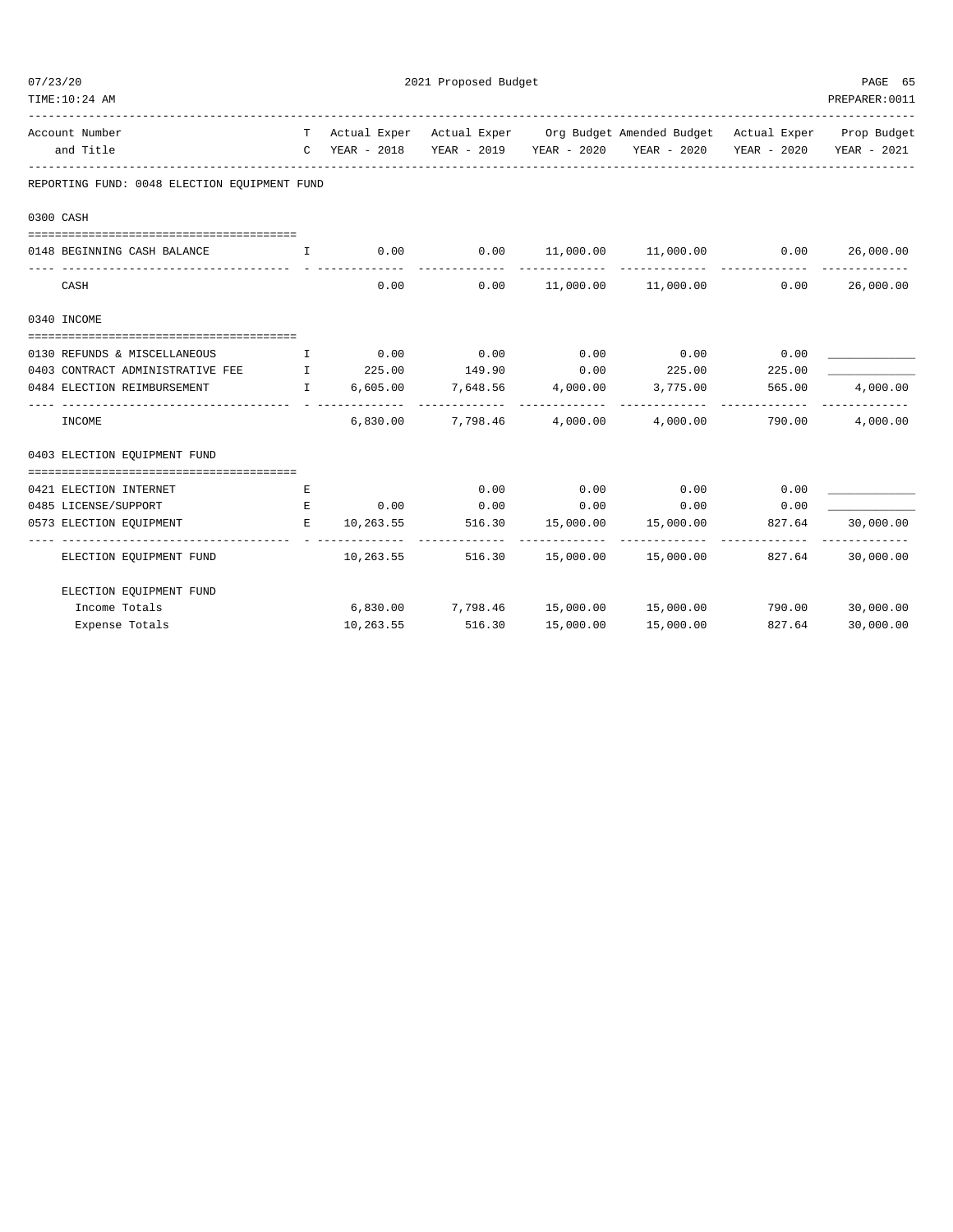2021 Proposed Budget

| Account Number and Title | TC | Actual Exper YEAR - 2018 | Actual Exper YEAR - 2019 | Org Budget YEAR - 2020 | Amended Budget YEAR - 2020 | Actual Exper YEAR - 2020 | Prop Budget YEAR - 2021 |
|---|---|---|---|---|---|---|---|
| **REPORTING FUND: 0048 ELECTION EQUIPMENT FUND** | | | | | | | |
| **0300 CASH** | | | | | | | |
| 0148 BEGINNING CASH BALANCE | I | 0.00 | 0.00 | 11,000.00 | 11,000.00 | 0.00 | 26,000.00 |
| CASH | | 0.00 | 0.00 | 11,000.00 | 11,000.00 | 0.00 | 26,000.00 |
| **0340 INCOME** | | | | | | | |
| 0130 REFUNDS & MISCELLANEOUS | I | 0.00 | 0.00 | 0.00 | 0.00 | 0.00 | ____________ |
| 0403 CONTRACT ADMINISTRATIVE FEE | I | 225.00 | 149.90 | 0.00 | 225.00 | 225.00 | ____________ |
| 0484 ELECTION REIMBURSEMENT | I | 6,605.00 | 7,648.56 | 4,000.00 | 3,775.00 | 565.00 | 4,000.00 |
| INCOME | | 6,830.00 | 7,798.46 | 4,000.00 | 4,000.00 | 790.00 | 4,000.00 |
| **0403 ELECTION EQUIPMENT FUND** | | | | | | | |
| 0421 ELECTION INTERNET | E | | 0.00 | 0.00 | 0.00 | 0.00 | ____________ |
| 0485 LICENSE/SUPPORT | E | 0.00 | 0.00 | 0.00 | 0.00 | 0.00 | ____________ |
| 0573 ELECTION EQUIPMENT | E | 10,263.55 | 516.30 | 15,000.00 | 15,000.00 | 827.64 | 30,000.00 |
| ELECTION EQUIPMENT FUND | | 10,263.55 | 516.30 | 15,000.00 | 15,000.00 | 827.64 | 30,000.00 |
| ELECTION EQUIPMENT FUND | | | | | | | |
| Income Totals | | 6,830.00 | 7,798.46 | 15,000.00 | 15,000.00 | 790.00 | 30,000.00 |
| Expense Totals | | 10,263.55 | 516.30 | 15,000.00 | 15,000.00 | 827.64 | 30,000.00 |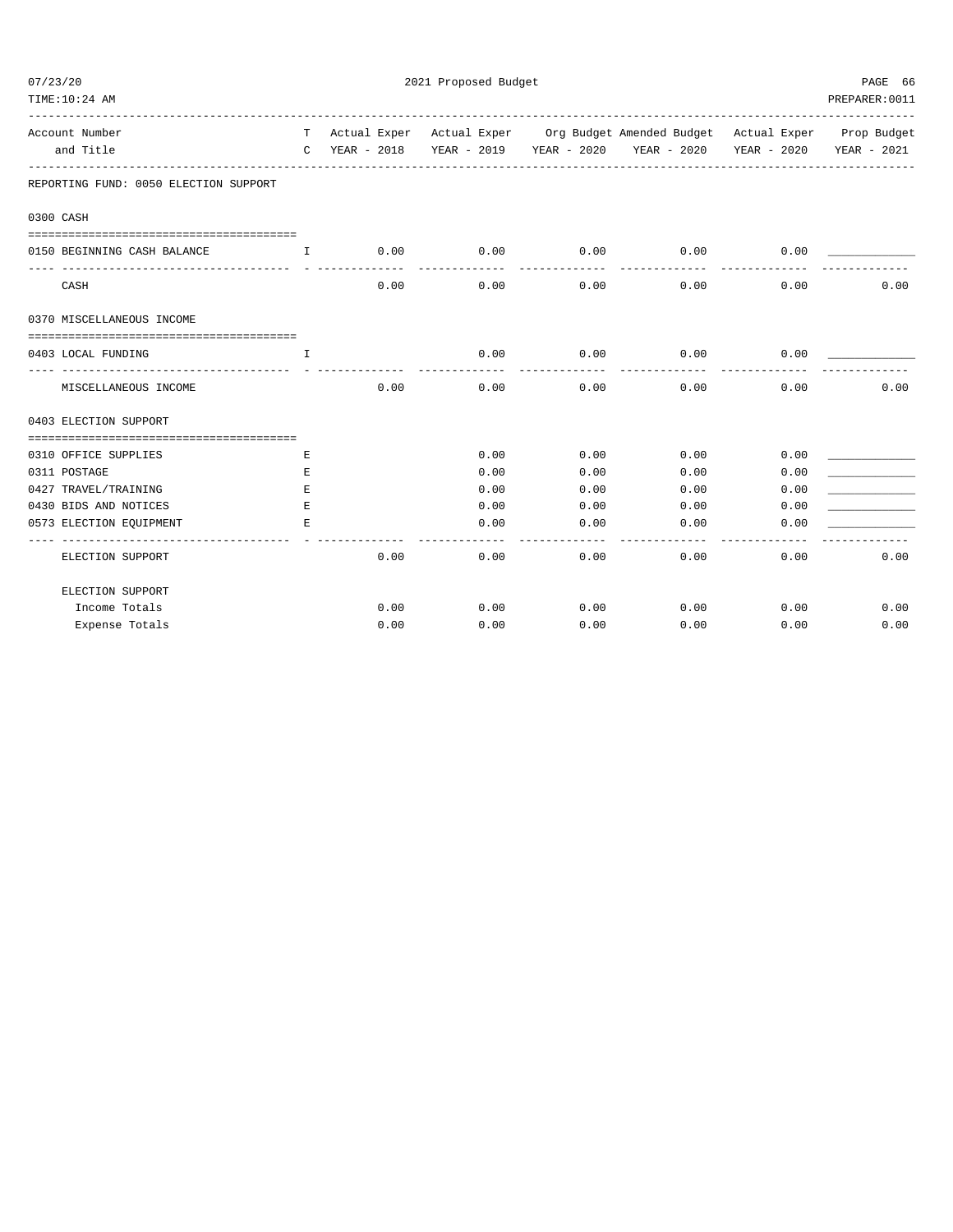2021 Proposed Budget

| Account Number and Title | T C | Actual Exper YEAR - 2018 | Actual Exper YEAR - 2019 | Org Budget YEAR - 2020 | Amended Budget YEAR - 2020 | Actual Exper YEAR - 2020 | Prop Budget YEAR - 2021 |
|---|---|---|---|---|---|---|---|
| **REPORTING FUND: 0050 ELECTION SUPPORT** | | | | | | | |
| **0300 CASH** | | | | | | | |
| 0150 BEGINNING CASH BALANCE | I | 0.00 | 0.00 | 0.00 | 0.00 | 0.00 | ____________ |
| CASH | | 0.00 | 0.00 | 0.00 | 0.00 | 0.00 | 0.00 |
| **0370 MISCELLANEOUS INCOME** | | | | | | | |
| 0403 LOCAL FUNDING | I | | 0.00 | 0.00 | 0.00 | 0.00 | ____________ |
| MISCELLANEOUS INCOME | | 0.00 | 0.00 | 0.00 | 0.00 | 0.00 | 0.00 |
| **0403 ELECTION SUPPORT** | | | | | | | |
| 0310 OFFICE SUPPLIES | E | | 0.00 | 0.00 | 0.00 | 0.00 | ____________ |
| 0311 POSTAGE | E | | 0.00 | 0.00 | 0.00 | 0.00 | ____________ |
| 0427 TRAVEL/TRAINING | E | | 0.00 | 0.00 | 0.00 | 0.00 | ____________ |
| 0430 BIDS AND NOTICES | E | | 0.00 | 0.00 | 0.00 | 0.00 | ____________ |
| 0573 ELECTION EQUIPMENT | E | | 0.00 | 0.00 | 0.00 | 0.00 | ____________ |
| ELECTION SUPPORT | | 0.00 | 0.00 | 0.00 | 0.00 | 0.00 | 0.00 |
| ELECTION SUPPORT | | | | | | | |
| Income Totals | | 0.00 | 0.00 | 0.00 | 0.00 | 0.00 | 0.00 |
| Expense Totals | | 0.00 | 0.00 | 0.00 | 0.00 | 0.00 | 0.00 |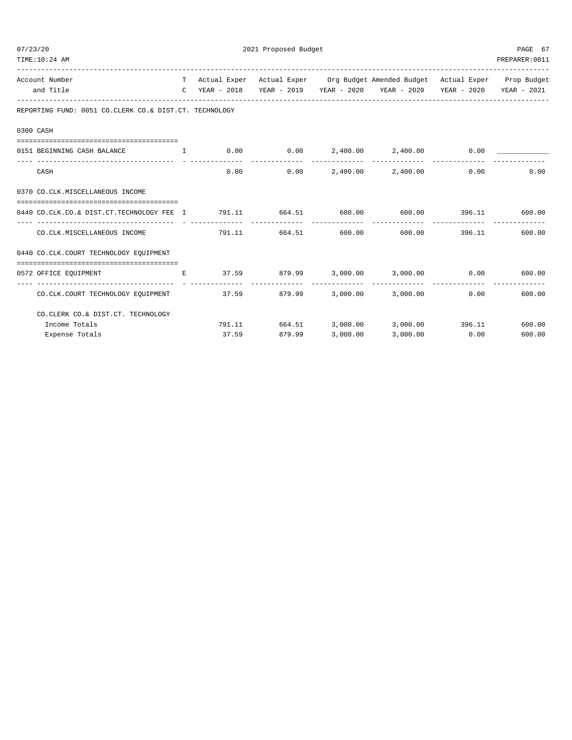2021 Proposed Budget

| Account Number and Title | TC | Actual Exper YEAR - 2018 | Actual Exper YEAR - 2019 | Org Budget YEAR - 2020 | Amended Budget YEAR - 2020 | Actual Exper YEAR - 2020 | Prop Budget YEAR - 2021 |
|---|---|---|---|---|---|---|---|
| **REPORTING FUND: 0051 CO.CLERK CO.& DIST.CT. TECHNOLOGY** | | | | | | | |
| **0300 CASH** | | | | | | | |
| 0151 BEGINNING CASH BALANCE | I | 0.00 | 0.00 | 2,400.00 | 2,400.00 | 0.00 | ____________ |
| CASH | | 0.00 | 0.00 | 2,400.00 | 2,400.00 | 0.00 | 0.00 |
| **0370 CO.CLK.MISCELLANEOUS INCOME** | | | | | | | |
| 0440 CO.CLK.CO.& DIST.CT.TECHNOLOGY FEE | I | 791.11 | 664.51 | 600.00 | 600.00 | 396.11 | 600.00 |
| CO.CLK.MISCELLANEOUS INCOME | | 791.11 | 664.51 | 600.00 | 600.00 | 396.11 | 600.00 |
| **0440 CO.CLK.COURT TECHNOLOGY EQUIPMENT** | | | | | | | |
| 0572 OFFICE EQUIPMENT | E | 37.59 | 879.99 | 3,000.00 | 3,000.00 | 0.00 | 600.00 |
| CO.CLK.COURT TECHNOLOGY EQUIPMENT | | 37.59 | 879.99 | 3,000.00 | 3,000.00 | 0.00 | 600.00 |
| CO.CLERK CO.& DIST.CT. TECHNOLOGY | | | | | | | |
| Income Totals | | 791.11 | 664.51 | 3,000.00 | 3,000.00 | 396.11 | 600.00 |
| Expense Totals | | 37.59 | 879.99 | 3,000.00 | 3,000.00 | 0.00 | 600.00 |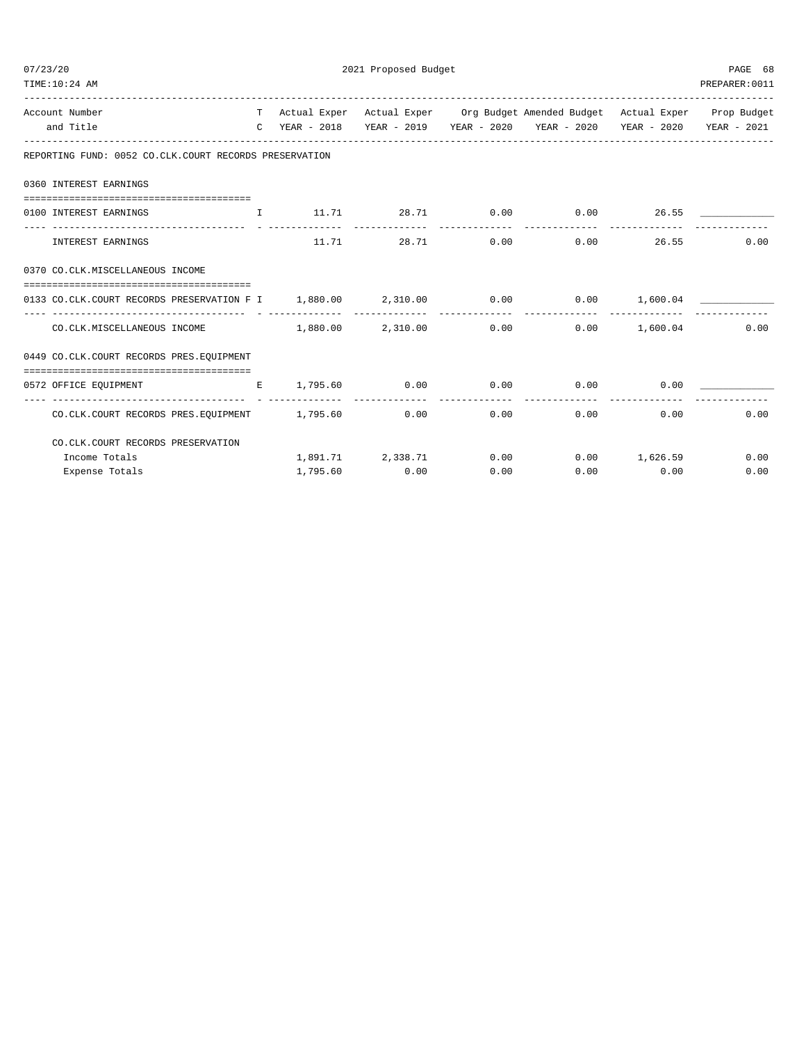REPORTING FUND: 0052 CO.CLK.COURT RECORDS PRESERVATION

| Account Number and Title | T C | Actual Exper YEAR - 2018 | Actual Exper YEAR - 2019 | Org Budget YEAR - 2020 | Amended Budget YEAR - 2020 | Actual Exper YEAR - 2020 | Prop Budget YEAR - 2021 |
|---|---|---|---|---|---|---|---|
| **0360 INTEREST EARNINGS** | | | | | | | |
| 0100 INTEREST EARNINGS | I | 11.71 | 28.71 | 0.00 | 0.00 | 26.55 | ____________ |
| INTEREST EARNINGS | | 11.71 | 28.71 | 0.00 | 0.00 | 26.55 | 0.00 |
| **0370 CO.CLK.MISCELLANEOUS INCOME** | | | | | | | |
| 0133 CO.CLK.COURT RECORDS PRESERVATION F | I | 1,880.00 | 2,310.00 | 0.00 | 0.00 | 1,600.04 | ____________ |
| CO.CLK.MISCELLANEOUS INCOME | | 1,880.00 | 2,310.00 | 0.00 | 0.00 | 1,600.04 | 0.00 |
| **0449 CO.CLK.COURT RECORDS PRES.EQUIPMENT** | | | | | | | |
| 0572 OFFICE EQUIPMENT | E | 1,795.60 | 0.00 | 0.00 | 0.00 | 0.00 | ____________ |
| CO.CLK.COURT RECORDS PRES.EQUIPMENT | | 1,795.60 | 0.00 | 0.00 | 0.00 | 0.00 | 0.00 |
| **CO.CLK.COURT RECORDS PRESERVATION** | | | | | | | |
| Income Totals | | 1,891.71 | 2,338.71 | 0.00 | 0.00 | 1,626.59 | 0.00 |
| Expense Totals | | 1,795.60 | 0.00 | 0.00 | 0.00 | 0.00 | 0.00 |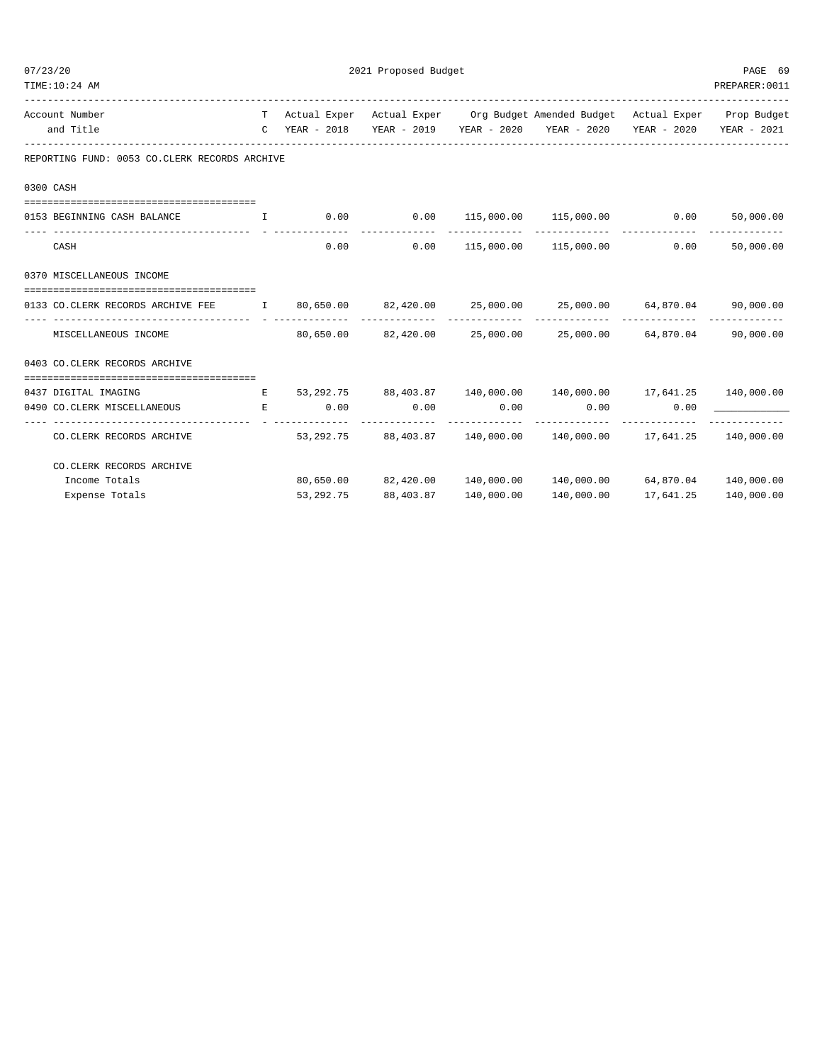2021 Proposed Budget

| Account Number and Title | TC | Actual Exper YEAR - 2018 | Actual Exper YEAR - 2019 | Org Budget YEAR - 2020 | Amended Budget YEAR - 2020 | Actual Exper YEAR - 2020 | Prop Budget YEAR - 2021 |
|---|---|---|---|---|---|---|---|
| **REPORTING FUND: 0053 CO.CLERK RECORDS ARCHIVE** | | | | | | | |
| **0300 CASH** | | | | | | | |
| 0153 BEGINNING CASH BALANCE | I | 0.00 | 0.00 | 115,000.00 | 115,000.00 | 0.00 | 50,000.00 |
| CASH | | 0.00 | 0.00 | 115,000.00 | 115,000.00 | 0.00 | 50,000.00 |
| **0370 MISCELLANEOUS INCOME** | | | | | | | |
| 0133 CO.CLERK RECORDS ARCHIVE FEE | I | 80,650.00 | 82,420.00 | 25,000.00 | 25,000.00 | 64,870.04 | 90,000.00 |
| MISCELLANEOUS INCOME | | 80,650.00 | 82,420.00 | 25,000.00 | 25,000.00 | 64,870.04 | 90,000.00 |
| **0403 CO.CLERK RECORDS ARCHIVE** | | | | | | | |
| 0437 DIGITAL IMAGING | E | 53,292.75 | 88,403.87 | 140,000.00 | 140,000.00 | 17,641.25 | 140,000.00 |
| 0490 CO.CLERK MISCELLANEOUS | E | 0.00 | 0.00 | 0.00 | 0.00 | 0.00 | ____________ |
| CO.CLERK RECORDS ARCHIVE | | 53,292.75 | 88,403.87 | 140,000.00 | 140,000.00 | 17,641.25 | 140,000.00 |
| **CO.CLERK RECORDS ARCHIVE** | | | | | | | |
| Income Totals | | 80,650.00 | 82,420.00 | 140,000.00 | 140,000.00 | 64,870.04 | 140,000.00 |
| Expense Totals | | 53,292.75 | 88,403.87 | 140,000.00 | 140,000.00 | 17,641.25 | 140,000.00 |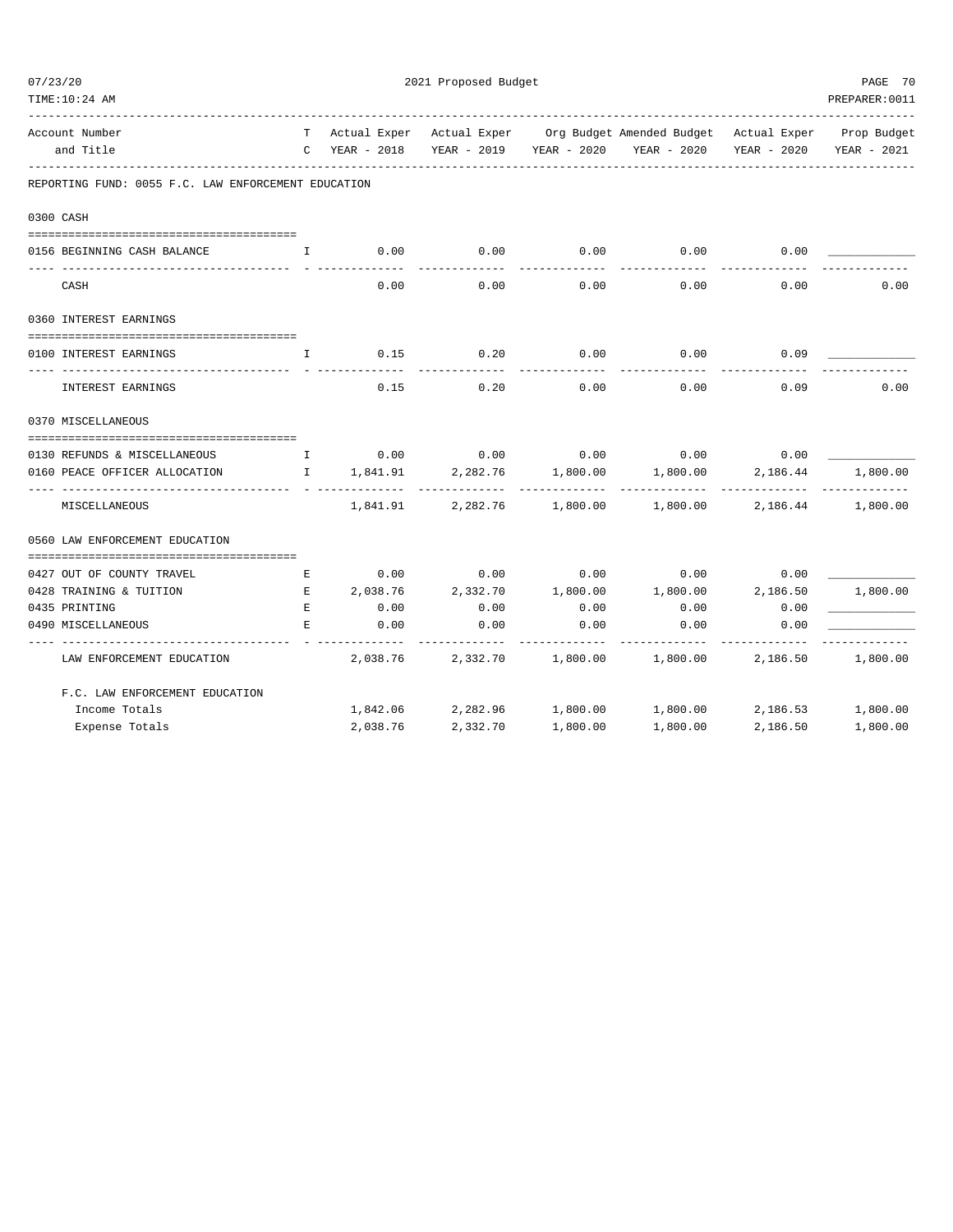2021 Proposed Budget

| Account Number and Title | TC | Actual Exper YEAR - 2018 | Actual Exper YEAR - 2019 | Org Budget YEAR - 2020 | Amended Budget YEAR - 2020 | Actual Exper YEAR - 2020 | Prop Budget YEAR - 2021 |
|---|---|---|---|---|---|---|---|
| **REPORTING FUND: 0055 F.C. LAW ENFORCEMENT EDUCATION** | | | | | | | |
| **0300 CASH** | | | | | | | |
| 0156 BEGINNING CASH BALANCE | I | 0.00 | 0.00 | 0.00 | 0.00 | 0.00 | ____________ |
| CASH | | 0.00 | 0.00 | 0.00 | 0.00 | 0.00 | 0.00 |
| **0360 INTEREST EARNINGS** | | | | | | | |
| 0100 INTEREST EARNINGS | I | 0.15 | 0.20 | 0.00 | 0.00 | 0.09 | ____________ |
| INTEREST EARNINGS | | 0.15 | 0.20 | 0.00 | 0.00 | 0.09 | 0.00 |
| **0370 MISCELLANEOUS** | | | | | | | |
| 0130 REFUNDS & MISCELLANEOUS | I | 0.00 | 0.00 | 0.00 | 0.00 | 0.00 | ____________ |
| 0160 PEACE OFFICER ALLOCATION | I | 1,841.91 | 2,282.76 | 1,800.00 | 1,800.00 | 2,186.44 | 1,800.00 |
| MISCELLANEOUS | | 1,841.91 | 2,282.76 | 1,800.00 | 1,800.00 | 2,186.44 | 1,800.00 |
| **0560 LAW ENFORCEMENT EDUCATION** | | | | | | | |
| 0427 OUT OF COUNTY TRAVEL | E | 0.00 | 0.00 | 0.00 | 0.00 | 0.00 | ____________ |
| 0428 TRAINING & TUITION | E | 2,038.76 | 2,332.70 | 1,800.00 | 1,800.00 | 2,186.50 | 1,800.00 |
| 0435 PRINTING | E | 0.00 | 0.00 | 0.00 | 0.00 | 0.00 | ____________ |
| 0490 MISCELLANEOUS | E | 0.00 | 0.00 | 0.00 | 0.00 | 0.00 | ____________ |
| LAW ENFORCEMENT EDUCATION | | 2,038.76 | 2,332.70 | 1,800.00 | 1,800.00 | 2,186.50 | 1,800.00 |
| **F.C. LAW ENFORCEMENT EDUCATION** | | | | | | | |
| Income Totals | | 1,842.06 | 2,282.96 | 1,800.00 | 1,800.00 | 2,186.53 | 1,800.00 |
| Expense Totals | | 2,038.76 | 2,332.70 | 1,800.00 | 1,800.00 | 2,186.50 | 1,800.00 |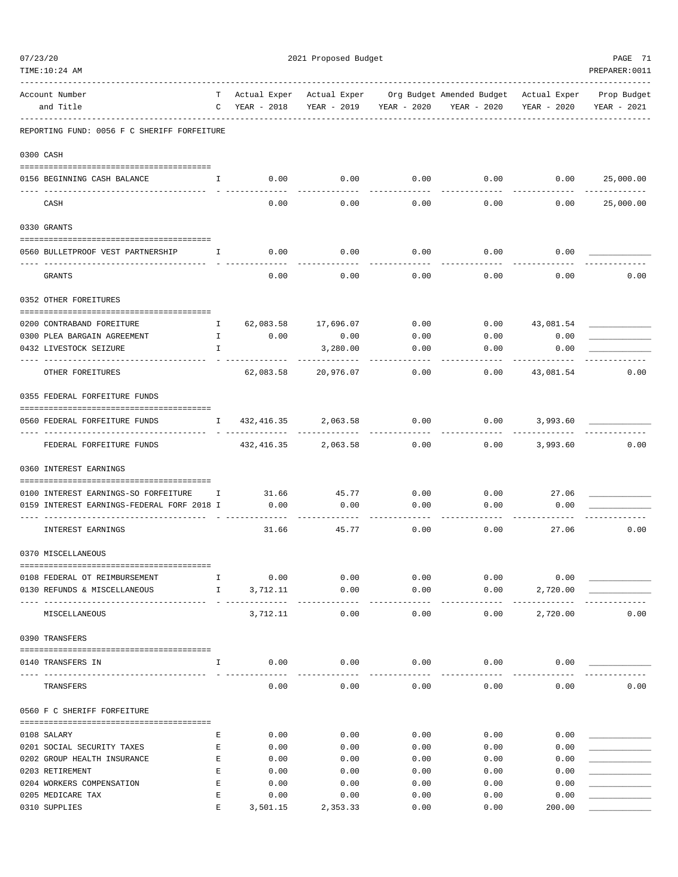2021 Proposed Budget

REPORTING FUND: 0056 F C SHERIFF FORFEITURE

| Account Number and Title | TC | Actual Exper YEAR - 2018 | Actual Exper YEAR - 2019 | Org Budget YEAR - 2020 | Amended Budget YEAR - 2020 | Actual Exper YEAR - 2020 | Prop Budget YEAR - 2021 |
|---|---|---|---|---|---|---|---|
| **0300 CASH** | | | | | | | |
| 0156 BEGINNING CASH BALANCE | I | 0.00 | 0.00 | 0.00 | 0.00 | 0.00 | 25,000.00 |
| CASH | | 0.00 | 0.00 | 0.00 | 0.00 | 0.00 | 25,000.00 |
| **0330 GRANTS** | | | | | | | |
| 0560 BULLETPROOF VEST PARTNERSHIP | I | 0.00 | 0.00 | 0.00 | 0.00 | 0.00 | |
| GRANTS | | 0.00 | 0.00 | 0.00 | 0.00 | 0.00 | 0.00 |
| **0352 OTHER FOREITURES** | | | | | | | |
| 0200 CONTRABAND FOREITURE | I | 62,083.58 | 17,696.07 | 0.00 | 0.00 | 43,081.54 | |
| 0300 PLEA BARGAIN AGREEMENT | I | 0.00 | 0.00 | 0.00 | 0.00 | 0.00 | |
| 0432 LIVESTOCK SEIZURE | I | | 3,280.00 | 0.00 | 0.00 | 0.00 | |
| OTHER FOREITURES | | 62,083.58 | 20,976.07 | 0.00 | 0.00 | 43,081.54 | 0.00 |
| **0355 FEDERAL FORFEITURE FUNDS** | | | | | | | |
| 0560 FEDERAL FORFEITURE FUNDS | I | 432,416.35 | 2,063.58 | 0.00 | 0.00 | 3,993.60 | |
| FEDERAL FORFEITURE FUNDS | | 432,416.35 | 2,063.58 | 0.00 | 0.00 | 3,993.60 | 0.00 |
| **0360 INTEREST EARNINGS** | | | | | | | |
| 0100 INTEREST EARNINGS-SO FORFEITURE | I | 31.66 | 45.77 | 0.00 | 0.00 | 27.06 | |
| 0159 INTEREST EARNINGS-FEDERAL FORF 2018 | I | 0.00 | 0.00 | 0.00 | 0.00 | 0.00 | |
| INTEREST EARNINGS | | 31.66 | 45.77 | 0.00 | 0.00 | 27.06 | 0.00 |
| **0370 MISCELLANEOUS** | | | | | | | |
| 0108 FEDERAL OT REIMBURSEMENT | I | 0.00 | 0.00 | 0.00 | 0.00 | 0.00 | |
| 0130 REFUNDS & MISCELLANEOUS | I | 3,712.11 | 0.00 | 0.00 | 0.00 | 2,720.00 | |
| MISCELLANEOUS | | 3,712.11 | 0.00 | 0.00 | 0.00 | 2,720.00 | 0.00 |
| **0390 TRANSFERS** | | | | | | | |
| 0140 TRANSFERS IN | I | 0.00 | 0.00 | 0.00 | 0.00 | 0.00 | |
| TRANSFERS | | 0.00 | 0.00 | 0.00 | 0.00 | 0.00 | 0.00 |
| **0560 F C SHERIFF FORFEITURE** | | | | | | | |
| 0108 SALARY | E | 0.00 | 0.00 | 0.00 | 0.00 | 0.00 | |
| 0201 SOCIAL SECURITY TAXES | E | 0.00 | 0.00 | 0.00 | 0.00 | 0.00 | |
| 0202 GROUP HEALTH INSURANCE | E | 0.00 | 0.00 | 0.00 | 0.00 | 0.00 | |
| 0203 RETIREMENT | E | 0.00 | 0.00 | 0.00 | 0.00 | 0.00 | |
| 0204 WORKERS COMPENSATION | E | 0.00 | 0.00 | 0.00 | 0.00 | 0.00 | |
| 0205 MEDICARE TAX | E | 0.00 | 0.00 | 0.00 | 0.00 | 0.00 | |
| 0310 SUPPLIES | E | 3,501.15 | 2,353.33 | 0.00 | 0.00 | 200.00 | |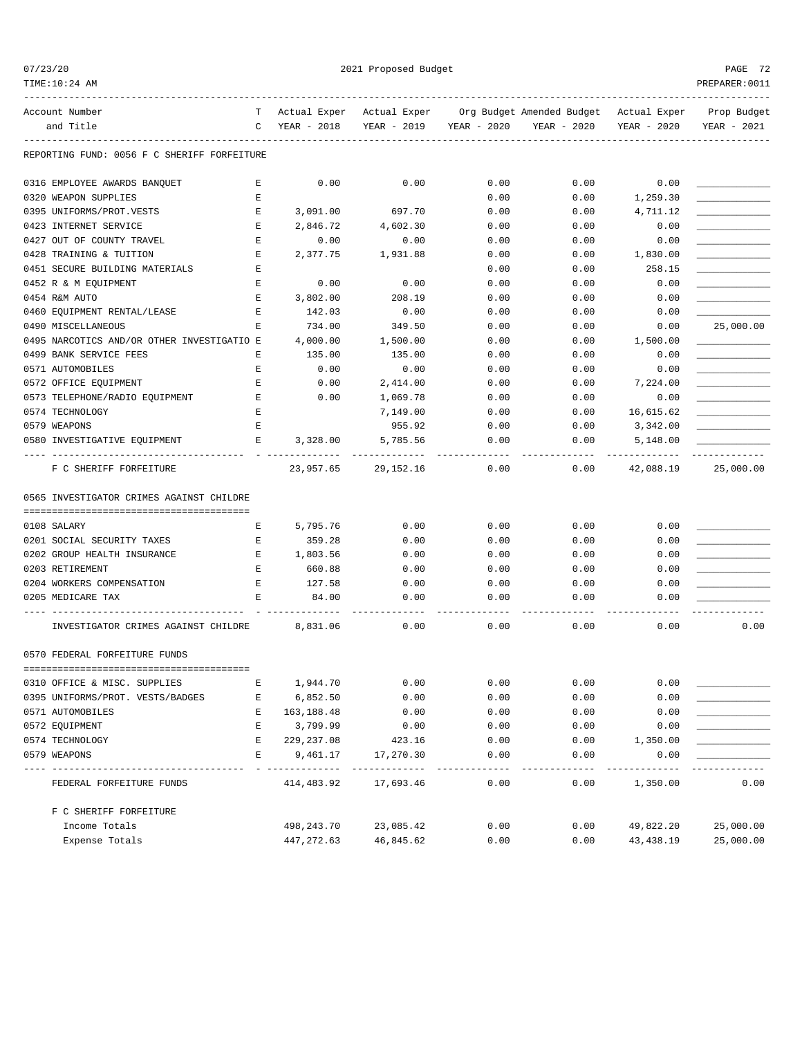2021 Proposed Budget

07/23/20
TIME:10:24 AM
PREPARER:0011

| Account Number and Title | TC | Actual Exper YEAR - 2018 | Actual Exper YEAR - 2019 | Org Budget YEAR - 2020 | Amended Budget YEAR - 2020 | Actual Exper YEAR - 2020 | Prop Budget YEAR - 2021 |
|---|---|---|---|---|---|---|---|
| **REPORTING FUND: 0056 F C SHERIFF FORFEITURE** | | | | | | | |
| 0316 EMPLOYEE AWARDS BANQUET | E | 0.00 | 0.00 | 0.00 | 0.00 | 0.00 | |
| 0320 WEAPON SUPPLIES | E | | | 0.00 | 0.00 | 1,259.30 | |
| 0395 UNIFORMS/PROT.VESTS | E | 3,091.00 | 697.70 | 0.00 | 0.00 | 4,711.12 | |
| 0423 INTERNET SERVICE | E | 2,846.72 | 4,602.30 | 0.00 | 0.00 | 0.00 | |
| 0427 OUT OF COUNTY TRAVEL | E | 0.00 | 0.00 | 0.00 | 0.00 | 0.00 | |
| 0428 TRAINING & TUITION | E | 2,377.75 | 1,931.88 | 0.00 | 0.00 | 1,830.00 | |
| 0451 SECURE BUILDING MATERIALS | E | | | 0.00 | 0.00 | 258.15 | |
| 0452 R & M EQUIPMENT | E | 0.00 | 0.00 | 0.00 | 0.00 | 0.00 | |
| 0454 R&M AUTO | E | 3,802.00 | 208.19 | 0.00 | 0.00 | 0.00 | |
| 0460 EQUIPMENT RENTAL/LEASE | E | 142.03 | 0.00 | 0.00 | 0.00 | 0.00 | |
| 0490 MISCELLANEOUS | E | 734.00 | 349.50 | 0.00 | 0.00 | 0.00 | 25,000.00 |
| 0495 NARCOTICS AND/OR OTHER INVESTIGATIO | E | 4,000.00 | 1,500.00 | 0.00 | 0.00 | 1,500.00 | |
| 0499 BANK SERVICE FEES | E | 135.00 | 135.00 | 0.00 | 0.00 | 0.00 | |
| 0571 AUTOMOBILES | E | 0.00 | 0.00 | 0.00 | 0.00 | 0.00 | |
| 0572 OFFICE EQUIPMENT | E | 0.00 | 2,414.00 | 0.00 | 0.00 | 7,224.00 | |
| 0573 TELEPHONE/RADIO EQUIPMENT | E | 0.00 | 1,069.78 | 0.00 | 0.00 | 0.00 | |
| 0574 TECHNOLOGY | E | | 7,149.00 | 0.00 | 0.00 | 16,615.62 | |
| 0579 WEAPONS | E | | 955.92 | 0.00 | 0.00 | 3,342.00 | |
| 0580 INVESTIGATIVE EQUIPMENT | E | 3,328.00 | 5,785.56 | 0.00 | 0.00 | 5,148.00 | |
| F C SHERIFF FORFEITURE | | 23,957.65 | 29,152.16 | 0.00 | 0.00 | 42,088.19 | 25,000.00 |
| **0565 INVESTIGATOR CRIMES AGAINST CHILDRE** | | | | | | | |
| 0108 SALARY | E | 5,795.76 | 0.00 | 0.00 | 0.00 | 0.00 | |
| 0201 SOCIAL SECURITY TAXES | E | 359.28 | 0.00 | 0.00 | 0.00 | 0.00 | |
| 0202 GROUP HEALTH INSURANCE | E | 1,803.56 | 0.00 | 0.00 | 0.00 | 0.00 | |
| 0203 RETIREMENT | E | 660.88 | 0.00 | 0.00 | 0.00 | 0.00 | |
| 0204 WORKERS COMPENSATION | E | 127.58 | 0.00 | 0.00 | 0.00 | 0.00 | |
| 0205 MEDICARE TAX | E | 84.00 | 0.00 | 0.00 | 0.00 | 0.00 | |
| INVESTIGATOR CRIMES AGAINST CHILDRE | | 8,831.06 | 0.00 | 0.00 | 0.00 | 0.00 | 0.00 |
| **0570 FEDERAL FORFEITURE FUNDS** | | | | | | | |
| 0310 OFFICE & MISC. SUPPLIES | E | 1,944.70 | 0.00 | 0.00 | 0.00 | 0.00 | |
| 0395 UNIFORMS/PROT. VESTS/BADGES | E | 6,852.50 | 0.00 | 0.00 | 0.00 | 0.00 | |
| 0571 AUTOMOBILES | E | 163,188.48 | 0.00 | 0.00 | 0.00 | 0.00 | |
| 0572 EQUIPMENT | E | 3,799.99 | 0.00 | 0.00 | 0.00 | 0.00 | |
| 0574 TECHNOLOGY | E | 229,237.08 | 423.16 | 0.00 | 0.00 | 1,350.00 | |
| 0579 WEAPONS | E | 9,461.17 | 17,270.30 | 0.00 | 0.00 | 0.00 | |
| FEDERAL FORFEITURE FUNDS | | 414,483.92 | 17,693.46 | 0.00 | 0.00 | 1,350.00 | 0.00 |
| **F C SHERIFF FORFEITURE** | | | | | | | |
| Income Totals | | 498,243.70 | 23,085.42 | 0.00 | 0.00 | 49,822.20 | 25,000.00 |
| Expense Totals | | 447,272.63 | 46,845.62 | 0.00 | 0.00 | 43,438.19 | 25,000.00 |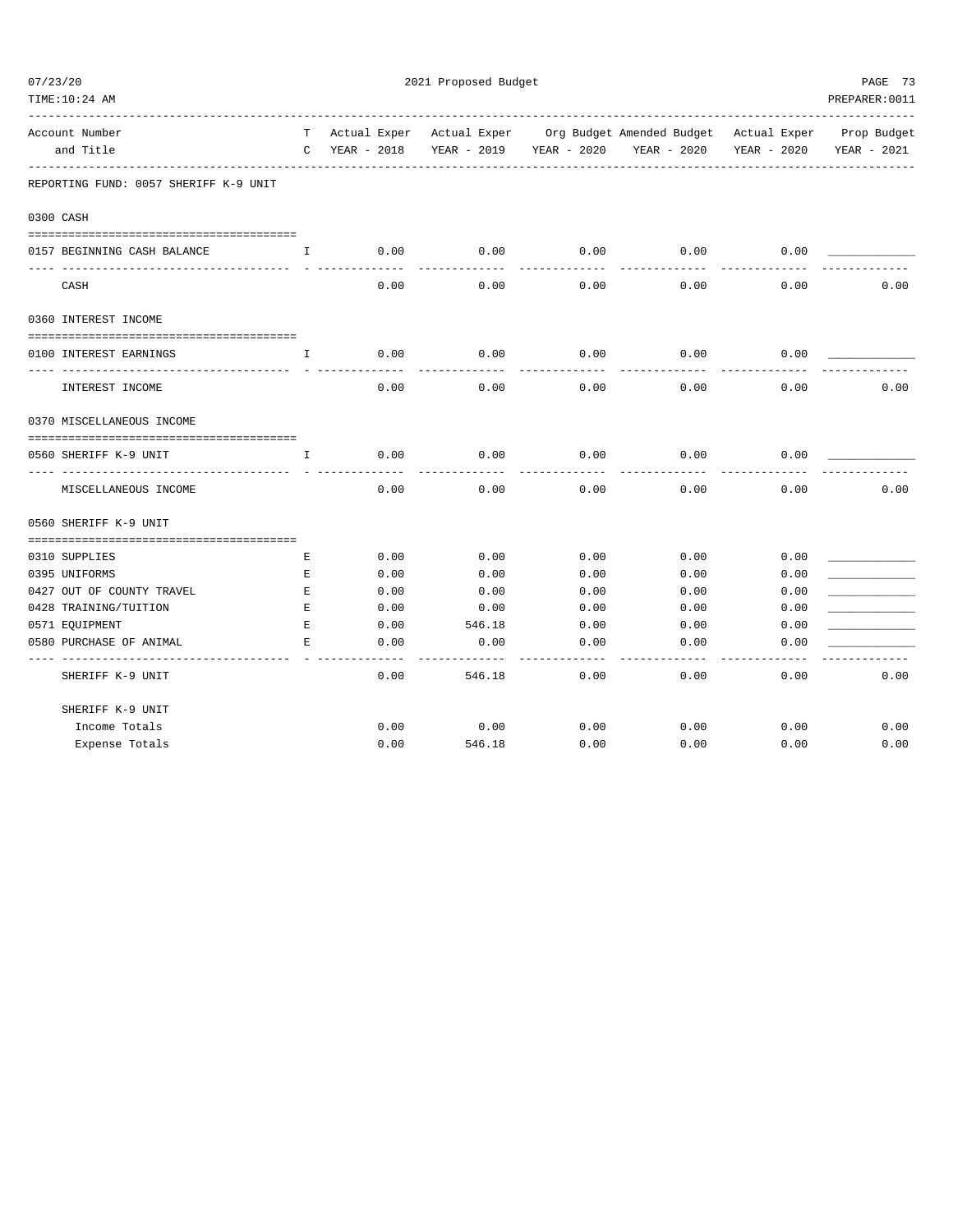2021 Proposed Budget

| Account Number and Title | TC | Actual Exper YEAR - 2018 | Actual Exper YEAR - 2019 | Org Budget YEAR - 2020 | Amended Budget YEAR - 2020 | Actual Exper YEAR - 2020 | Prop Budget YEAR - 2021 |
|---|---|---|---|---|---|---|---|
| **REPORTING FUND: 0057 SHERIFF K-9 UNIT** | | | | | | | |
| **0300 CASH** | | | | | | | |
| 0157 BEGINNING CASH BALANCE | I | 0.00 | 0.00 | 0.00 | 0.00 | 0.00 | ____________ |
| CASH | | 0.00 | 0.00 | 0.00 | 0.00 | 0.00 | 0.00 |
| **0360 INTEREST INCOME** | | | | | | | |
| 0100 INTEREST EARNINGS | I | 0.00 | 0.00 | 0.00 | 0.00 | 0.00 | ____________ |
| INTEREST INCOME | | 0.00 | 0.00 | 0.00 | 0.00 | 0.00 | 0.00 |
| **0370 MISCELLANEOUS INCOME** | | | | | | | |
| 0560 SHERIFF K-9 UNIT | I | 0.00 | 0.00 | 0.00 | 0.00 | 0.00 | ____________ |
| MISCELLANEOUS INCOME | | 0.00 | 0.00 | 0.00 | 0.00 | 0.00 | 0.00 |
| **0560 SHERIFF K-9 UNIT** | | | | | | | |
| 0310 SUPPLIES | E | 0.00 | 0.00 | 0.00 | 0.00 | 0.00 | ____________ |
| 0395 UNIFORMS | E | 0.00 | 0.00 | 0.00 | 0.00 | 0.00 | ____________ |
| 0427 OUT OF COUNTY TRAVEL | E | 0.00 | 0.00 | 0.00 | 0.00 | 0.00 | ____________ |
| 0428 TRAINING/TUITION | E | 0.00 | 0.00 | 0.00 | 0.00 | 0.00 | ____________ |
| 0571 EQUIPMENT | E | 0.00 | 546.18 | 0.00 | 0.00 | 0.00 | ____________ |
| 0580 PURCHASE OF ANIMAL | E | 0.00 | 0.00 | 0.00 | 0.00 | 0.00 | ____________ |
| SHERIFF K-9 UNIT | | 0.00 | 546.18 | 0.00 | 0.00 | 0.00 | 0.00 |
| **SHERIFF K-9 UNIT** | | | | | | | |
| Income Totals | | 0.00 | 0.00 | 0.00 | 0.00 | 0.00 | 0.00 |
| Expense Totals | | 0.00 | 546.18 | 0.00 | 0.00 | 0.00 | 0.00 |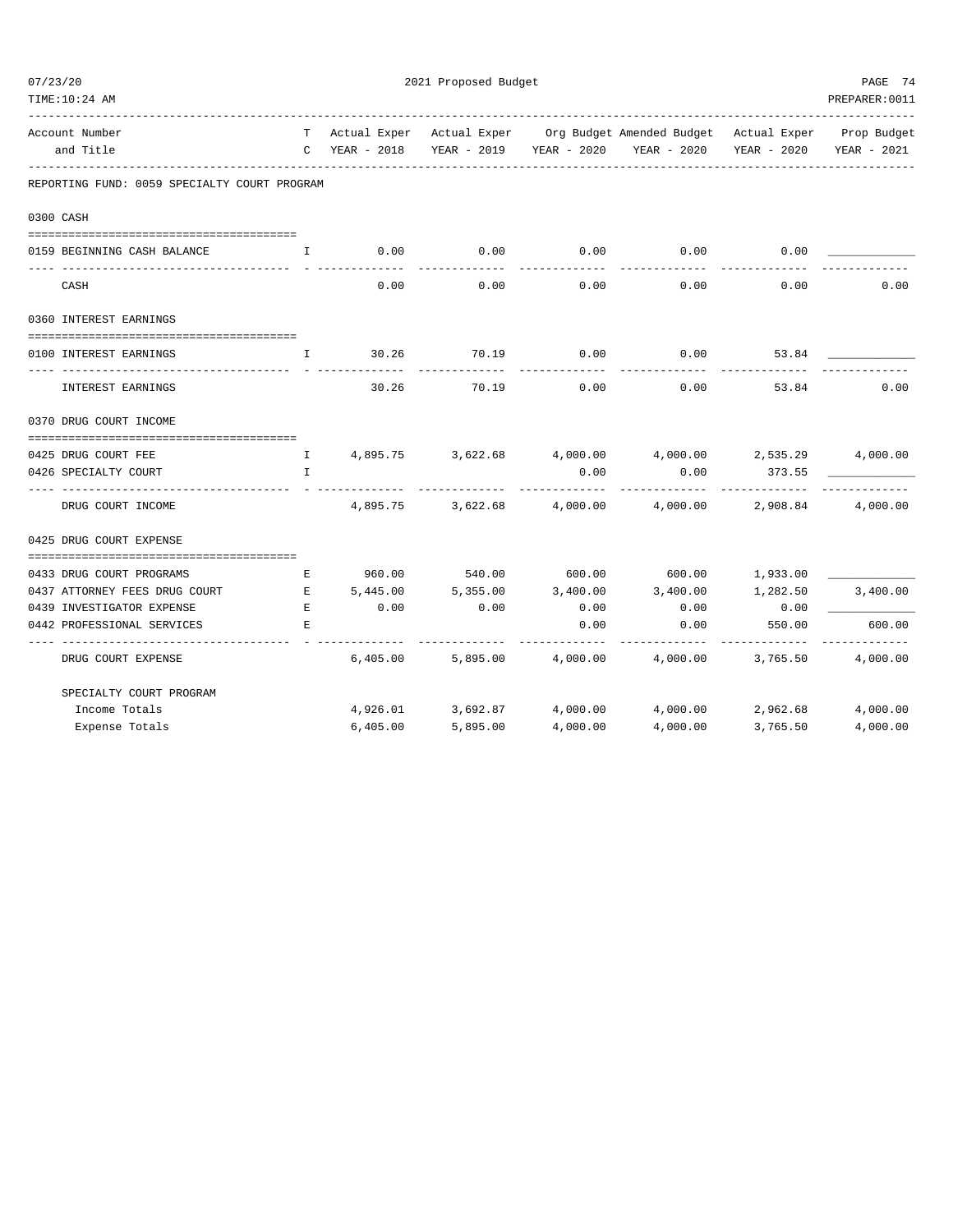2021 Proposed Budget

| Account Number and Title | TC | Actual Exper YEAR - 2018 | Actual Exper YEAR - 2019 | Org Budget YEAR - 2020 | Amended Budget YEAR - 2020 | Actual Exper YEAR - 2020 | Prop Budget YEAR - 2021 |
|---|---|---|---|---|---|---|---|
| **REPORTING FUND: 0059 SPECIALTY COURT PROGRAM** | | | | | | | |
| **0300 CASH** | | | | | | | |
| 0159 BEGINNING CASH BALANCE | I | 0.00 | 0.00 | 0.00 | 0.00 | 0.00 | ____________ |
| CASH | | 0.00 | 0.00 | 0.00 | 0.00 | 0.00 | 0.00 |
| **0360 INTEREST EARNINGS** | | | | | | | |
| 0100 INTEREST EARNINGS | I | 30.26 | 70.19 | 0.00 | 0.00 | 53.84 | ____________ |
| INTEREST EARNINGS | | 30.26 | 70.19 | 0.00 | 0.00 | 53.84 | 0.00 |
| **0370 DRUG COURT INCOME** | | | | | | | |
| 0425 DRUG COURT FEE | I | 4,895.75 | 3,622.68 | 4,000.00 | 4,000.00 | 2,535.29 | 4,000.00 |
| 0426 SPECIALTY COURT | I | | | 0.00 | 0.00 | 373.55 | ____________ |
| DRUG COURT INCOME | | 4,895.75 | 3,622.68 | 4,000.00 | 4,000.00 | 2,908.84 | 4,000.00 |
| **0425 DRUG COURT EXPENSE** | | | | | | | |
| 0433 DRUG COURT PROGRAMS | E | 960.00 | 540.00 | 600.00 | 600.00 | 1,933.00 | ____________ |
| 0437 ATTORNEY FEES DRUG COURT | E | 5,445.00 | 5,355.00 | 3,400.00 | 3,400.00 | 1,282.50 | 3,400.00 |
| 0439 INVESTIGATOR EXPENSE | E | 0.00 | 0.00 | 0.00 | 0.00 | 0.00 | ____________ |
| 0442 PROFESSIONAL SERVICES | E | | | 0.00 | 0.00 | 550.00 | 600.00 |
| DRUG COURT EXPENSE | | 6,405.00 | 5,895.00 | 4,000.00 | 4,000.00 | 3,765.50 | 4,000.00 |
| **SPECIALTY COURT PROGRAM** | | | | | | | |
| Income Totals | | 4,926.01 | 3,692.87 | 4,000.00 | 4,000.00 | 2,962.68 | 4,000.00 |
| Expense Totals | | 6,405.00 | 5,895.00 | 4,000.00 | 4,000.00 | 3,765.50 | 4,000.00 |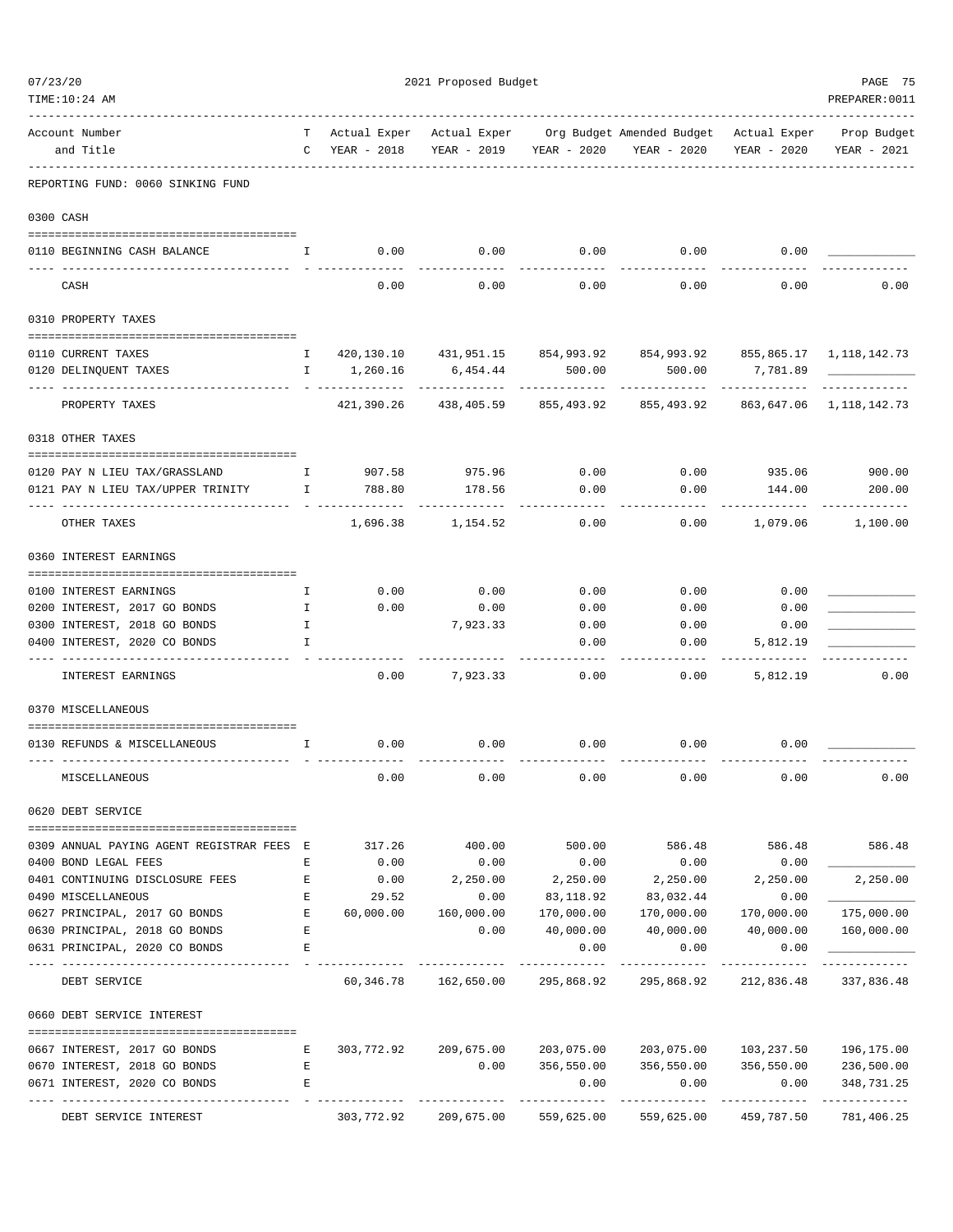2021 Proposed Budget

REPORTING FUND: 0060 SINKING FUND

| Account Number and Title | TC | Actual Exper YEAR - 2018 | Actual Exper YEAR - 2019 | Org Budget YEAR - 2020 | Amended Budget YEAR - 2020 | Actual Exper YEAR - 2020 | Prop Budget YEAR - 2021 |
|---|---|---|---|---|---|---|---|
| **0300 CASH** | | | | | | | |
| 0110 BEGINNING CASH BALANCE | I | 0.00 | 0.00 | 0.00 | 0.00 | 0.00 | ____________ |
| CASH | | 0.00 | 0.00 | 0.00 | 0.00 | 0.00 | 0.00 |
| **0310 PROPERTY TAXES** | | | | | | | |
| 0110 CURRENT TAXES | I | 420,130.10 | 431,951.15 | 854,993.92 | 854,993.92 | 855,865.17 | 1,118,142.73 |
| 0120 DELINQUENT TAXES | I | 1,260.16 | 6,454.44 | 500.00 | 500.00 | 7,781.89 | ____________ |
| PROPERTY TAXES | | 421,390.26 | 438,405.59 | 855,493.92 | 855,493.92 | 863,647.06 | 1,118,142.73 |
| **0318 OTHER TAXES** | | | | | | | |
| 0120 PAY N LIEU TAX/GRASSLAND | I | 907.58 | 975.96 | 0.00 | 0.00 | 935.06 | 900.00 |
| 0121 PAY N LIEU TAX/UPPER TRINITY | I | 788.80 | 178.56 | 0.00 | 0.00 | 144.00 | 200.00 |
| OTHER TAXES | | 1,696.38 | 1,154.52 | 0.00 | 0.00 | 1,079.06 | 1,100.00 |
| **0360 INTEREST EARNINGS** | | | | | | | |
| 0100 INTEREST EARNINGS | I | 0.00 | 0.00 | 0.00 | 0.00 | 0.00 | ____________ |
| 0200 INTEREST, 2017 GO BONDS | I | 0.00 | 0.00 | 0.00 | 0.00 | 0.00 | ____________ |
| 0300 INTEREST, 2018 GO BONDS | I | | 7,923.33 | 0.00 | 0.00 | 0.00 | ____________ |
| 0400 INTEREST, 2020 CO BONDS | I | | | 0.00 | 0.00 | 5,812.19 | ____________ |
| INTEREST EARNINGS | | 0.00 | 7,923.33 | 0.00 | 0.00 | 5,812.19 | 0.00 |
| **0370 MISCELLANEOUS** | | | | | | | |
| 0130 REFUNDS & MISCELLANEOUS | I | 0.00 | 0.00 | 0.00 | 0.00 | 0.00 | ____________ |
| MISCELLANEOUS | | 0.00 | 0.00 | 0.00 | 0.00 | 0.00 | 0.00 |
| **0620 DEBT SERVICE** | | | | | | | |
| 0309 ANNUAL PAYING AGENT REGISTRAR FEES | E | 317.26 | 400.00 | 500.00 | 586.48 | 586.48 | 586.48 |
| 0400 BOND LEGAL FEES | E | 0.00 | 0.00 | 0.00 | 0.00 | 0.00 | ____________ |
| 0401 CONTINUING DISCLOSURE FEES | E | 0.00 | 2,250.00 | 2,250.00 | 2,250.00 | 2,250.00 | 2,250.00 |
| 0490 MISCELLANEOUS | E | 29.52 | 0.00 | 83,118.92 | 83,032.44 | 0.00 | ____________ |
| 0627 PRINCIPAL, 2017 GO BONDS | E | 60,000.00 | 160,000.00 | 170,000.00 | 170,000.00 | 170,000.00 | 175,000.00 |
| 0630 PRINCIPAL, 2018 GO BONDS | E | | 0.00 | 40,000.00 | 40,000.00 | 40,000.00 | 160,000.00 |
| 0631 PRINCIPAL, 2020 CO BONDS | E | | | 0.00 | 0.00 | 0.00 | ____________ |
| DEBT SERVICE | | 60,346.78 | 162,650.00 | 295,868.92 | 295,868.92 | 212,836.48 | 337,836.48 |
| **0660 DEBT SERVICE INTEREST** | | | | | | | |
| 0667 INTEREST, 2017 GO BONDS | E | 303,772.92 | 209,675.00 | 203,075.00 | 203,075.00 | 103,237.50 | 196,175.00 |
| 0670 INTEREST, 2018 GO BONDS | E | | 0.00 | 356,550.00 | 356,550.00 | 356,550.00 | 236,500.00 |
| 0671 INTEREST, 2020 CO BONDS | E | | | 0.00 | 0.00 | 0.00 | 348,731.25 |
| DEBT SERVICE INTEREST | | 303,772.92 | 209,675.00 | 559,625.00 | 559,625.00 | 459,787.50 | 781,406.25 |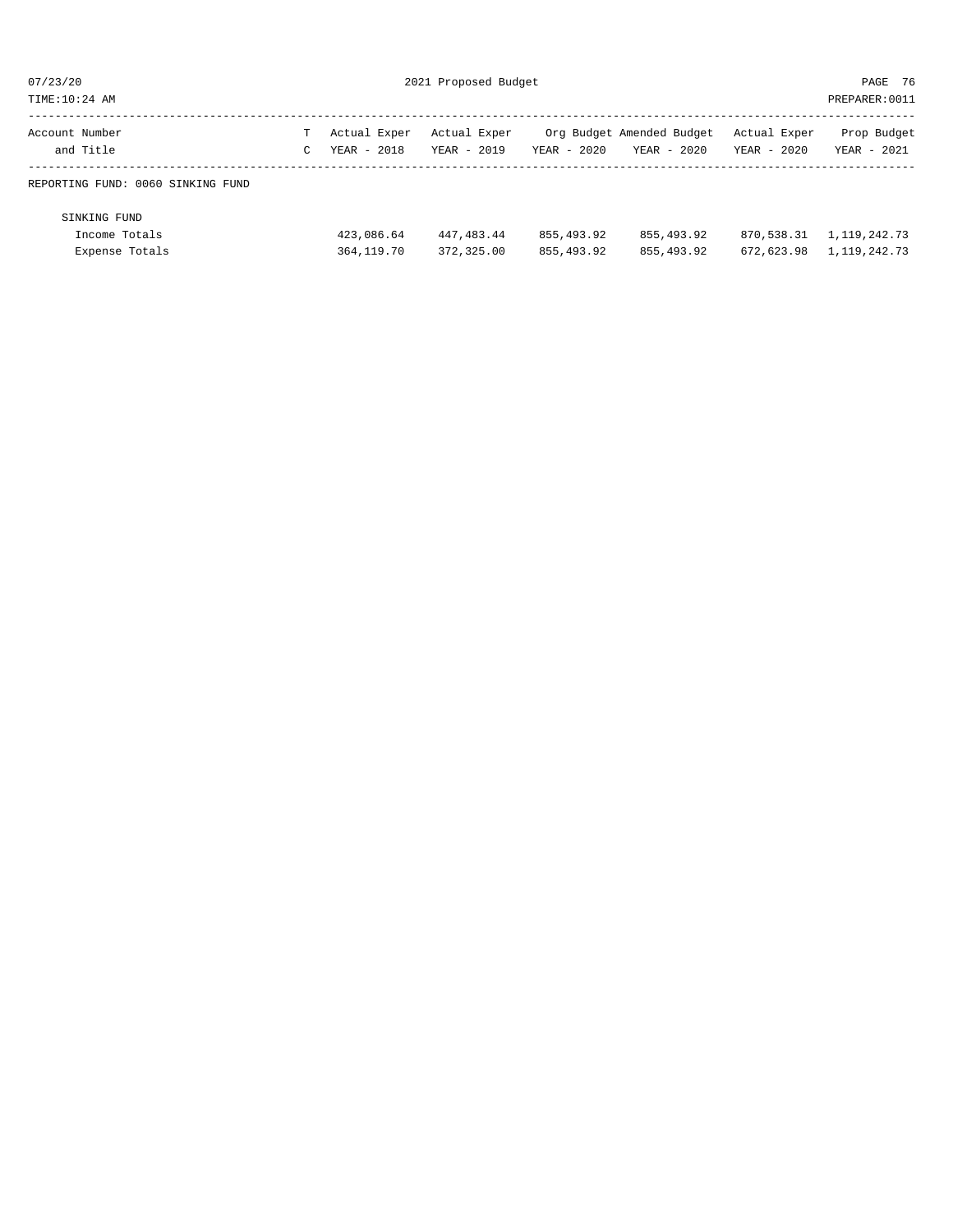| Account Number and Title | T C | Actual Exper YEAR - 2018 | Actual Exper YEAR - 2019 | Org Budget YEAR - 2020 | Amended Budget YEAR - 2020 | Actual Exper YEAR - 2020 | Prop Budget YEAR - 2021 |
|---|---|---|---|---|---|---|---|
| REPORTING FUND: 0060 SINKING FUND | | | | | | | |
| SINKING FUND | | | | | | | |
| Income Totals | | 423,086.64 | 447,483.44 | 855,493.92 | 855,493.92 | 870,538.31 | 1,119,242.73 |
| Expense Totals | | 364,119.70 | 372,325.00 | 855,493.92 | 855,493.92 | 672,623.98 | 1,119,242.73 |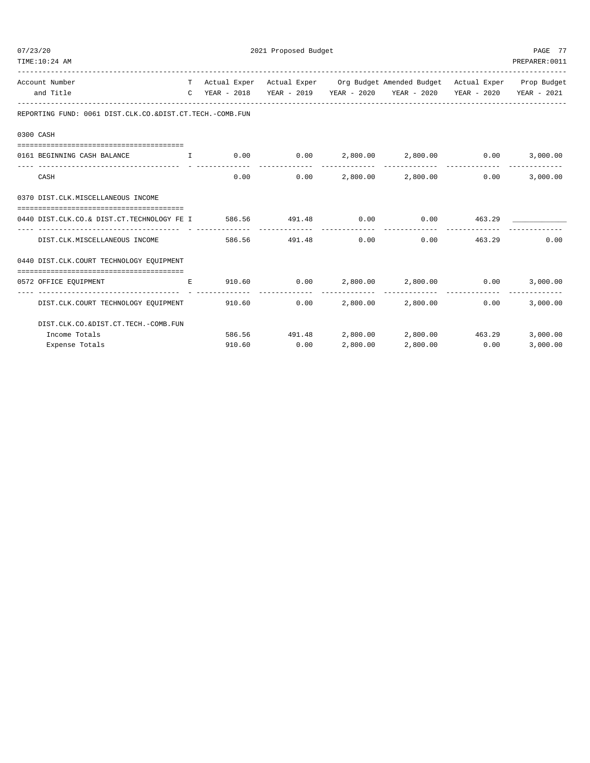2021 Proposed Budget

REPORTING FUND: 0061 DIST.CLK.CO.&DIST.CT.TECH.-COMB.FUN

| Account Number and Title | TC | Actual Exper YEAR - 2018 | Actual Exper YEAR - 2019 | Org Budget YEAR - 2020 | Amended Budget YEAR - 2020 | Actual Exper YEAR - 2020 | Prop Budget YEAR - 2021 |
|---|---|---|---|---|---|---|---|
| **0300 CASH** | | | | | | | |
| 0161 BEGINNING CASH BALANCE | I | 0.00 | 0.00 | 2,800.00 | 2,800.00 | 0.00 | 3,000.00 |
| CASH | | 0.00 | 0.00 | 2,800.00 | 2,800.00 | 0.00 | 3,000.00 |
| **0370 DIST.CLK.MISCELLANEOUS INCOME** | | | | | | | |
| 0440 DIST.CLK.CO.& DIST.CT.TECHNOLOGY FE | I | 586.56 | 491.48 | 0.00 | 0.00 | 463.29 | ____________ |
| DIST.CLK.MISCELLANEOUS INCOME | | 586.56 | 491.48 | 0.00 | 0.00 | 463.29 | 0.00 |
| **0440 DIST.CLK.COURT TECHNOLOGY EQUIPMENT** | | | | | | | |
| 0572 OFFICE EQUIPMENT | E | 910.60 | 0.00 | 2,800.00 | 2,800.00 | 0.00 | 3,000.00 |
| DIST.CLK.COURT TECHNOLOGY EQUIPMENT | | 910.60 | 0.00 | 2,800.00 | 2,800.00 | 0.00 | 3,000.00 |
| **DIST.CLK.CO.&DIST.CT.TECH.-COMB.FUN** | | | | | | | |
| Income Totals | | 586.56 | 491.48 | 2,800.00 | 2,800.00 | 463.29 | 3,000.00 |
| Expense Totals | | 910.60 | 0.00 | 2,800.00 | 2,800.00 | 0.00 | 3,000.00 |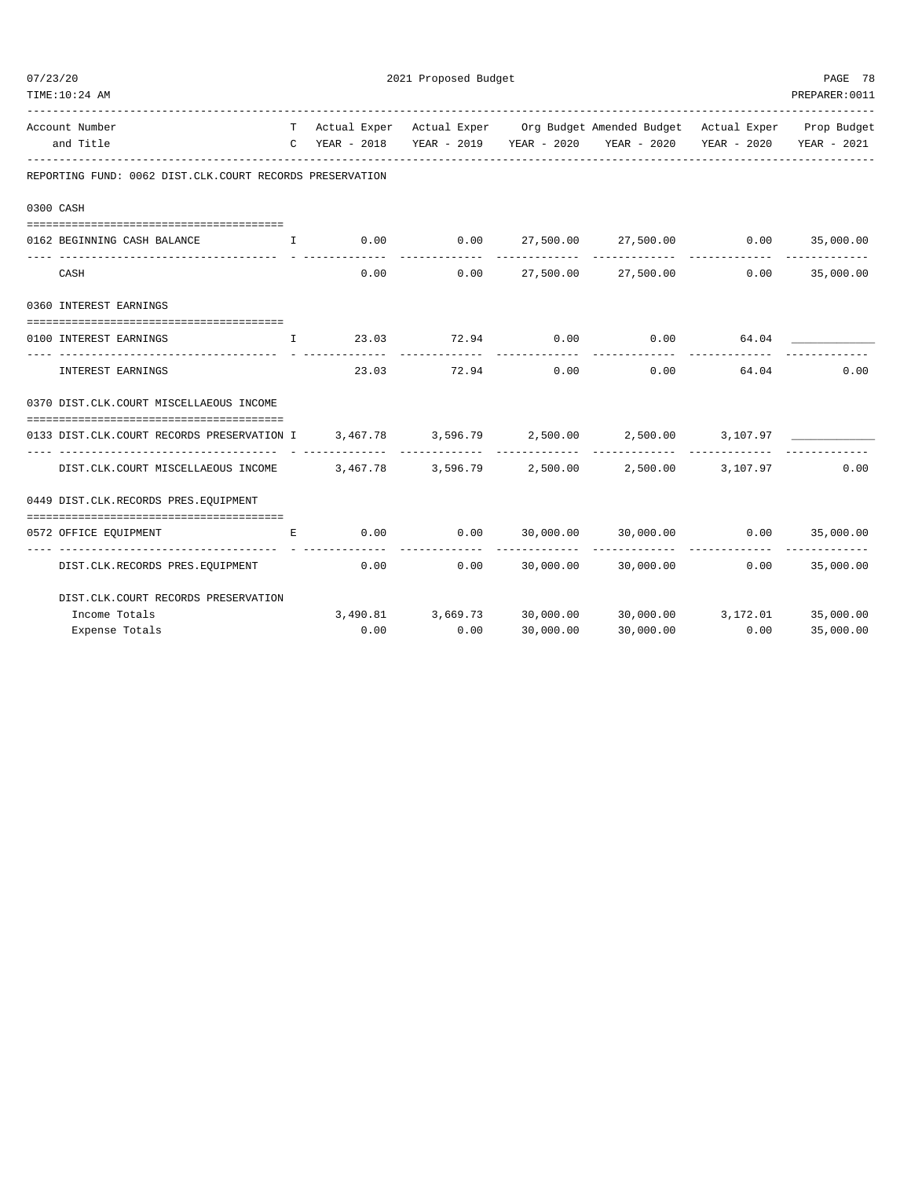2021 Proposed Budget

| Account Number and Title | T C | Actual Exper YEAR - 2018 | Actual Exper YEAR - 2019 | Org Budget YEAR - 2020 | Amended Budget YEAR - 2020 | Actual Exper YEAR - 2020 | Prop Budget YEAR - 2021 |
|---|---|---|---|---|---|---|---|
| **REPORTING FUND: 0062 DIST.CLK.COURT RECORDS PRESERVATION** | | | | | | | |
| **0300 CASH** | | | | | | | |
| 0162 BEGINNING CASH BALANCE | I | 0.00 | 0.00 | 27,500.00 | 27,500.00 | 0.00 | 35,000.00 |
| CASH | | 0.00 | 0.00 | 27,500.00 | 27,500.00 | 0.00 | 35,000.00 |
| **0360 INTEREST EARNINGS** | | | | | | | |
| 0100 INTEREST EARNINGS | I | 23.03 | 72.94 | 0.00 | 0.00 | 64.04 | ____________ |
| INTEREST EARNINGS | | 23.03 | 72.94 | 0.00 | 0.00 | 64.04 | 0.00 |
| **0370 DIST.CLK.COURT MISCELLAEOUS INCOME** | | | | | | | |
| 0133 DIST.CLK.COURT RECORDS PRESERVATION | I | 3,467.78 | 3,596.79 | 2,500.00 | 2,500.00 | 3,107.97 | ____________ |
| DIST.CLK.COURT MISCELLAEOUS INCOME | | 3,467.78 | 3,596.79 | 2,500.00 | 2,500.00 | 3,107.97 | 0.00 |
| **0449 DIST.CLK.RECORDS PRES.EQUIPMENT** | | | | | | | |
| 0572 OFFICE EQUIPMENT | E | 0.00 | 0.00 | 30,000.00 | 30,000.00 | 0.00 | 35,000.00 |
| DIST.CLK.RECORDS PRES.EQUIPMENT | | 0.00 | 0.00 | 30,000.00 | 30,000.00 | 0.00 | 35,000.00 |
| **DIST.CLK.COURT RECORDS PRESERVATION** | | | | | | | |
| Income Totals | | 3,490.81 | 3,669.73 | 30,000.00 | 30,000.00 | 3,172.01 | 35,000.00 |
| Expense Totals | | 0.00 | 0.00 | 30,000.00 | 30,000.00 | 0.00 | 35,000.00 |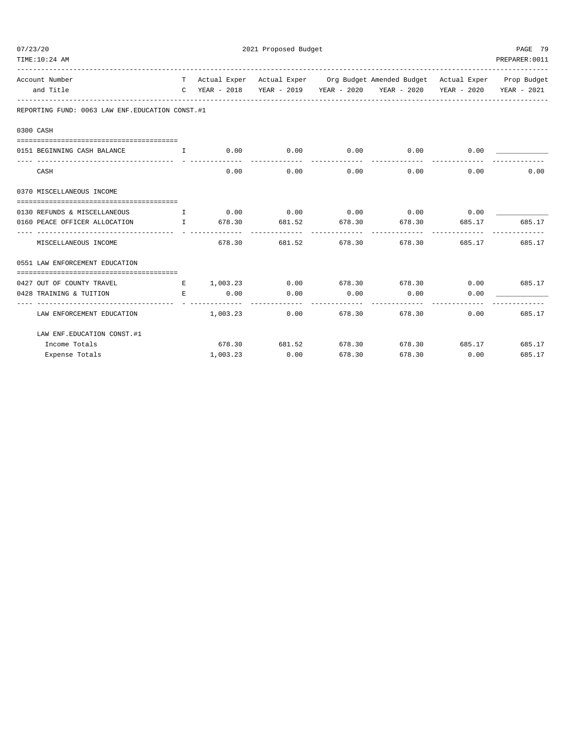REPORTING FUND: 0063 LAW ENF.EDUCATION CONST.#1

| Account Number and Title | TC | Actual Exper YEAR - 2018 | Actual Exper YEAR - 2019 | Org Budget YEAR - 2020 | Amended Budget YEAR - 2020 | Actual Exper YEAR - 2020 | Prop Budget YEAR - 2021 |
|---|---|---|---|---|---|---|---|
| **0300 CASH** | | | | | | | |
| 0151 BEGINNING CASH BALANCE | I | 0.00 | 0.00 | 0.00 | 0.00 | 0.00 | _____________ |
| CASH | | 0.00 | 0.00 | 0.00 | 0.00 | 0.00 | 0.00 |
| **0370 MISCELLANEOUS INCOME** | | | | | | | |
| 0130 REFUNDS & MISCELLANEOUS | I | 0.00 | 0.00 | 0.00 | 0.00 | 0.00 | _____________ |
| 0160 PEACE OFFICER ALLOCATION | I | 678.30 | 681.52 | 678.30 | 678.30 | 685.17 | 685.17 |
| MISCELLANEOUS INCOME | | 678.30 | 681.52 | 678.30 | 678.30 | 685.17 | 685.17 |
| **0551 LAW ENFORCEMENT EDUCATION** | | | | | | | |
| 0427 OUT OF COUNTY TRAVEL | E | 1,003.23 | 0.00 | 678.30 | 678.30 | 0.00 | 685.17 |
| 0428 TRAINING & TUITION | E | 0.00 | 0.00 | 0.00 | 0.00 | 0.00 | _____________ |
| LAW ENFORCEMENT EDUCATION | | 1,003.23 | 0.00 | 678.30 | 678.30 | 0.00 | 685.17 |
| LAW ENF.EDUCATION CONST.#1 | | | | | | | |
| Income Totals | | 678.30 | 681.52 | 678.30 | 678.30 | 685.17 | 685.17 |
| Expense Totals | | 1,003.23 | 0.00 | 678.30 | 678.30 | 0.00 | 685.17 |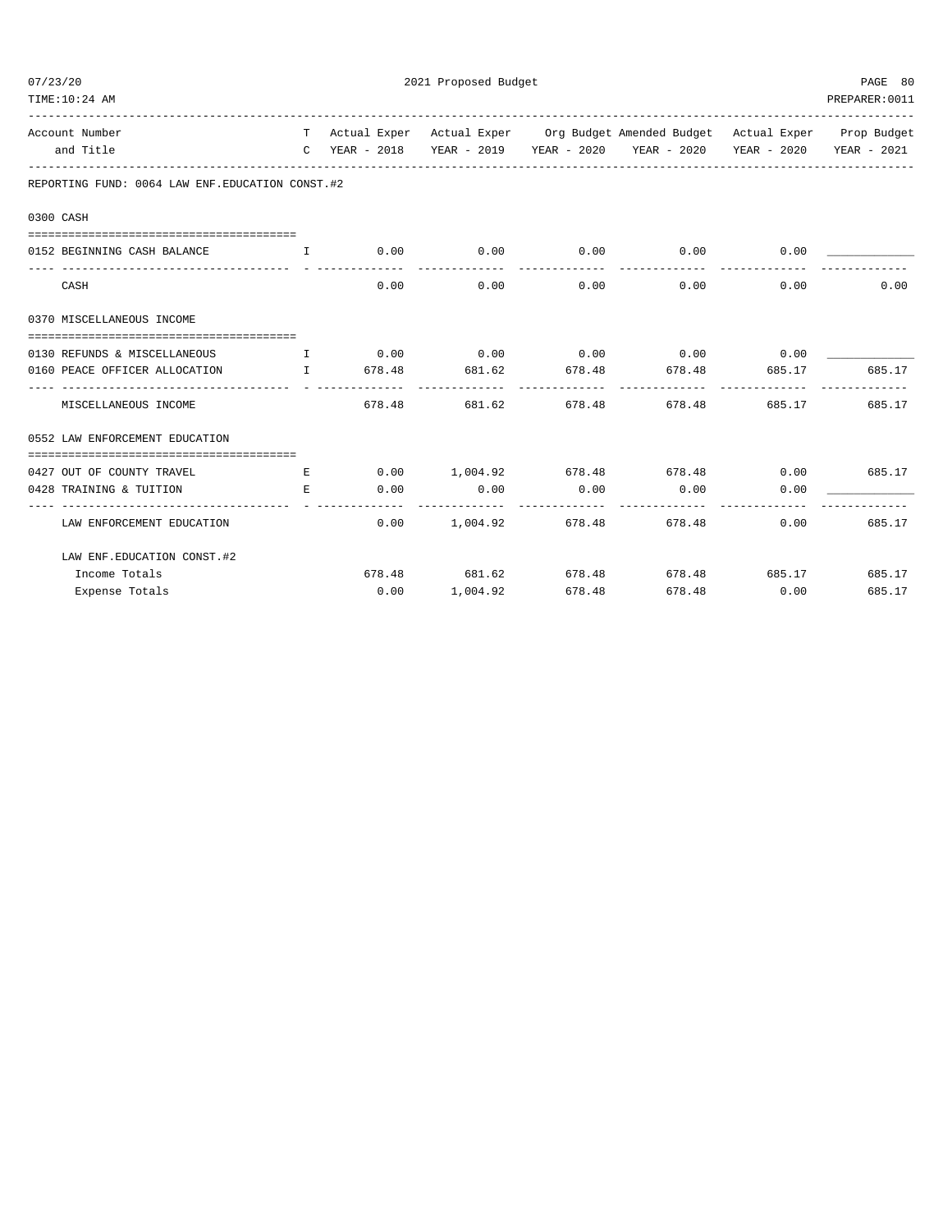| Account Number and Title | T C | Actual Exper YEAR - 2018 | Actual Exper YEAR - 2019 | Org Budget YEAR - 2020 | Amended Budget YEAR - 2020 | Actual Exper YEAR - 2020 | Prop Budget YEAR - 2021 |
|---|---|---|---|---|---|---|---|
| **REPORTING FUND: 0064 LAW ENF.EDUCATION CONST.#2** | | | | | | | |
| **0300 CASH** | | | | | | | |
| 0152 BEGINNING CASH BALANCE | I | 0.00 | 0.00 | 0.00 | 0.00 | 0.00 | ____________ |
| CASH | | 0.00 | 0.00 | 0.00 | 0.00 | 0.00 | 0.00 |
| **0370 MISCELLANEOUS INCOME** | | | | | | | |
| 0130 REFUNDS & MISCELLANEOUS | I | 0.00 | 0.00 | 0.00 | 0.00 | 0.00 | ____________ |
| 0160 PEACE OFFICER ALLOCATION | I | 678.48 | 681.62 | 678.48 | 678.48 | 685.17 | 685.17 |
| MISCELLANEOUS INCOME | | 678.48 | 681.62 | 678.48 | 678.48 | 685.17 | 685.17 |
| **0552 LAW ENFORCEMENT EDUCATION** | | | | | | | |
| 0427 OUT OF COUNTY TRAVEL | E | 0.00 | 1,004.92 | 678.48 | 678.48 | 0.00 | 685.17 |
| 0428 TRAINING & TUITION | E | 0.00 | 0.00 | 0.00 | 0.00 | 0.00 | ____________ |
| LAW ENFORCEMENT EDUCATION | | 0.00 | 1,004.92 | 678.48 | 678.48 | 0.00 | 685.17 |
| LAW ENF.EDUCATION CONST.#2 | | | | | | | |
| Income Totals | | 678.48 | 681.62 | 678.48 | 678.48 | 685.17 | 685.17 |
| Expense Totals | | 0.00 | 1,004.92 | 678.48 | 678.48 | 0.00 | 685.17 |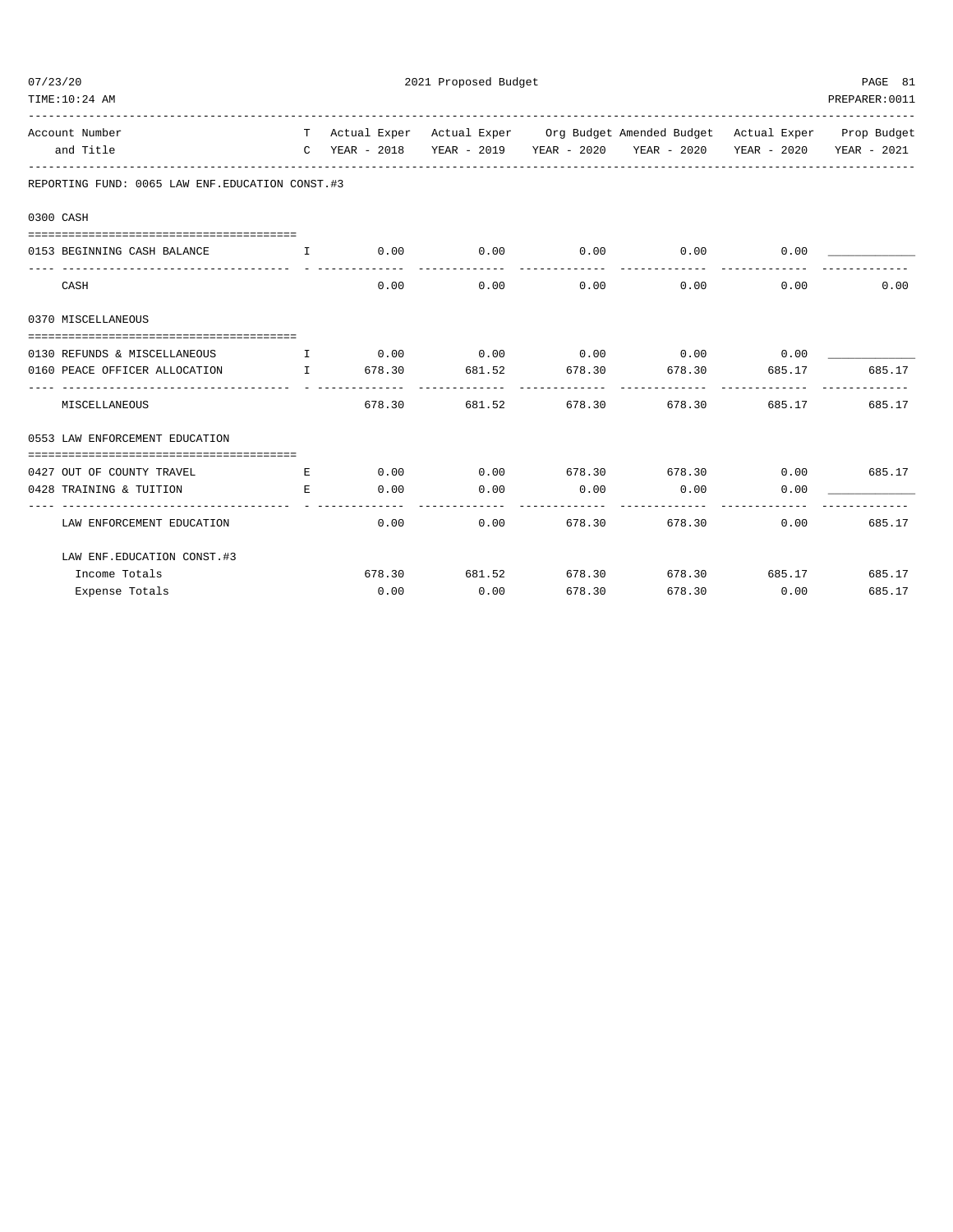REPORTING FUND: 0065 LAW ENF.EDUCATION CONST.#3

| Account Number and Title | TC | Actual Exper YEAR - 2018 | Actual Exper YEAR - 2019 | Org Budget YEAR - 2020 | Amended Budget YEAR - 2020 | Actual Exper YEAR - 2020 | Prop Budget YEAR - 2021 |
|---|---|---|---|---|---|---|---|
| **0300 CASH** | | | | | | | |
| 0153 BEGINNING CASH BALANCE | I | 0.00 | 0.00 | 0.00 | 0.00 | 0.00 | ____________ |
| CASH | | 0.00 | 0.00 | 0.00 | 0.00 | 0.00 | 0.00 |
| **0370 MISCELLANEOUS** | | | | | | | |
| 0130 REFUNDS & MISCELLANEOUS | I | 0.00 | 0.00 | 0.00 | 0.00 | 0.00 | ____________ |
| 0160 PEACE OFFICER ALLOCATION | I | 678.30 | 681.52 | 678.30 | 678.30 | 685.17 | 685.17 |
| MISCELLANEOUS | | 678.30 | 681.52 | 678.30 | 678.30 | 685.17 | 685.17 |
| **0553 LAW ENFORCEMENT EDUCATION** | | | | | | | |
| 0427 OUT OF COUNTY TRAVEL | E | 0.00 | 0.00 | 678.30 | 678.30 | 0.00 | 685.17 |
| 0428 TRAINING & TUITION | E | 0.00 | 0.00 | 0.00 | 0.00 | 0.00 | ____________ |
| LAW ENFORCEMENT EDUCATION | | 0.00 | 0.00 | 678.30 | 678.30 | 0.00 | 685.17 |
| **LAW ENF.EDUCATION CONST.#3** | | | | | | | |
| Income Totals | | 678.30 | 681.52 | 678.30 | 678.30 | 685.17 | 685.17 |
| Expense Totals | | 0.00 | 0.00 | 678.30 | 678.30 | 0.00 | 685.17 |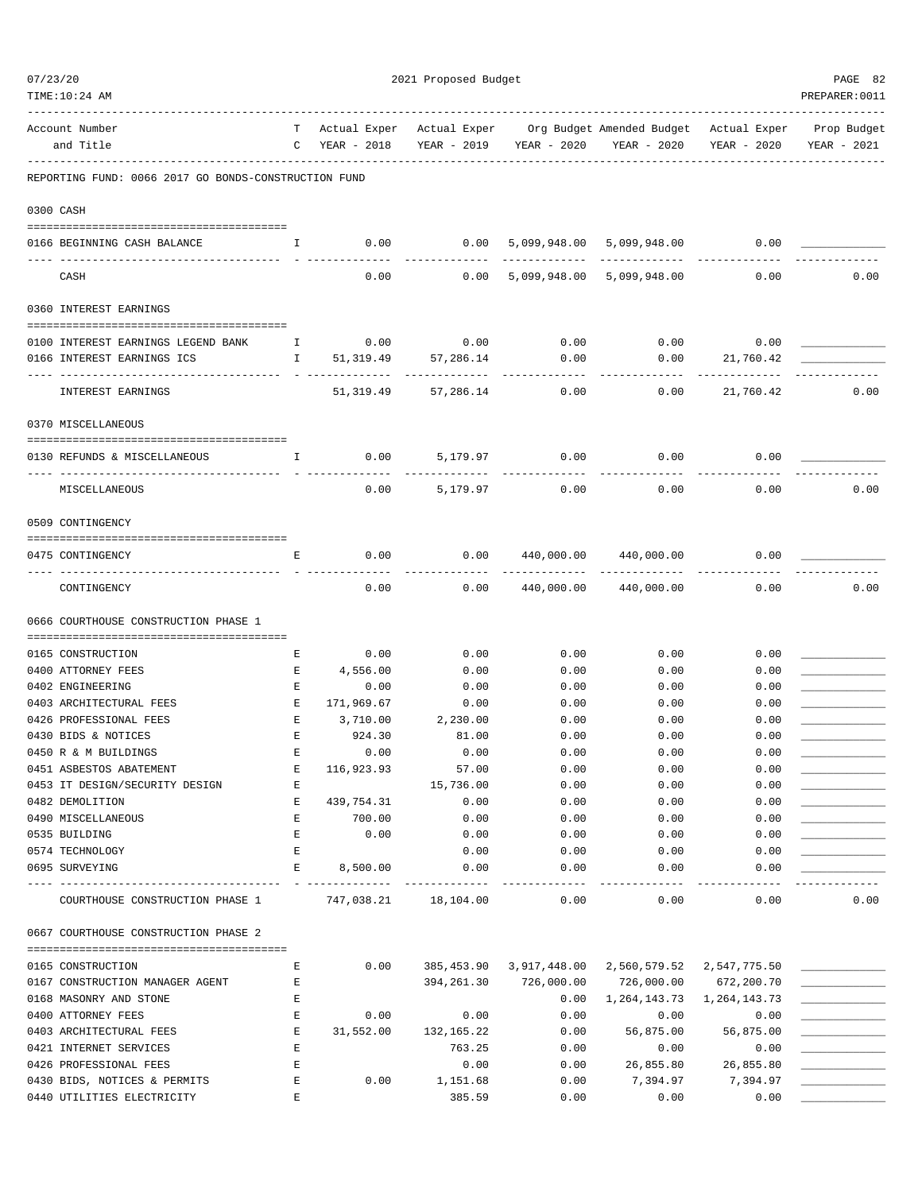REPORTING FUND: 0066 2017 GO BONDS-CONSTRUCTION FUND

| Account Number and Title | TC | Actual Exper YEAR - 2018 | Actual Exper YEAR - 2019 | Org Budget YEAR - 2020 | Amended Budget YEAR - 2020 | Actual Exper YEAR - 2020 | Prop Budget YEAR - 2021 |
|---|---|---|---|---|---|---|---|
| **0300 CASH** | | | | | | | |
| 0166 BEGINNING CASH BALANCE | I | 0.00 | 0.00 | 5,099,948.00 | 5,099,948.00 | 0.00 | |
| CASH | | 0.00 | 0.00 | 5,099,948.00 | 5,099,948.00 | 0.00 | 0.00 |
| **0360 INTEREST EARNINGS** | | | | | | | |
| 0100 INTEREST EARNINGS LEGEND BANK | I | 0.00 | 0.00 | 0.00 | 0.00 | 0.00 | |
| 0166 INTEREST EARNINGS ICS | I | 51,319.49 | 57,286.14 | 0.00 | 0.00 | 21,760.42 | |
| INTEREST EARNINGS | | 51,319.49 | 57,286.14 | 0.00 | 0.00 | 21,760.42 | 0.00 |
| **0370 MISCELLANEOUS** | | | | | | | |
| 0130 REFUNDS & MISCELLANEOUS | I | 0.00 | 5,179.97 | 0.00 | 0.00 | 0.00 | |
| MISCELLANEOUS | | 0.00 | 5,179.97 | 0.00 | 0.00 | 0.00 | 0.00 |
| **0509 CONTINGENCY** | | | | | | | |
| 0475 CONTINGENCY | E | 0.00 | 0.00 | 440,000.00 | 440,000.00 | 0.00 | |
| CONTINGENCY | | 0.00 | 0.00 | 440,000.00 | 440,000.00 | 0.00 | 0.00 |
| **0666 COURTHOUSE CONSTRUCTION PHASE 1** | | | | | | | |
| 0165 CONSTRUCTION | E | 0.00 | 0.00 | 0.00 | 0.00 | 0.00 | |
| 0400 ATTORNEY FEES | E | 4,556.00 | 0.00 | 0.00 | 0.00 | 0.00 | |
| 0402 ENGINEERING | E | 0.00 | 0.00 | 0.00 | 0.00 | 0.00 | |
| 0403 ARCHITECTURAL FEES | E | 171,969.67 | 0.00 | 0.00 | 0.00 | 0.00 | |
| 0426 PROFESSIONAL FEES | E | 3,710.00 | 2,230.00 | 0.00 | 0.00 | 0.00 | |
| 0430 BIDS & NOTICES | E | 924.30 | 81.00 | 0.00 | 0.00 | 0.00 | |
| 0450 R & M BUILDINGS | E | 0.00 | 0.00 | 0.00 | 0.00 | 0.00 | |
| 0451 ASBESTOS ABATEMENT | E | 116,923.93 | 57.00 | 0.00 | 0.00 | 0.00 | |
| 0453 IT DESIGN/SECURITY DESIGN | E | | 15,736.00 | 0.00 | 0.00 | 0.00 | |
| 0482 DEMOLITION | E | 439,754.31 | 0.00 | 0.00 | 0.00 | 0.00 | |
| 0490 MISCELLANEOUS | E | 700.00 | 0.00 | 0.00 | 0.00 | 0.00 | |
| 0535 BUILDING | E | 0.00 | 0.00 | 0.00 | 0.00 | 0.00 | |
| 0574 TECHNOLOGY | E | | 0.00 | 0.00 | 0.00 | 0.00 | |
| 0695 SURVEYING | E | 8,500.00 | 0.00 | 0.00 | 0.00 | 0.00 | |
| COURTHOUSE CONSTRUCTION PHASE 1 | | 747,038.21 | 18,104.00 | 0.00 | 0.00 | 0.00 | 0.00 |
| **0667 COURTHOUSE CONSTRUCTION PHASE 2** | | | | | | | |
| 0165 CONSTRUCTION | E | 0.00 | 385,453.90 | 3,917,448.00 | 2,560,579.52 | 2,547,775.50 | |
| 0167 CONSTRUCTION MANAGER AGENT | E | | 394,261.30 | 726,000.00 | 726,000.00 | 672,200.70 | |
| 0168 MASONRY AND STONE | E | | | 0.00 | 1,264,143.73 | 1,264,143.73 | |
| 0400 ATTORNEY FEES | E | 0.00 | 0.00 | 0.00 | 0.00 | 0.00 | |
| 0403 ARCHITECTURAL FEES | E | 31,552.00 | 132,165.22 | 0.00 | 56,875.00 | 56,875.00 | |
| 0421 INTERNET SERVICES | E | | 763.25 | 0.00 | 0.00 | 0.00 | |
| 0426 PROFESSIONAL FEES | E | | 0.00 | 0.00 | 26,855.80 | 26,855.80 | |
| 0430 BIDS, NOTICES & PERMITS | E | 0.00 | 1,151.68 | 0.00 | 7,394.97 | 7,394.97 | |
| 0440 UTILITIES ELECTRICITY | E | | 385.59 | 0.00 | 0.00 | 0.00 | |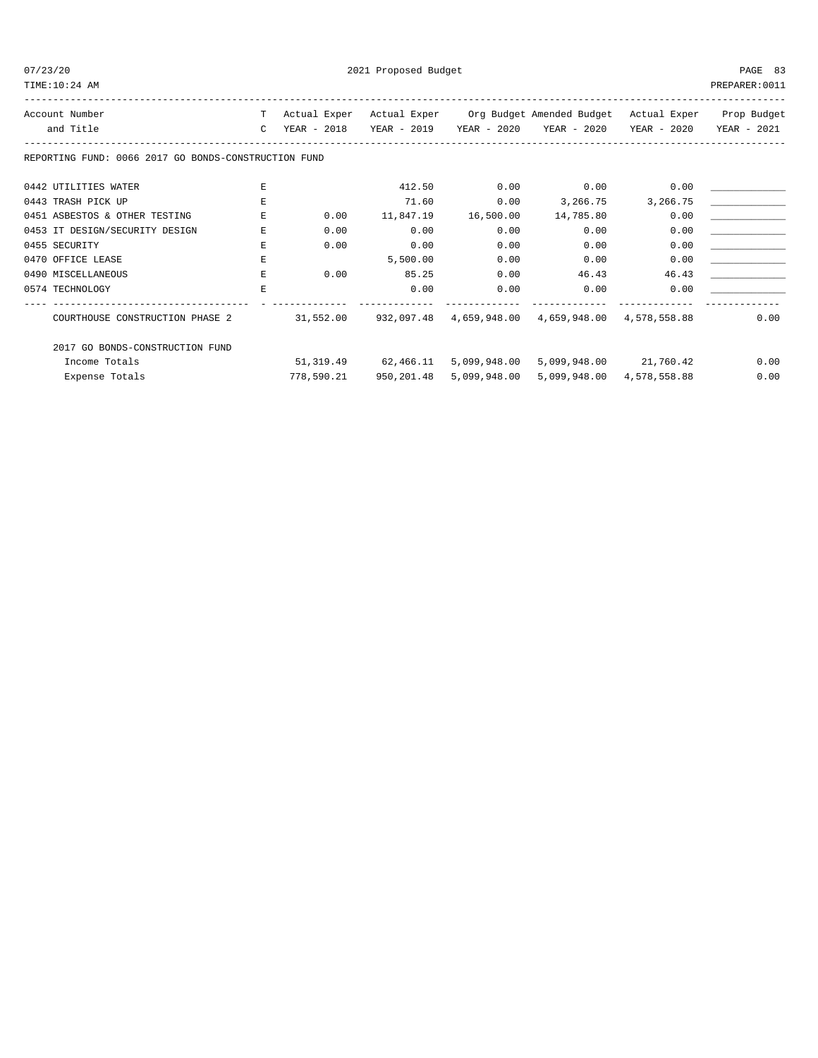REPORTING FUND: 0066 2017 GO BONDS-CONSTRUCTION FUND

| Account Number and Title | TC | Actual Exper YEAR - 2018 | Actual Exper YEAR - 2019 | Org Budget YEAR - 2020 | Amended Budget YEAR - 2020 | Actual Exper YEAR - 2020 | Prop Budget YEAR - 2021 |
|---|---|---|---|---|---|---|---|
| 0442 UTILITIES WATER | E | | 412.50 | 0.00 | 0.00 | 0.00 | _____________ |
| 0443 TRASH PICK UP | E | | 71.60 | 0.00 | 3,266.75 | 3,266.75 | _____________ |
| 0451 ASBESTOS & OTHER TESTING | E | 0.00 | 11,847.19 | 16,500.00 | 14,785.80 | 0.00 | _____________ |
| 0453 IT DESIGN/SECURITY DESIGN | E | 0.00 | 0.00 | 0.00 | 0.00 | 0.00 | _____________ |
| 0455 SECURITY | E | 0.00 | 0.00 | 0.00 | 0.00 | 0.00 | _____________ |
| 0470 OFFICE LEASE | E | | 5,500.00 | 0.00 | 0.00 | 0.00 | _____________ |
| 0490 MISCELLANEOUS | E | 0.00 | 85.25 | 0.00 | 46.43 | 46.43 | _____________ |
| 0574 TECHNOLOGY | E | | 0.00 | 0.00 | 0.00 | 0.00 | _____________ |
| COURTHOUSE CONSTRUCTION PHASE 2 | | 31,552.00 | 932,097.48 | 4,659,948.00 | 4,659,948.00 | 4,578,558.88 | 0.00 |
| 2017 GO BONDS-CONSTRUCTION FUND | | | | | | | |
| Income Totals | | 51,319.49 | 62,466.11 | 5,099,948.00 | 5,099,948.00 | 21,760.42 | 0.00 |
| Expense Totals | | 778,590.21 | 950,201.48 | 5,099,948.00 | 5,099,948.00 | 4,578,558.88 | 0.00 |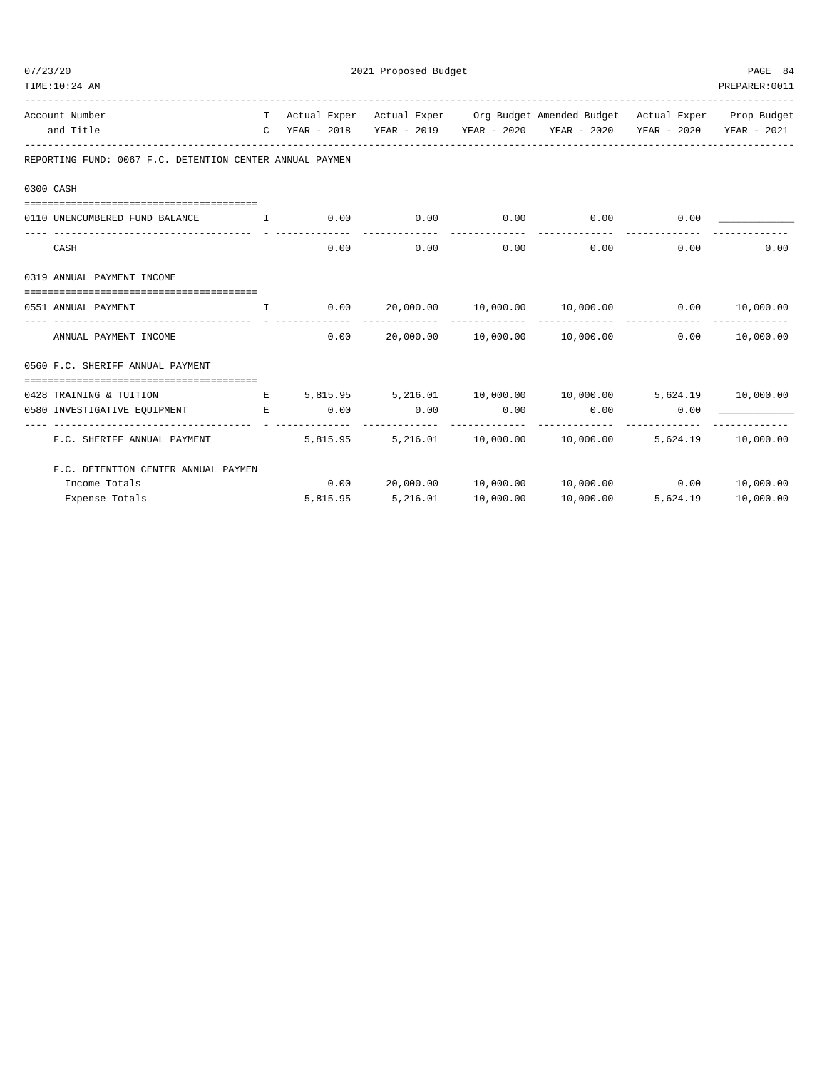REPORTING FUND: 0067 F.C. DETENTION CENTER ANNUAL PAYMEN

| Account Number and Title | TC | Actual Exper YEAR - 2018 | Actual Exper YEAR - 2019 | Org Budget YEAR - 2020 | Amended Budget YEAR - 2020 | Actual Exper YEAR - 2020 | Prop Budget YEAR - 2021 |
|---|---|---|---|---|---|---|---|
| **0300 CASH** | | | | | | | |
| 0110 UNENCUMBERED FUND BALANCE | I | 0.00 | 0.00 | 0.00 | 0.00 | 0.00 | ____________ |
| CASH | | 0.00 | 0.00 | 0.00 | 0.00 | 0.00 | 0.00 |
| **0319 ANNUAL PAYMENT INCOME** | | | | | | | |
| 0551 ANNUAL PAYMENT | I | 0.00 | 20,000.00 | 10,000.00 | 10,000.00 | 0.00 | 10,000.00 |
| ANNUAL PAYMENT INCOME | | 0.00 | 20,000.00 | 10,000.00 | 10,000.00 | 0.00 | 10,000.00 |
| **0560 F.C. SHERIFF ANNUAL PAYMENT** | | | | | | | |
| 0428 TRAINING & TUITION | E | 5,815.95 | 5,216.01 | 10,000.00 | 10,000.00 | 5,624.19 | 10,000.00 |
| 0580 INVESTIGATIVE EQUIPMENT | E | 0.00 | 0.00 | 0.00 | 0.00 | 0.00 | ____________ |
| F.C. SHERIFF ANNUAL PAYMENT | | 5,815.95 | 5,216.01 | 10,000.00 | 10,000.00 | 5,624.19 | 10,000.00 |
| F.C. DETENTION CENTER ANNUAL PAYMEN | | | | | | | |
| Income Totals | | 0.00 | 20,000.00 | 10,000.00 | 10,000.00 | 0.00 | 10,000.00 |
| Expense Totals | | 5,815.95 | 5,216.01 | 10,000.00 | 10,000.00 | 5,624.19 | 10,000.00 |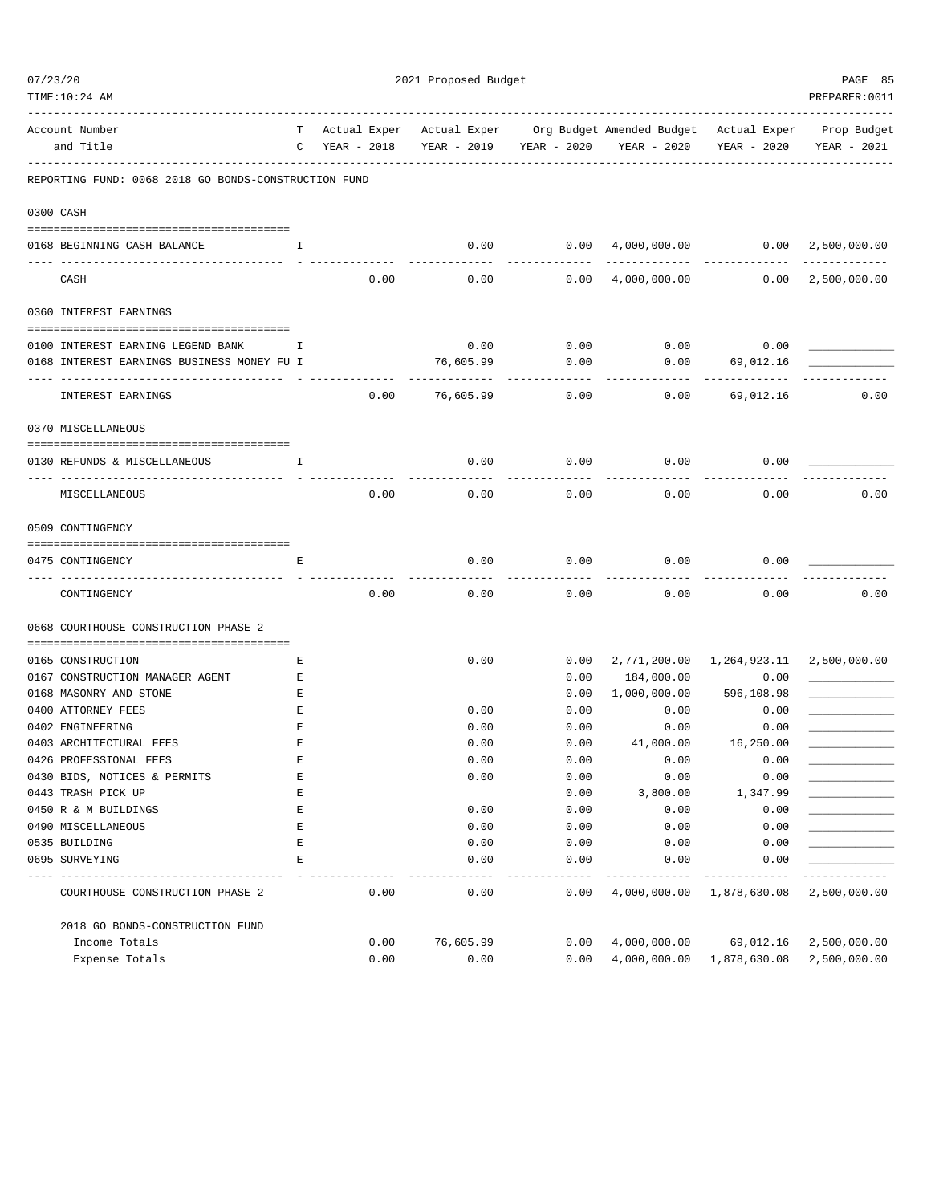2021 Proposed Budget

| Account Number and Title | TC | Actual Exper YEAR - 2018 | Actual Exper YEAR - 2019 | Org Budget YEAR - 2020 | Amended Budget YEAR - 2020 | Actual Exper YEAR - 2020 | Prop Budget YEAR - 2021 |
|---|---|---|---|---|---|---|---|
| **REPORTING FUND: 0068 2018 GO BONDS-CONSTRUCTION FUND** | | | | | | | |
| **0300 CASH** | | | | | | | |
| 0168 BEGINNING CASH BALANCE | I | | 0.00 | 0.00 | 4,000,000.00 | 0.00 | 2,500,000.00 |
| CASH | | 0.00 | 0.00 | 0.00 | 4,000,000.00 | 0.00 | 2,500,000.00 |
| **0360 INTEREST EARNINGS** | | | | | | | |
| 0100 INTEREST EARNING LEGEND BANK | I | | 0.00 | 0.00 | 0.00 | 0.00 | |
| 0168 INTEREST EARNINGS BUSINESS MONEY FU | I | | 76,605.99 | 0.00 | 0.00 | 69,012.16 | |
| INTEREST EARNINGS | | 0.00 | 76,605.99 | 0.00 | 0.00 | 69,012.16 | 0.00 |
| **0370 MISCELLANEOUS** | | | | | | | |
| 0130 REFUNDS & MISCELLANEOUS | I | | 0.00 | 0.00 | 0.00 | 0.00 | |
| MISCELLANEOUS | | 0.00 | 0.00 | 0.00 | 0.00 | 0.00 | 0.00 |
| **0509 CONTINGENCY** | | | | | | | |
| 0475 CONTINGENCY | E | | 0.00 | 0.00 | 0.00 | 0.00 | |
| CONTINGENCY | | 0.00 | 0.00 | 0.00 | 0.00 | 0.00 | 0.00 |
| **0668 COURTHOUSE CONSTRUCTION PHASE 2** | | | | | | | |
| 0165 CONSTRUCTION | E | | 0.00 | 0.00 | 2,771,200.00 | 1,264,923.11 | 2,500,000.00 |
| 0167 CONSTRUCTION MANAGER AGENT | E | | | 0.00 | 184,000.00 | 0.00 | |
| 0168 MASONRY AND STONE | E | | | 0.00 | 1,000,000.00 | 596,108.98 | |
| 0400 ATTORNEY FEES | E | | 0.00 | 0.00 | 0.00 | 0.00 | |
| 0402 ENGINEERING | E | | 0.00 | 0.00 | 0.00 | 0.00 | |
| 0403 ARCHITECTURAL FEES | E | | 0.00 | 0.00 | 41,000.00 | 16,250.00 | |
| 0426 PROFESSIONAL FEES | E | | 0.00 | 0.00 | 0.00 | 0.00 | |
| 0430 BIDS, NOTICES & PERMITS | E | | 0.00 | 0.00 | 0.00 | 0.00 | |
| 0443 TRASH PICK UP | E | | | 0.00 | 3,800.00 | 1,347.99 | |
| 0450 R & M BUILDINGS | E | | 0.00 | 0.00 | 0.00 | 0.00 | |
| 0490 MISCELLANEOUS | E | | 0.00 | 0.00 | 0.00 | 0.00 | |
| 0535 BUILDING | E | | 0.00 | 0.00 | 0.00 | 0.00 | |
| 0695 SURVEYING | E | | 0.00 | 0.00 | 0.00 | 0.00 | |
| COURTHOUSE CONSTRUCTION PHASE 2 | | 0.00 | 0.00 | 0.00 | 4,000,000.00 | 1,878,630.08 | 2,500,000.00 |
| **2018 GO BONDS-CONSTRUCTION FUND** | | | | | | | |
| Income Totals | | 0.00 | 76,605.99 | 0.00 | 4,000,000.00 | 69,012.16 | 2,500,000.00 |
| Expense Totals | | 0.00 | 0.00 | 0.00 | 4,000,000.00 | 1,878,630.08 | 2,500,000.00 |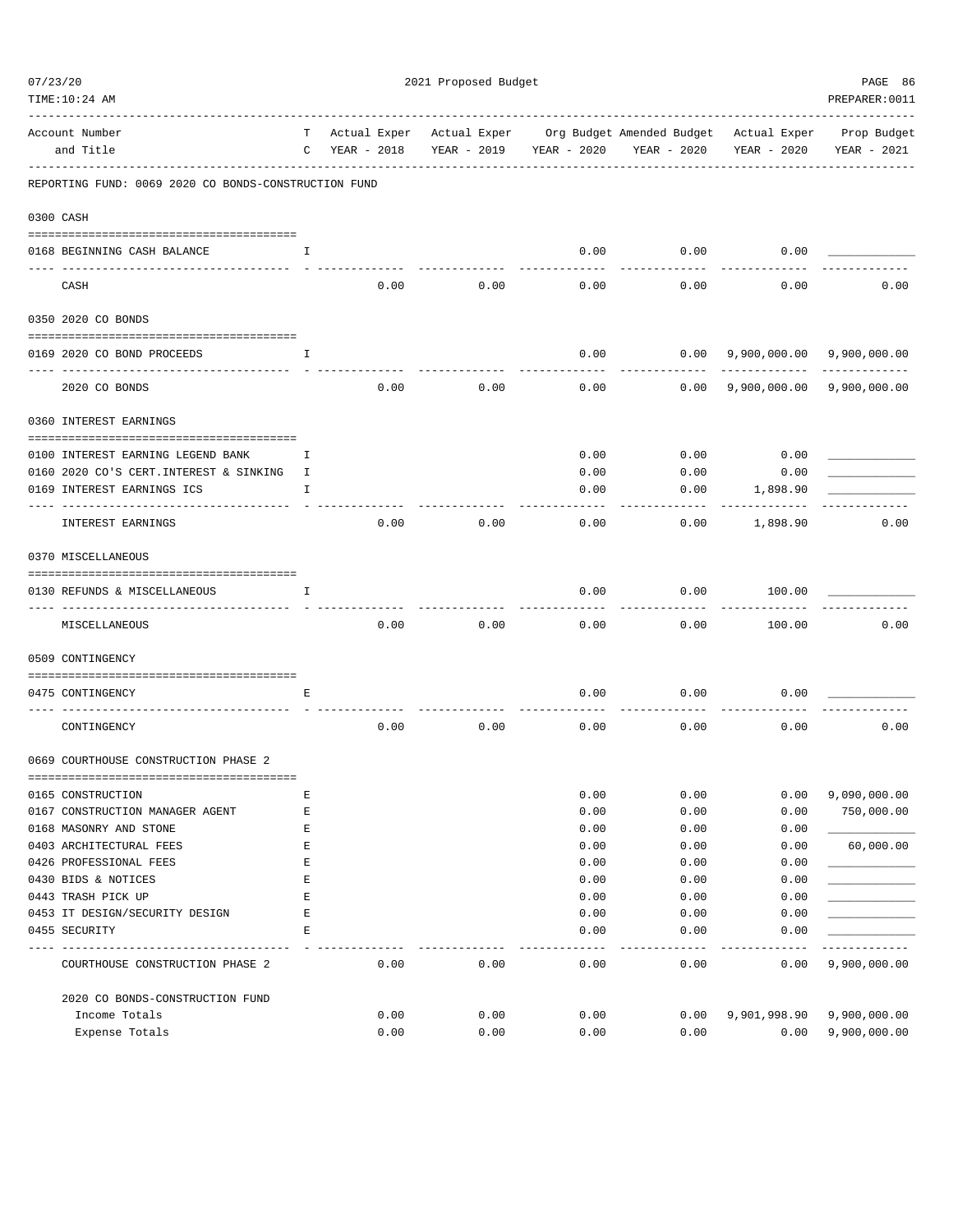2021 Proposed Budget

| Account Number and Title | TC | Actual Exper YEAR - 2018 | Actual Exper YEAR - 2019 | Org Budget YEAR - 2020 | Amended Budget YEAR - 2020 | Actual Exper YEAR - 2020 | Prop Budget YEAR - 2021 |
|---|---|---|---|---|---|---|---|

REPORTING FUND: 0069 2020 CO BONDS-CONSTRUCTION FUND

| Account Number and Title | TC | Actual Exper YEAR - 2018 | Actual Exper YEAR - 2019 | Org Budget YEAR - 2020 | Amended Budget YEAR - 2020 | Actual Exper YEAR - 2020 | Prop Budget YEAR - 2021 |
|---|---|---|---|---|---|---|---|
| **0300 CASH** | | | | | | | |
| 0168 BEGINNING CASH BALANCE | I | | | 0.00 | 0.00 | 0.00 | |
| CASH | | 0.00 | 0.00 | 0.00 | 0.00 | 0.00 | 0.00 |
| **0350 2020 CO BONDS** | | | | | | | |
| 0169 2020 CO BOND PROCEEDS | I | | | 0.00 | 0.00 | 9,900,000.00 | 9,900,000.00 |
| 2020 CO BONDS | | 0.00 | 0.00 | 0.00 | 0.00 | 9,900,000.00 | 9,900,000.00 |
| **0360 INTEREST EARNINGS** | | | | | | | |
| 0100 INTEREST EARNING LEGEND BANK | I | | | 0.00 | 0.00 | 0.00 | |
| 0160 2020 CO'S CERT.INTEREST & SINKING | I | | | 0.00 | 0.00 | 0.00 | |
| 0169 INTEREST EARNINGS ICS | I | | | 0.00 | 0.00 | 1,898.90 | |
| INTEREST EARNINGS | | 0.00 | 0.00 | 0.00 | 0.00 | 1,898.90 | 0.00 |
| **0370 MISCELLANEOUS** | | | | | | | |
| 0130 REFUNDS & MISCELLANEOUS | I | | | 0.00 | 0.00 | 100.00 | |
| MISCELLANEOUS | | 0.00 | 0.00 | 0.00 | 0.00 | 100.00 | 0.00 |
| **0509 CONTINGENCY** | | | | | | | |
| 0475 CONTINGENCY | E | | | 0.00 | 0.00 | 0.00 | |
| CONTINGENCY | | 0.00 | 0.00 | 0.00 | 0.00 | 0.00 | 0.00 |
| **0669 COURTHOUSE CONSTRUCTION PHASE 2** | | | | | | | |
| 0165 CONSTRUCTION | E | | | 0.00 | 0.00 | 0.00 | 9,090,000.00 |
| 0167 CONSTRUCTION MANAGER AGENT | E | | | 0.00 | 0.00 | 0.00 | 750,000.00 |
| 0168 MASONRY AND STONE | E | | | 0.00 | 0.00 | 0.00 | |
| 0403 ARCHITECTURAL FEES | E | | | 0.00 | 0.00 | 0.00 | 60,000.00 |
| 0426 PROFESSIONAL FEES | E | | | 0.00 | 0.00 | 0.00 | |
| 0430 BIDS & NOTICES | E | | | 0.00 | 0.00 | 0.00 | |
| 0443 TRASH PICK UP | E | | | 0.00 | 0.00 | 0.00 | |
| 0453 IT DESIGN/SECURITY DESIGN | E | | | 0.00 | 0.00 | 0.00 | |
| 0455 SECURITY | E | | | 0.00 | 0.00 | 0.00 | |
| COURTHOUSE CONSTRUCTION PHASE 2 | | 0.00 | 0.00 | 0.00 | 0.00 | 0.00 | 9,900,000.00 |
| **2020 CO BONDS-CONSTRUCTION FUND** | | | | | | | |
| Income Totals | | 0.00 | 0.00 | 0.00 | 0.00 | 9,901,998.90 | 9,900,000.00 |
| Expense Totals | | 0.00 | 0.00 | 0.00 | 0.00 | 0.00 | 9,900,000.00 |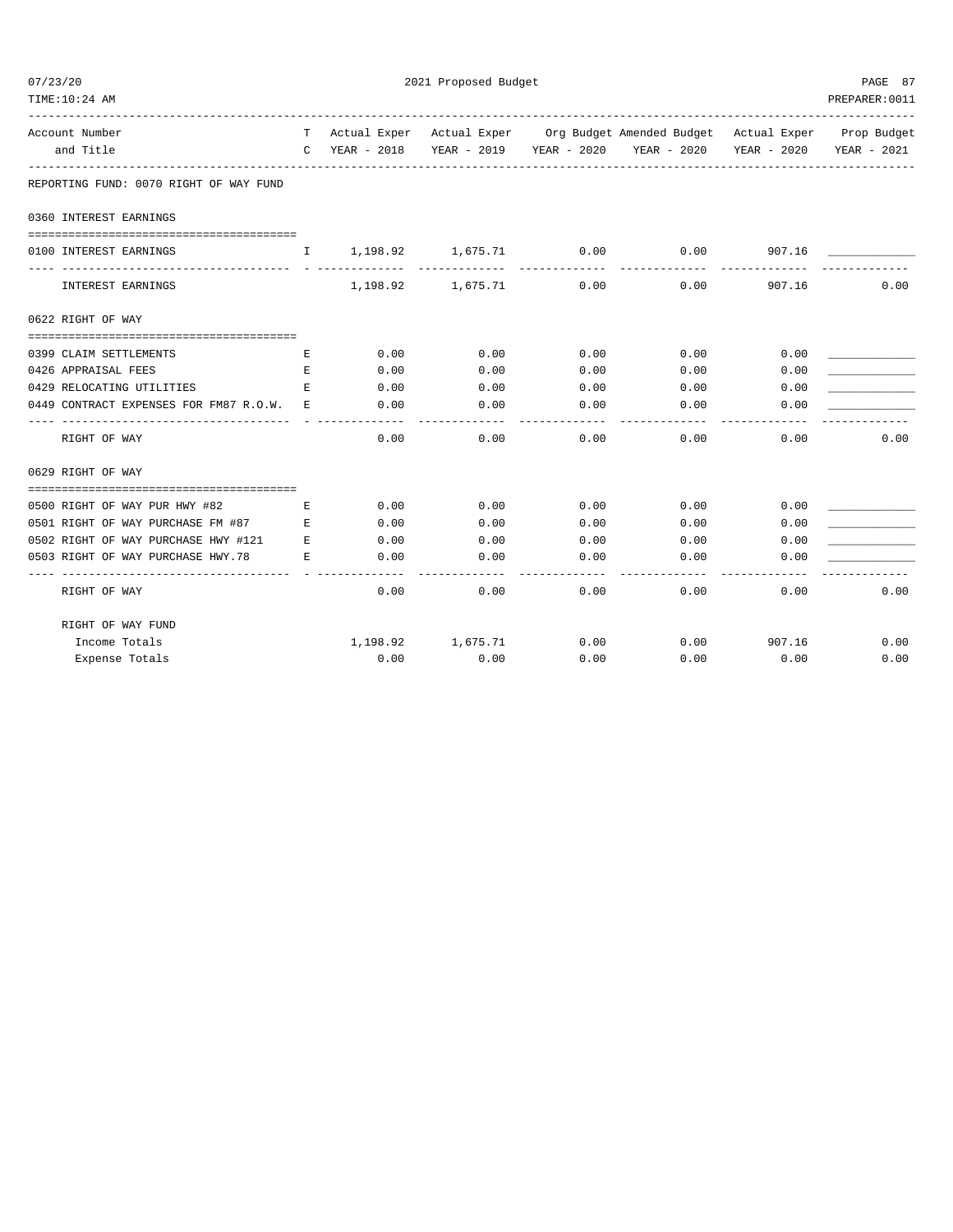2021 Proposed Budget

| Account Number and Title | TC | Actual Exper YEAR - 2018 | Actual Exper YEAR - 2019 | Org Budget YEAR - 2020 | Amended Budget YEAR - 2020 | Actual Exper YEAR - 2020 | Prop Budget YEAR - 2021 |
|---|---|---|---|---|---|---|---|
| **REPORTING FUND: 0070 RIGHT OF WAY FUND** | | | | | | | |
| **0360 INTEREST EARNINGS** | | | | | | | |
| 0100 INTEREST EARNINGS | I | 1,198.92 | 1,675.71 | 0.00 | 0.00 | 907.16 | ____________ |
| INTEREST EARNINGS | | 1,198.92 | 1,675.71 | 0.00 | 0.00 | 907.16 | 0.00 |
| **0622 RIGHT OF WAY** | | | | | | | |
| 0399 CLAIM SETTLEMENTS | E | 0.00 | 0.00 | 0.00 | 0.00 | 0.00 | ____________ |
| 0426 APPRAISAL FEES | E | 0.00 | 0.00 | 0.00 | 0.00 | 0.00 | ____________ |
| 0429 RELOCATING UTILITIES | E | 0.00 | 0.00 | 0.00 | 0.00 | 0.00 | ____________ |
| 0449 CONTRACT EXPENSES FOR FM87 R.O.W. | E | 0.00 | 0.00 | 0.00 | 0.00 | 0.00 | ____________ |
| RIGHT OF WAY | | 0.00 | 0.00 | 0.00 | 0.00 | 0.00 | 0.00 |
| **0629 RIGHT OF WAY** | | | | | | | |
| 0500 RIGHT OF WAY PUR HWY #82 | E | 0.00 | 0.00 | 0.00 | 0.00 | 0.00 | ____________ |
| 0501 RIGHT OF WAY PURCHASE FM #87 | E | 0.00 | 0.00 | 0.00 | 0.00 | 0.00 | ____________ |
| 0502 RIGHT OF WAY PURCHASE HWY #121 | E | 0.00 | 0.00 | 0.00 | 0.00 | 0.00 | ____________ |
| 0503 RIGHT OF WAY PURCHASE HWY.78 | E | 0.00 | 0.00 | 0.00 | 0.00 | 0.00 | ____________ |
| RIGHT OF WAY | | 0.00 | 0.00 | 0.00 | 0.00 | 0.00 | 0.00 |
| **RIGHT OF WAY FUND** | | | | | | | |
| Income Totals | | 1,198.92 | 1,675.71 | 0.00 | 0.00 | 907.16 | 0.00 |
| Expense Totals | | 0.00 | 0.00 | 0.00 | 0.00 | 0.00 | 0.00 |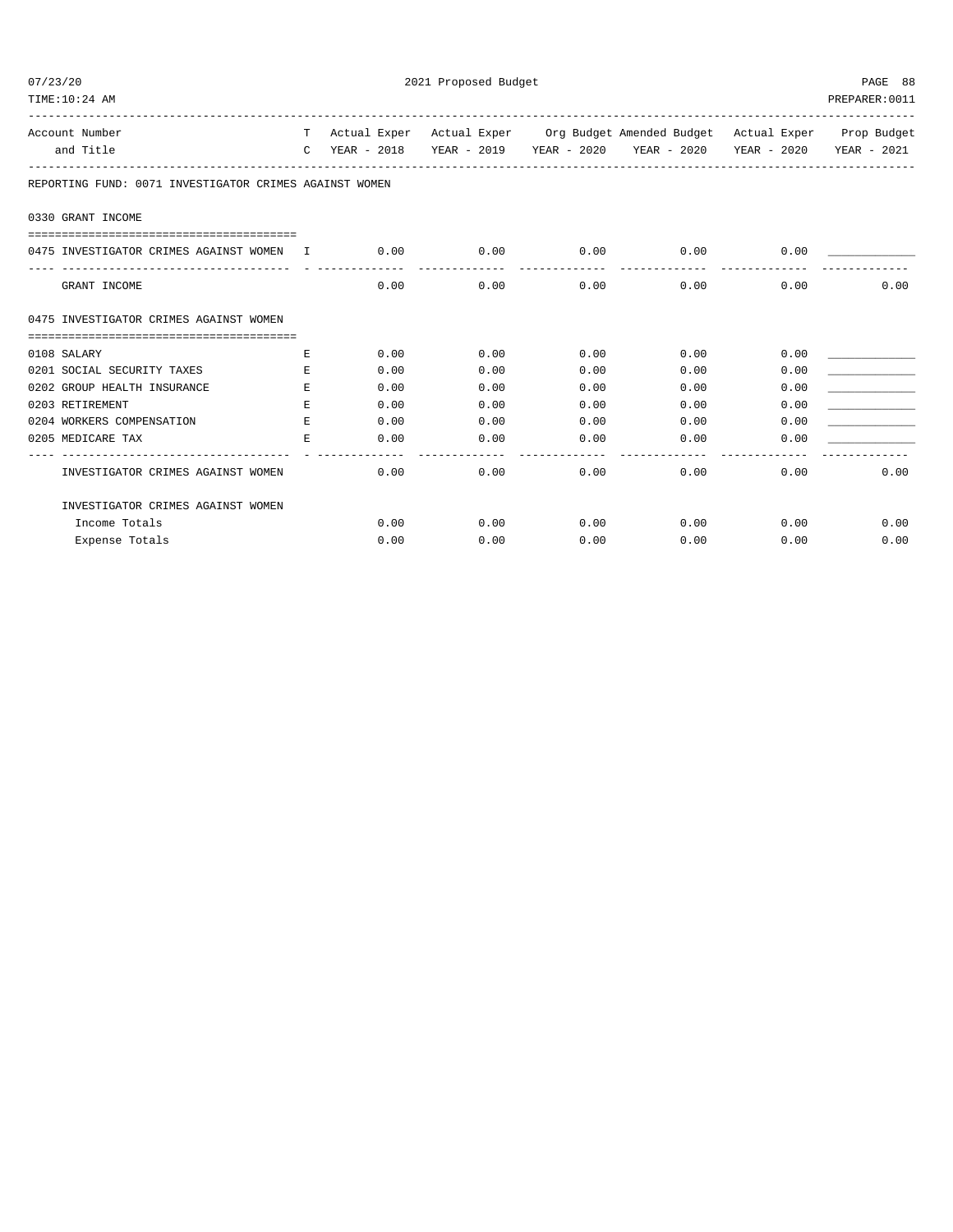| Account Number and Title | T C | Actual Exper YEAR - 2018 | Actual Exper YEAR - 2019 | Org Budget YEAR - 2020 | Amended Budget YEAR - 2020 | Actual Exper YEAR - 2020 | Prop Budget YEAR - 2021 |
|---|---|---|---|---|---|---|---|
| **REPORTING FUND: 0071 INVESTIGATOR CRIMES AGAINST WOMEN** | | | | | | | |
| **0330 GRANT INCOME** | | | | | | | |
| 0475 INVESTIGATOR CRIMES AGAINST WOMEN | I | 0.00 | 0.00 | 0.00 | 0.00 | 0.00 | _____________ |
| GRANT INCOME | | 0.00 | 0.00 | 0.00 | 0.00 | 0.00 | 0.00 |
| **0475 INVESTIGATOR CRIMES AGAINST WOMEN** | | | | | | | |
| 0108 SALARY | E | 0.00 | 0.00 | 0.00 | 0.00 | 0.00 | _____________ |
| 0201 SOCIAL SECURITY TAXES | E | 0.00 | 0.00 | 0.00 | 0.00 | 0.00 | _____________ |
| 0202 GROUP HEALTH INSURANCE | E | 0.00 | 0.00 | 0.00 | 0.00 | 0.00 | _____________ |
| 0203 RETIREMENT | E | 0.00 | 0.00 | 0.00 | 0.00 | 0.00 | _____________ |
| 0204 WORKERS COMPENSATION | E | 0.00 | 0.00 | 0.00 | 0.00 | 0.00 | _____________ |
| 0205 MEDICARE TAX | E | 0.00 | 0.00 | 0.00 | 0.00 | 0.00 | _____________ |
| INVESTIGATOR CRIMES AGAINST WOMEN | | 0.00 | 0.00 | 0.00 | 0.00 | 0.00 | 0.00 |
| **INVESTIGATOR CRIMES AGAINST WOMEN** | | | | | | | |
| Income Totals | | 0.00 | 0.00 | 0.00 | 0.00 | 0.00 | 0.00 |
| Expense Totals | | 0.00 | 0.00 | 0.00 | 0.00 | 0.00 | 0.00 |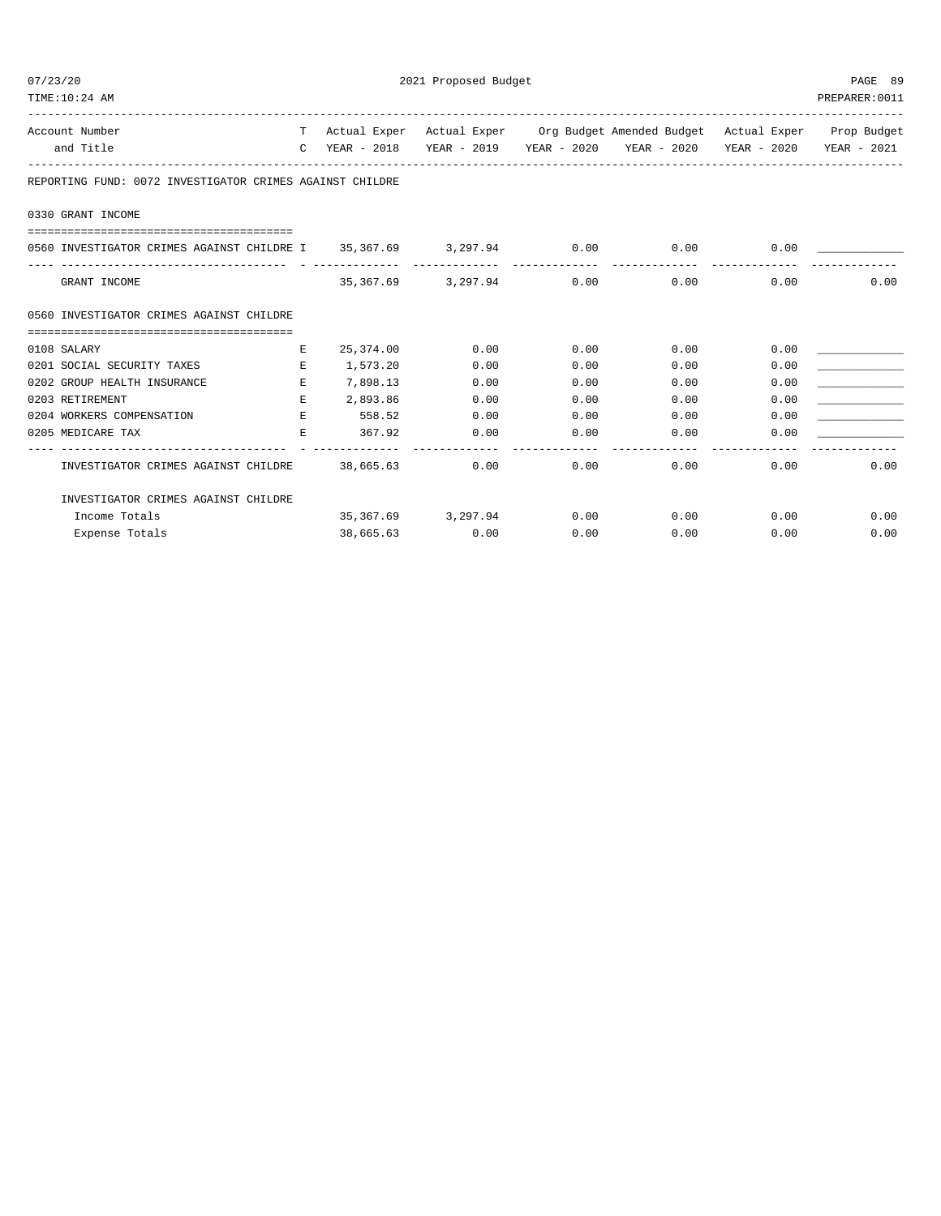REPORTING FUND: 0072 INVESTIGATOR CRIMES AGAINST CHILDRE

| Account Number and Title | TC | Actual Exper YEAR - 2018 | Actual Exper YEAR - 2019 | Org Budget YEAR - 2020 | Amended Budget YEAR - 2020 | Actual Exper YEAR - 2020 | Prop Budget YEAR - 2021 |
|---|---|---|---|---|---|---|---|
| **0330 GRANT INCOME** | | | | | | | |
| 0560 INVESTIGATOR CRIMES AGAINST CHILDRE | I | 35,367.69 | 3,297.94 | 0.00 | 0.00 | 0.00 | ____________ |
| GRANT INCOME | | 35,367.69 | 3,297.94 | 0.00 | 0.00 | 0.00 | 0.00 |
| **0560 INVESTIGATOR CRIMES AGAINST CHILDRE** | | | | | | | |
| 0108 SALARY | E | 25,374.00 | 0.00 | 0.00 | 0.00 | 0.00 | ____________ |
| 0201 SOCIAL SECURITY TAXES | E | 1,573.20 | 0.00 | 0.00 | 0.00 | 0.00 | ____________ |
| 0202 GROUP HEALTH INSURANCE | E | 7,898.13 | 0.00 | 0.00 | 0.00 | 0.00 | ____________ |
| 0203 RETIREMENT | E | 2,893.86 | 0.00 | 0.00 | 0.00 | 0.00 | ____________ |
| 0204 WORKERS COMPENSATION | E | 558.52 | 0.00 | 0.00 | 0.00 | 0.00 | ____________ |
| 0205 MEDICARE TAX | E | 367.92 | 0.00 | 0.00 | 0.00 | 0.00 | ____________ |
| INVESTIGATOR CRIMES AGAINST CHILDRE | | 38,665.63 | 0.00 | 0.00 | 0.00 | 0.00 | 0.00 |
| **INVESTIGATOR CRIMES AGAINST CHILDRE** | | | | | | | |
| Income Totals | | 35,367.69 | 3,297.94 | 0.00 | 0.00 | 0.00 | 0.00 |
| Expense Totals | | 38,665.63 | 0.00 | 0.00 | 0.00 | 0.00 | 0.00 |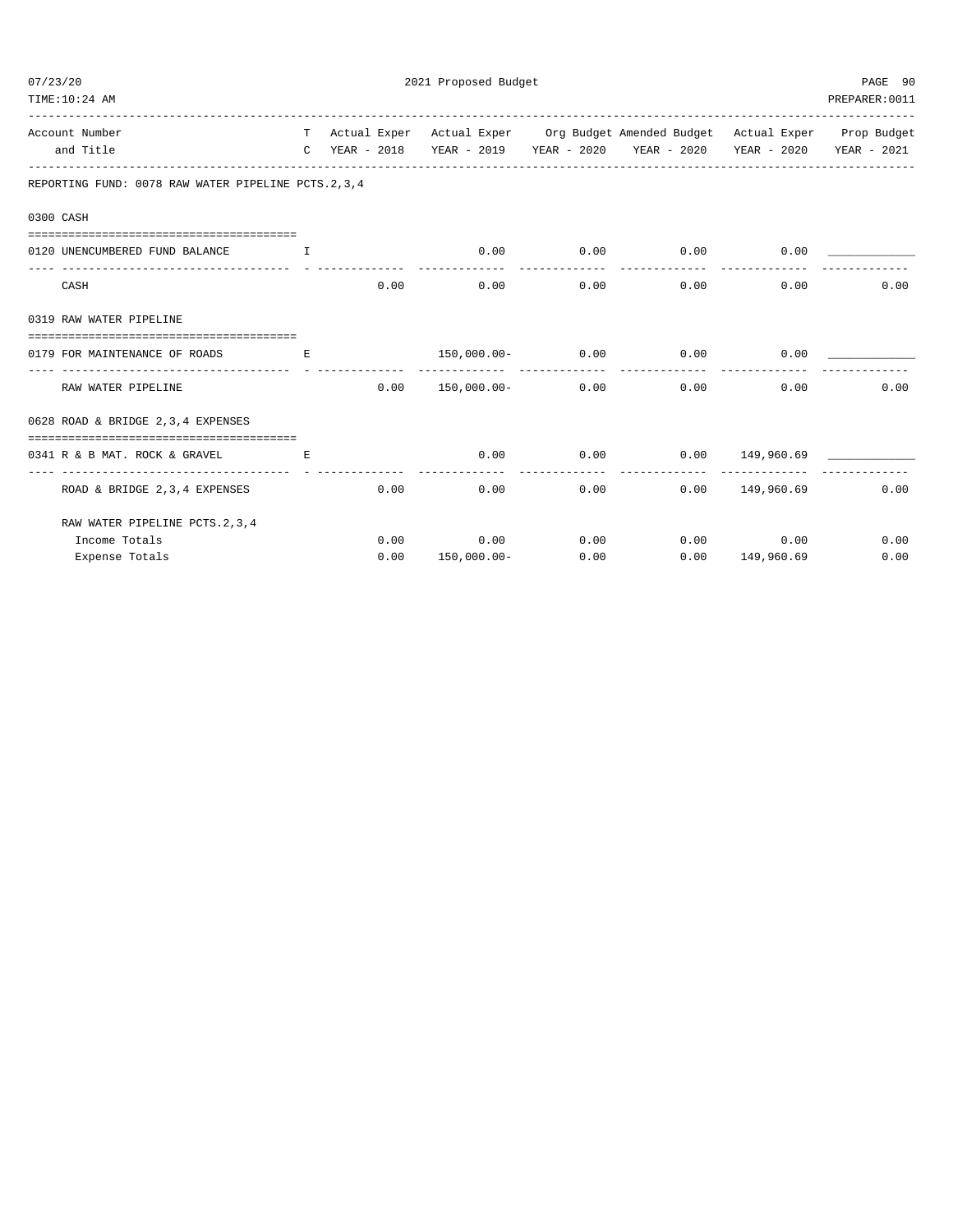REPORTING FUND: 0078 RAW WATER PIPELINE PCTS.2,3,4

| Account Number and Title | TC | Actual Exper YEAR - 2018 | Actual Exper YEAR - 2019 | Org Budget YEAR - 2020 | Amended Budget YEAR - 2020 | Actual Exper YEAR - 2020 | Prop Budget YEAR - 2021 |
|---|---|---|---|---|---|---|---|
| **0300 CASH** | | | | | | | |
| 0120 UNENCUMBERED FUND BALANCE | I | | 0.00 | 0.00 | 0.00 | 0.00 | ____________ |
| CASH | | 0.00 | 0.00 | 0.00 | 0.00 | 0.00 | 0.00 |
| **0319 RAW WATER PIPELINE** | | | | | | | |
| 0179 FOR MAINTENANCE OF ROADS | E | | 150,000.00- | 0.00 | 0.00 | 0.00 | ____________ |
| RAW WATER PIPELINE | | 0.00 | 150,000.00- | 0.00 | 0.00 | 0.00 | 0.00 |
| **0628 ROAD & BRIDGE 2,3,4 EXPENSES** | | | | | | | |
| 0341 R & B MAT. ROCK & GRAVEL | E | | 0.00 | 0.00 | 0.00 | 149,960.69 | ____________ |
| ROAD & BRIDGE 2,3,4 EXPENSES | | 0.00 | 0.00 | 0.00 | 0.00 | 149,960.69 | 0.00 |
| RAW WATER PIPELINE PCTS.2,3,4 | | | | | | | |
| Income Totals | | 0.00 | 0.00 | 0.00 | 0.00 | 0.00 | 0.00 |
| Expense Totals | | 0.00 | 150,000.00- | 0.00 | 0.00 | 149,960.69 | 0.00 |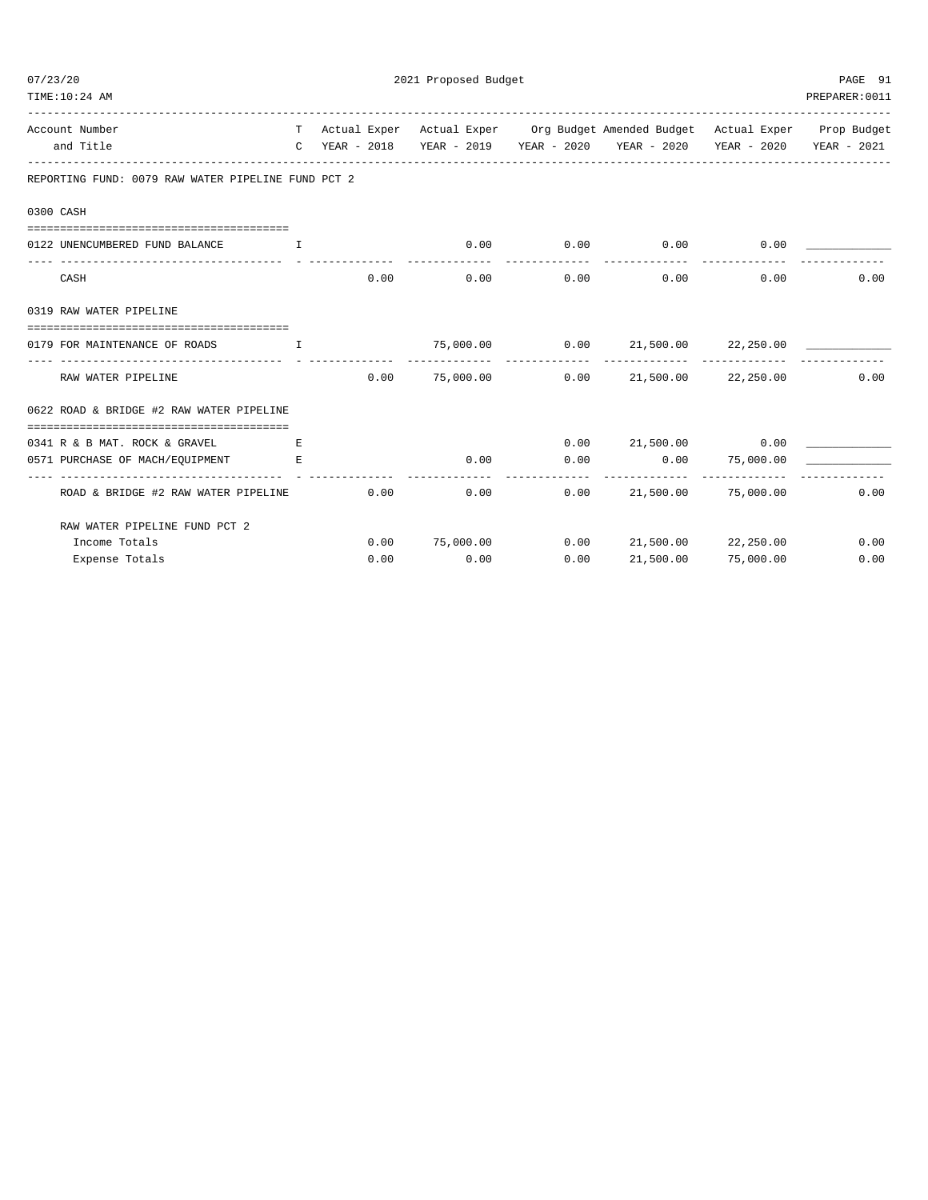**2021 Proposed Budget**

| Account Number and Title | T C | Actual Exper YEAR - 2018 | Actual Exper YEAR - 2019 | Org Budget YEAR - 2020 | Amended Budget YEAR - 2020 | Actual Exper YEAR - 2020 | Prop Budget YEAR - 2021 |
|---|---|---|---|---|---|---|---|
| **REPORTING FUND: 0079 RAW WATER PIPELINE FUND PCT 2** | | | | | | | |
| **0300 CASH** | | | | | | | |
| 0122 UNENCUMBERED FUND BALANCE | I | | 0.00 | 0.00 | 0.00 | 0.00 | |
| CASH | | 0.00 | 0.00 | 0.00 | 0.00 | 0.00 | 0.00 |
| **0319 RAW WATER PIPELINE** | | | | | | | |
| 0179 FOR MAINTENANCE OF ROADS | I | | 75,000.00 | 0.00 | 21,500.00 | 22,250.00 | |
| RAW WATER PIPELINE | | 0.00 | 75,000.00 | 0.00 | 21,500.00 | 22,250.00 | 0.00 |
| **0622 ROAD & BRIDGE #2 RAW WATER PIPELINE** | | | | | | | |
| 0341 R & B MAT. ROCK & GRAVEL | E | | | 0.00 | 21,500.00 | 0.00 | |
| 0571 PURCHASE OF MACH/EQUIPMENT | E | | 0.00 | 0.00 | 0.00 | 75,000.00 | |
| ROAD & BRIDGE #2 RAW WATER PIPELINE | | 0.00 | 0.00 | 0.00 | 21,500.00 | 75,000.00 | 0.00 |
| **RAW WATER PIPELINE FUND PCT 2** | | | | | | | |
| Income Totals | | 0.00 | 75,000.00 | 0.00 | 21,500.00 | 22,250.00 | 0.00 |
| Expense Totals | | 0.00 | 0.00 | 0.00 | 21,500.00 | 75,000.00 | 0.00 |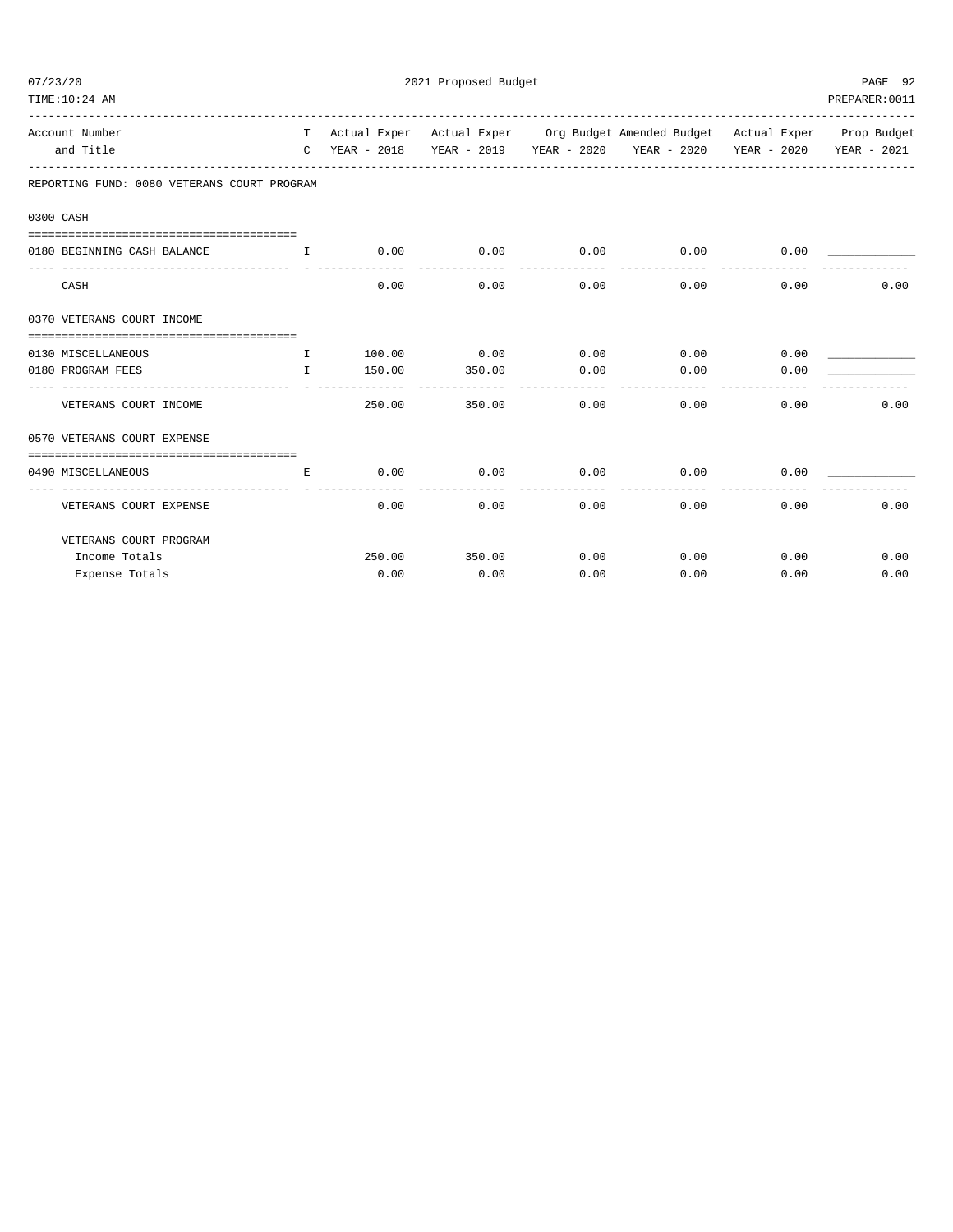2021 Proposed Budget

| Account Number and Title | T C | Actual Exper YEAR - 2018 | Actual Exper YEAR - 2019 | Org Budget YEAR - 2020 | Amended Budget YEAR - 2020 | Actual Exper YEAR - 2020 | Prop Budget YEAR - 2021 |
|---|---|---|---|---|---|---|---|
| **REPORTING FUND: 0080 VETERANS COURT PROGRAM** | | | | | | | |
| **0300 CASH** | | | | | | | |
| 0180 BEGINNING CASH BALANCE | I | 0.00 | 0.00 | 0.00 | 0.00 | 0.00 | ____________ |
| CASH | | 0.00 | 0.00 | 0.00 | 0.00 | 0.00 | 0.00 |
| **0370 VETERANS COURT INCOME** | | | | | | | |
| 0130 MISCELLANEOUS | I | 100.00 | 0.00 | 0.00 | 0.00 | 0.00 | ____________ |
| 0180 PROGRAM FEES | I | 150.00 | 350.00 | 0.00 | 0.00 | 0.00 | ____________ |
| VETERANS COURT INCOME | | 250.00 | 350.00 | 0.00 | 0.00 | 0.00 | 0.00 |
| **0570 VETERANS COURT EXPENSE** | | | | | | | |
| 0490 MISCELLANEOUS | E | 0.00 | 0.00 | 0.00 | 0.00 | 0.00 | ____________ |
| VETERANS COURT EXPENSE | | 0.00 | 0.00 | 0.00 | 0.00 | 0.00 | 0.00 |
| **VETERANS COURT PROGRAM** | | | | | | | |
| Income Totals | | 250.00 | 350.00 | 0.00 | 0.00 | 0.00 | 0.00 |
| Expense Totals | | 0.00 | 0.00 | 0.00 | 0.00 | 0.00 | 0.00 |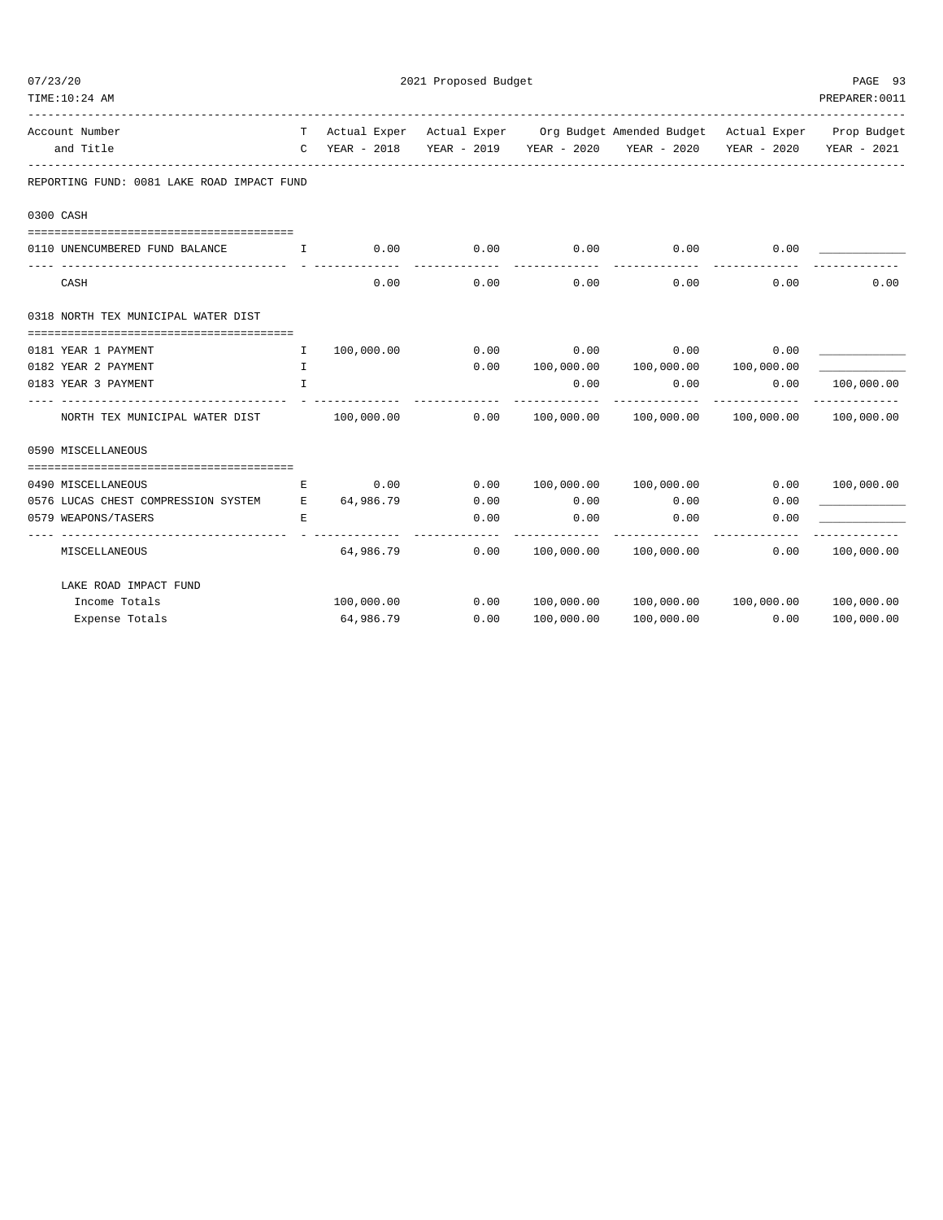REPORTING FUND: 0081 LAKE ROAD IMPACT FUND

| Account Number and Title | TC | Actual Exper YEAR - 2018 | Actual Exper YEAR - 2019 | Org Budget YEAR - 2020 | Amended Budget YEAR - 2020 | Actual Exper YEAR - 2020 | Prop Budget YEAR - 2021 |
|---|---|---|---|---|---|---|---|
| **0300 CASH** | | | | | | | |
| 0110 UNENCUMBERED FUND BALANCE | I | 0.00 | 0.00 | 0.00 | 0.00 | 0.00 | ____________ |
| CASH | | 0.00 | 0.00 | 0.00 | 0.00 | 0.00 | 0.00 |
| **0318 NORTH TEX MUNICIPAL WATER DIST** | | | | | | | |
| 0181 YEAR 1 PAYMENT | I | 100,000.00 | 0.00 | 0.00 | 0.00 | 0.00 | ____________ |
| 0182 YEAR 2 PAYMENT | I | | 0.00 | 100,000.00 | 100,000.00 | 100,000.00 | ____________ |
| 0183 YEAR 3 PAYMENT | I | | | 0.00 | 0.00 | 0.00 | 100,000.00 |
| NORTH TEX MUNICIPAL WATER DIST | | 100,000.00 | 0.00 | 100,000.00 | 100,000.00 | 100,000.00 | 100,000.00 |
| **0590 MISCELLANEOUS** | | | | | | | |
| 0490 MISCELLANEOUS | E | 0.00 | 0.00 | 100,000.00 | 100,000.00 | 0.00 | 100,000.00 |
| 0576 LUCAS CHEST COMPRESSION SYSTEM | E | 64,986.79 | 0.00 | 0.00 | 0.00 | 0.00 | ____________ |
| 0579 WEAPONS/TASERS | E | | 0.00 | 0.00 | 0.00 | 0.00 | ____________ |
| MISCELLANEOUS | | 64,986.79 | 0.00 | 100,000.00 | 100,000.00 | 0.00 | 100,000.00 |
| LAKE ROAD IMPACT FUND | | | | | | | |
| Income Totals | | 100,000.00 | 0.00 | 100,000.00 | 100,000.00 | 100,000.00 | 100,000.00 |
| Expense Totals | | 64,986.79 | 0.00 | 100,000.00 | 100,000.00 | 0.00 | 100,000.00 |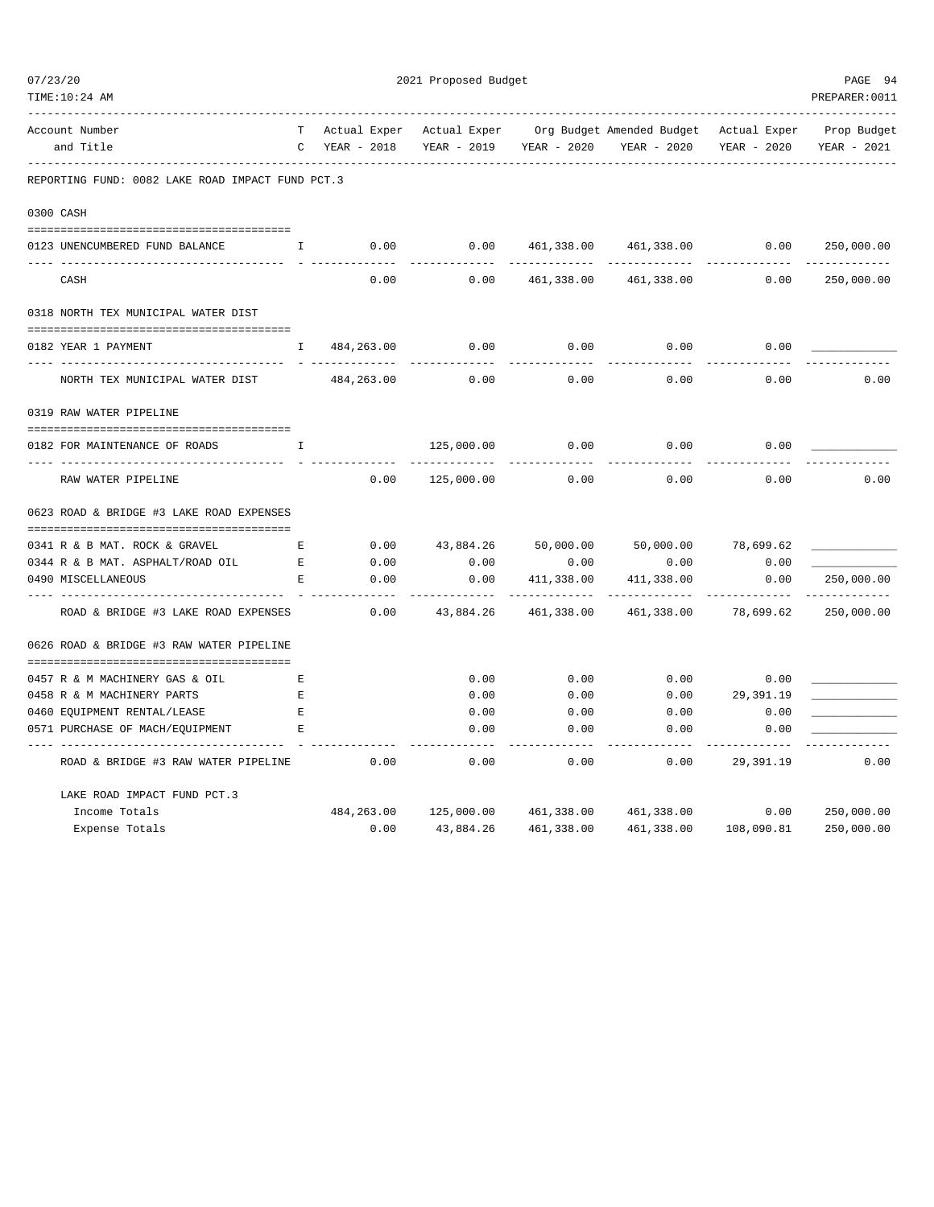2021 Proposed Budget

REPORTING FUND: 0082 LAKE ROAD IMPACT FUND PCT.3

| Account Number and Title | TC | Actual Exper YEAR - 2018 | Actual Exper YEAR - 2019 | Org Budget YEAR - 2020 | Amended Budget YEAR - 2020 | Actual Exper YEAR - 2020 | Prop Budget YEAR - 2021 |
|---|---|---|---|---|---|---|---|
| **0300 CASH** | | | | | | | |
| 0123 UNENCUMBERED FUND BALANCE | I | 0.00 | 0.00 | 461,338.00 | 461,338.00 | 0.00 | 250,000.00 |
| CASH | | 0.00 | 0.00 | 461,338.00 | 461,338.00 | 0.00 | 250,000.00 |
| **0318 NORTH TEX MUNICIPAL WATER DIST** | | | | | | | |
| 0182 YEAR 1 PAYMENT | I | 484,263.00 | 0.00 | 0.00 | 0.00 | 0.00 | ____________ |
| NORTH TEX MUNICIPAL WATER DIST | | 484,263.00 | 0.00 | 0.00 | 0.00 | 0.00 | 0.00 |
| **0319 RAW WATER PIPELINE** | | | | | | | |
| 0182 FOR MAINTENANCE OF ROADS | I | | 125,000.00 | 0.00 | 0.00 | 0.00 | ____________ |
| RAW WATER PIPELINE | | 0.00 | 125,000.00 | 0.00 | 0.00 | 0.00 | 0.00 |
| **0623 ROAD & BRIDGE #3 LAKE ROAD EXPENSES** | | | | | | | |
| 0341 R & B MAT. ROCK & GRAVEL | E | 0.00 | 43,884.26 | 50,000.00 | 50,000.00 | 78,699.62 | ____________ |
| 0344 R & B MAT. ASPHALT/ROAD OIL | E | 0.00 | 0.00 | 0.00 | 0.00 | 0.00 | ____________ |
| 0490 MISCELLANEOUS | E | 0.00 | 0.00 | 411,338.00 | 411,338.00 | 0.00 | 250,000.00 |
| ROAD & BRIDGE #3 LAKE ROAD EXPENSES | | 0.00 | 43,884.26 | 461,338.00 | 461,338.00 | 78,699.62 | 250,000.00 |
| **0626 ROAD & BRIDGE #3 RAW WATER PIPELINE** | | | | | | | |
| 0457 R & M MACHINERY GAS & OIL | E | | 0.00 | 0.00 | 0.00 | 0.00 | ____________ |
| 0458 R & M MACHINERY PARTS | E | | 0.00 | 0.00 | 0.00 | 29,391.19 | ____________ |
| 0460 EQUIPMENT RENTAL/LEASE | E | | 0.00 | 0.00 | 0.00 | 0.00 | ____________ |
| 0571 PURCHASE OF MACH/EQUIPMENT | E | | 0.00 | 0.00 | 0.00 | 0.00 | ____________ |
| ROAD & BRIDGE #3 RAW WATER PIPELINE | | 0.00 | 0.00 | 0.00 | 0.00 | 29,391.19 | 0.00 |
| **LAKE ROAD IMPACT FUND PCT.3** | | | | | | | |
| Income Totals | | 484,263.00 | 125,000.00 | 461,338.00 | 461,338.00 | 0.00 | 250,000.00 |
| Expense Totals | | 0.00 | 43,884.26 | 461,338.00 | 461,338.00 | 108,090.81 | 250,000.00 |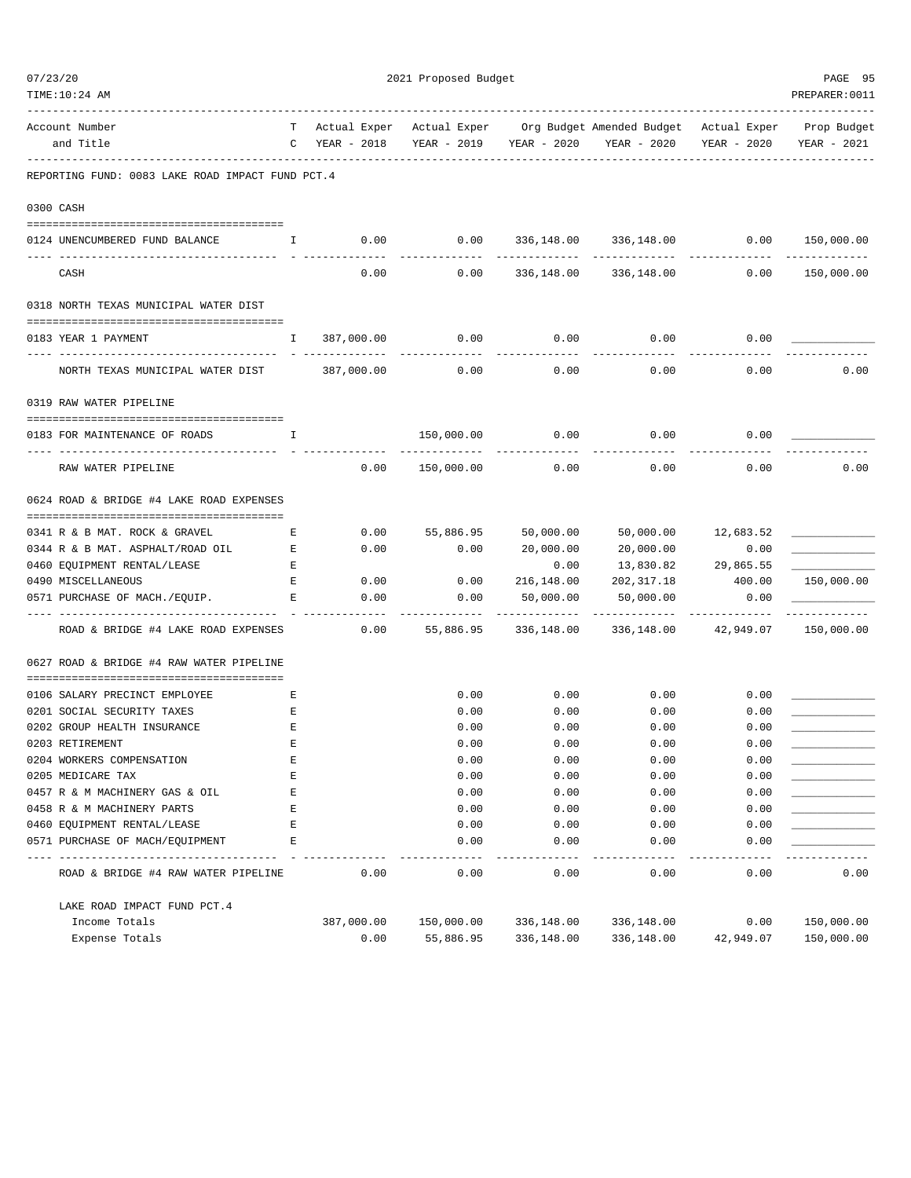07/23/20 2021 Proposed Budget
TIME:10:24 AM PREPARER:0011

| Account Number and Title | TC | Actual Exper YEAR - 2018 | Actual Exper YEAR - 2019 | Org Budget YEAR - 2020 | Amended Budget YEAR - 2020 | Actual Exper YEAR - 2020 | Prop Budget YEAR - 2021 |
|---|---|---|---|---|---|---|---|
| **REPORTING FUND: 0083 LAKE ROAD IMPACT FUND PCT.4** | | | | | | | |
| **0300 CASH** | | | | | | | |
| 0124 UNENCUMBERED FUND BALANCE | I | 0.00 | 0.00 | 336,148.00 | 336,148.00 | 0.00 | 150,000.00 |
| CASH | | 0.00 | 0.00 | 336,148.00 | 336,148.00 | 0.00 | 150,000.00 |
| **0318 NORTH TEXAS MUNICIPAL WATER DIST** | | | | | | | |
| 0183 YEAR 1 PAYMENT | I | 387,000.00 | 0.00 | 0.00 | 0.00 | 0.00 | |
| NORTH TEXAS MUNICIPAL WATER DIST | | 387,000.00 | 0.00 | 0.00 | 0.00 | 0.00 | 0.00 |
| **0319 RAW WATER PIPELINE** | | | | | | | |
| 0183 FOR MAINTENANCE OF ROADS | I | | 150,000.00 | 0.00 | 0.00 | 0.00 | |
| RAW WATER PIPELINE | | 0.00 | 150,000.00 | 0.00 | 0.00 | 0.00 | 0.00 |
| **0624 ROAD & BRIDGE #4 LAKE ROAD EXPENSES** | | | | | | | |
| 0341 R & B MAT. ROCK & GRAVEL | E | 0.00 | 55,886.95 | 50,000.00 | 50,000.00 | 12,683.52 | |
| 0344 R & B MAT. ASPHALT/ROAD OIL | E | 0.00 | 0.00 | 20,000.00 | 20,000.00 | 0.00 | |
| 0460 EQUIPMENT RENTAL/LEASE | E | | | 0.00 | 13,830.82 | 29,865.55 | |
| 0490 MISCELLANEOUS | E | 0.00 | 0.00 | 216,148.00 | 202,317.18 | 400.00 | 150,000.00 |
| 0571 PURCHASE OF MACH./EQUIP. | E | 0.00 | 0.00 | 50,000.00 | 50,000.00 | 0.00 | |
| ROAD & BRIDGE #4 LAKE ROAD EXPENSES | | 0.00 | 55,886.95 | 336,148.00 | 336,148.00 | 42,949.07 | 150,000.00 |
| **0627 ROAD & BRIDGE #4 RAW WATER PIPELINE** | | | | | | | |
| 0106 SALARY PRECINCT EMPLOYEE | E | | 0.00 | 0.00 | 0.00 | 0.00 | |
| 0201 SOCIAL SECURITY TAXES | E | | 0.00 | 0.00 | 0.00 | 0.00 | |
| 0202 GROUP HEALTH INSURANCE | E | | 0.00 | 0.00 | 0.00 | 0.00 | |
| 0203 RETIREMENT | E | | 0.00 | 0.00 | 0.00 | 0.00 | |
| 0204 WORKERS COMPENSATION | E | | 0.00 | 0.00 | 0.00 | 0.00 | |
| 0205 MEDICARE TAX | E | | 0.00 | 0.00 | 0.00 | 0.00 | |
| 0457 R & M MACHINERY GAS & OIL | E | | 0.00 | 0.00 | 0.00 | 0.00 | |
| 0458 R & M MACHINERY PARTS | E | | 0.00 | 0.00 | 0.00 | 0.00 | |
| 0460 EQUIPMENT RENTAL/LEASE | E | | 0.00 | 0.00 | 0.00 | 0.00 | |
| 0571 PURCHASE OF MACH/EQUIPMENT | E | | 0.00 | 0.00 | 0.00 | 0.00 | |
| ROAD & BRIDGE #4 RAW WATER PIPELINE | | 0.00 | 0.00 | 0.00 | 0.00 | 0.00 | 0.00 |
| **LAKE ROAD IMPACT FUND PCT.4** | | | | | | | |
| Income Totals | | 387,000.00 | 150,000.00 | 336,148.00 | 336,148.00 | 0.00 | 150,000.00 |
| Expense Totals | | 0.00 | 55,886.95 | 336,148.00 | 336,148.00 | 42,949.07 | 150,000.00 |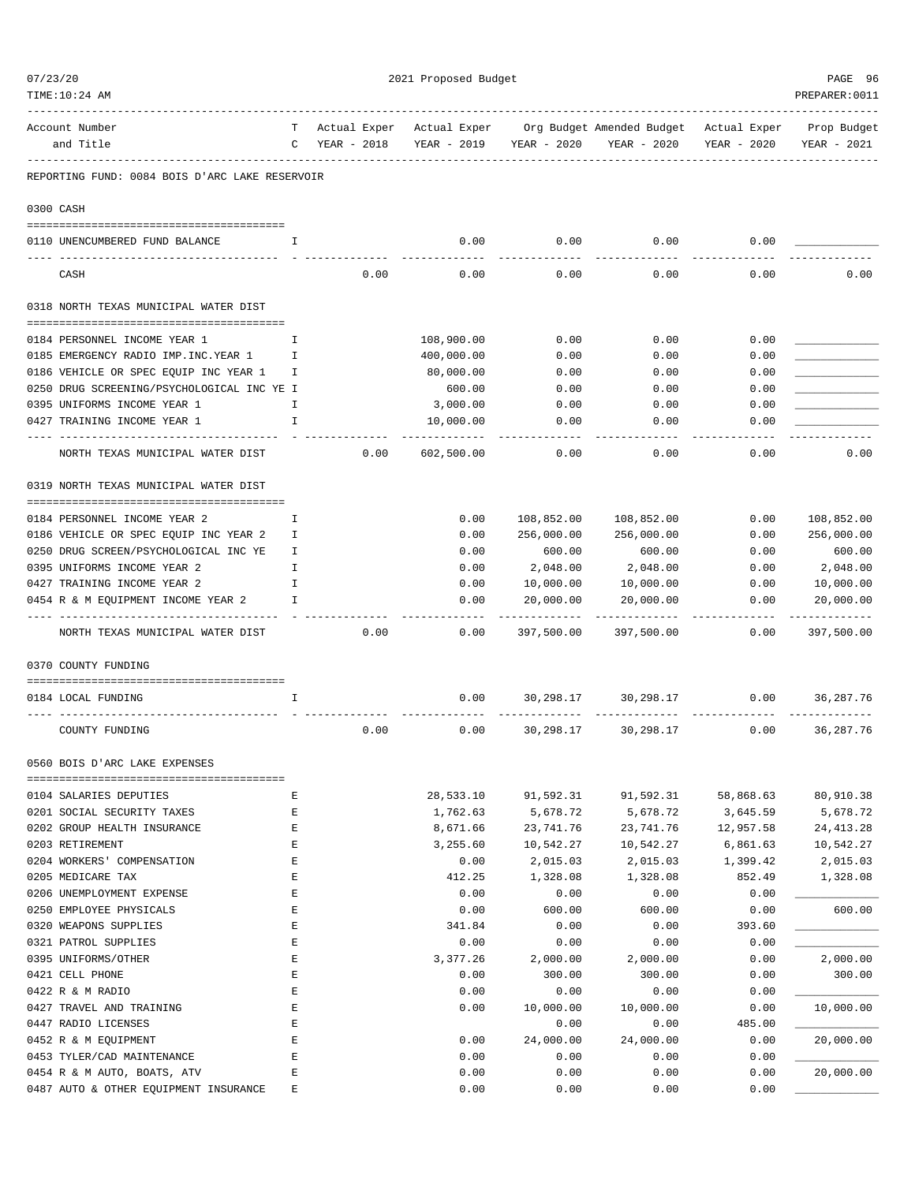2021 Proposed Budget

REPORTING FUND: 0084 BOIS D'ARC LAKE RESERVOIR

| Account Number and Title | TC | Actual Exper YEAR - 2018 | Actual Exper YEAR - 2019 | Org Budget YEAR - 2020 | Amended Budget YEAR - 2020 | Actual Exper YEAR - 2020 | Prop Budget YEAR - 2021 |
|---|---|---|---|---|---|---|---|
| **0300 CASH** | | | | | | | |
| 0110 UNENCUMBERED FUND BALANCE | I | | 0.00 | 0.00 | 0.00 | 0.00 | |
| CASH | | 0.00 | 0.00 | 0.00 | 0.00 | 0.00 | 0.00 |
| **0318 NORTH TEXAS MUNICIPAL WATER DIST** | | | | | | | |
| 0184 PERSONNEL INCOME YEAR 1 | I | | 108,900.00 | 0.00 | 0.00 | 0.00 | |
| 0185 EMERGENCY RADIO IMP.INC.YEAR 1 | I | | 400,000.00 | 0.00 | 0.00 | 0.00 | |
| 0186 VEHICLE OR SPEC EQUIP INC YEAR 1 | I | | 80,000.00 | 0.00 | 0.00 | 0.00 | |
| 0250 DRUG SCREENING/PSYCHOLOGICAL INC YE | I | | 600.00 | 0.00 | 0.00 | 0.00 | |
| 0395 UNIFORMS INCOME YEAR 1 | I | | 3,000.00 | 0.00 | 0.00 | 0.00 | |
| 0427 TRAINING INCOME YEAR 1 | I | | 10,000.00 | 0.00 | 0.00 | 0.00 | |
| NORTH TEXAS MUNICIPAL WATER DIST | | 0.00 | 602,500.00 | 0.00 | 0.00 | 0.00 | 0.00 |
| **0319 NORTH TEXAS MUNICIPAL WATER DIST** | | | | | | | |
| 0184 PERSONNEL INCOME YEAR 2 | I | | 0.00 | 108,852.00 | 108,852.00 | 0.00 | 108,852.00 |
| 0186 VEHICLE OR SPEC EQUIP INC YEAR 2 | I | | 0.00 | 256,000.00 | 256,000.00 | 0.00 | 256,000.00 |
| 0250 DRUG SCREEN/PSYCHOLOGICAL INC YE | I | | 0.00 | 600.00 | 600.00 | 0.00 | 600.00 |
| 0395 UNIFORMS INCOME YEAR 2 | I | | 0.00 | 2,048.00 | 2,048.00 | 0.00 | 2,048.00 |
| 0427 TRAINING INCOME YEAR 2 | I | | 0.00 | 10,000.00 | 10,000.00 | 0.00 | 10,000.00 |
| 0454 R & M EQUIPMENT INCOME YEAR 2 | I | | 0.00 | 20,000.00 | 20,000.00 | 0.00 | 20,000.00 |
| NORTH TEXAS MUNICIPAL WATER DIST | | 0.00 | 0.00 | 397,500.00 | 397,500.00 | 0.00 | 397,500.00 |
| **0370 COUNTY FUNDING** | | | | | | | |
| 0184 LOCAL FUNDING | I | | 0.00 | 30,298.17 | 30,298.17 | 0.00 | 36,287.76 |
| COUNTY FUNDING | | 0.00 | 0.00 | 30,298.17 | 30,298.17 | 0.00 | 36,287.76 |
| **0560 BOIS D'ARC LAKE EXPENSES** | | | | | | | |
| 0104 SALARIES DEPUTIES | E | | 28,533.10 | 91,592.31 | 91,592.31 | 58,868.63 | 80,910.38 |
| 0201 SOCIAL SECURITY TAXES | E | | 1,762.63 | 5,678.72 | 5,678.72 | 3,645.59 | 5,678.72 |
| 0202 GROUP HEALTH INSURANCE | E | | 8,671.66 | 23,741.76 | 23,741.76 | 12,957.58 | 24,413.28 |
| 0203 RETIREMENT | E | | 3,255.60 | 10,542.27 | 10,542.27 | 6,861.63 | 10,542.27 |
| 0204 WORKERS' COMPENSATION | E | | 0.00 | 2,015.03 | 2,015.03 | 1,399.42 | 2,015.03 |
| 0205 MEDICARE TAX | E | | 412.25 | 1,328.08 | 1,328.08 | 852.49 | 1,328.08 |
| 0206 UNEMPLOYMENT EXPENSE | E | | 0.00 | 0.00 | 0.00 | 0.00 | |
| 0250 EMPLOYEE PHYSICALS | E | | 0.00 | 600.00 | 600.00 | 0.00 | 600.00 |
| 0320 WEAPONS SUPPLIES | E | | 341.84 | 0.00 | 0.00 | 393.60 | |
| 0321 PATROL SUPPLIES | E | | 0.00 | 0.00 | 0.00 | 0.00 | |
| 0395 UNIFORMS/OTHER | E | | 3,377.26 | 2,000.00 | 2,000.00 | 0.00 | 2,000.00 |
| 0421 CELL PHONE | E | | 0.00 | 300.00 | 300.00 | 0.00 | 300.00 |
| 0422 R & M RADIO | E | | 0.00 | 0.00 | 0.00 | 0.00 | |
| 0427 TRAVEL AND TRAINING | E | | 0.00 | 10,000.00 | 10,000.00 | 0.00 | 10,000.00 |
| 0447 RADIO LICENSES | E | | | 0.00 | 0.00 | 485.00 | |
| 0452 R & M EQUIPMENT | E | | 0.00 | 24,000.00 | 24,000.00 | 0.00 | 20,000.00 |
| 0453 TYLER/CAD MAINTENANCE | E | | 0.00 | 0.00 | 0.00 | 0.00 | |
| 0454 R & M AUTO, BOATS, ATV | E | | 0.00 | 0.00 | 0.00 | 0.00 | 20,000.00 |
| 0487 AUTO & OTHER EQUIPMENT INSURANCE | E | | 0.00 | 0.00 | 0.00 | 0.00 | |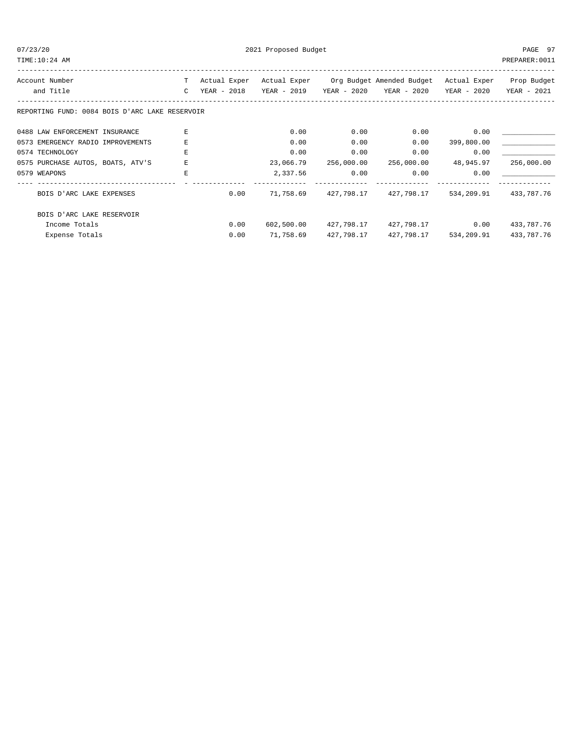REPORTING FUND: 0084 BOIS D'ARC LAKE RESERVOIR

| Account Number and Title | TC | Actual Exper YEAR - 2018 | Actual Exper YEAR - 2019 | Org Budget YEAR - 2020 | Amended Budget YEAR - 2020 | Actual Exper YEAR - 2020 | Prop Budget YEAR - 2021 |
|---|---|---|---|---|---|---|---|
| 0488 LAW ENFORCEMENT INSURANCE | E | | 0.00 | 0.00 | 0.00 | 0.00 | ____________ |
| 0573 EMERGENCY RADIO IMPROVEMENTS | E | | 0.00 | 0.00 | 0.00 | 399,800.00 | ____________ |
| 0574 TECHNOLOGY | E | | 0.00 | 0.00 | 0.00 | 0.00 | ____________ |
| 0575 PURCHASE AUTOS, BOATS, ATV'S | E | | 23,066.79 | 256,000.00 | 256,000.00 | 48,945.97 | 256,000.00 |
| 0579 WEAPONS | E | | 2,337.56 | 0.00 | 0.00 | 0.00 | ____________ |
| BOIS D'ARC LAKE EXPENSES | | 0.00 | 71,758.69 | 427,798.17 | 427,798.17 | 534,209.91 | 433,787.76 |
| BOIS D'ARC LAKE RESERVOIR | | | | | | | |
| Income Totals | | 0.00 | 602,500.00 | 427,798.17 | 427,798.17 | 0.00 | 433,787.76 |
| Expense Totals | | 0.00 | 71,758.69 | 427,798.17 | 427,798.17 | 534,209.91 | 433,787.76 |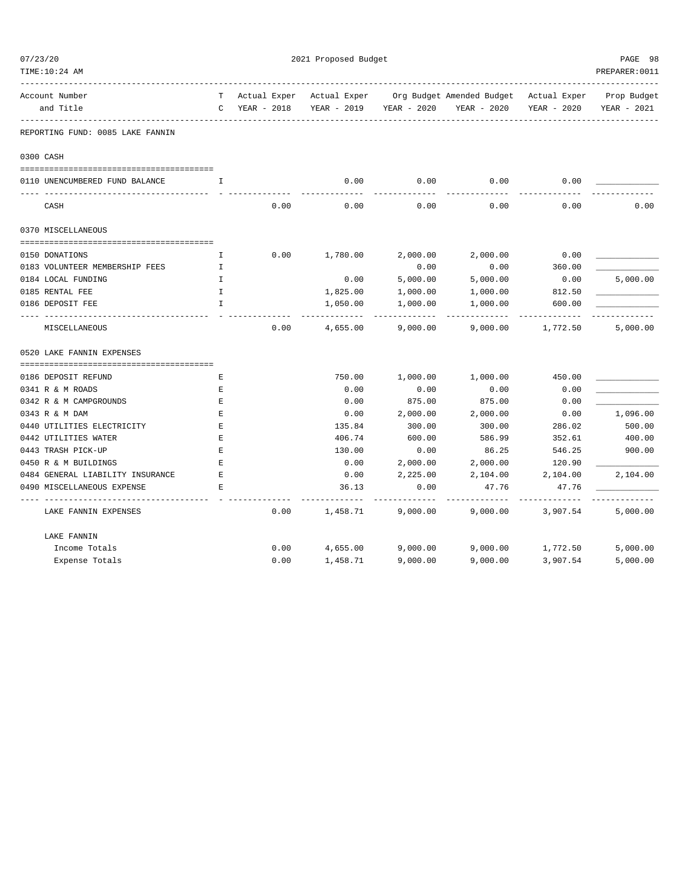2021 Proposed Budget

| Account Number and Title | TC | Actual Exper YEAR - 2018 | Actual Exper YEAR - 2019 | Org Budget YEAR - 2020 | Amended Budget YEAR - 2020 | Actual Exper YEAR - 2020 | Prop Budget YEAR - 2021 |
|---|---|---|---|---|---|---|---|
| **REPORTING FUND: 0085 LAKE FANNIN** | | | | | | | |
| **0300 CASH** | | | | | | | |
| 0110 UNENCUMBERED FUND BALANCE | I | | 0.00 | 0.00 | 0.00 | 0.00 | ____________ |
| CASH | | 0.00 | 0.00 | 0.00 | 0.00 | 0.00 | 0.00 |
| **0370 MISCELLANEOUS** | | | | | | | |
| 0150 DONATIONS | I | 0.00 | 1,780.00 | 2,000.00 | 2,000.00 | 0.00 | ____________ |
| 0183 VOLUNTEER MEMBERSHIP FEES | I | | | 0.00 | 0.00 | 360.00 | ____________ |
| 0184 LOCAL FUNDING | I | | 0.00 | 5,000.00 | 5,000.00 | 0.00 | 5,000.00 |
| 0185 RENTAL FEE | I | | 1,825.00 | 1,000.00 | 1,000.00 | 812.50 | ____________ |
| 0186 DEPOSIT FEE | I | | 1,050.00 | 1,000.00 | 1,000.00 | 600.00 | ____________ |
| MISCELLANEOUS | | 0.00 | 4,655.00 | 9,000.00 | 9,000.00 | 1,772.50 | 5,000.00 |
| **0520 LAKE FANNIN EXPENSES** | | | | | | | |
| 0186 DEPOSIT REFUND | E | | 750.00 | 1,000.00 | 1,000.00 | 450.00 | ____________ |
| 0341 R & M ROADS | E | | 0.00 | 0.00 | 0.00 | 0.00 | ____________ |
| 0342 R & M CAMPGROUNDS | E | | 0.00 | 875.00 | 875.00 | 0.00 | ____________ |
| 0343 R & M DAM | E | | 0.00 | 2,000.00 | 2,000.00 | 0.00 | 1,096.00 |
| 0440 UTILITIES ELECTRICITY | E | | 135.84 | 300.00 | 300.00 | 286.02 | 500.00 |
| 0442 UTILITIES WATER | E | | 406.74 | 600.00 | 586.99 | 352.61 | 400.00 |
| 0443 TRASH PICK-UP | E | | 130.00 | 0.00 | 86.25 | 546.25 | 900.00 |
| 0450 R & M BUILDINGS | E | | 0.00 | 2,000.00 | 2,000.00 | 120.90 | ____________ |
| 0484 GENERAL LIABILITY INSURANCE | E | | 0.00 | 2,225.00 | 2,104.00 | 2,104.00 | 2,104.00 |
| 0490 MISCELLANEOUS EXPENSE | E | | 36.13 | 0.00 | 47.76 | 47.76 | ____________ |
| LAKE FANNIN EXPENSES | | 0.00 | 1,458.71 | 9,000.00 | 9,000.00 | 3,907.54 | 5,000.00 |
| **LAKE FANNIN** | | | | | | | |
| Income Totals | | 0.00 | 4,655.00 | 9,000.00 | 9,000.00 | 1,772.50 | 5,000.00 |
| Expense Totals | | 0.00 | 1,458.71 | 9,000.00 | 9,000.00 | 3,907.54 | 5,000.00 |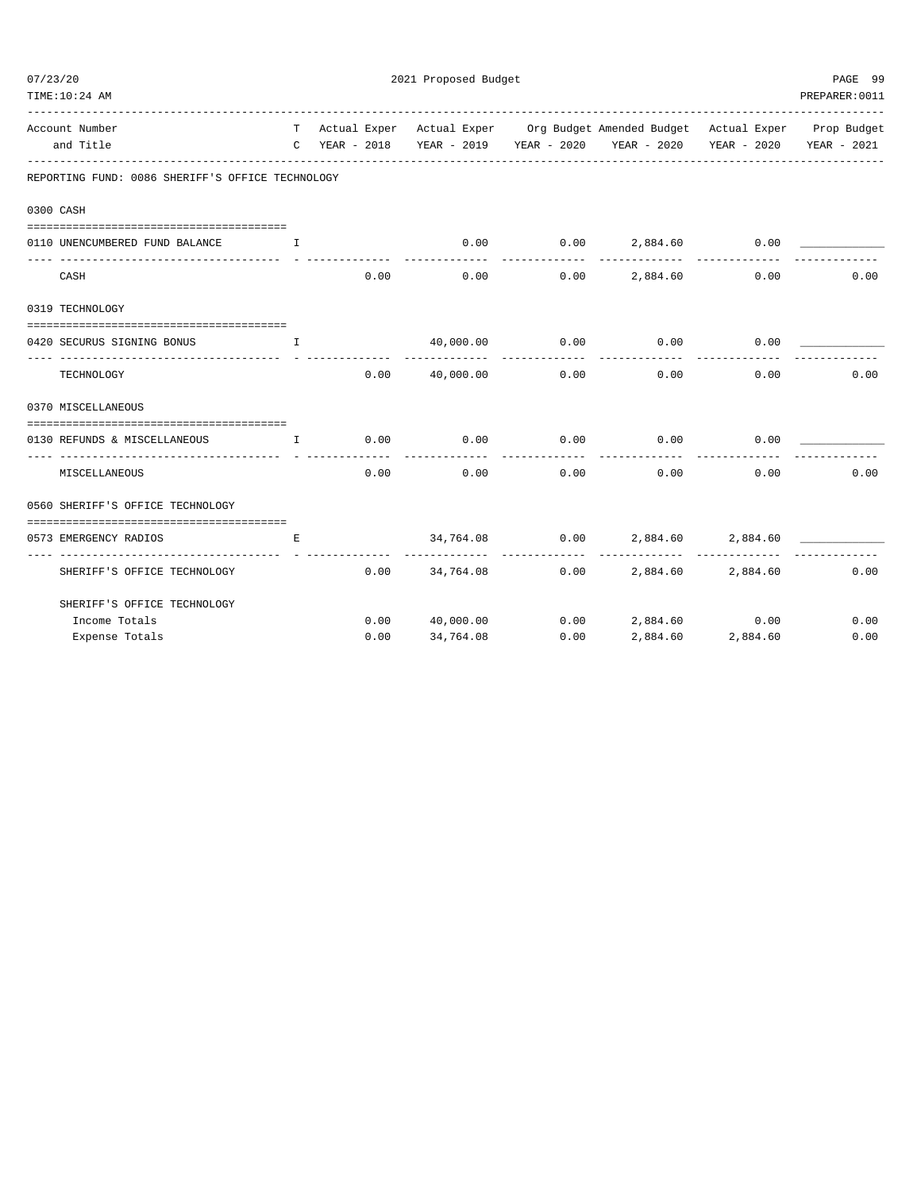2021 Proposed Budget

| Account Number and Title | TC | Actual Exper YEAR - 2018 | Actual Exper YEAR - 2019 | Org Budget YEAR - 2020 | Amended Budget YEAR - 2020 | Actual Exper YEAR - 2020 | Prop Budget YEAR - 2021 |
|---|---|---|---|---|---|---|---|
| **REPORTING FUND: 0086 SHERIFF'S OFFICE TECHNOLOGY** | | | | | | | |
| **0300 CASH** | | | | | | | |
| 0110 UNENCUMBERED FUND BALANCE | I | | 0.00 | 0.00 | 2,884.60 | 0.00 | ____________ |
| CASH | | 0.00 | 0.00 | 0.00 | 2,884.60 | 0.00 | 0.00 |
| **0319 TECHNOLOGY** | | | | | | | |
| 0420 SECURUS SIGNING BONUS | I | | 40,000.00 | 0.00 | 0.00 | 0.00 | ____________ |
| TECHNOLOGY | | 0.00 | 40,000.00 | 0.00 | 0.00 | 0.00 | 0.00 |
| **0370 MISCELLANEOUS** | | | | | | | |
| 0130 REFUNDS & MISCELLANEOUS | I | 0.00 | 0.00 | 0.00 | 0.00 | 0.00 | ____________ |
| MISCELLANEOUS | | 0.00 | 0.00 | 0.00 | 0.00 | 0.00 | 0.00 |
| **0560 SHERIFF'S OFFICE TECHNOLOGY** | | | | | | | |
| 0573 EMERGENCY RADIOS | E | | 34,764.08 | 0.00 | 2,884.60 | 2,884.60 | ____________ |
| SHERIFF'S OFFICE TECHNOLOGY | | 0.00 | 34,764.08 | 0.00 | 2,884.60 | 2,884.60 | 0.00 |
| **SHERIFF'S OFFICE TECHNOLOGY** | | | | | | | |
| Income Totals | | 0.00 | 40,000.00 | 0.00 | 2,884.60 | 0.00 | 0.00 |
| Expense Totals | | 0.00 | 34,764.08 | 0.00 | 2,884.60 | 2,884.60 | 0.00 |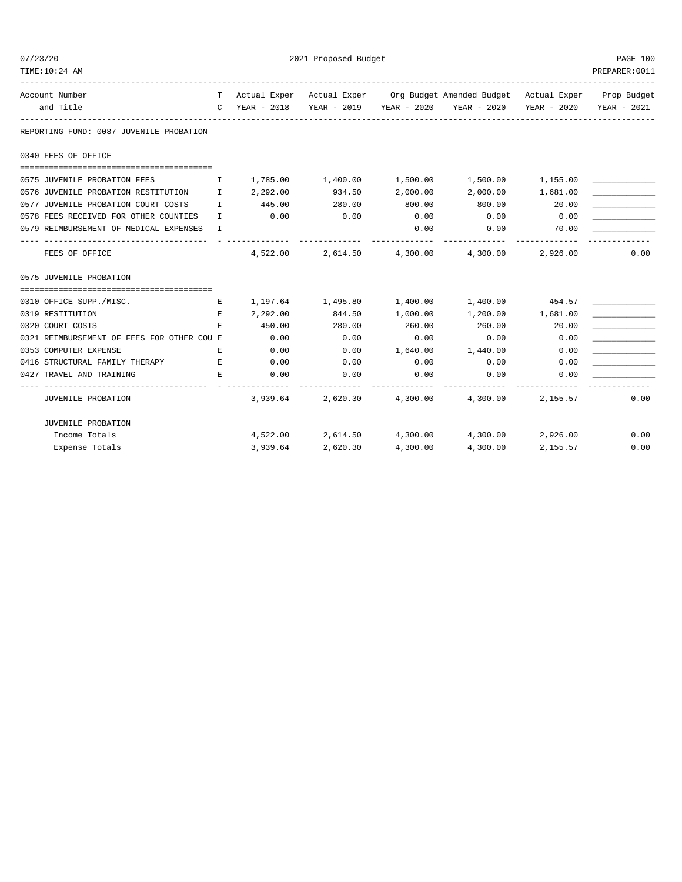2021 Proposed Budget

| Account Number and Title | T C | Actual Exper YEAR - 2018 | Actual Exper YEAR - 2019 | Org Budget YEAR - 2020 | Amended Budget YEAR - 2020 | Actual Exper YEAR - 2020 | Prop Budget YEAR - 2021 |
|---|---|---|---|---|---|---|---|
| **REPORTING FUND: 0087 JUVENILE PROBATION** | | | | | | | |
| **0340 FEES OF OFFICE** | | | | | | | |
| 0575 JUVENILE PROBATION FEES | I | 1,785.00 | 1,400.00 | 1,500.00 | 1,500.00 | 1,155.00 | _____________ |
| 0576 JUVENILE PROBATION RESTITUTION | I | 2,292.00 | 934.50 | 2,000.00 | 2,000.00 | 1,681.00 | _____________ |
| 0577 JUVENILE PROBATION COURT COSTS | I | 445.00 | 280.00 | 800.00 | 800.00 | 20.00 | _____________ |
| 0578 FEES RECEIVED FOR OTHER COUNTIES | I | 0.00 | 0.00 | 0.00 | 0.00 | 0.00 | _____________ |
| 0579 REIMBURSEMENT OF MEDICAL EXPENSES | I | | | 0.00 | 0.00 | 70.00 | _____________ |
| FEES OF OFFICE | | 4,522.00 | 2,614.50 | 4,300.00 | 4,300.00 | 2,926.00 | 0.00 |
| **0575 JUVENILE PROBATION** | | | | | | | |
| 0310 OFFICE SUPP./MISC. | E | 1,197.64 | 1,495.80 | 1,400.00 | 1,400.00 | 454.57 | _____________ |
| 0319 RESTITUTION | E | 2,292.00 | 844.50 | 1,000.00 | 1,200.00 | 1,681.00 | _____________ |
| 0320 COURT COSTS | E | 450.00 | 280.00 | 260.00 | 260.00 | 20.00 | _____________ |
| 0321 REIMBURSEMENT OF FEES FOR OTHER COU | E | 0.00 | 0.00 | 0.00 | 0.00 | 0.00 | _____________ |
| 0353 COMPUTER EXPENSE | E | 0.00 | 0.00 | 1,640.00 | 1,440.00 | 0.00 | _____________ |
| 0416 STRUCTURAL FAMILY THERAPY | E | 0.00 | 0.00 | 0.00 | 0.00 | 0.00 | _____________ |
| 0427 TRAVEL AND TRAINING | E | 0.00 | 0.00 | 0.00 | 0.00 | 0.00 | _____________ |
| JUVENILE PROBATION | | 3,939.64 | 2,620.30 | 4,300.00 | 4,300.00 | 2,155.57 | 0.00 |
| **JUVENILE PROBATION** | | | | | | | |
| Income Totals | | 4,522.00 | 2,614.50 | 4,300.00 | 4,300.00 | 2,926.00 | 0.00 |
| Expense Totals | | 3,939.64 | 2,620.30 | 4,300.00 | 4,300.00 | 2,155.57 | 0.00 |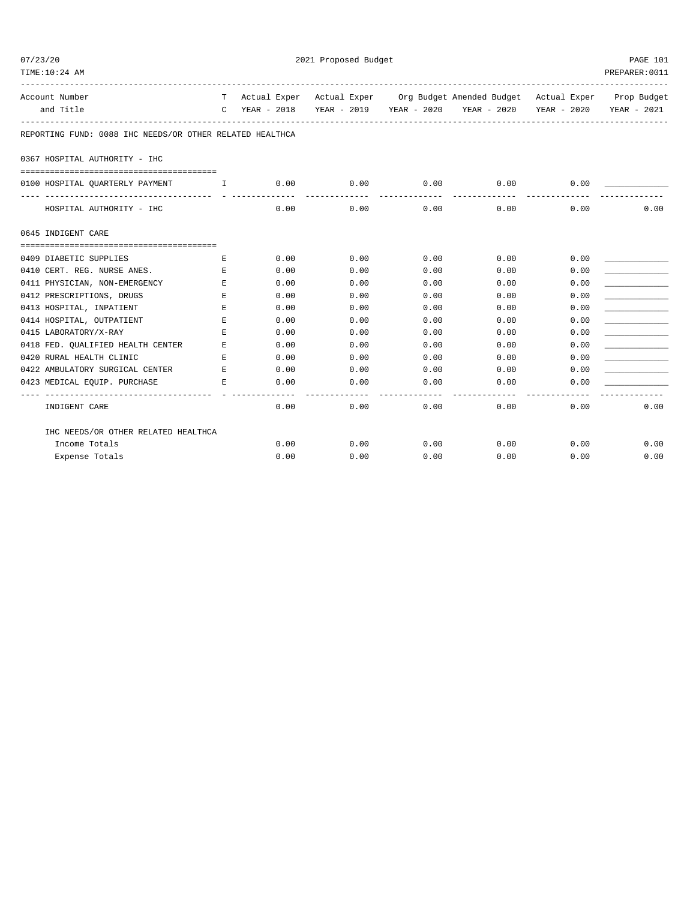REPORTING FUND: 0088 IHC NEEDS/OR OTHER RELATED HEALTHCA

| Account Number and Title | TC | Actual Exper YEAR - 2018 | Actual Exper YEAR - 2019 | Org Budget YEAR - 2020 | Amended Budget YEAR - 2020 | Actual Exper YEAR - 2020 | Prop Budget YEAR - 2021 |
|---|---|---|---|---|---|---|---|
| **0367 HOSPITAL AUTHORITY - IHC** | | | | | | | |
| 0100 HOSPITAL QUARTERLY PAYMENT | I | 0.00 | 0.00 | 0.00 | 0.00 | 0.00 | ____________ |
| HOSPITAL AUTHORITY - IHC | | 0.00 | 0.00 | 0.00 | 0.00 | 0.00 | 0.00 |
| **0645 INDIGENT CARE** | | | | | | | |
| 0409 DIABETIC SUPPLIES | E | 0.00 | 0.00 | 0.00 | 0.00 | 0.00 | ____________ |
| 0410 CERT. REG. NURSE ANES. | E | 0.00 | 0.00 | 0.00 | 0.00 | 0.00 | ____________ |
| 0411 PHYSICIAN, NON-EMERGENCY | E | 0.00 | 0.00 | 0.00 | 0.00 | 0.00 | ____________ |
| 0412 PRESCRIPTIONS, DRUGS | E | 0.00 | 0.00 | 0.00 | 0.00 | 0.00 | ____________ |
| 0413 HOSPITAL, INPATIENT | E | 0.00 | 0.00 | 0.00 | 0.00 | 0.00 | ____________ |
| 0414 HOSPITAL, OUTPATIENT | E | 0.00 | 0.00 | 0.00 | 0.00 | 0.00 | ____________ |
| 0415 LABORATORY/X-RAY | E | 0.00 | 0.00 | 0.00 | 0.00 | 0.00 | ____________ |
| 0418 FED. QUALIFIED HEALTH CENTER | E | 0.00 | 0.00 | 0.00 | 0.00 | 0.00 | ____________ |
| 0420 RURAL HEALTH CLINIC | E | 0.00 | 0.00 | 0.00 | 0.00 | 0.00 | ____________ |
| 0422 AMBULATORY SURGICAL CENTER | E | 0.00 | 0.00 | 0.00 | 0.00 | 0.00 | ____________ |
| 0423 MEDICAL EQUIP. PURCHASE | E | 0.00 | 0.00 | 0.00 | 0.00 | 0.00 | ____________ |
| INDIGENT CARE | | 0.00 | 0.00 | 0.00 | 0.00 | 0.00 | 0.00 |
| **IHC NEEDS/OR OTHER RELATED HEALTHCA** | | | | | | | |
| Income Totals | | 0.00 | 0.00 | 0.00 | 0.00 | 0.00 | 0.00 |
| Expense Totals | | 0.00 | 0.00 | 0.00 | 0.00 | 0.00 | 0.00 |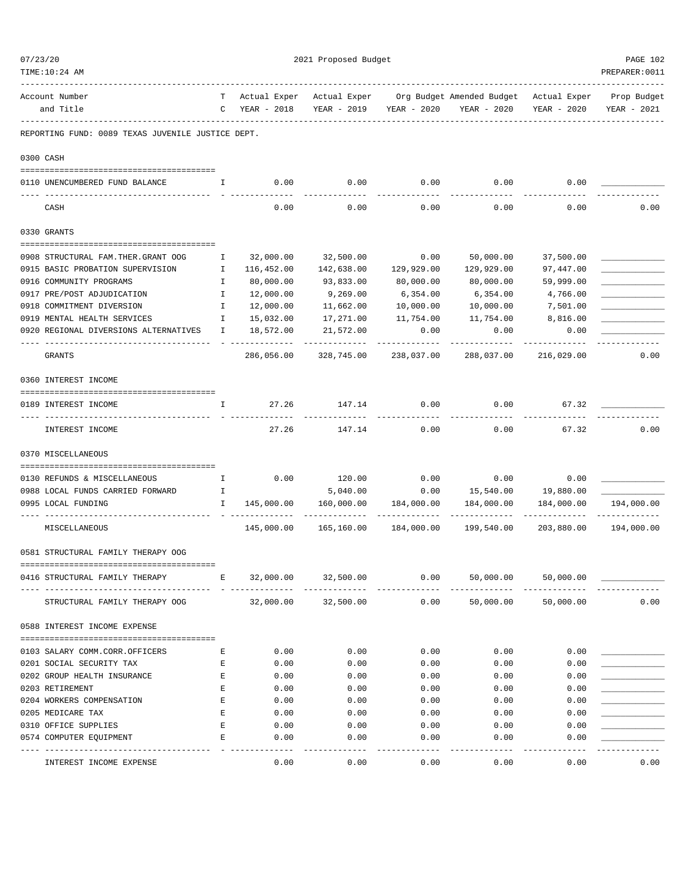2021 Proposed Budget

| Account Number and Title | TC | Actual Exper YEAR - 2018 | Actual Exper YEAR - 2019 | Org Budget YEAR - 2020 | Amended Budget YEAR - 2020 | Actual Exper YEAR - 2020 | Prop Budget YEAR - 2021 |
|---|---|---|---|---|---|---|---|
| **REPORTING FUND: 0089 TEXAS JUVENILE JUSTICE DEPT.** | | | | | | | |
| **0300 CASH** | | | | | | | |
| 0110 UNENCUMBERED FUND BALANCE | I | 0.00 | 0.00 | 0.00 | 0.00 | 0.00 | |
| CASH | | 0.00 | 0.00 | 0.00 | 0.00 | 0.00 | 0.00 |
| **0330 GRANTS** | | | | | | | |
| 0908 STRUCTURAL FAM.THER.GRANT OOG | I | 32,000.00 | 32,500.00 | 0.00 | 50,000.00 | 37,500.00 | |
| 0915 BASIC PROBATION SUPERVISION | I | 116,452.00 | 142,638.00 | 129,929.00 | 129,929.00 | 97,447.00 | |
| 0916 COMMUNITY PROGRAMS | I | 80,000.00 | 93,833.00 | 80,000.00 | 80,000.00 | 59,999.00 | |
| 0917 PRE/POST ADJUDICATION | I | 12,000.00 | 9,269.00 | 6,354.00 | 6,354.00 | 4,766.00 | |
| 0918 COMMITMENT DIVERSION | I | 12,000.00 | 11,662.00 | 10,000.00 | 10,000.00 | 7,501.00 | |
| 0919 MENTAL HEALTH SERVICES | I | 15,032.00 | 17,271.00 | 11,754.00 | 11,754.00 | 8,816.00 | |
| 0920 REGIONAL DIVERSIONS ALTERNATIVES | I | 18,572.00 | 21,572.00 | 0.00 | 0.00 | 0.00 | |
| GRANTS | | 286,056.00 | 328,745.00 | 238,037.00 | 288,037.00 | 216,029.00 | 0.00 |
| **0360 INTEREST INCOME** | | | | | | | |
| 0189 INTEREST INCOME | I | 27.26 | 147.14 | 0.00 | 0.00 | 67.32 | |
| INTEREST INCOME | | 27.26 | 147.14 | 0.00 | 0.00 | 67.32 | 0.00 |
| **0370 MISCELLANEOUS** | | | | | | | |
| 0130 REFUNDS & MISCELLANEOUS | I | 0.00 | 120.00 | 0.00 | 0.00 | 0.00 | |
| 0988 LOCAL FUNDS CARRIED FORWARD | I | | 5,040.00 | 0.00 | 15,540.00 | 19,880.00 | |
| 0995 LOCAL FUNDING | I | 145,000.00 | 160,000.00 | 184,000.00 | 184,000.00 | 184,000.00 | 194,000.00 |
| MISCELLANEOUS | | 145,000.00 | 165,160.00 | 184,000.00 | 199,540.00 | 203,880.00 | 194,000.00 |
| **0581 STRUCTURAL FAMILY THERAPY OOG** | | | | | | | |
| 0416 STRUCTURAL FAMILY THERAPY | E | 32,000.00 | 32,500.00 | 0.00 | 50,000.00 | 50,000.00 | |
| STRUCTURAL FAMILY THERAPY OOG | | 32,000.00 | 32,500.00 | 0.00 | 50,000.00 | 50,000.00 | 0.00 |
| **0588 INTEREST INCOME EXPENSE** | | | | | | | |
| 0103 SALARY COMM.CORR.OFFICERS | E | 0.00 | 0.00 | 0.00 | 0.00 | 0.00 | |
| 0201 SOCIAL SECURITY TAX | E | 0.00 | 0.00 | 0.00 | 0.00 | 0.00 | |
| 0202 GROUP HEALTH INSURANCE | E | 0.00 | 0.00 | 0.00 | 0.00 | 0.00 | |
| 0203 RETIREMENT | E | 0.00 | 0.00 | 0.00 | 0.00 | 0.00 | |
| 0204 WORKERS COMPENSATION | E | 0.00 | 0.00 | 0.00 | 0.00 | 0.00 | |
| 0205 MEDICARE TAX | E | 0.00 | 0.00 | 0.00 | 0.00 | 0.00 | |
| 0310 OFFICE SUPPLIES | E | 0.00 | 0.00 | 0.00 | 0.00 | 0.00 | |
| 0574 COMPUTER EQUIPMENT | E | 0.00 | 0.00 | 0.00 | 0.00 | 0.00 | |
| INTEREST INCOME EXPENSE | | 0.00 | 0.00 | 0.00 | 0.00 | 0.00 | 0.00 |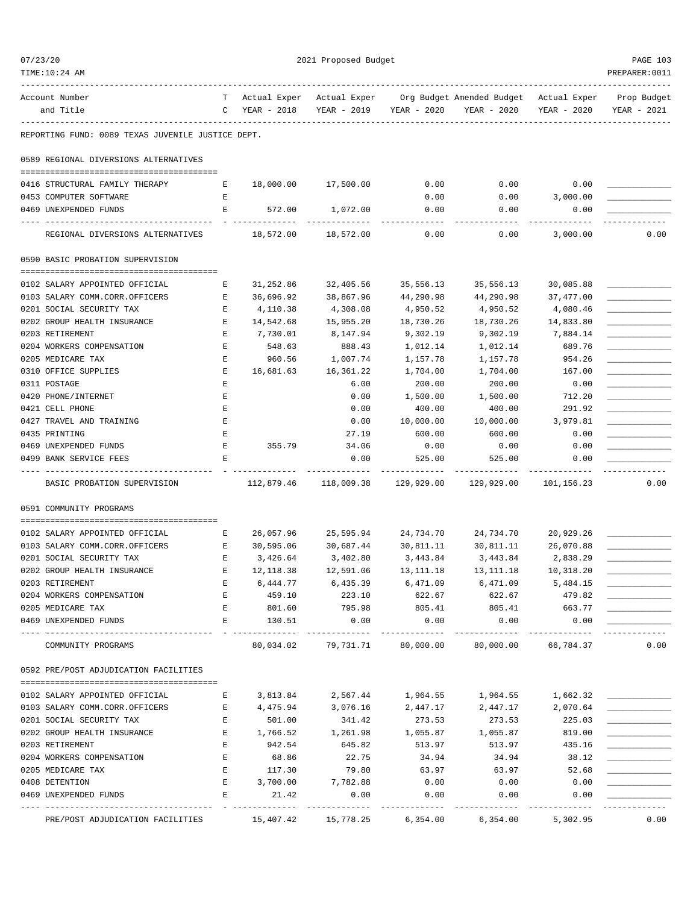REPORTING FUND: 0089 TEXAS JUVENILE JUSTICE DEPT.

| Account Number and Title | TC | Actual Exper YEAR - 2018 | Actual Exper YEAR - 2019 | Org Budget YEAR - 2020 | Amended Budget YEAR - 2020 | Actual Exper YEAR - 2020 | Prop Budget YEAR - 2021 |
|---|---|---|---|---|---|---|---|
| **0589 REGIONAL DIVERSIONS ALTERNATIVES** | | | | | | | |
| 0416 STRUCTURAL FAMILY THERAPY | E | 18,000.00 | 17,500.00 | 0.00 | 0.00 | 0.00 | |
| 0453 COMPUTER SOFTWARE | E | | | 0.00 | 0.00 | 3,000.00 | |
| 0469 UNEXPENDED FUNDS | E | 572.00 | 1,072.00 | 0.00 | 0.00 | 0.00 | |
| REGIONAL DIVERSIONS ALTERNATIVES | | 18,572.00 | 18,572.00 | 0.00 | 0.00 | 3,000.00 | 0.00 |
| **0590 BASIC PROBATION SUPERVISION** | | | | | | | |
| 0102 SALARY APPOINTED OFFICIAL | E | 31,252.86 | 32,405.56 | 35,556.13 | 35,556.13 | 30,085.88 | |
| 0103 SALARY COMM.CORR.OFFICERS | E | 36,696.92 | 38,867.96 | 44,290.98 | 44,290.98 | 37,477.00 | |
| 0201 SOCIAL SECURITY TAX | E | 4,110.38 | 4,308.08 | 4,950.52 | 4,950.52 | 4,080.46 | |
| 0202 GROUP HEALTH INSURANCE | E | 14,542.68 | 15,955.20 | 18,730.26 | 18,730.26 | 14,833.80 | |
| 0203 RETIREMENT | E | 7,730.01 | 8,147.94 | 9,302.19 | 9,302.19 | 7,884.14 | |
| 0204 WORKERS COMPENSATION | E | 548.63 | 888.43 | 1,012.14 | 1,012.14 | 689.76 | |
| 0205 MEDICARE TAX | E | 960.56 | 1,007.74 | 1,157.78 | 1,157.78 | 954.26 | |
| 0310 OFFICE SUPPLIES | E | 16,681.63 | 16,361.22 | 1,704.00 | 1,704.00 | 167.00 | |
| 0311 POSTAGE | E | | 6.00 | 200.00 | 200.00 | 0.00 | |
| 0420 PHONE/INTERNET | E | | 0.00 | 1,500.00 | 1,500.00 | 712.20 | |
| 0421 CELL PHONE | E | | 0.00 | 400.00 | 400.00 | 291.92 | |
| 0427 TRAVEL AND TRAINING | E | | 0.00 | 10,000.00 | 10,000.00 | 3,979.81 | |
| 0435 PRINTING | E | | 27.19 | 600.00 | 600.00 | 0.00 | |
| 0469 UNEXPENDED FUNDS | E | 355.79 | 34.06 | 0.00 | 0.00 | 0.00 | |
| 0499 BANK SERVICE FEES | E | | 0.00 | 525.00 | 525.00 | 0.00 | |
| BASIC PROBATION SUPERVISION | | 112,879.46 | 118,009.38 | 129,929.00 | 129,929.00 | 101,156.23 | 0.00 |
| **0591 COMMUNITY PROGRAMS** | | | | | | | |
| 0102 SALARY APPOINTED OFFICIAL | E | 26,057.96 | 25,595.94 | 24,734.70 | 24,734.70 | 20,929.26 | |
| 0103 SALARY COMM.CORR.OFFICERS | E | 30,595.06 | 30,687.44 | 30,811.11 | 30,811.11 | 26,070.88 | |
| 0201 SOCIAL SECURITY TAX | E | 3,426.64 | 3,402.80 | 3,443.84 | 3,443.84 | 2,838.29 | |
| 0202 GROUP HEALTH INSURANCE | E | 12,118.38 | 12,591.06 | 13,111.18 | 13,111.18 | 10,318.20 | |
| 0203 RETIREMENT | E | 6,444.77 | 6,435.39 | 6,471.09 | 6,471.09 | 5,484.15 | |
| 0204 WORKERS COMPENSATION | E | 459.10 | 223.10 | 622.67 | 622.67 | 479.82 | |
| 0205 MEDICARE TAX | E | 801.60 | 795.98 | 805.41 | 805.41 | 663.77 | |
| 0469 UNEXPENDED FUNDS | E | 130.51 | 0.00 | 0.00 | 0.00 | 0.00 | |
| COMMUNITY PROGRAMS | | 80,034.02 | 79,731.71 | 80,000.00 | 80,000.00 | 66,784.37 | 0.00 |
| **0592 PRE/POST ADJUDICATION FACILITIES** | | | | | | | |
| 0102 SALARY APPOINTED OFFICIAL | E | 3,813.84 | 2,567.44 | 1,964.55 | 1,964.55 | 1,662.32 | |
| 0103 SALARY COMM.CORR.OFFICERS | E | 4,475.94 | 3,076.16 | 2,447.17 | 2,447.17 | 2,070.64 | |
| 0201 SOCIAL SECURITY TAX | E | 501.00 | 341.42 | 273.53 | 273.53 | 225.03 | |
| 0202 GROUP HEALTH INSURANCE | E | 1,766.52 | 1,261.98 | 1,055.87 | 1,055.87 | 819.00 | |
| 0203 RETIREMENT | E | 942.54 | 645.82 | 513.97 | 513.97 | 435.16 | |
| 0204 WORKERS COMPENSATION | E | 68.86 | 22.75 | 34.94 | 34.94 | 38.12 | |
| 0205 MEDICARE TAX | E | 117.30 | 79.80 | 63.97 | 63.97 | 52.68 | |
| 0408 DETENTION | E | 3,700.00 | 7,782.88 | 0.00 | 0.00 | 0.00 | |
| 0469 UNEXPENDED FUNDS | E | 21.42 | 0.00 | 0.00 | 0.00 | 0.00 | |
| PRE/POST ADJUDICATION FACILITIES | | 15,407.42 | 15,778.25 | 6,354.00 | 6,354.00 | 5,302.95 | 0.00 |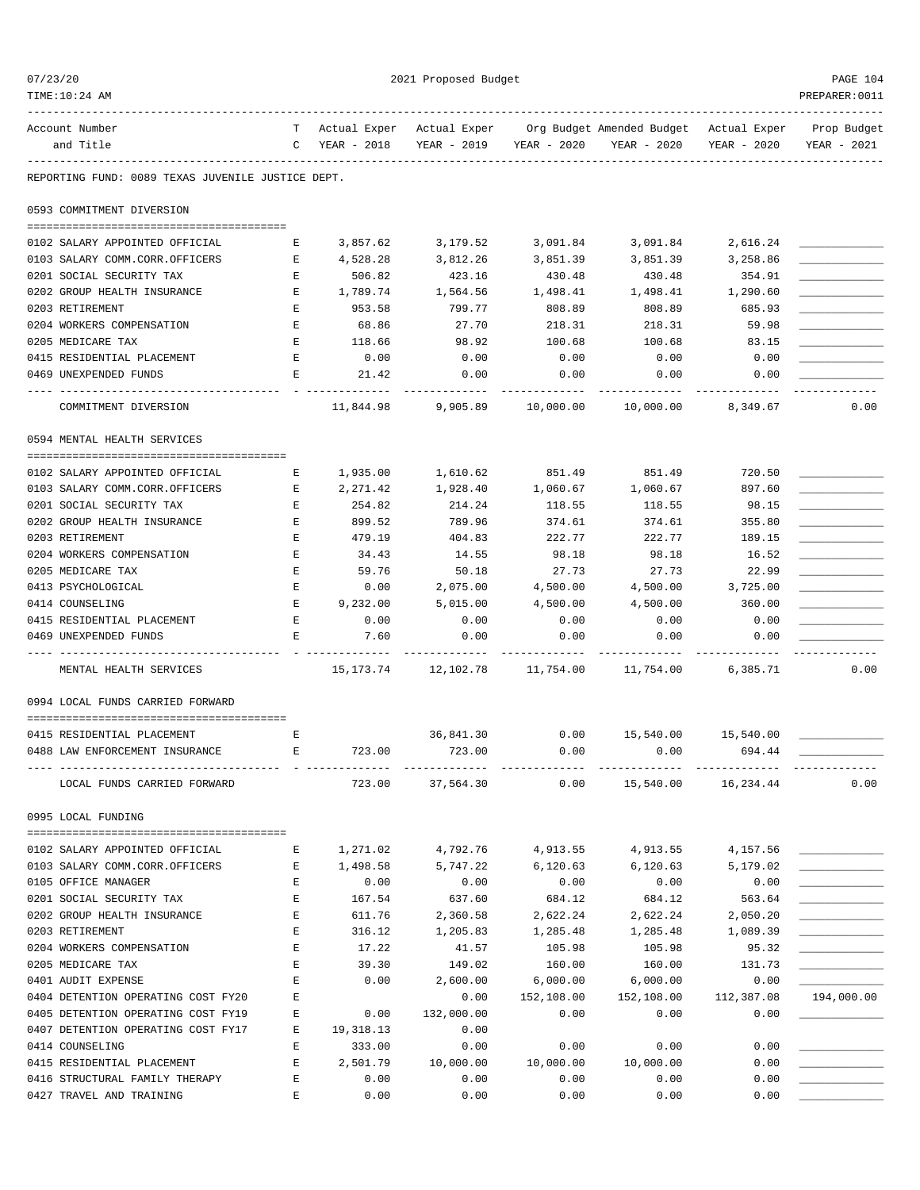REPORTING FUND: 0089 TEXAS JUVENILE JUSTICE DEPT.

## 0593 COMMITMENT DIVERSION

| Account Number and Title | TC | Actual Exper YEAR - 2018 | Actual Exper YEAR - 2019 | Org Budget YEAR - 2020 | Amended Budget YEAR - 2020 | Actual Exper YEAR - 2020 | Prop Budget YEAR - 2021 |
|---|---|---|---|---|---|---|---|
| 0102 SALARY APPOINTED OFFICIAL | E | 3,857.62 | 3,179.52 | 3,091.84 | 3,091.84 | 2,616.24 | |
| 0103 SALARY COMM.CORR.OFFICERS | E | 4,528.28 | 3,812.26 | 3,851.39 | 3,851.39 | 3,258.86 | |
| 0201 SOCIAL SECURITY TAX | E | 506.82 | 423.16 | 430.48 | 430.48 | 354.91 | |
| 0202 GROUP HEALTH INSURANCE | E | 1,789.74 | 1,564.56 | 1,498.41 | 1,498.41 | 1,290.60 | |
| 0203 RETIREMENT | E | 953.58 | 799.77 | 808.89 | 808.89 | 685.93 | |
| 0204 WORKERS COMPENSATION | E | 68.86 | 27.70 | 218.31 | 218.31 | 59.98 | |
| 0205 MEDICARE TAX | E | 118.66 | 98.92 | 100.68 | 100.68 | 83.15 | |
| 0415 RESIDENTIAL PLACEMENT | E | 0.00 | 0.00 | 0.00 | 0.00 | 0.00 | |
| 0469 UNEXPENDED FUNDS | E | 21.42 | 0.00 | 0.00 | 0.00 | 0.00 | |
| COMMITMENT DIVERSION | | 11,844.98 | 9,905.89 | 10,000.00 | 10,000.00 | 8,349.67 | 0.00 |

## 0594 MENTAL HEALTH SERVICES

| Account Number and Title | TC | Actual Exper YEAR - 2018 | Actual Exper YEAR - 2019 | Org Budget YEAR - 2020 | Amended Budget YEAR - 2020 | Actual Exper YEAR - 2020 | Prop Budget YEAR - 2021 |
|---|---|---|---|---|---|---|---|
| 0102 SALARY APPOINTED OFFICIAL | E | 1,935.00 | 1,610.62 | 851.49 | 851.49 | 720.50 | |
| 0103 SALARY COMM.CORR.OFFICERS | E | 2,271.42 | 1,928.40 | 1,060.67 | 1,060.67 | 897.60 | |
| 0201 SOCIAL SECURITY TAX | E | 254.82 | 214.24 | 118.55 | 118.55 | 98.15 | |
| 0202 GROUP HEALTH INSURANCE | E | 899.52 | 789.96 | 374.61 | 374.61 | 355.80 | |
| 0203 RETIREMENT | E | 479.19 | 404.83 | 222.77 | 222.77 | 189.15 | |
| 0204 WORKERS COMPENSATION | E | 34.43 | 14.55 | 98.18 | 98.18 | 16.52 | |
| 0205 MEDICARE TAX | E | 59.76 | 50.18 | 27.73 | 27.73 | 22.99 | |
| 0413 PSYCHOLOGICAL | E | 0.00 | 2,075.00 | 4,500.00 | 4,500.00 | 3,725.00 | |
| 0414 COUNSELING | E | 9,232.00 | 5,015.00 | 4,500.00 | 4,500.00 | 360.00 | |
| 0415 RESIDENTIAL PLACEMENT | E | 0.00 | 0.00 | 0.00 | 0.00 | 0.00 | |
| 0469 UNEXPENDED FUNDS | E | 7.60 | 0.00 | 0.00 | 0.00 | 0.00 | |
| MENTAL HEALTH SERVICES | | 15,173.74 | 12,102.78 | 11,754.00 | 11,754.00 | 6,385.71 | 0.00 |

## 0994 LOCAL FUNDS CARRIED FORWARD

| Account Number and Title | TC | Actual Exper YEAR - 2018 | Actual Exper YEAR - 2019 | Org Budget YEAR - 2020 | Amended Budget YEAR - 2020 | Actual Exper YEAR - 2020 | Prop Budget YEAR - 2021 |
|---|---|---|---|---|---|---|---|
| 0415 RESIDENTIAL PLACEMENT | E | | 36,841.30 | 0.00 | 15,540.00 | 15,540.00 | |
| 0488 LAW ENFORCEMENT INSURANCE | E | 723.00 | 723.00 | 0.00 | 0.00 | 694.44 | |
| LOCAL FUNDS CARRIED FORWARD | | 723.00 | 37,564.30 | 0.00 | 15,540.00 | 16,234.44 | 0.00 |

## 0995 LOCAL FUNDING

| Account Number and Title | TC | Actual Exper YEAR - 2018 | Actual Exper YEAR - 2019 | Org Budget YEAR - 2020 | Amended Budget YEAR - 2020 | Actual Exper YEAR - 2020 | Prop Budget YEAR - 2021 |
|---|---|---|---|---|---|---|---|
| 0102 SALARY APPOINTED OFFICIAL | E | 1,271.02 | 4,792.76 | 4,913.55 | 4,913.55 | 4,157.56 | |
| 0103 SALARY COMM.CORR.OFFICERS | E | 1,498.58 | 5,747.22 | 6,120.63 | 6,120.63 | 5,179.02 | |
| 0105 OFFICE MANAGER | E | 0.00 | 0.00 | 0.00 | 0.00 | 0.00 | |
| 0201 SOCIAL SECURITY TAX | E | 167.54 | 637.60 | 684.12 | 684.12 | 563.64 | |
| 0202 GROUP HEALTH INSURANCE | E | 611.76 | 2,360.58 | 2,622.24 | 2,622.24 | 2,050.20 | |
| 0203 RETIREMENT | E | 316.12 | 1,205.83 | 1,285.48 | 1,285.48 | 1,089.39 | |
| 0204 WORKERS COMPENSATION | E | 17.22 | 41.57 | 105.98 | 105.98 | 95.32 | |
| 0205 MEDICARE TAX | E | 39.30 | 149.02 | 160.00 | 160.00 | 131.73 | |
| 0401 AUDIT EXPENSE | E | 0.00 | 2,600.00 | 6,000.00 | 6,000.00 | 0.00 | |
| 0404 DETENTION OPERATING COST FY20 | E | | 0.00 | 152,108.00 | 152,108.00 | 112,387.08 | 194,000.00 |
| 0405 DETENTION OPERATING COST FY19 | E | 0.00 | 132,000.00 | 0.00 | 0.00 | 0.00 | |
| 0407 DETENTION OPERATING COST FY17 | E | 19,318.13 | 0.00 | | | | |
| 0414 COUNSELING | E | 333.00 | 0.00 | 0.00 | 0.00 | 0.00 | |
| 0415 RESIDENTIAL PLACEMENT | E | 2,501.79 | 10,000.00 | 10,000.00 | 10,000.00 | 0.00 | |
| 0416 STRUCTURAL FAMILY THERAPY | E | 0.00 | 0.00 | 0.00 | 0.00 | 0.00 | |
| 0427 TRAVEL AND TRAINING | E | 0.00 | 0.00 | 0.00 | 0.00 | 0.00 | |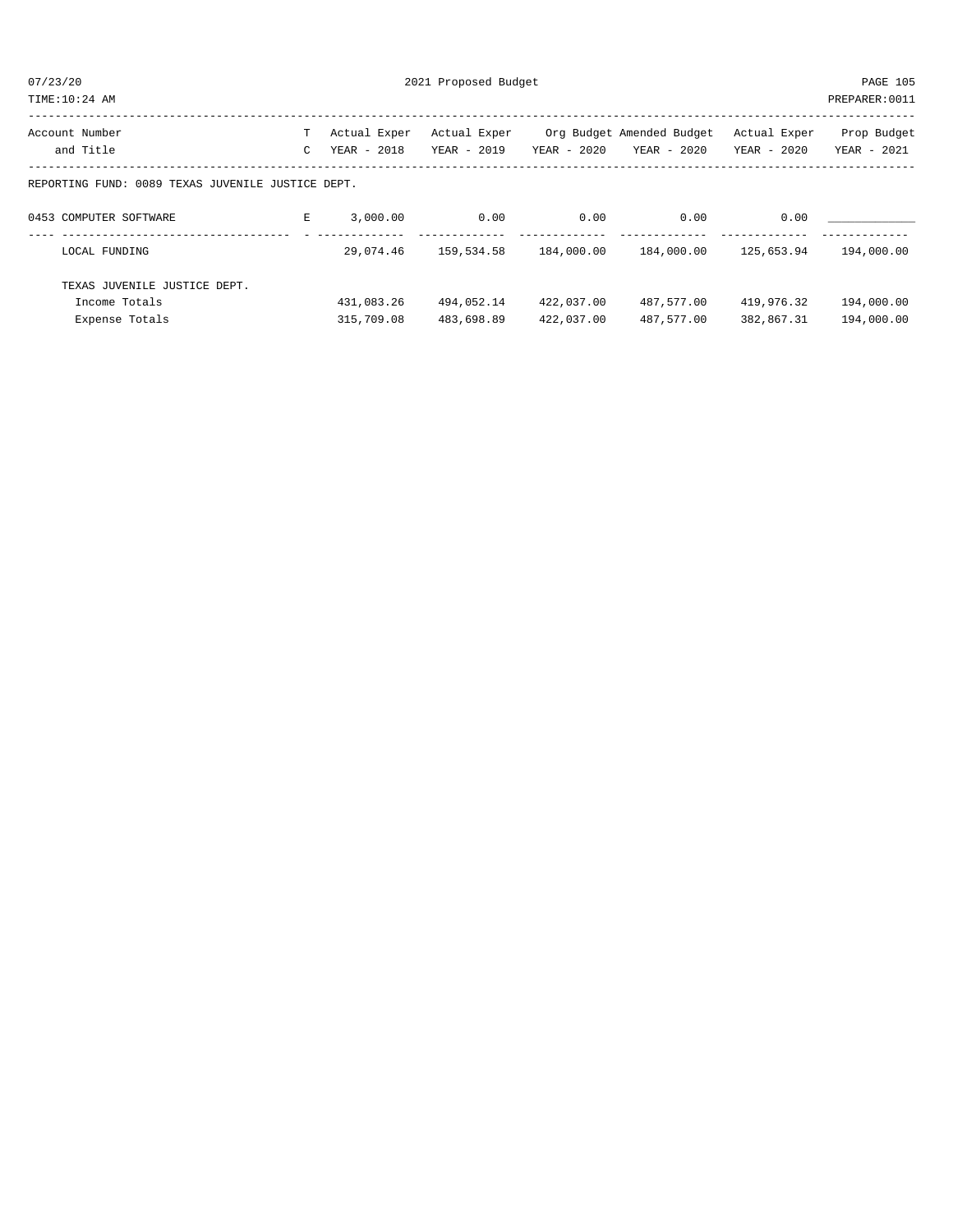| Account Number and Title | TC | Actual Exper YEAR - 2018 | Actual Exper YEAR - 2019 | Org Budget YEAR - 2020 | Amended Budget YEAR - 2020 | Actual Exper YEAR - 2020 | Prop Budget YEAR - 2021 |
|---|---|---|---|---|---|---|---|
| REPORTING FUND: 0089 TEXAS JUVENILE JUSTICE DEPT. | | | | | | | |
| 0453 COMPUTER SOFTWARE | E | 3,000.00 | 0.00 | 0.00 | 0.00 | 0.00 | ____________ |
| LOCAL FUNDING | | 29,074.46 | 159,534.58 | 184,000.00 | 184,000.00 | 125,653.94 | 194,000.00 |
| TEXAS JUVENILE JUSTICE DEPT. | | | | | | | |
| Income Totals | | 431,083.26 | 494,052.14 | 422,037.00 | 487,577.00 | 419,976.32 | 194,000.00 |
| Expense Totals | | 315,709.08 | 483,698.89 | 422,037.00 | 487,577.00 | 382,867.31 | 194,000.00 |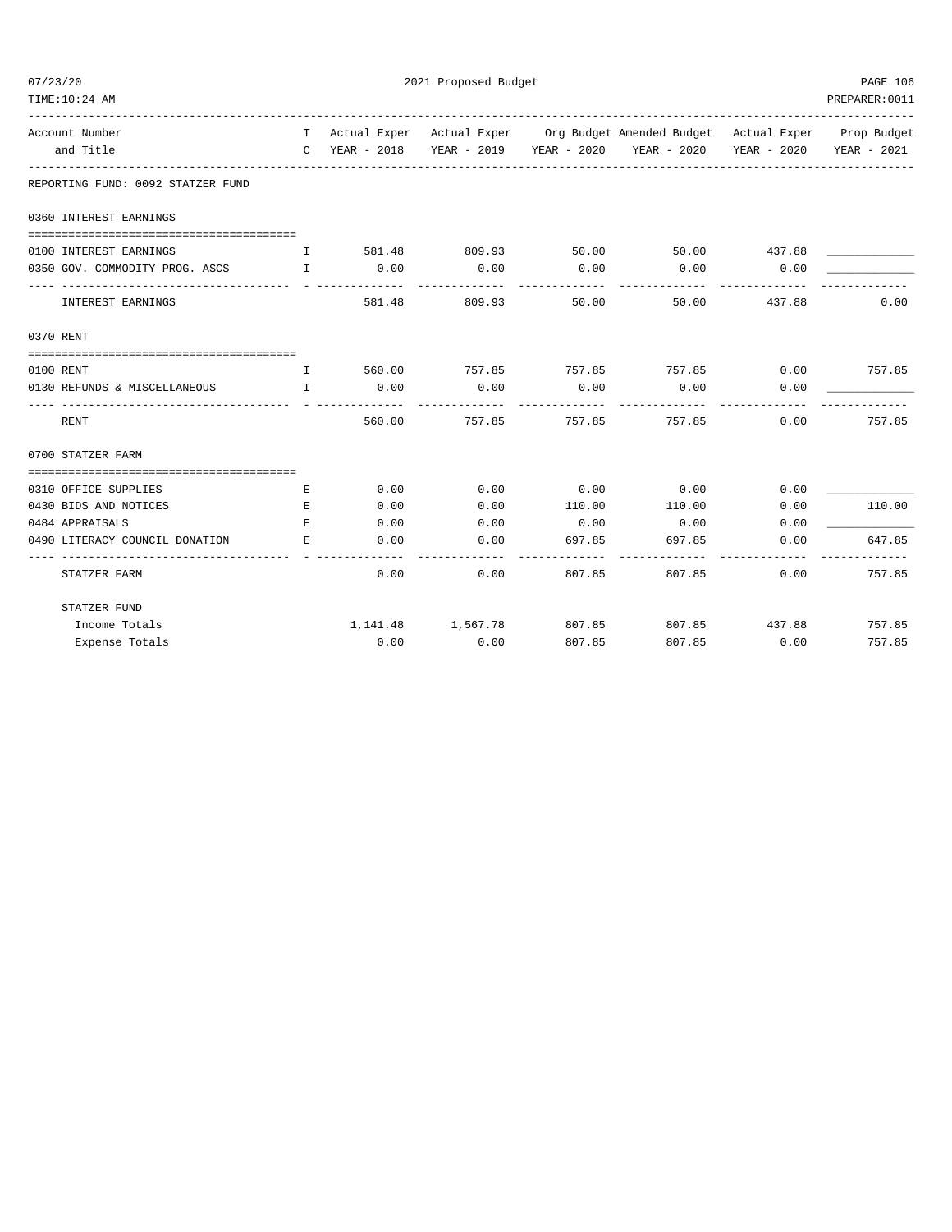REPORTING FUND: 0092 STATZER FUND

| Account Number and Title | TC | Actual Exper YEAR - 2018 | Actual Exper YEAR - 2019 | Org Budget YEAR - 2020 | Amended Budget YEAR - 2020 | Actual Exper YEAR - 2020 | Prop Budget YEAR - 2021 |
|---|---|---|---|---|---|---|---|
| **0360 INTEREST EARNINGS** | | | | | | | |
| 0100 INTEREST EARNINGS | I | 581.48 | 809.93 | 50.00 | 50.00 | 437.88 | ____________ |
| 0350 GOV. COMMODITY PROG. ASCS | I | 0.00 | 0.00 | 0.00 | 0.00 | 0.00 | ____________ |
| INTEREST EARNINGS | | 581.48 | 809.93 | 50.00 | 50.00 | 437.88 | 0.00 |
| **0370 RENT** | | | | | | | |
| 0100 RENT | I | 560.00 | 757.85 | 757.85 | 757.85 | 0.00 | 757.85 |
| 0130 REFUNDS & MISCELLANEOUS | I | 0.00 | 0.00 | 0.00 | 0.00 | 0.00 | ____________ |
| RENT | | 560.00 | 757.85 | 757.85 | 757.85 | 0.00 | 757.85 |
| **0700 STATZER FARM** | | | | | | | |
| 0310 OFFICE SUPPLIES | E | 0.00 | 0.00 | 0.00 | 0.00 | 0.00 | ____________ |
| 0430 BIDS AND NOTICES | E | 0.00 | 0.00 | 110.00 | 110.00 | 0.00 | 110.00 |
| 0484 APPRAISALS | E | 0.00 | 0.00 | 0.00 | 0.00 | 0.00 | ____________ |
| 0490 LITERACY COUNCIL DONATION | E | 0.00 | 0.00 | 697.85 | 697.85 | 0.00 | 647.85 |
| STATZER FARM | | 0.00 | 0.00 | 807.85 | 807.85 | 0.00 | 757.85 |
| **STATZER FUND** | | | | | | | |
| Income Totals | | 1,141.48 | 1,567.78 | 807.85 | 807.85 | 437.88 | 757.85 |
| Expense Totals | | 0.00 | 0.00 | 807.85 | 807.85 | 0.00 | 757.85 |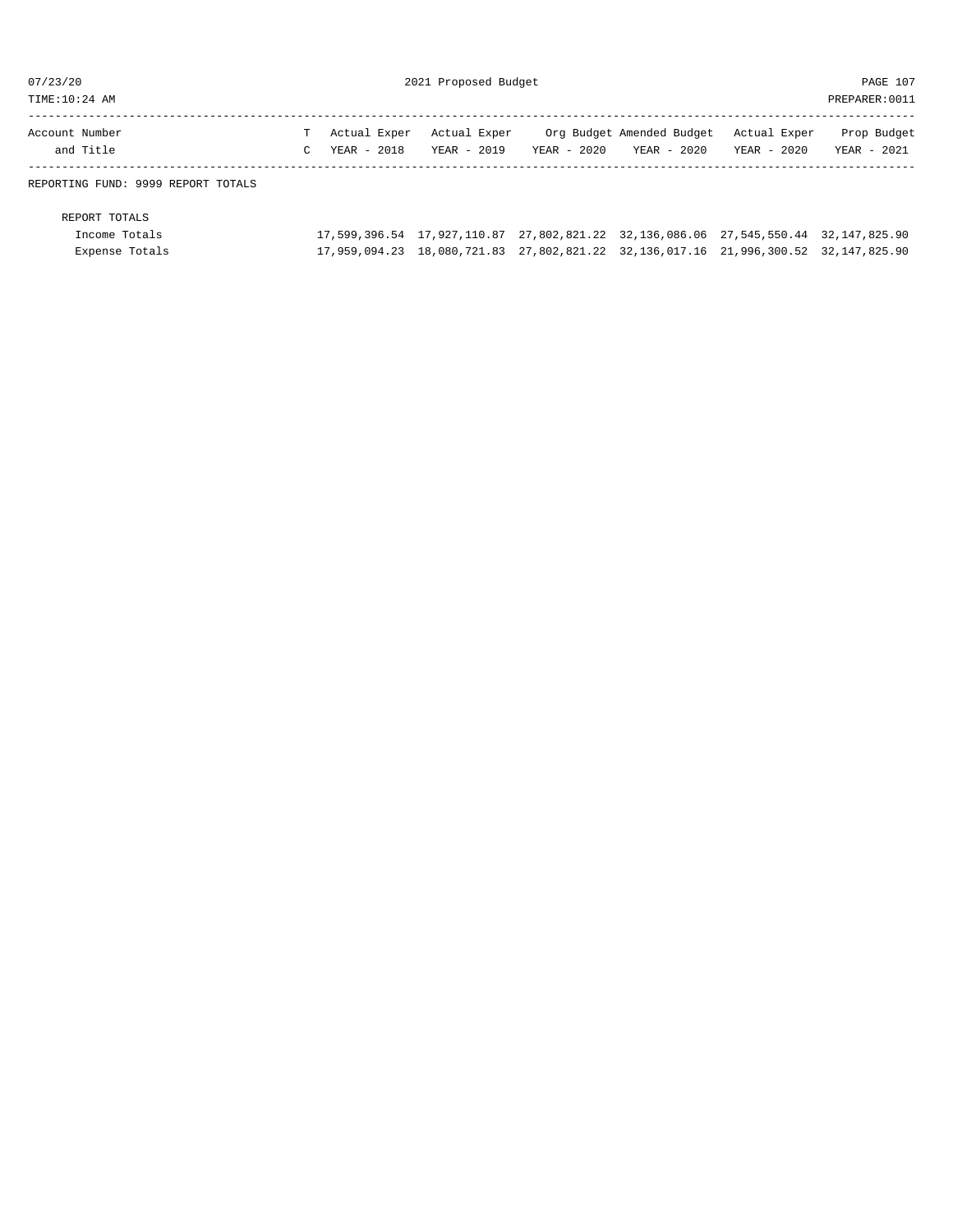| Account Number and Title | T C | Actual Exper YEAR - 2018 | Actual Exper YEAR - 2019 | Org Budget YEAR - 2020 | Amended Budget YEAR - 2020 | Actual Exper YEAR - 2020 | Prop Budget YEAR - 2021 |
|---|---|---|---|---|---|---|---|
| REPORTING FUND: 9999 REPORT TOTALS | | | | | | | |
| REPORT TOTALS | | | | | | | |
| Income Totals | | 17,599,396.54 | 17,927,110.87 | 27,802,821.22 | 32,136,086.06 | 27,545,550.44 | 32,147,825.90 |
| Expense Totals | | 17,959,094.23 | 18,080,721.83 | 27,802,821.22 | 32,136,017.16 | 21,996,300.52 | 32,147,825.90 |